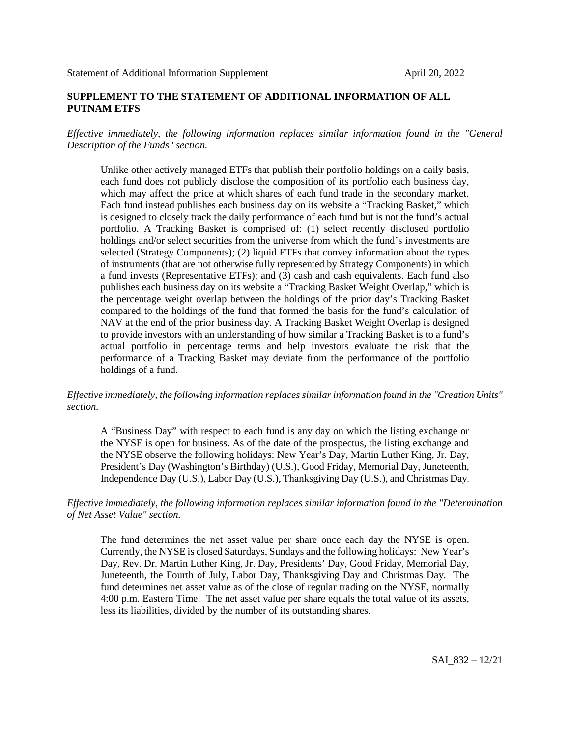Statement of Additional Information Supplement April 20, 2022

**SUPPLEMENT TO THE STATEMENT OF ADDITIONAL INFORMATION OF ALL PUTNAM ETFS**

*Effective immediately, the following information replaces similar information found in the "General Description of the Funds" section.*

> Unlike other actively managed ETFs that publish their portfolio holdings on a daily basis, each fund does not publicly disclose the composition of its portfolio each business day, which may affect the price at which shares of each fund trade in the secondary market. Each fund instead publishes each business day on its website a "Tracking Basket," which is designed to closely track the daily performance of each fund but is not the fund's actual portfolio. A Tracking Basket is comprised of: (1) select recently disclosed portfolio holdings and/or select securities from the universe from which the fund's investments are selected (Strategy Components); (2) liquid ETFs that convey information about the types of instruments (that are not otherwise fully represented by Strategy Components) in which a fund invests (Representative ETFs); and (3) cash and cash equivalents. Each fund also publishes each business day on its website a "Tracking Basket Weight Overlap," which is the percentage weight overlap between the holdings of the prior day's Tracking Basket compared to the holdings of the fund that formed the basis for the fund's calculation of NAV at the end of the prior business day. A Tracking Basket Weight Overlap is designed to provide investors with an understanding of how similar a Tracking Basket is to a fund's actual portfolio in percentage terms and help investors evaluate the risk that the performance of a Tracking Basket may deviate from the performance of the portfolio holdings of a fund.

*Effective immediately, the following information replaces similar information found in the "Creation Units" section.*

> A "Business Day" with respect to each fund is any day on which the listing exchange or the NYSE is open for business. As of the date of the prospectus, the listing exchange and the NYSE observe the following holidays: New Year's Day, Martin Luther King, Jr. Day, President's Day (Washington's Birthday) (U.S.), Good Friday, Memorial Day, Juneteenth, Independence Day (U.S.), Labor Day (U.S.), Thanksgiving Day (U.S.), and Christmas Day.

*Effective immediately, the following information replaces similar information found in the "Determination of Net Asset Value" section.*

> The fund determines the net asset value per share once each day the NYSE is open. Currently, the NYSE is closed Saturdays, Sundays and the following holidays: New Year's Day, Rev. Dr. Martin Luther King, Jr. Day, Presidents' Day, Good Friday, Memorial Day, Juneteenth, the Fourth of July, Labor Day, Thanksgiving Day and Christmas Day. The fund determines net asset value as of the close of regular trading on the NYSE, normally 4:00 p.m. Eastern Time. The net asset value per share equals the total value of its assets, less its liabilities, divided by the number of its outstanding shares.

SAI_832 – 12/21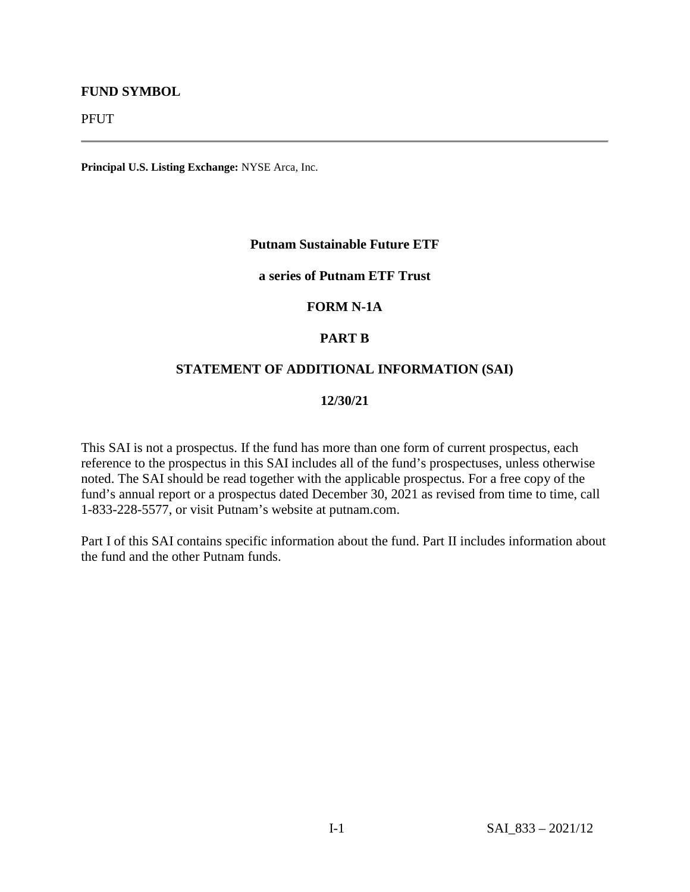**FUND SYMBOL**

PFUT

---

**Principal U.S. Listing Exchange:** NYSE Arca, Inc.

**Putnam Sustainable Future ETF**

**a series of Putnam ETF Trust**

**FORM N-1A**

**PART B**

**STATEMENT OF ADDITIONAL INFORMATION (SAI)**

**12/30/21**

This SAI is not a prospectus. If the fund has more than one form of current prospectus, each reference to the prospectus in this SAI includes all of the fund's prospectuses, unless otherwise noted. The SAI should be read together with the applicable prospectus. For a free copy of the fund's annual report or a prospectus dated December 30, 2021 as revised from time to time, call 1-833-228-5577, or visit Putnam's website at putnam.com.

Part I of this SAI contains specific information about the fund. Part II includes information about the fund and the other Putnam funds.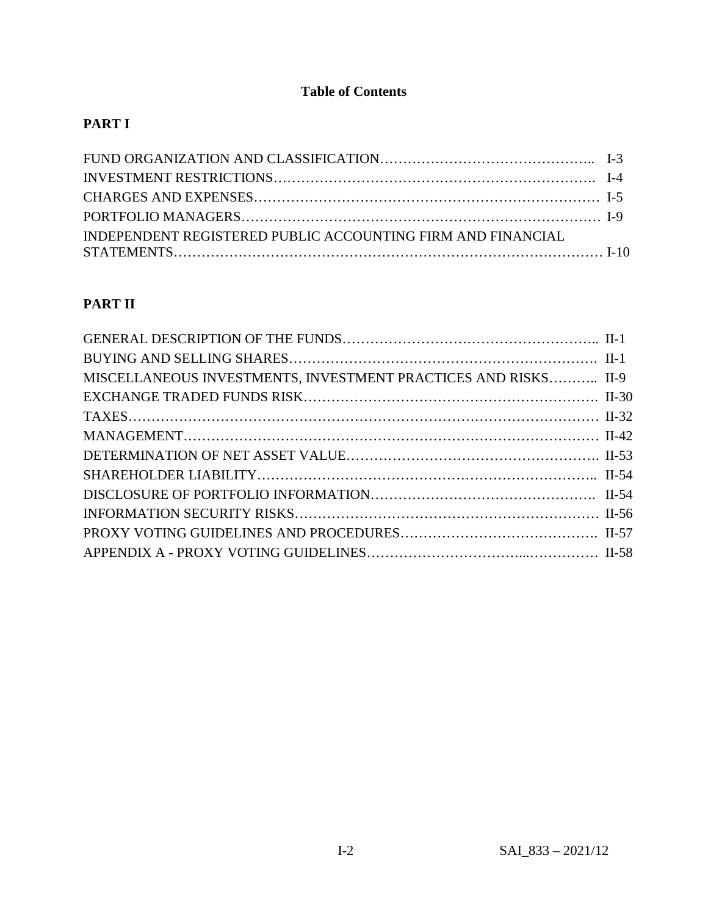**Table of Contents**

**PART I**

| | |
|---|---|
| FUND ORGANIZATION AND CLASSIFICATION | I-3 |
| INVESTMENT RESTRICTIONS | I-4 |
| CHARGES AND EXPENSES | I-5 |
| PORTFOLIO MANAGERS | I-9 |
| INDEPENDENT REGISTERED PUBLIC ACCOUNTING FIRM AND FINANCIAL STATEMENTS | I-10 |

**PART II**

| | |
|---|---|
| GENERAL DESCRIPTION OF THE FUNDS | II-1 |
| BUYING AND SELLING SHARES | II-1 |
| MISCELLANEOUS INVESTMENTS, INVESTMENT PRACTICES AND RISKS | II-9 |
| EXCHANGE TRADED FUNDS RISK | II-30 |
| TAXES | II-32 |
| MANAGEMENT | II-42 |
| DETERMINATION OF NET ASSET VALUE | II-53 |
| SHAREHOLDER LIABILITY | II-54 |
| DISCLOSURE OF PORTFOLIO INFORMATION | II-54 |
| INFORMATION SECURITY RISKS | II-56 |
| PROXY VOTING GUIDELINES AND PROCEDURES | II-57 |
| APPENDIX A - PROXY VOTING GUIDELINES | II-58 |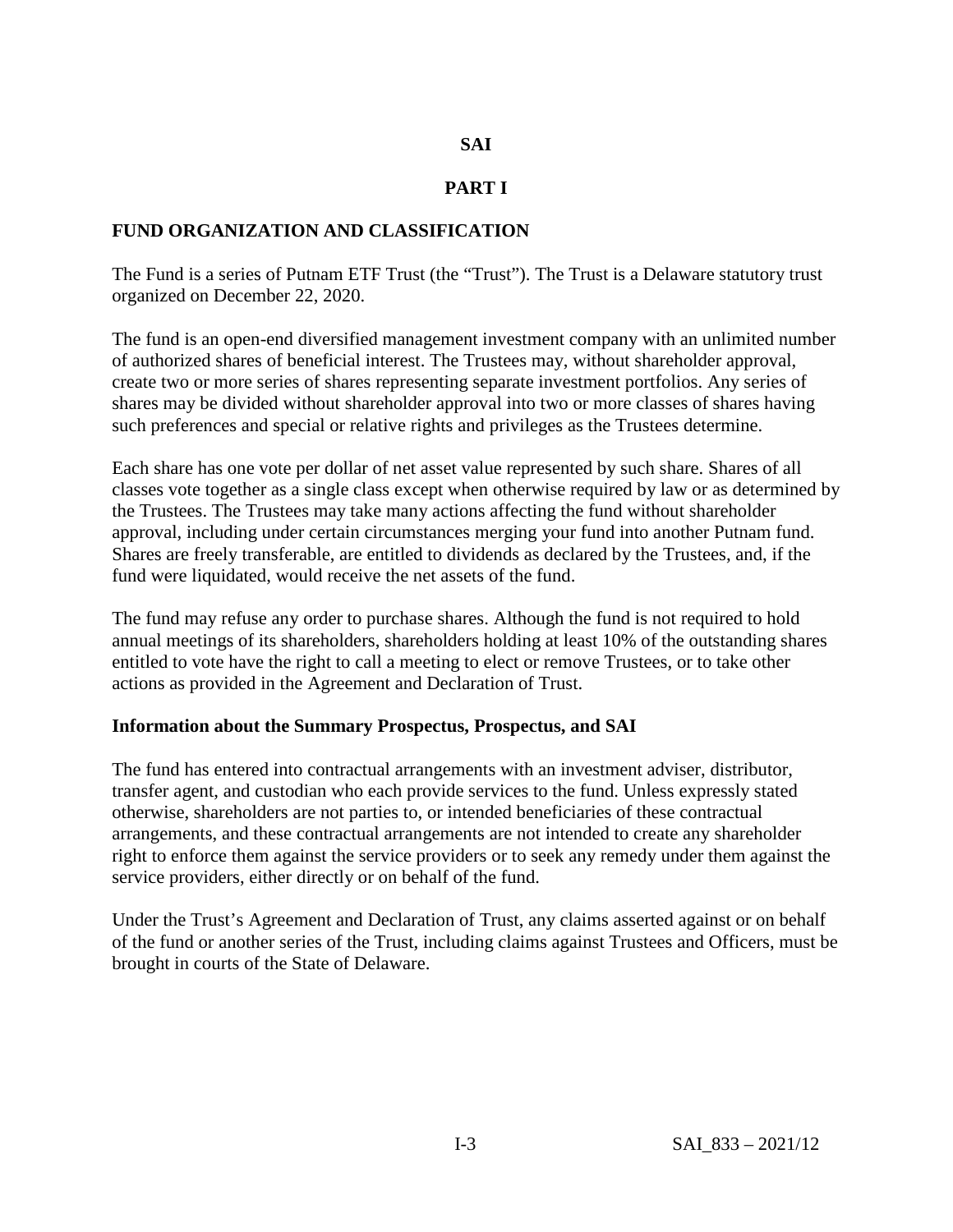# SAI

# PART I

## FUND ORGANIZATION AND CLASSIFICATION

The Fund is a series of Putnam ETF Trust (the "Trust"). The Trust is a Delaware statutory trust organized on December 22, 2020.

The fund is an open-end diversified management investment company with an unlimited number of authorized shares of beneficial interest. The Trustees may, without shareholder approval, create two or more series of shares representing separate investment portfolios. Any series of shares may be divided without shareholder approval into two or more classes of shares having such preferences and special or relative rights and privileges as the Trustees determine.

Each share has one vote per dollar of net asset value represented by such share. Shares of all classes vote together as a single class except when otherwise required by law or as determined by the Trustees. The Trustees may take many actions affecting the fund without shareholder approval, including under certain circumstances merging your fund into another Putnam fund. Shares are freely transferable, are entitled to dividends as declared by the Trustees, and, if the fund were liquidated, would receive the net assets of the fund.

The fund may refuse any order to purchase shares. Although the fund is not required to hold annual meetings of its shareholders, shareholders holding at least 10% of the outstanding shares entitled to vote have the right to call a meeting to elect or remove Trustees, or to take other actions as provided in the Agreement and Declaration of Trust.

### Information about the Summary Prospectus, Prospectus, and SAI

The fund has entered into contractual arrangements with an investment adviser, distributor, transfer agent, and custodian who each provide services to the fund. Unless expressly stated otherwise, shareholders are not parties to, or intended beneficiaries of these contractual arrangements, and these contractual arrangements are not intended to create any shareholder right to enforce them against the service providers or to seek any remedy under them against the service providers, either directly or on behalf of the fund.

Under the Trust's Agreement and Declaration of Trust, any claims asserted against or on behalf of the fund or another series of the Trust, including claims against Trustees and Officers, must be brought in courts of the State of Delaware.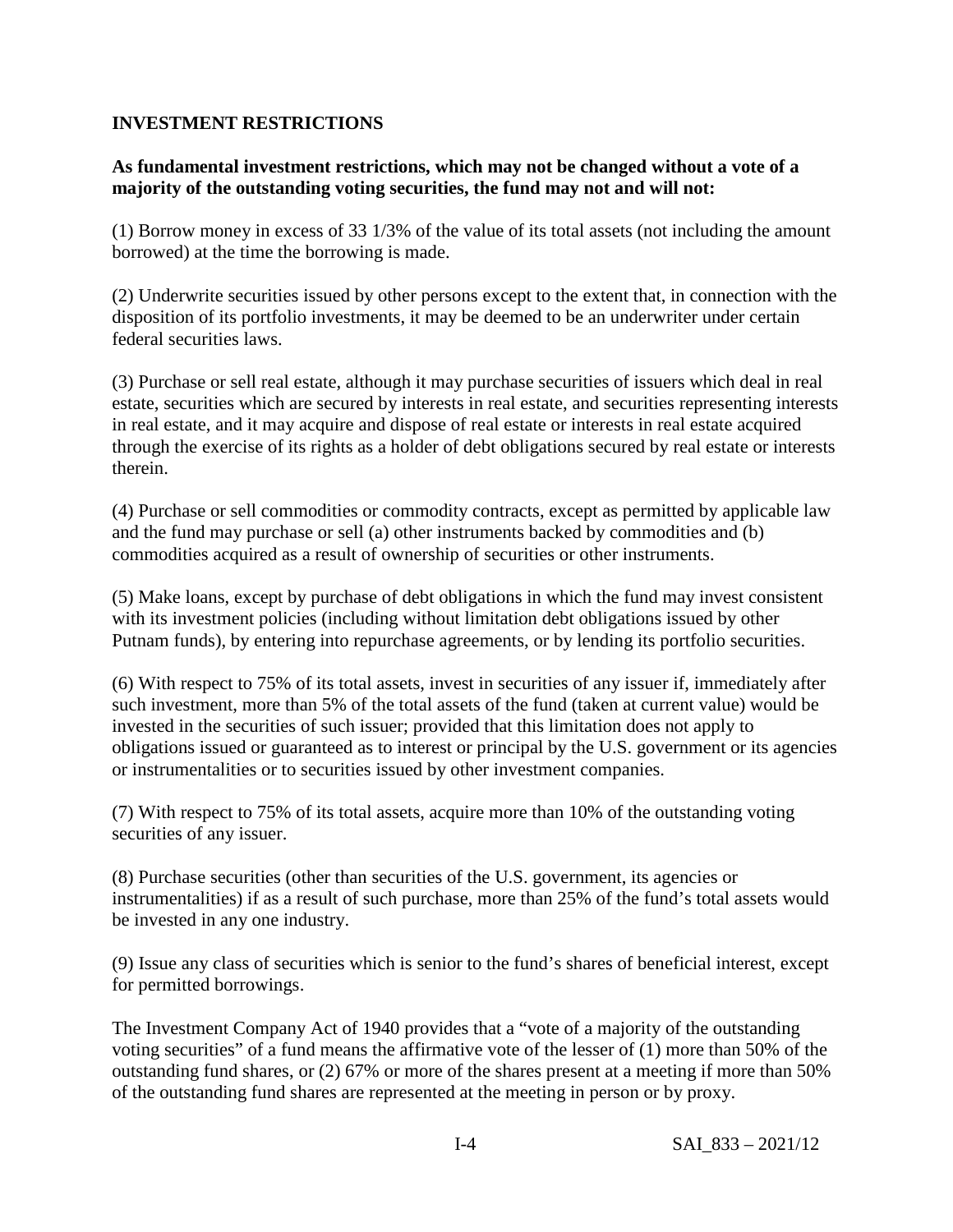**INVESTMENT RESTRICTIONS**

**As fundamental investment restrictions, which may not be changed without a vote of a majority of the outstanding voting securities, the fund may not and will not:**

(1) Borrow money in excess of 33 1/3% of the value of its total assets (not including the amount borrowed) at the time the borrowing is made.

(2) Underwrite securities issued by other persons except to the extent that, in connection with the disposition of its portfolio investments, it may be deemed to be an underwriter under certain federal securities laws.

(3) Purchase or sell real estate, although it may purchase securities of issuers which deal in real estate, securities which are secured by interests in real estate, and securities representing interests in real estate, and it may acquire and dispose of real estate or interests in real estate acquired through the exercise of its rights as a holder of debt obligations secured by real estate or interests therein.

(4) Purchase or sell commodities or commodity contracts, except as permitted by applicable law and the fund may purchase or sell (a) other instruments backed by commodities and (b) commodities acquired as a result of ownership of securities or other instruments.

(5) Make loans, except by purchase of debt obligations in which the fund may invest consistent with its investment policies (including without limitation debt obligations issued by other Putnam funds), by entering into repurchase agreements, or by lending its portfolio securities.

(6) With respect to 75% of its total assets, invest in securities of any issuer if, immediately after such investment, more than 5% of the total assets of the fund (taken at current value) would be invested in the securities of such issuer; provided that this limitation does not apply to obligations issued or guaranteed as to interest or principal by the U.S. government or its agencies or instrumentalities or to securities issued by other investment companies.

(7) With respect to 75% of its total assets, acquire more than 10% of the outstanding voting securities of any issuer.

(8) Purchase securities (other than securities of the U.S. government, its agencies or instrumentalities) if as a result of such purchase, more than 25% of the fund's total assets would be invested in any one industry.

(9) Issue any class of securities which is senior to the fund's shares of beneficial interest, except for permitted borrowings.

The Investment Company Act of 1940 provides that a "vote of a majority of the outstanding voting securities" of a fund means the affirmative vote of the lesser of (1) more than 50% of the outstanding fund shares, or (2) 67% or more of the shares present at a meeting if more than 50% of the outstanding fund shares are represented at the meeting in person or by proxy.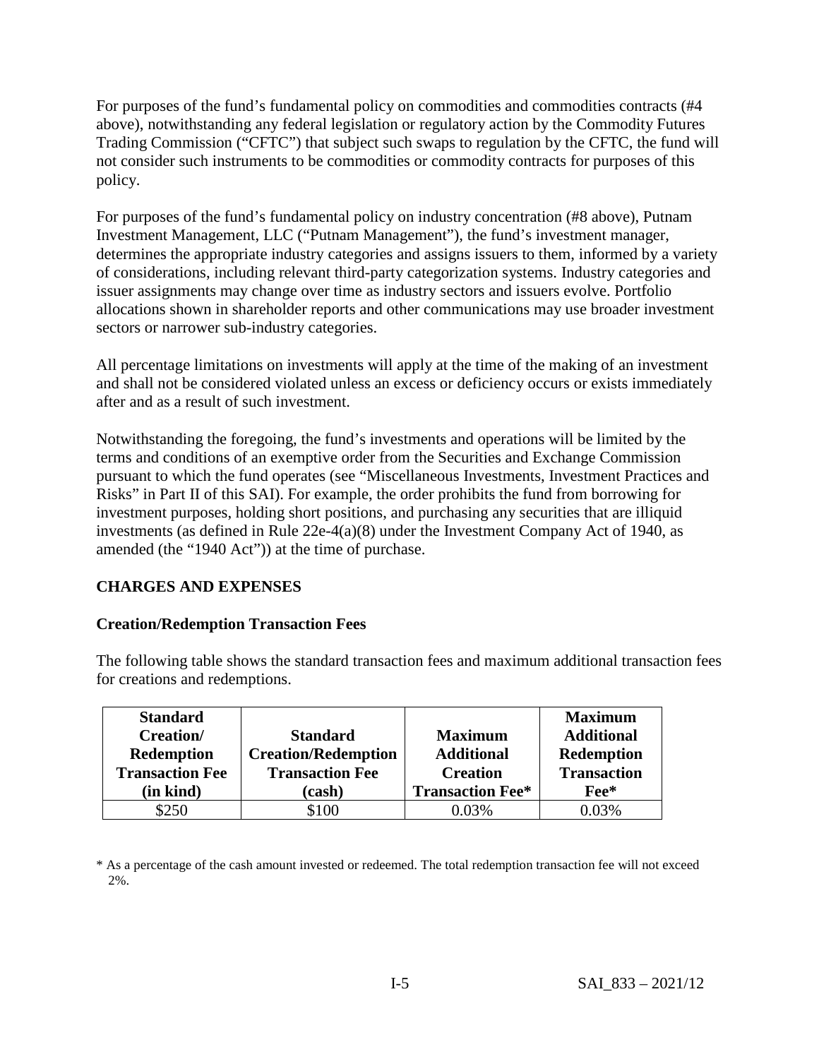For purposes of the fund's fundamental policy on commodities and commodities contracts (#4 above), notwithstanding any federal legislation or regulatory action by the Commodity Futures Trading Commission ("CFTC") that subject such swaps to regulation by the CFTC, the fund will not consider such instruments to be commodities or commodity contracts for purposes of this policy.

For purposes of the fund's fundamental policy on industry concentration (#8 above), Putnam Investment Management, LLC ("Putnam Management"), the fund's investment manager, determines the appropriate industry categories and assigns issuers to them, informed by a variety of considerations, including relevant third-party categorization systems. Industry categories and issuer assignments may change over time as industry sectors and issuers evolve. Portfolio allocations shown in shareholder reports and other communications may use broader investment sectors or narrower sub-industry categories.

All percentage limitations on investments will apply at the time of the making of an investment and shall not be considered violated unless an excess or deficiency occurs or exists immediately after and as a result of such investment.

Notwithstanding the foregoing, the fund's investments and operations will be limited by the terms and conditions of an exemptive order from the Securities and Exchange Commission pursuant to which the fund operates (see "Miscellaneous Investments, Investment Practices and Risks" in Part II of this SAI). For example, the order prohibits the fund from borrowing for investment purposes, holding short positions, and purchasing any securities that are illiquid investments (as defined in Rule 22e-4(a)(8) under the Investment Company Act of 1940, as amended (the "1940 Act")) at the time of purchase.

## CHARGES AND EXPENSES

### Creation/Redemption Transaction Fees

The following table shows the standard transaction fees and maximum additional transaction fees for creations and redemptions.

| Standard Creation/ Redemption Transaction Fee (in kind) | Standard Creation/Redemption Transaction Fee (cash) | Maximum Additional Creation Transaction Fee* | Maximum Additional Redemption Transaction Fee* |
|---|---|---|---|
| $250 | $100 | 0.03% | 0.03% |

* As a percentage of the cash amount invested or redeemed. The total redemption transaction fee will not exceed 2%.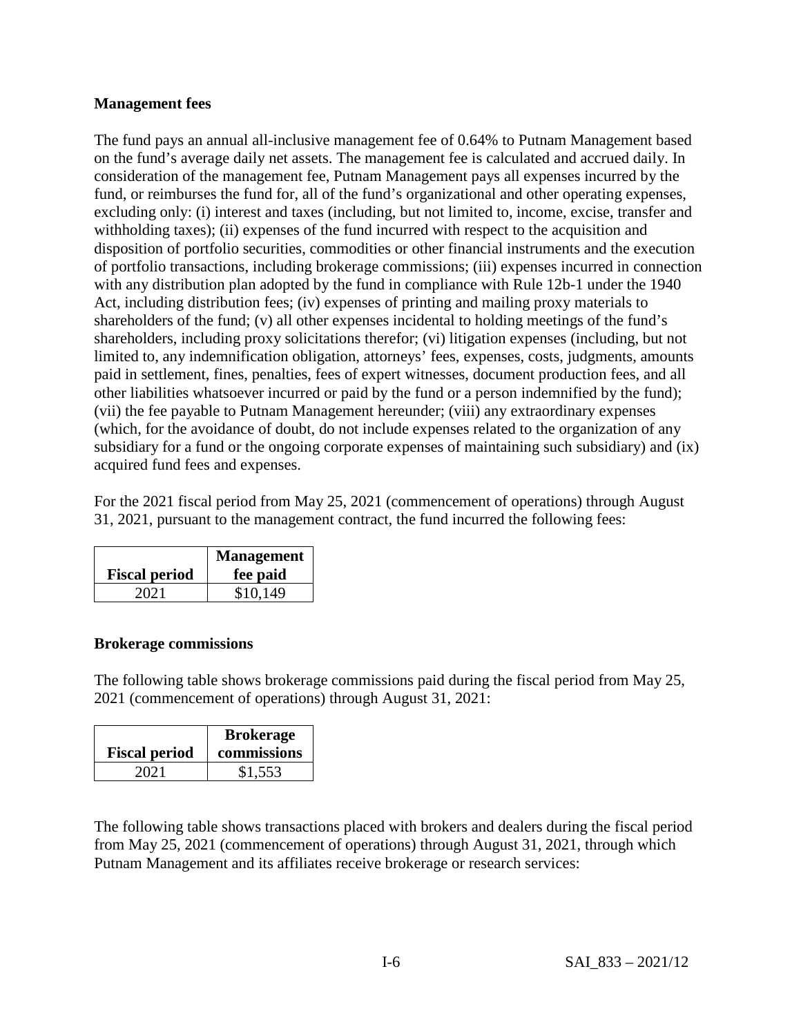**Management fees**

The fund pays an annual all-inclusive management fee of 0.64% to Putnam Management based on the fund's average daily net assets. The management fee is calculated and accrued daily. In consideration of the management fee, Putnam Management pays all expenses incurred by the fund, or reimburses the fund for, all of the fund's organizational and other operating expenses, excluding only: (i) interest and taxes (including, but not limited to, income, excise, transfer and withholding taxes); (ii) expenses of the fund incurred with respect to the acquisition and disposition of portfolio securities, commodities or other financial instruments and the execution of portfolio transactions, including brokerage commissions; (iii) expenses incurred in connection with any distribution plan adopted by the fund in compliance with Rule 12b-1 under the 1940 Act, including distribution fees; (iv) expenses of printing and mailing proxy materials to shareholders of the fund; (v) all other expenses incidental to holding meetings of the fund's shareholders, including proxy solicitations therefor; (vi) litigation expenses (including, but not limited to, any indemnification obligation, attorneys' fees, expenses, costs, judgments, amounts paid in settlement, fines, penalties, fees of expert witnesses, document production fees, and all other liabilities whatsoever incurred or paid by the fund or a person indemnified by the fund); (vii) the fee payable to Putnam Management hereunder; (viii) any extraordinary expenses (which, for the avoidance of doubt, do not include expenses related to the organization of any subsidiary for a fund or the ongoing corporate expenses of maintaining such subsidiary) and (ix) acquired fund fees and expenses.

For the 2021 fiscal period from May 25, 2021 (commencement of operations) through August 31, 2021, pursuant to the management contract, the fund incurred the following fees:

| Fiscal period | Management fee paid |
|---|---|
| 2021 | $10,149 |

**Brokerage commissions**

The following table shows brokerage commissions paid during the fiscal period from May 25, 2021 (commencement of operations) through August 31, 2021:

| Fiscal period | Brokerage commissions |
|---|---|
| 2021 | $1,553 |

The following table shows transactions placed with brokers and dealers during the fiscal period from May 25, 2021 (commencement of operations) through August 31, 2021, through which Putnam Management and its affiliates receive brokerage or research services: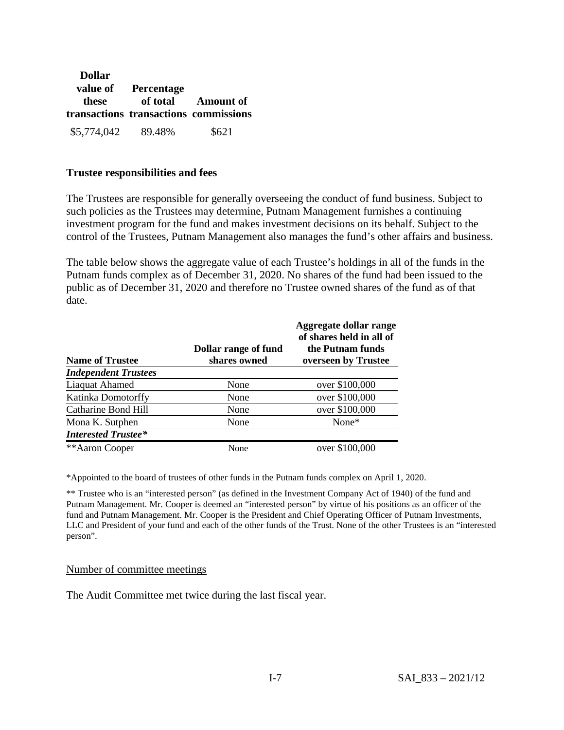| Dollar value of these transactions | Percentage of total transactions | Amount of commissions |
| --- | --- | --- |
| $5,774,042 | 89.48% | $621 |

**Trustee responsibilities and fees**

The Trustees are responsible for generally overseeing the conduct of fund business. Subject to such policies as the Trustees may determine, Putnam Management furnishes a continuing investment program for the fund and makes investment decisions on its behalf. Subject to the control of the Trustees, Putnam Management also manages the fund's other affairs and business.

The table below shows the aggregate value of each Trustee's holdings in all of the funds in the Putnam funds complex as of December 31, 2020. No shares of the fund had been issued to the public as of December 31, 2020 and therefore no Trustee owned shares of the fund as of that date.

| Name of Trustee | Dollar range of fund shares owned | Aggregate dollar range of shares held in all of the Putnam funds overseen by Trustee |
| --- | --- | --- |
| ***Independent Trustees*** | | |
| Liaquat Ahamed | None | over $100,000 |
| Katinka Domotorffy | None | over $100,000 |
| Catharine Bond Hill | None | over $100,000 |
| Mona K. Sutphen | None | None* |
| ***Interested Trustee**** | | |
| **Aaron Cooper | None | over $100,000 |

*Appointed to the board of trustees of other funds in the Putnam funds complex on April 1, 2020.

** Trustee who is an "interested person" (as defined in the Investment Company Act of 1940) of the fund and Putnam Management. Mr. Cooper is deemed an "interested person" by virtue of his positions as an officer of the fund and Putnam Management. Mr. Cooper is the President and Chief Operating Officer of Putnam Investments, LLC and President of your fund and each of the other funds of the Trust. None of the other Trustees is an "interested person".

Number of committee meetings

The Audit Committee met twice during the last fiscal year.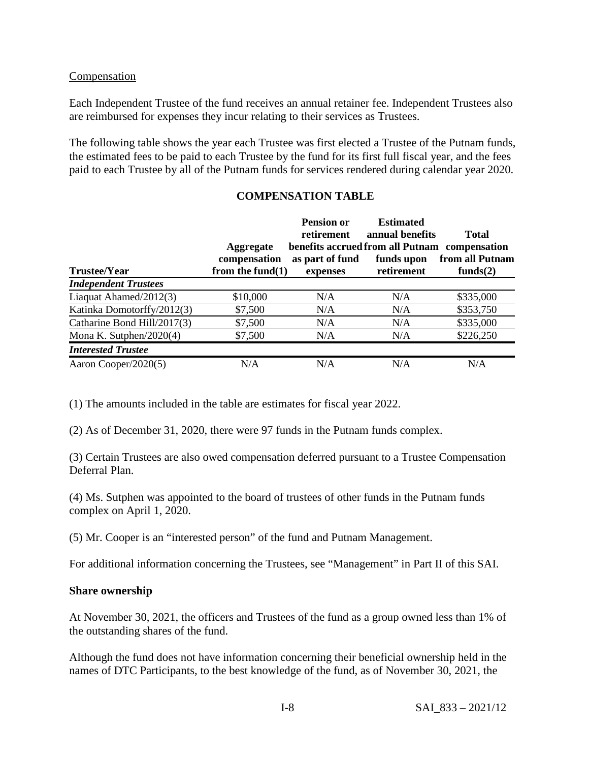Compensation

Each Independent Trustee of the fund receives an annual retainer fee. Independent Trustees also are reimbursed for expenses they incur relating to their services as Trustees.

The following table shows the year each Trustee was first elected a Trustee of the Putnam funds, the estimated fees to be paid to each Trustee by the fund for its first full fiscal year, and the fees paid to each Trustee by all of the Putnam funds for services rendered during calendar year 2020.

**COMPENSATION TABLE**

| Trustee/Year | Aggregate compensation from the fund(1) | Pension or retirement benefits accrued as part of fund expenses | Estimated annual benefits from all Putnam funds upon retirement | Total compensation from all Putnam funds(2) |
|---|---|---|---|---|
| ***Independent Trustees*** | | | | |
| Liaquat Ahamed/2012(3) | \$10,000 | N/A | N/A | \$335,000 |
| Katinka Domotorffy/2012(3) | \$7,500 | N/A | N/A | \$353,750 |
| Catharine Bond Hill/2017(3) | \$7,500 | N/A | N/A | \$335,000 |
| Mona K. Sutphen/2020(4) | \$7,500 | N/A | N/A | \$226,250 |
| ***Interested Trustee*** | | | | |
| Aaron Cooper/2020(5) | N/A | N/A | N/A | N/A |

(1) The amounts included in the table are estimates for fiscal year 2022.

(2) As of December 31, 2020, there were 97 funds in the Putnam funds complex.

(3) Certain Trustees are also owed compensation deferred pursuant to a Trustee Compensation Deferral Plan.

(4) Ms. Sutphen was appointed to the board of trustees of other funds in the Putnam funds complex on April 1, 2020.

(5) Mr. Cooper is an "interested person" of the fund and Putnam Management.

For additional information concerning the Trustees, see "Management" in Part II of this SAI.

**Share ownership**

At November 30, 2021, the officers and Trustees of the fund as a group owned less than 1% of the outstanding shares of the fund.

Although the fund does not have information concerning their beneficial ownership held in the names of DTC Participants, to the best knowledge of the fund, as of November 30, 2021, the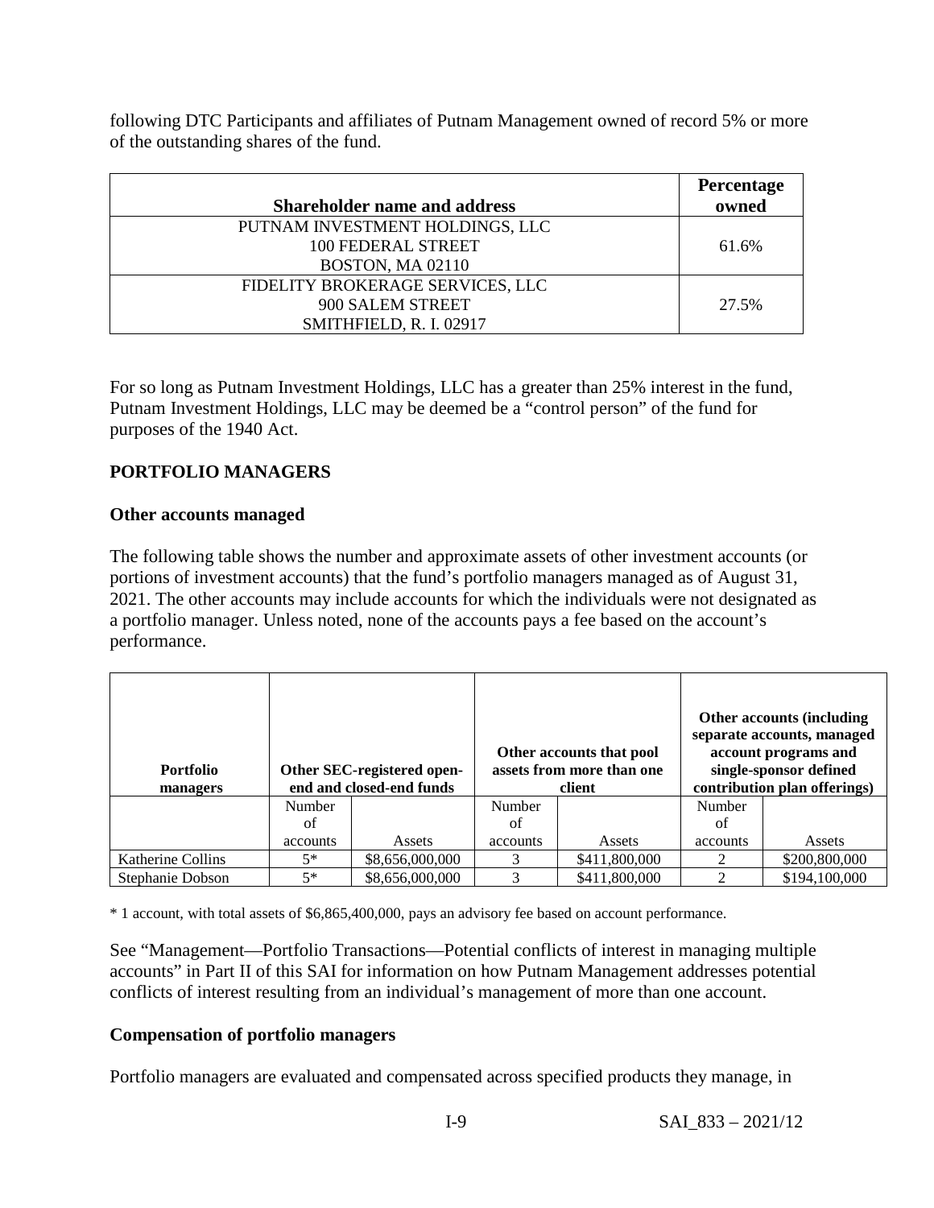following DTC Participants and affiliates of Putnam Management owned of record 5% or more of the outstanding shares of the fund.

| Shareholder name and address | Percentage owned |
|---|---|
| PUTNAM INVESTMENT HOLDINGS, LLC<br>100 FEDERAL STREET<br>BOSTON, MA 02110 | 61.6% |
| FIDELITY BROKERAGE SERVICES, LLC<br>900 SALEM STREET<br>SMITHFIELD, R. I. 02917 | 27.5% |

For so long as Putnam Investment Holdings, LLC has a greater than 25% interest in the fund, Putnam Investment Holdings, LLC may be deemed be a "control person" of the fund for purposes of the 1940 Act.

## PORTFOLIO MANAGERS

### Other accounts managed

The following table shows the number and approximate assets of other investment accounts (or portions of investment accounts) that the fund's portfolio managers managed as of August 31, 2021. The other accounts may include accounts for which the individuals were not designated as a portfolio manager. Unless noted, none of the accounts pays a fee based on the account's performance.

| Portfolio managers | Other SEC-registered open-end and closed-end funds | | Other accounts that pool assets from more than one client | | Other accounts (including separate accounts, managed account programs and single-sponsor defined contribution plan offerings) | |
|---|---|---|---|---|---|---|
| | Number of accounts | Assets | Number of accounts | Assets | Number of accounts | Assets |
| Katherine Collins | 5* | $8,656,000,000 | 3 | $411,800,000 | 2 | $200,800,000 |
| Stephanie Dobson | 5* | $8,656,000,000 | 3 | $411,800,000 | 2 | $194,100,000 |

* 1 account, with total assets of $6,865,400,000, pays an advisory fee based on account performance.

See "Management—Portfolio Transactions—Potential conflicts of interest in managing multiple accounts" in Part II of this SAI for information on how Putnam Management addresses potential conflicts of interest resulting from an individual's management of more than one account.

### Compensation of portfolio managers

Portfolio managers are evaluated and compensated across specified products they manage, in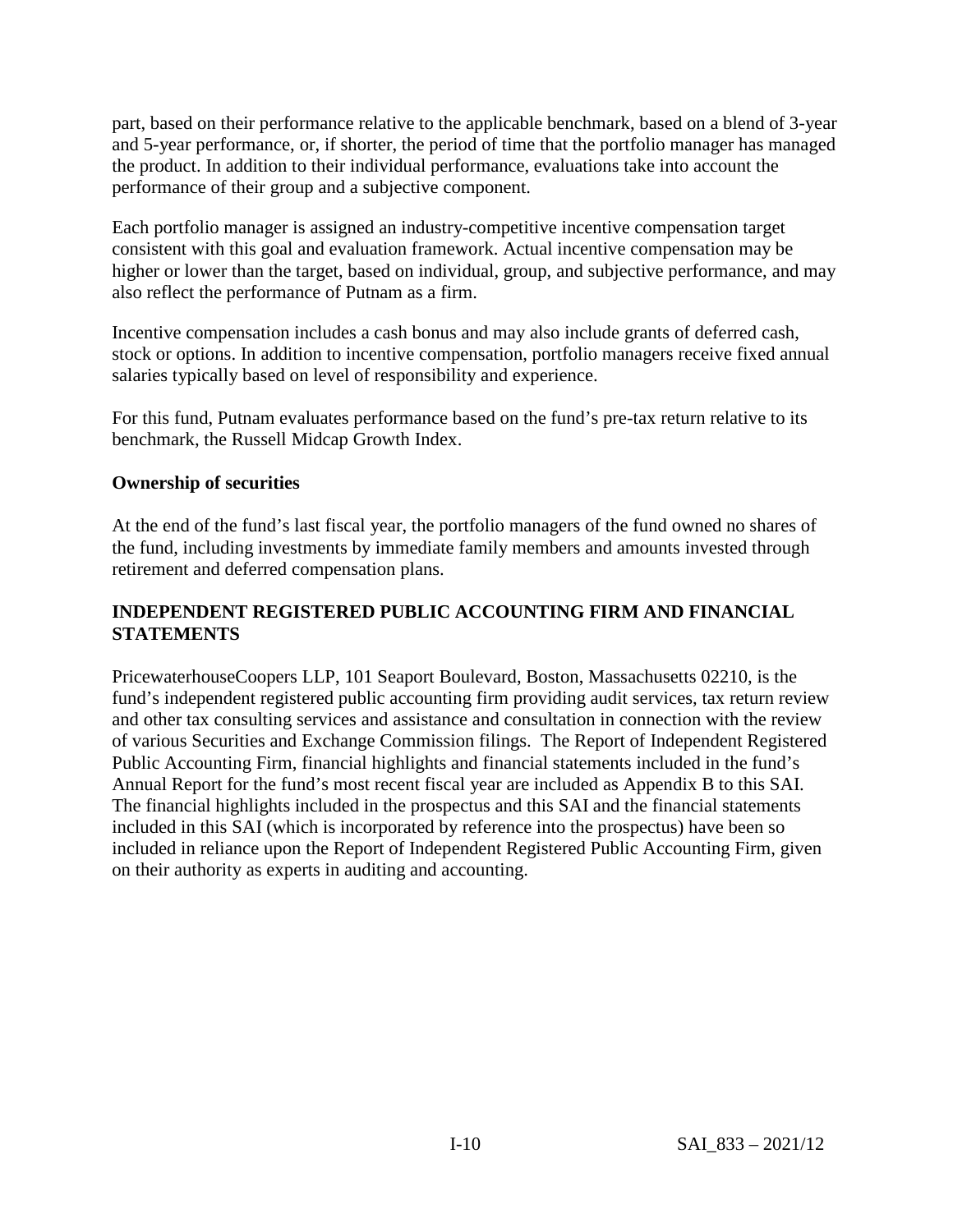part, based on their performance relative to the applicable benchmark, based on a blend of 3-year and 5-year performance, or, if shorter, the period of time that the portfolio manager has managed the product. In addition to their individual performance, evaluations take into account the performance of their group and a subjective component.

Each portfolio manager is assigned an industry-competitive incentive compensation target consistent with this goal and evaluation framework. Actual incentive compensation may be higher or lower than the target, based on individual, group, and subjective performance, and may also reflect the performance of Putnam as a firm.

Incentive compensation includes a cash bonus and may also include grants of deferred cash, stock or options. In addition to incentive compensation, portfolio managers receive fixed annual salaries typically based on level of responsibility and experience.

For this fund, Putnam evaluates performance based on the fund's pre-tax return relative to its benchmark, the Russell Midcap Growth Index.

### Ownership of securities

At the end of the fund's last fiscal year, the portfolio managers of the fund owned no shares of the fund, including investments by immediate family members and amounts invested through retirement and deferred compensation plans.

## INDEPENDENT REGISTERED PUBLIC ACCOUNTING FIRM AND FINANCIAL STATEMENTS

PricewaterhouseCoopers LLP, 101 Seaport Boulevard, Boston, Massachusetts 02210, is the fund's independent registered public accounting firm providing audit services, tax return review and other tax consulting services and assistance and consultation in connection with the review of various Securities and Exchange Commission filings. The Report of Independent Registered Public Accounting Firm, financial highlights and financial statements included in the fund's Annual Report for the fund's most recent fiscal year are included as Appendix B to this SAI. The financial highlights included in the prospectus and this SAI and the financial statements included in this SAI (which is incorporated by reference into the prospectus) have been so included in reliance upon the Report of Independent Registered Public Accounting Firm, given on their authority as experts in auditing and accounting.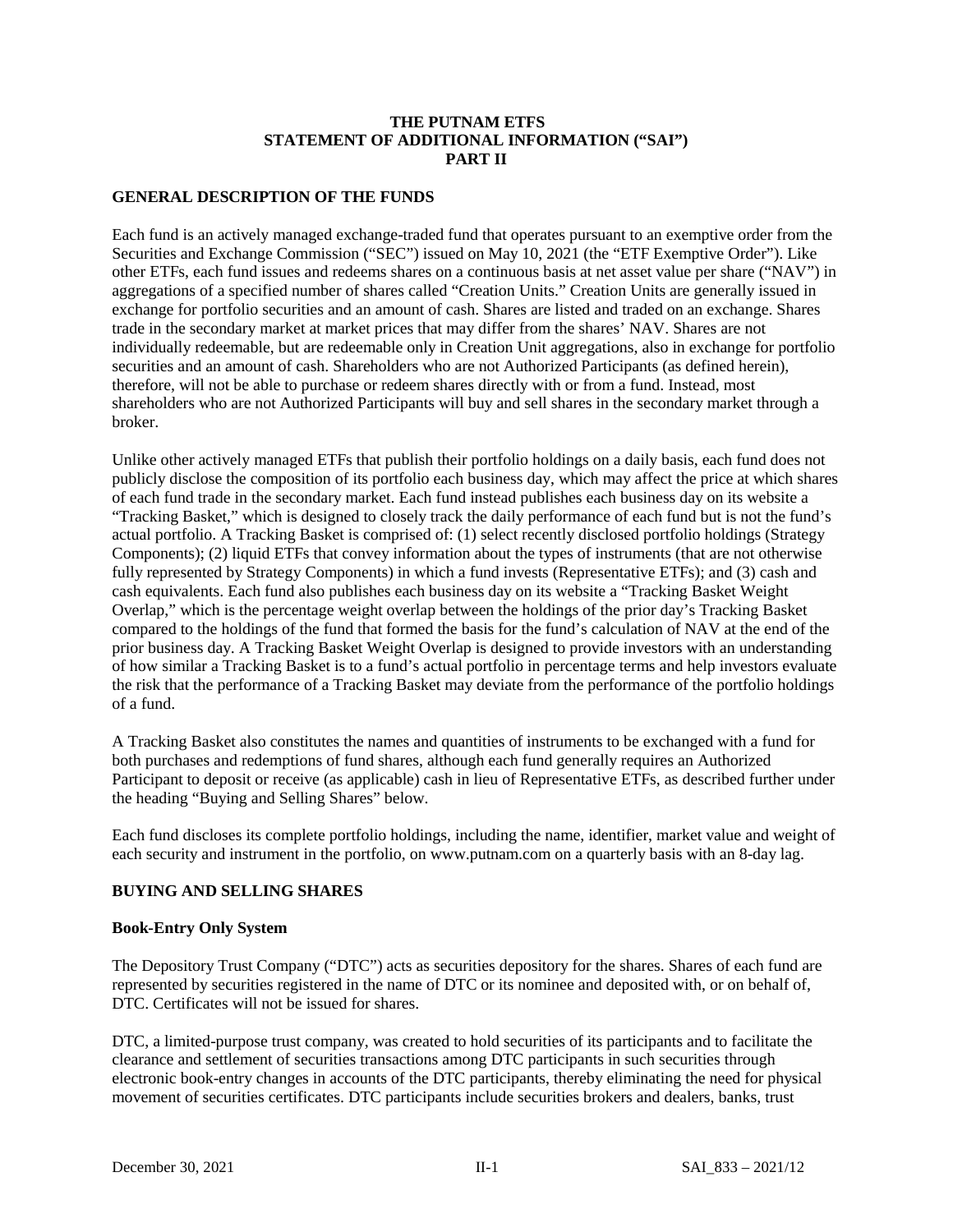# THE PUTNAM ETFS
# STATEMENT OF ADDITIONAL INFORMATION ("SAI")
# PART II

## GENERAL DESCRIPTION OF THE FUNDS

Each fund is an actively managed exchange-traded fund that operates pursuant to an exemptive order from the Securities and Exchange Commission ("SEC") issued on May 10, 2021 (the "ETF Exemptive Order"). Like other ETFs, each fund issues and redeems shares on a continuous basis at net asset value per share ("NAV") in aggregations of a specified number of shares called "Creation Units." Creation Units are generally issued in exchange for portfolio securities and an amount of cash. Shares are listed and traded on an exchange. Shares trade in the secondary market at market prices that may differ from the shares' NAV. Shares are not individually redeemable, but are redeemable only in Creation Unit aggregations, also in exchange for portfolio securities and an amount of cash. Shareholders who are not Authorized Participants (as defined herein), therefore, will not be able to purchase or redeem shares directly with or from a fund. Instead, most shareholders who are not Authorized Participants will buy and sell shares in the secondary market through a broker.

Unlike other actively managed ETFs that publish their portfolio holdings on a daily basis, each fund does not publicly disclose the composition of its portfolio each business day, which may affect the price at which shares of each fund trade in the secondary market. Each fund instead publishes each business day on its website a "Tracking Basket," which is designed to closely track the daily performance of each fund but is not the fund's actual portfolio. A Tracking Basket is comprised of: (1) select recently disclosed portfolio holdings (Strategy Components); (2) liquid ETFs that convey information about the types of instruments (that are not otherwise fully represented by Strategy Components) in which a fund invests (Representative ETFs); and (3) cash and cash equivalents. Each fund also publishes each business day on its website a "Tracking Basket Weight Overlap," which is the percentage weight overlap between the holdings of the prior day's Tracking Basket compared to the holdings of the fund that formed the basis for the fund's calculation of NAV at the end of the prior business day. A Tracking Basket Weight Overlap is designed to provide investors with an understanding of how similar a Tracking Basket is to a fund's actual portfolio in percentage terms and help investors evaluate the risk that the performance of a Tracking Basket may deviate from the performance of the portfolio holdings of a fund.

A Tracking Basket also constitutes the names and quantities of instruments to be exchanged with a fund for both purchases and redemptions of fund shares, although each fund generally requires an Authorized Participant to deposit or receive (as applicable) cash in lieu of Representative ETFs, as described further under the heading "Buying and Selling Shares" below.

Each fund discloses its complete portfolio holdings, including the name, identifier, market value and weight of each security and instrument in the portfolio, on www.putnam.com on a quarterly basis with an 8-day lag.

## BUYING AND SELLING SHARES

### Book-Entry Only System

The Depository Trust Company ("DTC") acts as securities depository for the shares. Shares of each fund are represented by securities registered in the name of DTC or its nominee and deposited with, or on behalf of, DTC. Certificates will not be issued for shares.

DTC, a limited-purpose trust company, was created to hold securities of its participants and to facilitate the clearance and settlement of securities transactions among DTC participants in such securities through electronic book-entry changes in accounts of the DTC participants, thereby eliminating the need for physical movement of securities certificates. DTC participants include securities brokers and dealers, banks, trust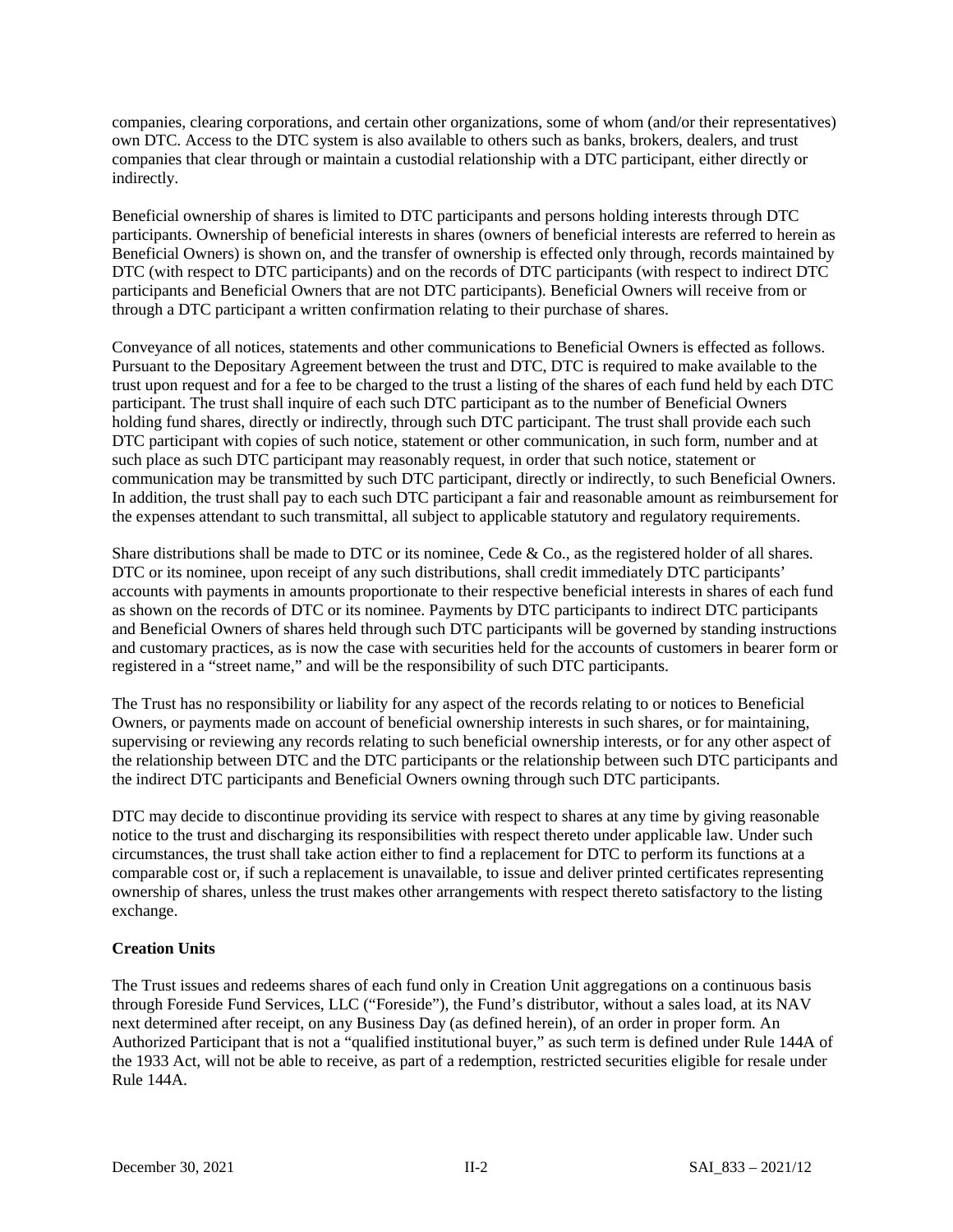companies, clearing corporations, and certain other organizations, some of whom (and/or their representatives) own DTC. Access to the DTC system is also available to others such as banks, brokers, dealers, and trust companies that clear through or maintain a custodial relationship with a DTC participant, either directly or indirectly.

Beneficial ownership of shares is limited to DTC participants and persons holding interests through DTC participants. Ownership of beneficial interests in shares (owners of beneficial interests are referred to herein as Beneficial Owners) is shown on, and the transfer of ownership is effected only through, records maintained by DTC (with respect to DTC participants) and on the records of DTC participants (with respect to indirect DTC participants and Beneficial Owners that are not DTC participants). Beneficial Owners will receive from or through a DTC participant a written confirmation relating to their purchase of shares.

Conveyance of all notices, statements and other communications to Beneficial Owners is effected as follows. Pursuant to the Depositary Agreement between the trust and DTC, DTC is required to make available to the trust upon request and for a fee to be charged to the trust a listing of the shares of each fund held by each DTC participant. The trust shall inquire of each such DTC participant as to the number of Beneficial Owners holding fund shares, directly or indirectly, through such DTC participant. The trust shall provide each such DTC participant with copies of such notice, statement or other communication, in such form, number and at such place as such DTC participant may reasonably request, in order that such notice, statement or communication may be transmitted by such DTC participant, directly or indirectly, to such Beneficial Owners. In addition, the trust shall pay to each such DTC participant a fair and reasonable amount as reimbursement for the expenses attendant to such transmittal, all subject to applicable statutory and regulatory requirements.

Share distributions shall be made to DTC or its nominee, Cede & Co., as the registered holder of all shares. DTC or its nominee, upon receipt of any such distributions, shall credit immediately DTC participants' accounts with payments in amounts proportionate to their respective beneficial interests in shares of each fund as shown on the records of DTC or its nominee. Payments by DTC participants to indirect DTC participants and Beneficial Owners of shares held through such DTC participants will be governed by standing instructions and customary practices, as is now the case with securities held for the accounts of customers in bearer form or registered in a "street name," and will be the responsibility of such DTC participants.

The Trust has no responsibility or liability for any aspect of the records relating to or notices to Beneficial Owners, or payments made on account of beneficial ownership interests in such shares, or for maintaining, supervising or reviewing any records relating to such beneficial ownership interests, or for any other aspect of the relationship between DTC and the DTC participants or the relationship between such DTC participants and the indirect DTC participants and Beneficial Owners owning through such DTC participants.

DTC may decide to discontinue providing its service with respect to shares at any time by giving reasonable notice to the trust and discharging its responsibilities with respect thereto under applicable law. Under such circumstances, the trust shall take action either to find a replacement for DTC to perform its functions at a comparable cost or, if such a replacement is unavailable, to issue and deliver printed certificates representing ownership of shares, unless the trust makes other arrangements with respect thereto satisfactory to the listing exchange.

**Creation Units**

The Trust issues and redeems shares of each fund only in Creation Unit aggregations on a continuous basis through Foreside Fund Services, LLC ("Foreside"), the Fund's distributor, without a sales load, at its NAV next determined after receipt, on any Business Day (as defined herein), of an order in proper form. An Authorized Participant that is not a "qualified institutional buyer," as such term is defined under Rule 144A of the 1933 Act, will not be able to receive, as part of a redemption, restricted securities eligible for resale under Rule 144A.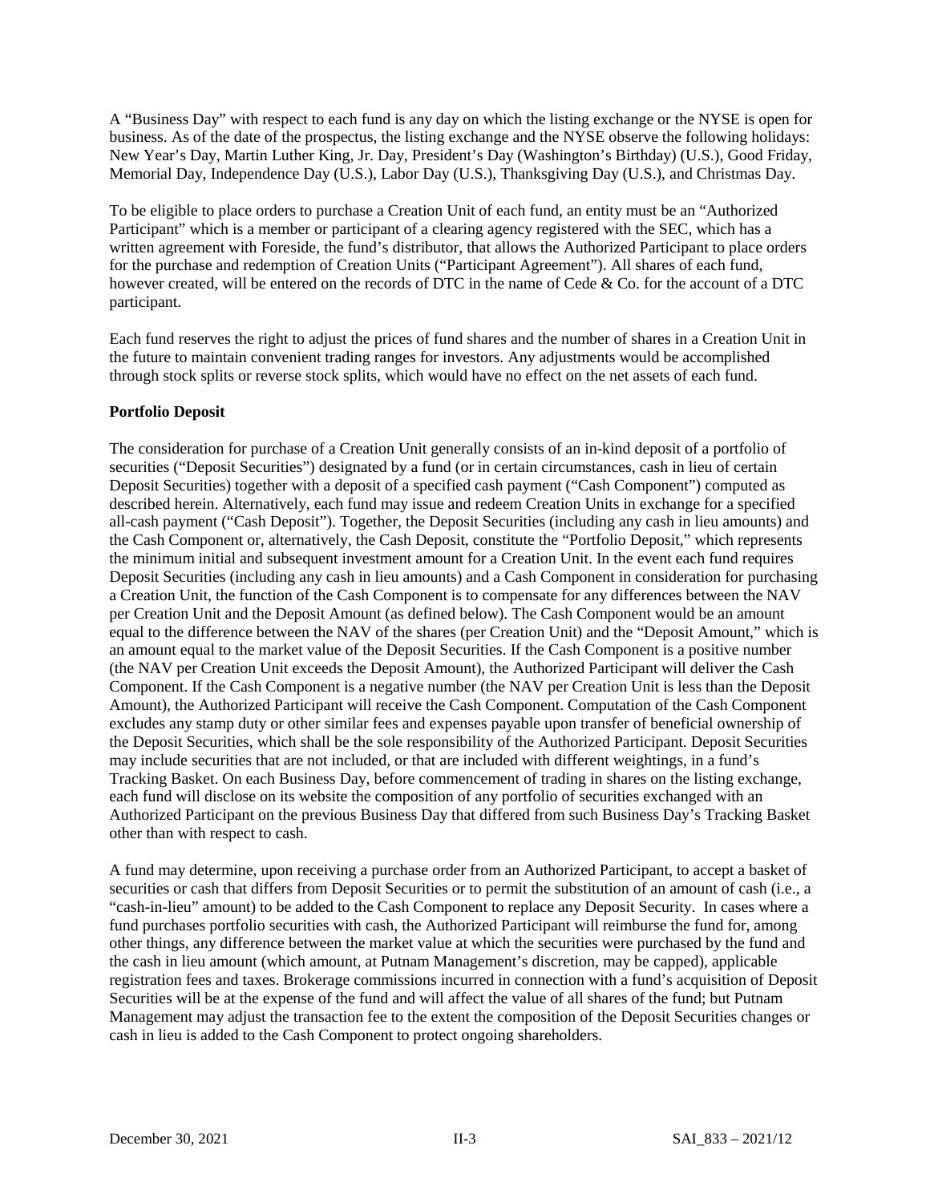A "Business Day" with respect to each fund is any day on which the listing exchange or the NYSE is open for business. As of the date of the prospectus, the listing exchange and the NYSE observe the following holidays: New Year's Day, Martin Luther King, Jr. Day, President's Day (Washington's Birthday) (U.S.), Good Friday, Memorial Day, Independence Day (U.S.), Labor Day (U.S.), Thanksgiving Day (U.S.), and Christmas Day.

To be eligible to place orders to purchase a Creation Unit of each fund, an entity must be an "Authorized Participant" which is a member or participant of a clearing agency registered with the SEC, which has a written agreement with Foreside, the fund's distributor, that allows the Authorized Participant to place orders for the purchase and redemption of Creation Units ("Participant Agreement"). All shares of each fund, however created, will be entered on the records of DTC in the name of Cede & Co. for the account of a DTC participant.

Each fund reserves the right to adjust the prices of fund shares and the number of shares in a Creation Unit in the future to maintain convenient trading ranges for investors. Any adjustments would be accomplished through stock splits or reverse stock splits, which would have no effect on the net assets of each fund.

**Portfolio Deposit**

The consideration for purchase of a Creation Unit generally consists of an in-kind deposit of a portfolio of securities ("Deposit Securities") designated by a fund (or in certain circumstances, cash in lieu of certain Deposit Securities) together with a deposit of a specified cash payment ("Cash Component") computed as described herein. Alternatively, each fund may issue and redeem Creation Units in exchange for a specified all-cash payment ("Cash Deposit"). Together, the Deposit Securities (including any cash in lieu amounts) and the Cash Component or, alternatively, the Cash Deposit, constitute the "Portfolio Deposit," which represents the minimum initial and subsequent investment amount for a Creation Unit. In the event each fund requires Deposit Securities (including any cash in lieu amounts) and a Cash Component in consideration for purchasing a Creation Unit, the function of the Cash Component is to compensate for any differences between the NAV per Creation Unit and the Deposit Amount (as defined below). The Cash Component would be an amount equal to the difference between the NAV of the shares (per Creation Unit) and the "Deposit Amount," which is an amount equal to the market value of the Deposit Securities. If the Cash Component is a positive number (the NAV per Creation Unit exceeds the Deposit Amount), the Authorized Participant will deliver the Cash Component. If the Cash Component is a negative number (the NAV per Creation Unit is less than the Deposit Amount), the Authorized Participant will receive the Cash Component. Computation of the Cash Component excludes any stamp duty or other similar fees and expenses payable upon transfer of beneficial ownership of the Deposit Securities, which shall be the sole responsibility of the Authorized Participant. Deposit Securities may include securities that are not included, or that are included with different weightings, in a fund's Tracking Basket. On each Business Day, before commencement of trading in shares on the listing exchange, each fund will disclose on its website the composition of any portfolio of securities exchanged with an Authorized Participant on the previous Business Day that differed from such Business Day's Tracking Basket other than with respect to cash.

A fund may determine, upon receiving a purchase order from an Authorized Participant, to accept a basket of securities or cash that differs from Deposit Securities or to permit the substitution of an amount of cash (i.e., a "cash-in-lieu" amount) to be added to the Cash Component to replace any Deposit Security. In cases where a fund purchases portfolio securities with cash, the Authorized Participant will reimburse the fund for, among other things, any difference between the market value at which the securities were purchased by the fund and the cash in lieu amount (which amount, at Putnam Management's discretion, may be capped), applicable registration fees and taxes. Brokerage commissions incurred in connection with a fund's acquisition of Deposit Securities will be at the expense of the fund and will affect the value of all shares of the fund; but Putnam Management may adjust the transaction fee to the extent the composition of the Deposit Securities changes or cash in lieu is added to the Cash Component to protect ongoing shareholders.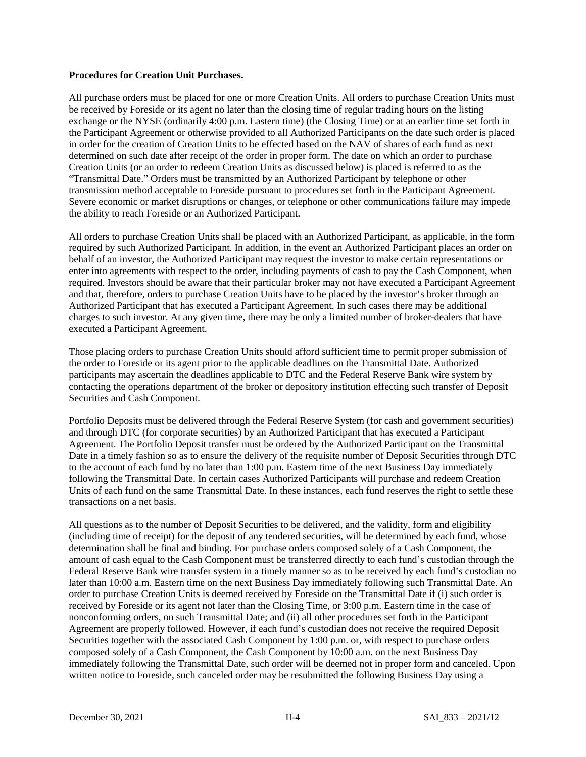**Procedures for Creation Unit Purchases.**

All purchase orders must be placed for one or more Creation Units. All orders to purchase Creation Units must be received by Foreside or its agent no later than the closing time of regular trading hours on the listing exchange or the NYSE (ordinarily 4:00 p.m. Eastern time) (the Closing Time) or at an earlier time set forth in the Participant Agreement or otherwise provided to all Authorized Participants on the date such order is placed in order for the creation of Creation Units to be effected based on the NAV of shares of each fund as next determined on such date after receipt of the order in proper form. The date on which an order to purchase Creation Units (or an order to redeem Creation Units as discussed below) is placed is referred to as the "Transmittal Date." Orders must be transmitted by an Authorized Participant by telephone or other transmission method acceptable to Foreside pursuant to procedures set forth in the Participant Agreement. Severe economic or market disruptions or changes, or telephone or other communications failure may impede the ability to reach Foreside or an Authorized Participant.

All orders to purchase Creation Units shall be placed with an Authorized Participant, as applicable, in the form required by such Authorized Participant. In addition, in the event an Authorized Participant places an order on behalf of an investor, the Authorized Participant may request the investor to make certain representations or enter into agreements with respect to the order, including payments of cash to pay the Cash Component, when required. Investors should be aware that their particular broker may not have executed a Participant Agreement and that, therefore, orders to purchase Creation Units have to be placed by the investor's broker through an Authorized Participant that has executed a Participant Agreement. In such cases there may be additional charges to such investor. At any given time, there may be only a limited number of broker-dealers that have executed a Participant Agreement.

Those placing orders to purchase Creation Units should afford sufficient time to permit proper submission of the order to Foreside or its agent prior to the applicable deadlines on the Transmittal Date. Authorized participants may ascertain the deadlines applicable to DTC and the Federal Reserve Bank wire system by contacting the operations department of the broker or depository institution effecting such transfer of Deposit Securities and Cash Component.

Portfolio Deposits must be delivered through the Federal Reserve System (for cash and government securities) and through DTC (for corporate securities) by an Authorized Participant that has executed a Participant Agreement. The Portfolio Deposit transfer must be ordered by the Authorized Participant on the Transmittal Date in a timely fashion so as to ensure the delivery of the requisite number of Deposit Securities through DTC to the account of each fund by no later than 1:00 p.m. Eastern time of the next Business Day immediately following the Transmittal Date. In certain cases Authorized Participants will purchase and redeem Creation Units of each fund on the same Transmittal Date. In these instances, each fund reserves the right to settle these transactions on a net basis.

All questions as to the number of Deposit Securities to be delivered, and the validity, form and eligibility (including time of receipt) for the deposit of any tendered securities, will be determined by each fund, whose determination shall be final and binding. For purchase orders composed solely of a Cash Component, the amount of cash equal to the Cash Component must be transferred directly to each fund's custodian through the Federal Reserve Bank wire transfer system in a timely manner so as to be received by each fund's custodian no later than 10:00 a.m. Eastern time on the next Business Day immediately following such Transmittal Date. An order to purchase Creation Units is deemed received by Foreside on the Transmittal Date if (i) such order is received by Foreside or its agent not later than the Closing Time, or 3:00 p.m. Eastern time in the case of nonconforming orders, on such Transmittal Date; and (ii) all other procedures set forth in the Participant Agreement are properly followed. However, if each fund's custodian does not receive the required Deposit Securities together with the associated Cash Component by 1:00 p.m. or, with respect to purchase orders composed solely of a Cash Component, the Cash Component by 10:00 a.m. on the next Business Day immediately following the Transmittal Date, such order will be deemed not in proper form and canceled. Upon written notice to Foreside, such canceled order may be resubmitted the following Business Day using a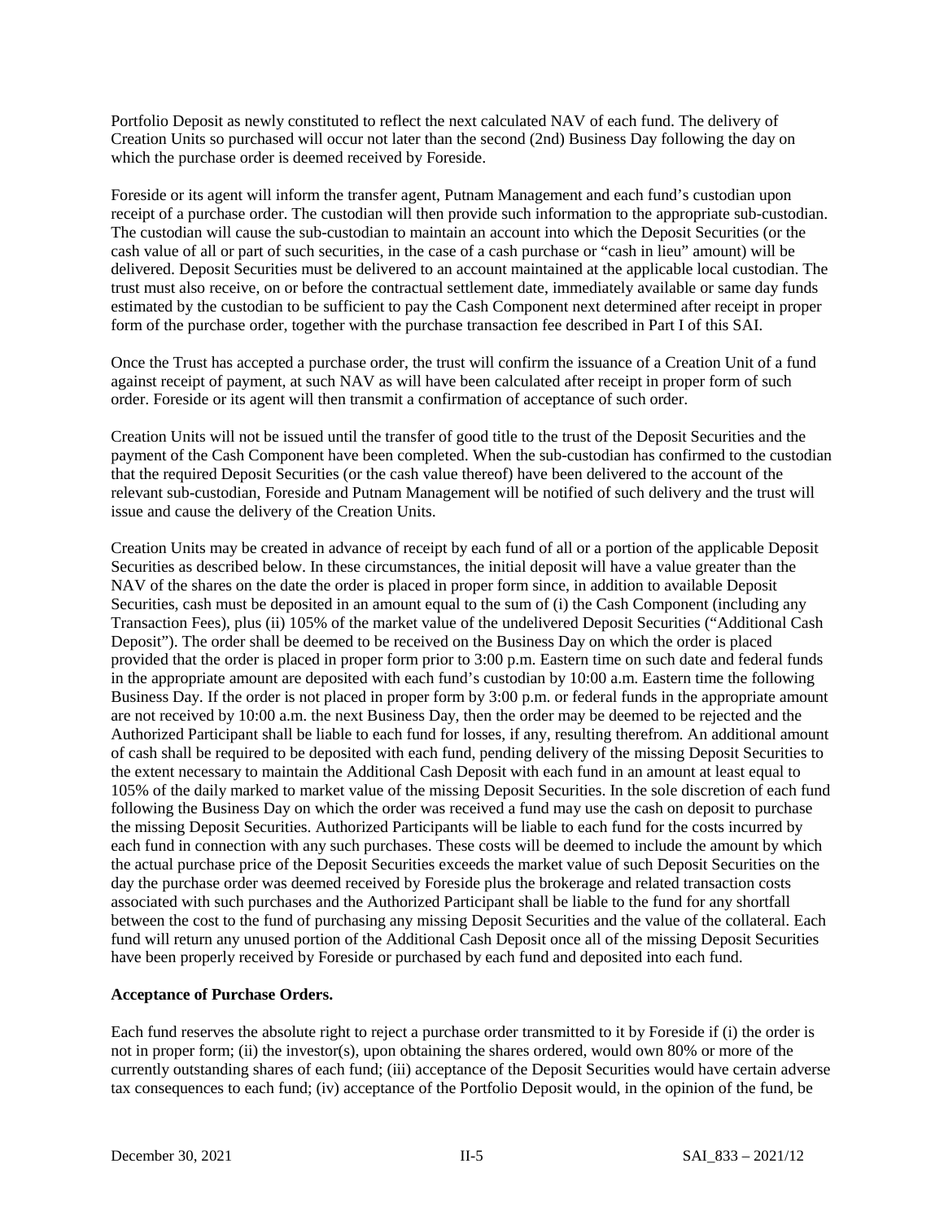Portfolio Deposit as newly constituted to reflect the next calculated NAV of each fund. The delivery of Creation Units so purchased will occur not later than the second (2nd) Business Day following the day on which the purchase order is deemed received by Foreside.

Foreside or its agent will inform the transfer agent, Putnam Management and each fund's custodian upon receipt of a purchase order. The custodian will then provide such information to the appropriate sub-custodian. The custodian will cause the sub-custodian to maintain an account into which the Deposit Securities (or the cash value of all or part of such securities, in the case of a cash purchase or "cash in lieu" amount) will be delivered. Deposit Securities must be delivered to an account maintained at the applicable local custodian. The trust must also receive, on or before the contractual settlement date, immediately available or same day funds estimated by the custodian to be sufficient to pay the Cash Component next determined after receipt in proper form of the purchase order, together with the purchase transaction fee described in Part I of this SAI.

Once the Trust has accepted a purchase order, the trust will confirm the issuance of a Creation Unit of a fund against receipt of payment, at such NAV as will have been calculated after receipt in proper form of such order. Foreside or its agent will then transmit a confirmation of acceptance of such order.

Creation Units will not be issued until the transfer of good title to the trust of the Deposit Securities and the payment of the Cash Component have been completed. When the sub-custodian has confirmed to the custodian that the required Deposit Securities (or the cash value thereof) have been delivered to the account of the relevant sub-custodian, Foreside and Putnam Management will be notified of such delivery and the trust will issue and cause the delivery of the Creation Units.

Creation Units may be created in advance of receipt by each fund of all or a portion of the applicable Deposit Securities as described below. In these circumstances, the initial deposit will have a value greater than the NAV of the shares on the date the order is placed in proper form since, in addition to available Deposit Securities, cash must be deposited in an amount equal to the sum of (i) the Cash Component (including any Transaction Fees), plus (ii) 105% of the market value of the undelivered Deposit Securities ("Additional Cash Deposit"). The order shall be deemed to be received on the Business Day on which the order is placed provided that the order is placed in proper form prior to 3:00 p.m. Eastern time on such date and federal funds in the appropriate amount are deposited with each fund's custodian by 10:00 a.m. Eastern time the following Business Day. If the order is not placed in proper form by 3:00 p.m. or federal funds in the appropriate amount are not received by 10:00 a.m. the next Business Day, then the order may be deemed to be rejected and the Authorized Participant shall be liable to each fund for losses, if any, resulting therefrom. An additional amount of cash shall be required to be deposited with each fund, pending delivery of the missing Deposit Securities to the extent necessary to maintain the Additional Cash Deposit with each fund in an amount at least equal to 105% of the daily marked to market value of the missing Deposit Securities. In the sole discretion of each fund following the Business Day on which the order was received a fund may use the cash on deposit to purchase the missing Deposit Securities. Authorized Participants will be liable to each fund for the costs incurred by each fund in connection with any such purchases. These costs will be deemed to include the amount by which the actual purchase price of the Deposit Securities exceeds the market value of such Deposit Securities on the day the purchase order was deemed received by Foreside plus the brokerage and related transaction costs associated with such purchases and the Authorized Participant shall be liable to the fund for any shortfall between the cost to the fund of purchasing any missing Deposit Securities and the value of the collateral. Each fund will return any unused portion of the Additional Cash Deposit once all of the missing Deposit Securities have been properly received by Foreside or purchased by each fund and deposited into each fund.

**Acceptance of Purchase Orders.**

Each fund reserves the absolute right to reject a purchase order transmitted to it by Foreside if (i) the order is not in proper form; (ii) the investor(s), upon obtaining the shares ordered, would own 80% or more of the currently outstanding shares of each fund; (iii) acceptance of the Deposit Securities would have certain adverse tax consequences to each fund; (iv) acceptance of the Portfolio Deposit would, in the opinion of the fund, be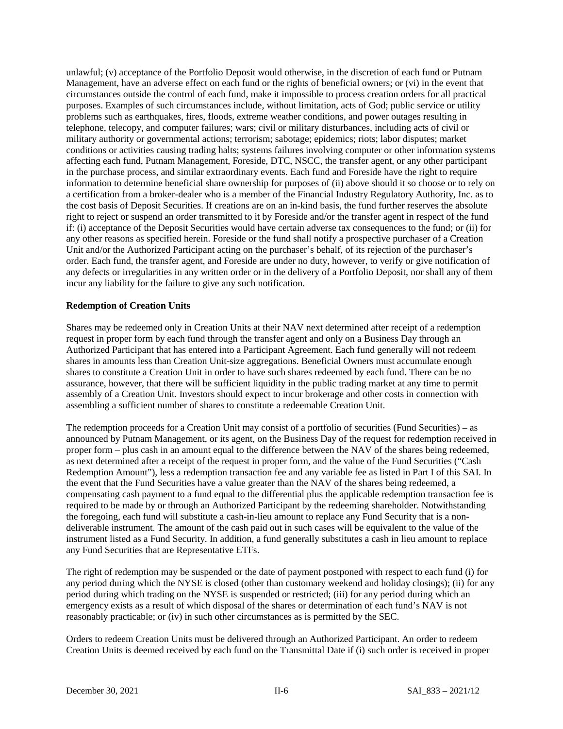unlawful; (v) acceptance of the Portfolio Deposit would otherwise, in the discretion of each fund or Putnam Management, have an adverse effect on each fund or the rights of beneficial owners; or (vi) in the event that circumstances outside the control of each fund, make it impossible to process creation orders for all practical purposes. Examples of such circumstances include, without limitation, acts of God; public service or utility problems such as earthquakes, fires, floods, extreme weather conditions, and power outages resulting in telephone, telecopy, and computer failures; wars; civil or military disturbances, including acts of civil or military authority or governmental actions; terrorism; sabotage; epidemics; riots; labor disputes; market conditions or activities causing trading halts; systems failures involving computer or other information systems affecting each fund, Putnam Management, Foreside, DTC, NSCC, the transfer agent, or any other participant in the purchase process, and similar extraordinary events. Each fund and Foreside have the right to require information to determine beneficial share ownership for purposes of (ii) above should it so choose or to rely on a certification from a broker-dealer who is a member of the Financial Industry Regulatory Authority, Inc. as to the cost basis of Deposit Securities. If creations are on an in-kind basis, the fund further reserves the absolute right to reject or suspend an order transmitted to it by Foreside and/or the transfer agent in respect of the fund if: (i) acceptance of the Deposit Securities would have certain adverse tax consequences to the fund; or (ii) for any other reasons as specified herein. Foreside or the fund shall notify a prospective purchaser of a Creation Unit and/or the Authorized Participant acting on the purchaser's behalf, of its rejection of the purchaser's order. Each fund, the transfer agent, and Foreside are under no duty, however, to verify or give notification of any defects or irregularities in any written order or in the delivery of a Portfolio Deposit, nor shall any of them incur any liability for the failure to give any such notification.

**Redemption of Creation Units**

Shares may be redeemed only in Creation Units at their NAV next determined after receipt of a redemption request in proper form by each fund through the transfer agent and only on a Business Day through an Authorized Participant that has entered into a Participant Agreement. Each fund generally will not redeem shares in amounts less than Creation Unit-size aggregations. Beneficial Owners must accumulate enough shares to constitute a Creation Unit in order to have such shares redeemed by each fund. There can be no assurance, however, that there will be sufficient liquidity in the public trading market at any time to permit assembly of a Creation Unit. Investors should expect to incur brokerage and other costs in connection with assembling a sufficient number of shares to constitute a redeemable Creation Unit.

The redemption proceeds for a Creation Unit may consist of a portfolio of securities (Fund Securities) – as announced by Putnam Management, or its agent, on the Business Day of the request for redemption received in proper form – plus cash in an amount equal to the difference between the NAV of the shares being redeemed, as next determined after a receipt of the request in proper form, and the value of the Fund Securities ("Cash Redemption Amount"), less a redemption transaction fee and any variable fee as listed in Part I of this SAI. In the event that the Fund Securities have a value greater than the NAV of the shares being redeemed, a compensating cash payment to a fund equal to the differential plus the applicable redemption transaction fee is required to be made by or through an Authorized Participant by the redeeming shareholder. Notwithstanding the foregoing, each fund will substitute a cash-in-lieu amount to replace any Fund Security that is a non-deliverable instrument. The amount of the cash paid out in such cases will be equivalent to the value of the instrument listed as a Fund Security. In addition, a fund generally substitutes a cash in lieu amount to replace any Fund Securities that are Representative ETFs.

The right of redemption may be suspended or the date of payment postponed with respect to each fund (i) for any period during which the NYSE is closed (other than customary weekend and holiday closings); (ii) for any period during which trading on the NYSE is suspended or restricted; (iii) for any period during which an emergency exists as a result of which disposal of the shares or determination of each fund's NAV is not reasonably practicable; or (iv) in such other circumstances as is permitted by the SEC.

Orders to redeem Creation Units must be delivered through an Authorized Participant. An order to redeem Creation Units is deemed received by each fund on the Transmittal Date if (i) such order is received in proper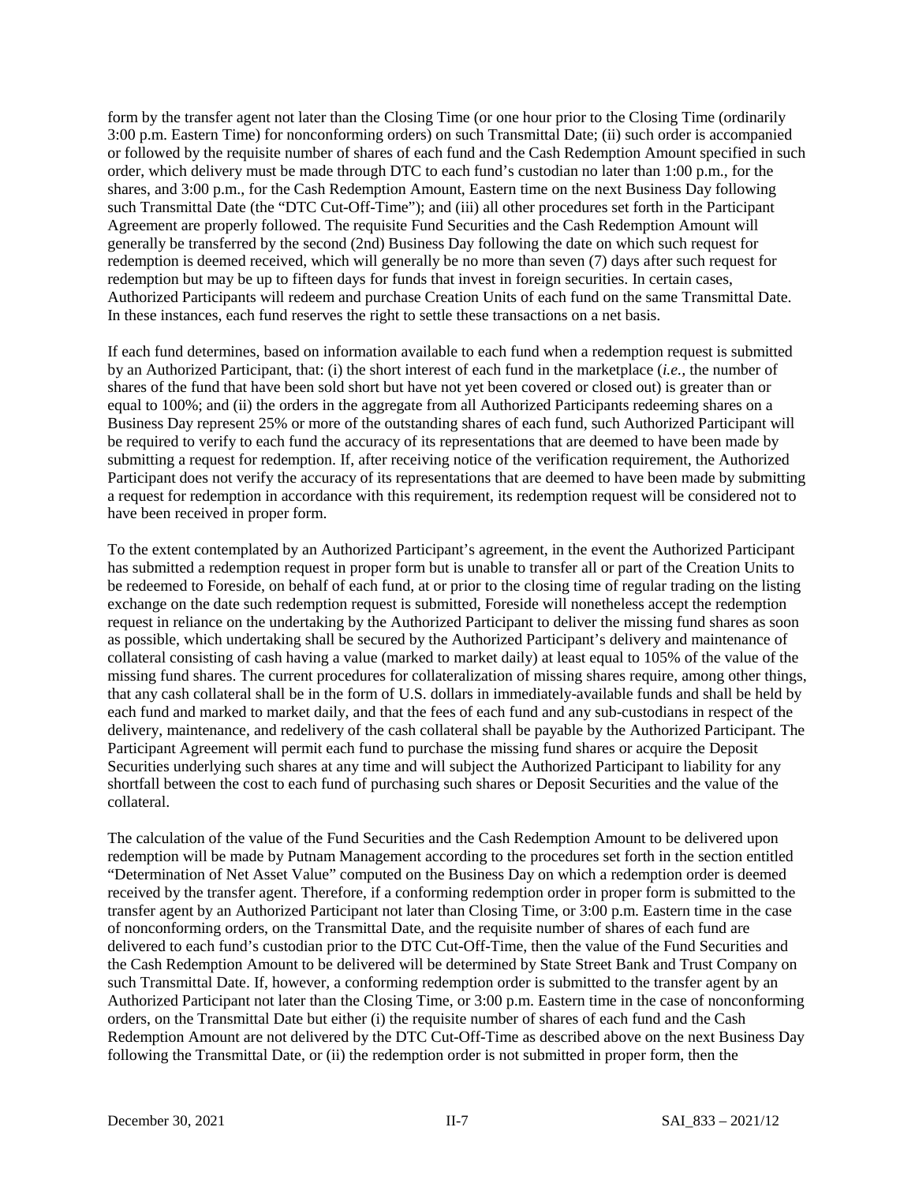form by the transfer agent not later than the Closing Time (or one hour prior to the Closing Time (ordinarily 3:00 p.m. Eastern Time) for nonconforming orders) on such Transmittal Date; (ii) such order is accompanied or followed by the requisite number of shares of each fund and the Cash Redemption Amount specified in such order, which delivery must be made through DTC to each fund's custodian no later than 1:00 p.m., for the shares, and 3:00 p.m., for the Cash Redemption Amount, Eastern time on the next Business Day following such Transmittal Date (the "DTC Cut-Off-Time"); and (iii) all other procedures set forth in the Participant Agreement are properly followed. The requisite Fund Securities and the Cash Redemption Amount will generally be transferred by the second (2nd) Business Day following the date on which such request for redemption is deemed received, which will generally be no more than seven (7) days after such request for redemption but may be up to fifteen days for funds that invest in foreign securities. In certain cases, Authorized Participants will redeem and purchase Creation Units of each fund on the same Transmittal Date. In these instances, each fund reserves the right to settle these transactions on a net basis.

If each fund determines, based on information available to each fund when a redemption request is submitted by an Authorized Participant, that: (i) the short interest of each fund in the marketplace (*i.e.,* the number of shares of the fund that have been sold short but have not yet been covered or closed out) is greater than or equal to 100%; and (ii) the orders in the aggregate from all Authorized Participants redeeming shares on a Business Day represent 25% or more of the outstanding shares of each fund, such Authorized Participant will be required to verify to each fund the accuracy of its representations that are deemed to have been made by submitting a request for redemption. If, after receiving notice of the verification requirement, the Authorized Participant does not verify the accuracy of its representations that are deemed to have been made by submitting a request for redemption in accordance with this requirement, its redemption request will be considered not to have been received in proper form.

To the extent contemplated by an Authorized Participant's agreement, in the event the Authorized Participant has submitted a redemption request in proper form but is unable to transfer all or part of the Creation Units to be redeemed to Foreside, on behalf of each fund, at or prior to the closing time of regular trading on the listing exchange on the date such redemption request is submitted, Foreside will nonetheless accept the redemption request in reliance on the undertaking by the Authorized Participant to deliver the missing fund shares as soon as possible, which undertaking shall be secured by the Authorized Participant's delivery and maintenance of collateral consisting of cash having a value (marked to market daily) at least equal to 105% of the value of the missing fund shares. The current procedures for collateralization of missing shares require, among other things, that any cash collateral shall be in the form of U.S. dollars in immediately-available funds and shall be held by each fund and marked to market daily, and that the fees of each fund and any sub-custodians in respect of the delivery, maintenance, and redelivery of the cash collateral shall be payable by the Authorized Participant. The Participant Agreement will permit each fund to purchase the missing fund shares or acquire the Deposit Securities underlying such shares at any time and will subject the Authorized Participant to liability for any shortfall between the cost to each fund of purchasing such shares or Deposit Securities and the value of the collateral.

The calculation of the value of the Fund Securities and the Cash Redemption Amount to be delivered upon redemption will be made by Putnam Management according to the procedures set forth in the section entitled "Determination of Net Asset Value" computed on the Business Day on which a redemption order is deemed received by the transfer agent. Therefore, if a conforming redemption order in proper form is submitted to the transfer agent by an Authorized Participant not later than Closing Time, or 3:00 p.m. Eastern time in the case of nonconforming orders, on the Transmittal Date, and the requisite number of shares of each fund are delivered to each fund's custodian prior to the DTC Cut-Off-Time, then the value of the Fund Securities and the Cash Redemption Amount to be delivered will be determined by State Street Bank and Trust Company on such Transmittal Date. If, however, a conforming redemption order is submitted to the transfer agent by an Authorized Participant not later than the Closing Time, or 3:00 p.m. Eastern time in the case of nonconforming orders, on the Transmittal Date but either (i) the requisite number of shares of each fund and the Cash Redemption Amount are not delivered by the DTC Cut-Off-Time as described above on the next Business Day following the Transmittal Date, or (ii) the redemption order is not submitted in proper form, then the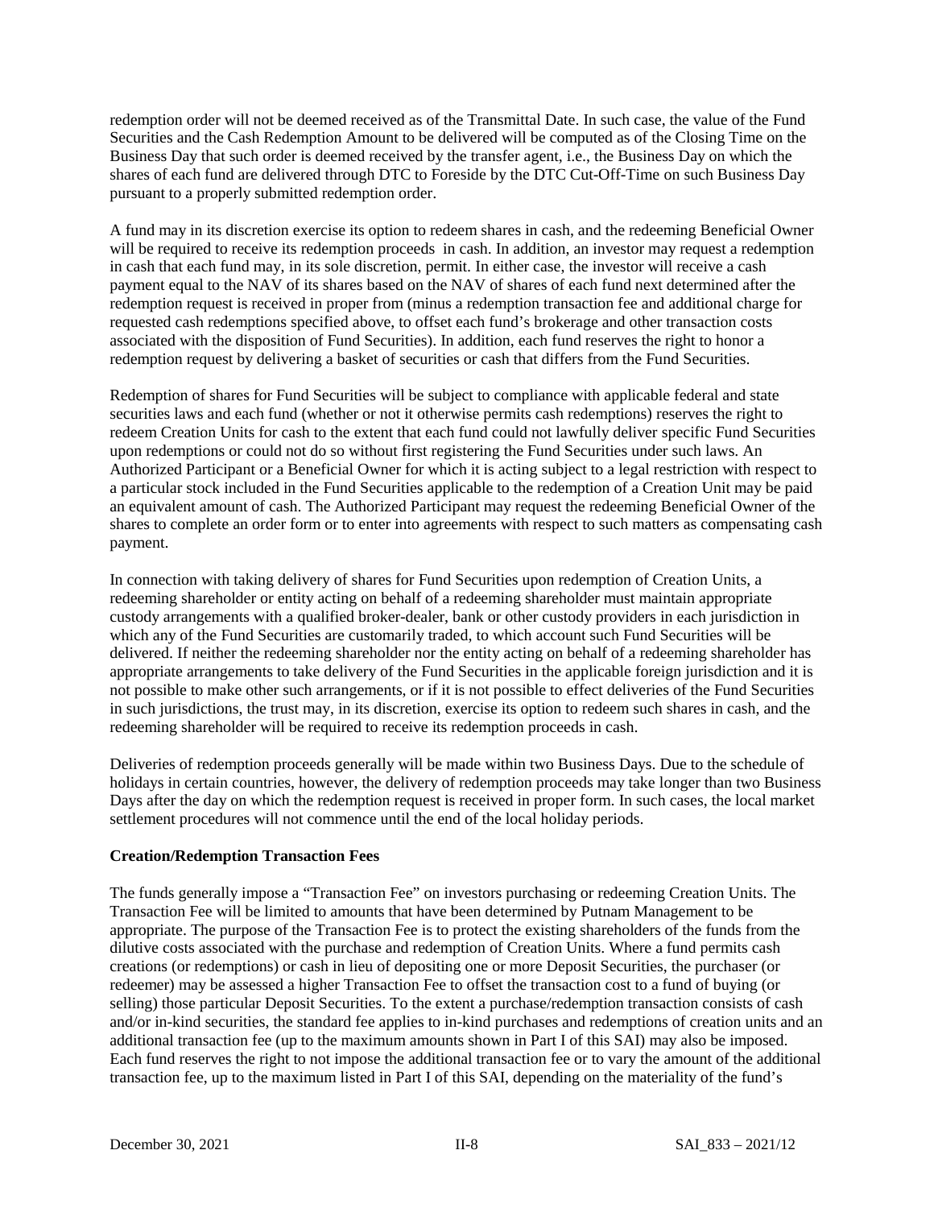redemption order will not be deemed received as of the Transmittal Date. In such case, the value of the Fund Securities and the Cash Redemption Amount to be delivered will be computed as of the Closing Time on the Business Day that such order is deemed received by the transfer agent, i.e., the Business Day on which the shares of each fund are delivered through DTC to Foreside by the DTC Cut-Off-Time on such Business Day pursuant to a properly submitted redemption order.

A fund may in its discretion exercise its option to redeem shares in cash, and the redeeming Beneficial Owner will be required to receive its redemption proceeds in cash. In addition, an investor may request a redemption in cash that each fund may, in its sole discretion, permit. In either case, the investor will receive a cash payment equal to the NAV of its shares based on the NAV of shares of each fund next determined after the redemption request is received in proper from (minus a redemption transaction fee and additional charge for requested cash redemptions specified above, to offset each fund's brokerage and other transaction costs associated with the disposition of Fund Securities). In addition, each fund reserves the right to honor a redemption request by delivering a basket of securities or cash that differs from the Fund Securities.

Redemption of shares for Fund Securities will be subject to compliance with applicable federal and state securities laws and each fund (whether or not it otherwise permits cash redemptions) reserves the right to redeem Creation Units for cash to the extent that each fund could not lawfully deliver specific Fund Securities upon redemptions or could not do so without first registering the Fund Securities under such laws. An Authorized Participant or a Beneficial Owner for which it is acting subject to a legal restriction with respect to a particular stock included in the Fund Securities applicable to the redemption of a Creation Unit may be paid an equivalent amount of cash. The Authorized Participant may request the redeeming Beneficial Owner of the shares to complete an order form or to enter into agreements with respect to such matters as compensating cash payment.

In connection with taking delivery of shares for Fund Securities upon redemption of Creation Units, a redeeming shareholder or entity acting on behalf of a redeeming shareholder must maintain appropriate custody arrangements with a qualified broker-dealer, bank or other custody providers in each jurisdiction in which any of the Fund Securities are customarily traded, to which account such Fund Securities will be delivered. If neither the redeeming shareholder nor the entity acting on behalf of a redeeming shareholder has appropriate arrangements to take delivery of the Fund Securities in the applicable foreign jurisdiction and it is not possible to make other such arrangements, or if it is not possible to effect deliveries of the Fund Securities in such jurisdictions, the trust may, in its discretion, exercise its option to redeem such shares in cash, and the redeeming shareholder will be required to receive its redemption proceeds in cash.

Deliveries of redemption proceeds generally will be made within two Business Days. Due to the schedule of holidays in certain countries, however, the delivery of redemption proceeds may take longer than two Business Days after the day on which the redemption request is received in proper form. In such cases, the local market settlement procedures will not commence until the end of the local holiday periods.

**Creation/Redemption Transaction Fees**

The funds generally impose a "Transaction Fee" on investors purchasing or redeeming Creation Units. The Transaction Fee will be limited to amounts that have been determined by Putnam Management to be appropriate. The purpose of the Transaction Fee is to protect the existing shareholders of the funds from the dilutive costs associated with the purchase and redemption of Creation Units. Where a fund permits cash creations (or redemptions) or cash in lieu of depositing one or more Deposit Securities, the purchaser (or redeemer) may be assessed a higher Transaction Fee to offset the transaction cost to a fund of buying (or selling) those particular Deposit Securities. To the extent a purchase/redemption transaction consists of cash and/or in-kind securities, the standard fee applies to in-kind purchases and redemptions of creation units and an additional transaction fee (up to the maximum amounts shown in Part I of this SAI) may also be imposed. Each fund reserves the right to not impose the additional transaction fee or to vary the amount of the additional transaction fee, up to the maximum listed in Part I of this SAI, depending on the materiality of the fund's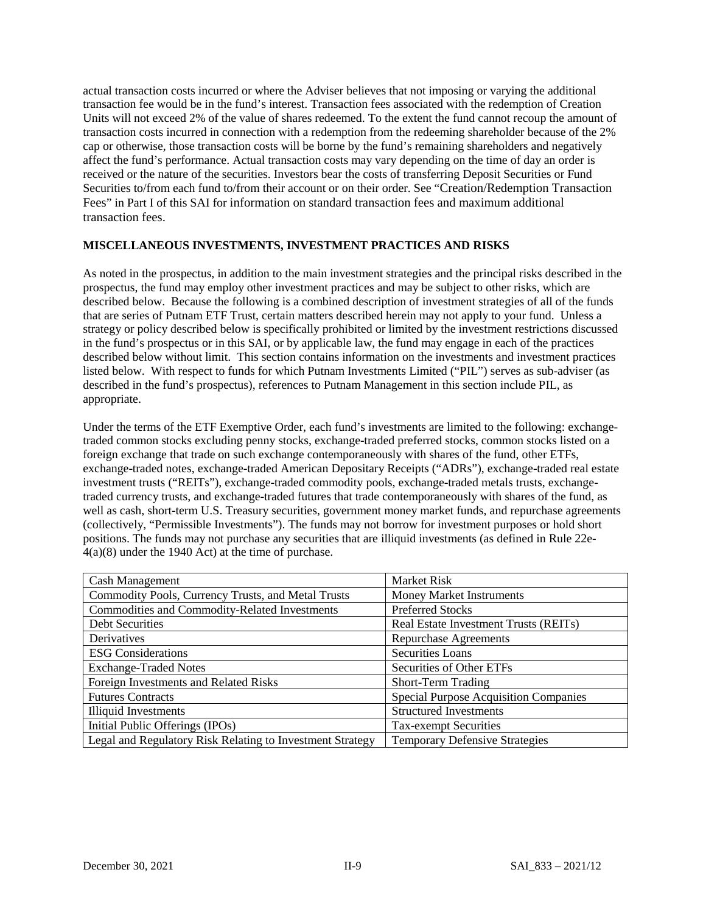actual transaction costs incurred or where the Adviser believes that not imposing or varying the additional transaction fee would be in the fund's interest. Transaction fees associated with the redemption of Creation Units will not exceed 2% of the value of shares redeemed. To the extent the fund cannot recoup the amount of transaction costs incurred in connection with a redemption from the redeeming shareholder because of the 2% cap or otherwise, those transaction costs will be borne by the fund's remaining shareholders and negatively affect the fund's performance. Actual transaction costs may vary depending on the time of day an order is received or the nature of the securities. Investors bear the costs of transferring Deposit Securities or Fund Securities to/from each fund to/from their account or on their order. See "Creation/Redemption Transaction Fees" in Part I of this SAI for information on standard transaction fees and maximum additional transaction fees.

## MISCELLANEOUS INVESTMENTS, INVESTMENT PRACTICES AND RISKS

As noted in the prospectus, in addition to the main investment strategies and the principal risks described in the prospectus, the fund may employ other investment practices and may be subject to other risks, which are described below. Because the following is a combined description of investment strategies of all of the funds that are series of Putnam ETF Trust, certain matters described herein may not apply to your fund. Unless a strategy or policy described below is specifically prohibited or limited by the investment restrictions discussed in the fund's prospectus or in this SAI, or by applicable law, the fund may engage in each of the practices described below without limit. This section contains information on the investments and investment practices listed below. With respect to funds for which Putnam Investments Limited ("PIL") serves as sub-adviser (as described in the fund's prospectus), references to Putnam Management in this section include PIL, as appropriate.

Under the terms of the ETF Exemptive Order, each fund's investments are limited to the following: exchange-traded common stocks excluding penny stocks, exchange-traded preferred stocks, common stocks listed on a foreign exchange that trade on such exchange contemporaneously with shares of the fund, other ETFs, exchange-traded notes, exchange-traded American Depositary Receipts ("ADRs"), exchange-traded real estate investment trusts ("REITs"), exchange-traded commodity pools, exchange-traded metals trusts, exchange-traded currency trusts, and exchange-traded futures that trade contemporaneously with shares of the fund, as well as cash, short-term U.S. Treasury securities, government money market funds, and repurchase agreements (collectively, "Permissible Investments"). The funds may not borrow for investment purposes or hold short positions. The funds may not purchase any securities that are illiquid investments (as defined in Rule 22e-4(a)(8) under the 1940 Act) at the time of purchase.

| | |
|---|---|
| Cash Management | Market Risk |
| Commodity Pools, Currency Trusts, and Metal Trusts | Money Market Instruments |
| Commodities and Commodity-Related Investments | Preferred Stocks |
| Debt Securities | Real Estate Investment Trusts (REITs) |
| Derivatives | Repurchase Agreements |
| ESG Considerations | Securities Loans |
| Exchange-Traded Notes | Securities of Other ETFs |
| Foreign Investments and Related Risks | Short-Term Trading |
| Futures Contracts | Special Purpose Acquisition Companies |
| Illiquid Investments | Structured Investments |
| Initial Public Offerings (IPOs) | Tax-exempt Securities |
| Legal and Regulatory Risk Relating to Investment Strategy | Temporary Defensive Strategies |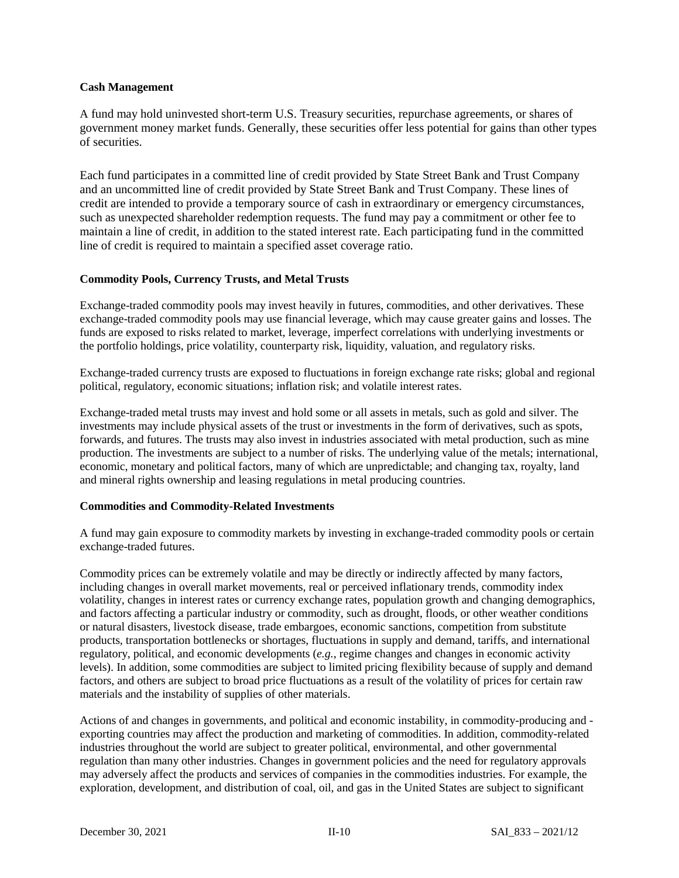**Cash Management**

A fund may hold uninvested short-term U.S. Treasury securities, repurchase agreements, or shares of government money market funds. Generally, these securities offer less potential for gains than other types of securities.

Each fund participates in a committed line of credit provided by State Street Bank and Trust Company and an uncommitted line of credit provided by State Street Bank and Trust Company. These lines of credit are intended to provide a temporary source of cash in extraordinary or emergency circumstances, such as unexpected shareholder redemption requests. The fund may pay a commitment or other fee to maintain a line of credit, in addition to the stated interest rate. Each participating fund in the committed line of credit is required to maintain a specified asset coverage ratio.

**Commodity Pools, Currency Trusts, and Metal Trusts**

Exchange-traded commodity pools may invest heavily in futures, commodities, and other derivatives. These exchange-traded commodity pools may use financial leverage, which may cause greater gains and losses. The funds are exposed to risks related to market, leverage, imperfect correlations with underlying investments or the portfolio holdings, price volatility, counterparty risk, liquidity, valuation, and regulatory risks.

Exchange-traded currency trusts are exposed to fluctuations in foreign exchange rate risks; global and regional political, regulatory, economic situations; inflation risk; and volatile interest rates.

Exchange-traded metal trusts may invest and hold some or all assets in metals, such as gold and silver. The investments may include physical assets of the trust or investments in the form of derivatives, such as spots, forwards, and futures. The trusts may also invest in industries associated with metal production, such as mine production. The investments are subject to a number of risks. The underlying value of the metals; international, economic, monetary and political factors, many of which are unpredictable; and changing tax, royalty, land and mineral rights ownership and leasing regulations in metal producing countries.

**Commodities and Commodity-Related Investments**

A fund may gain exposure to commodity markets by investing in exchange-traded commodity pools or certain exchange-traded futures.

Commodity prices can be extremely volatile and may be directly or indirectly affected by many factors, including changes in overall market movements, real or perceived inflationary trends, commodity index volatility, changes in interest rates or currency exchange rates, population growth and changing demographics, and factors affecting a particular industry or commodity, such as drought, floods, or other weather conditions or natural disasters, livestock disease, trade embargoes, economic sanctions, competition from substitute products, transportation bottlenecks or shortages, fluctuations in supply and demand, tariffs, and international regulatory, political, and economic developments (*e.g.*, regime changes and changes in economic activity levels). In addition, some commodities are subject to limited pricing flexibility because of supply and demand factors, and others are subject to broad price fluctuations as a result of the volatility of prices for certain raw materials and the instability of supplies of other materials.

Actions of and changes in governments, and political and economic instability, in commodity-producing and -exporting countries may affect the production and marketing of commodities. In addition, commodity-related industries throughout the world are subject to greater political, environmental, and other governmental regulation than many other industries. Changes in government policies and the need for regulatory approvals may adversely affect the products and services of companies in the commodities industries. For example, the exploration, development, and distribution of coal, oil, and gas in the United States are subject to significant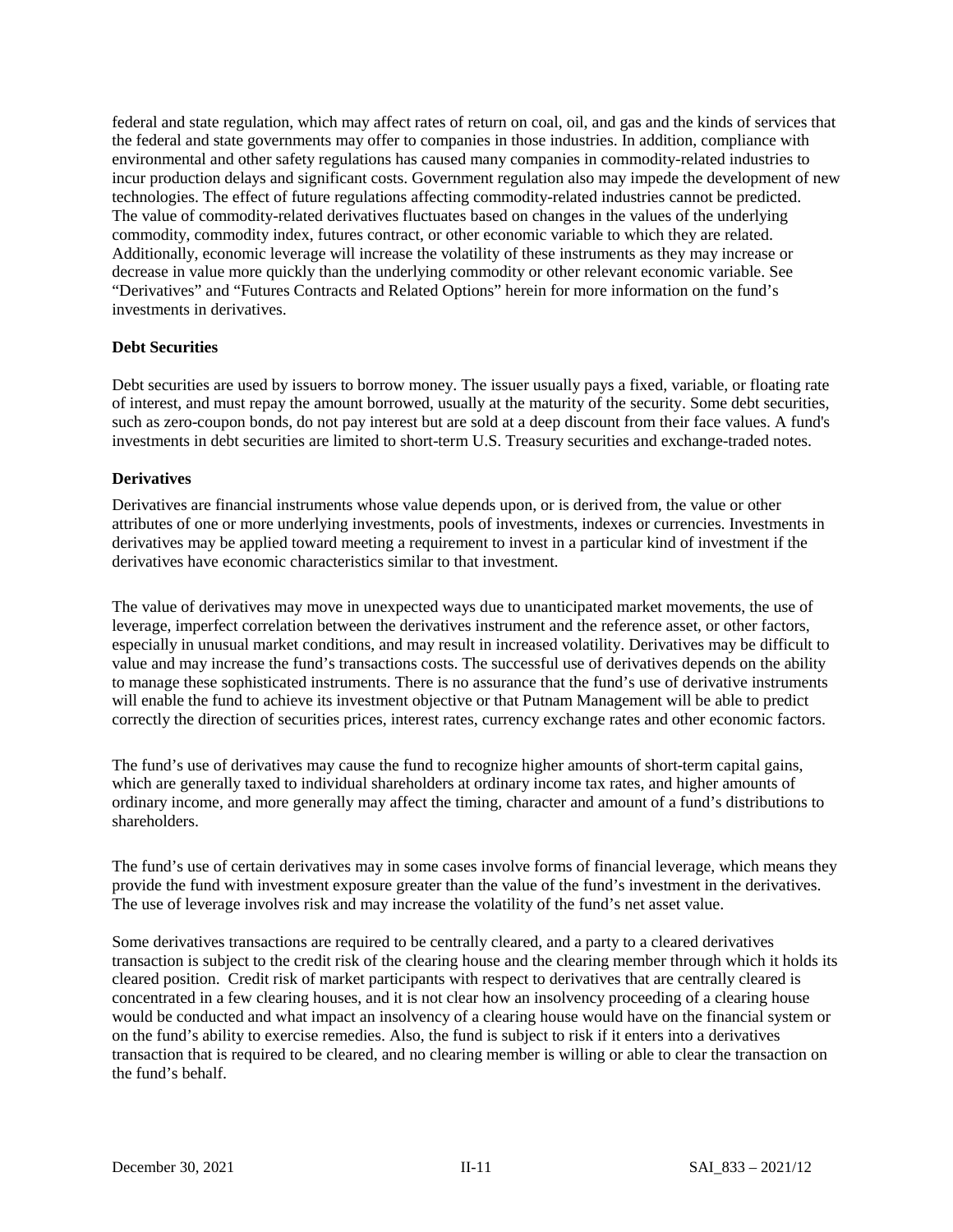federal and state regulation, which may affect rates of return on coal, oil, and gas and the kinds of services that the federal and state governments may offer to companies in those industries. In addition, compliance with environmental and other safety regulations has caused many companies in commodity-related industries to incur production delays and significant costs. Government regulation also may impede the development of new technologies. The effect of future regulations affecting commodity-related industries cannot be predicted. The value of commodity-related derivatives fluctuates based on changes in the values of the underlying commodity, commodity index, futures contract, or other economic variable to which they are related. Additionally, economic leverage will increase the volatility of these instruments as they may increase or decrease in value more quickly than the underlying commodity or other relevant economic variable. See "Derivatives" and "Futures Contracts and Related Options" herein for more information on the fund's investments in derivatives.

**Debt Securities**

Debt securities are used by issuers to borrow money. The issuer usually pays a fixed, variable, or floating rate of interest, and must repay the amount borrowed, usually at the maturity of the security. Some debt securities, such as zero-coupon bonds, do not pay interest but are sold at a deep discount from their face values. A fund's investments in debt securities are limited to short-term U.S. Treasury securities and exchange-traded notes.

**Derivatives**

Derivatives are financial instruments whose value depends upon, or is derived from, the value or other attributes of one or more underlying investments, pools of investments, indexes or currencies. Investments in derivatives may be applied toward meeting a requirement to invest in a particular kind of investment if the derivatives have economic characteristics similar to that investment.

The value of derivatives may move in unexpected ways due to unanticipated market movements, the use of leverage, imperfect correlation between the derivatives instrument and the reference asset, or other factors, especially in unusual market conditions, and may result in increased volatility. Derivatives may be difficult to value and may increase the fund's transactions costs. The successful use of derivatives depends on the ability to manage these sophisticated instruments. There is no assurance that the fund's use of derivative instruments will enable the fund to achieve its investment objective or that Putnam Management will be able to predict correctly the direction of securities prices, interest rates, currency exchange rates and other economic factors.

The fund's use of derivatives may cause the fund to recognize higher amounts of short-term capital gains, which are generally taxed to individual shareholders at ordinary income tax rates, and higher amounts of ordinary income, and more generally may affect the timing, character and amount of a fund's distributions to shareholders.

The fund's use of certain derivatives may in some cases involve forms of financial leverage, which means they provide the fund with investment exposure greater than the value of the fund's investment in the derivatives. The use of leverage involves risk and may increase the volatility of the fund's net asset value.

Some derivatives transactions are required to be centrally cleared, and a party to a cleared derivatives transaction is subject to the credit risk of the clearing house and the clearing member through which it holds its cleared position. Credit risk of market participants with respect to derivatives that are centrally cleared is concentrated in a few clearing houses, and it is not clear how an insolvency proceeding of a clearing house would be conducted and what impact an insolvency of a clearing house would have on the financial system or on the fund's ability to exercise remedies. Also, the fund is subject to risk if it enters into a derivatives transaction that is required to be cleared, and no clearing member is willing or able to clear the transaction on the fund's behalf.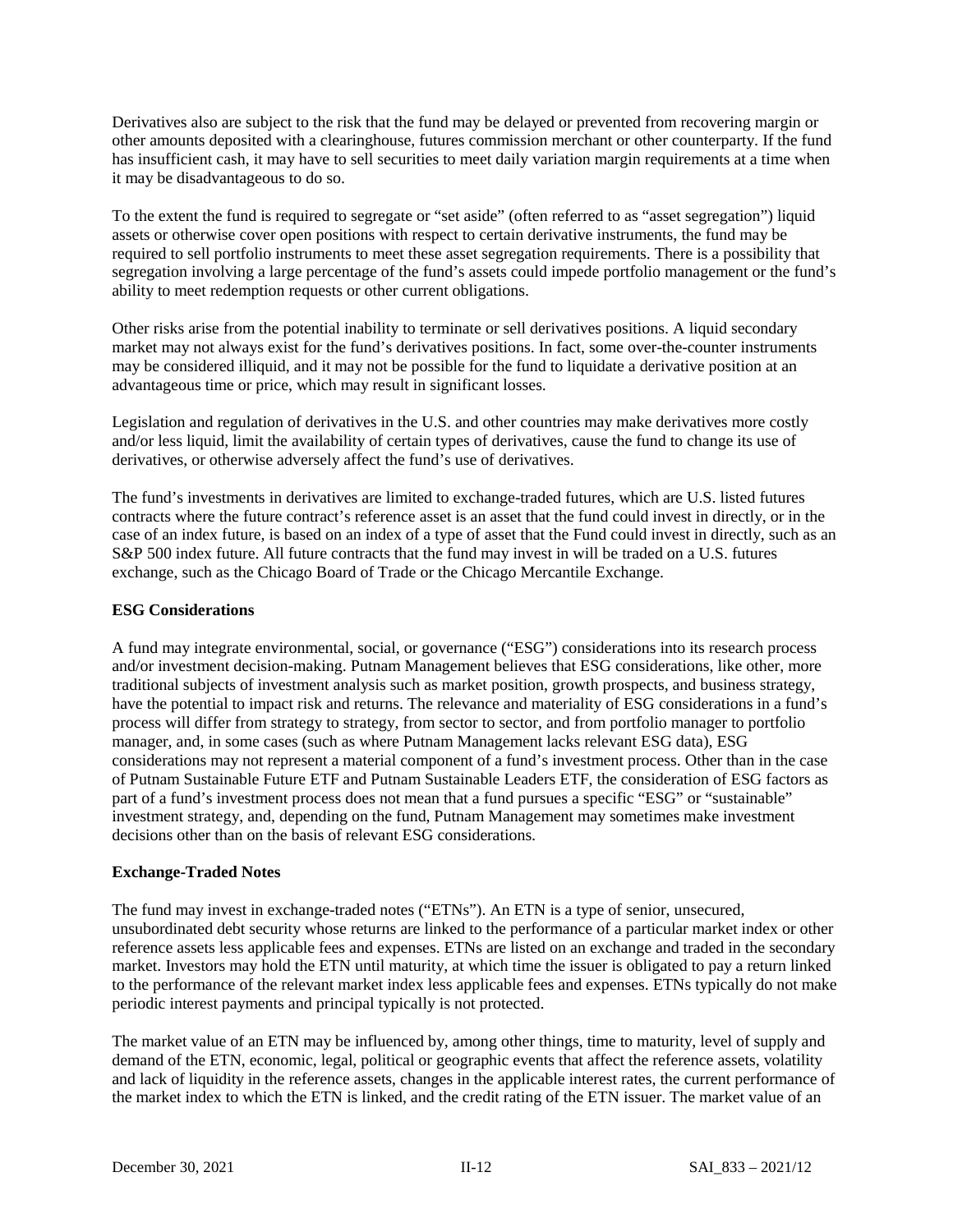Derivatives also are subject to the risk that the fund may be delayed or prevented from recovering margin or other amounts deposited with a clearinghouse, futures commission merchant or other counterparty. If the fund has insufficient cash, it may have to sell securities to meet daily variation margin requirements at a time when it may be disadvantageous to do so.

To the extent the fund is required to segregate or "set aside" (often referred to as "asset segregation") liquid assets or otherwise cover open positions with respect to certain derivative instruments, the fund may be required to sell portfolio instruments to meet these asset segregation requirements. There is a possibility that segregation involving a large percentage of the fund's assets could impede portfolio management or the fund's ability to meet redemption requests or other current obligations.

Other risks arise from the potential inability to terminate or sell derivatives positions. A liquid secondary market may not always exist for the fund's derivatives positions. In fact, some over-the-counter instruments may be considered illiquid, and it may not be possible for the fund to liquidate a derivative position at an advantageous time or price, which may result in significant losses.

Legislation and regulation of derivatives in the U.S. and other countries may make derivatives more costly and/or less liquid, limit the availability of certain types of derivatives, cause the fund to change its use of derivatives, or otherwise adversely affect the fund's use of derivatives.

The fund's investments in derivatives are limited to exchange-traded futures, which are U.S. listed futures contracts where the future contract's reference asset is an asset that the fund could invest in directly, or in the case of an index future, is based on an index of a type of asset that the Fund could invest in directly, such as an S&P 500 index future. All future contracts that the fund may invest in will be traded on a U.S. futures exchange, such as the Chicago Board of Trade or the Chicago Mercantile Exchange.

**ESG Considerations**

A fund may integrate environmental, social, or governance ("ESG") considerations into its research process and/or investment decision-making. Putnam Management believes that ESG considerations, like other, more traditional subjects of investment analysis such as market position, growth prospects, and business strategy, have the potential to impact risk and returns. The relevance and materiality of ESG considerations in a fund's process will differ from strategy to strategy, from sector to sector, and from portfolio manager to portfolio manager, and, in some cases (such as where Putnam Management lacks relevant ESG data), ESG considerations may not represent a material component of a fund's investment process. Other than in the case of Putnam Sustainable Future ETF and Putnam Sustainable Leaders ETF, the consideration of ESG factors as part of a fund's investment process does not mean that a fund pursues a specific "ESG" or "sustainable" investment strategy, and, depending on the fund, Putnam Management may sometimes make investment decisions other than on the basis of relevant ESG considerations.

**Exchange-Traded Notes**

The fund may invest in exchange-traded notes ("ETNs"). An ETN is a type of senior, unsecured, unsubordinated debt security whose returns are linked to the performance of a particular market index or other reference assets less applicable fees and expenses. ETNs are listed on an exchange and traded in the secondary market. Investors may hold the ETN until maturity, at which time the issuer is obligated to pay a return linked to the performance of the relevant market index less applicable fees and expenses. ETNs typically do not make periodic interest payments and principal typically is not protected.

The market value of an ETN may be influenced by, among other things, time to maturity, level of supply and demand of the ETN, economic, legal, political or geographic events that affect the reference assets, volatility and lack of liquidity in the reference assets, changes in the applicable interest rates, the current performance of the market index to which the ETN is linked, and the credit rating of the ETN issuer. The market value of an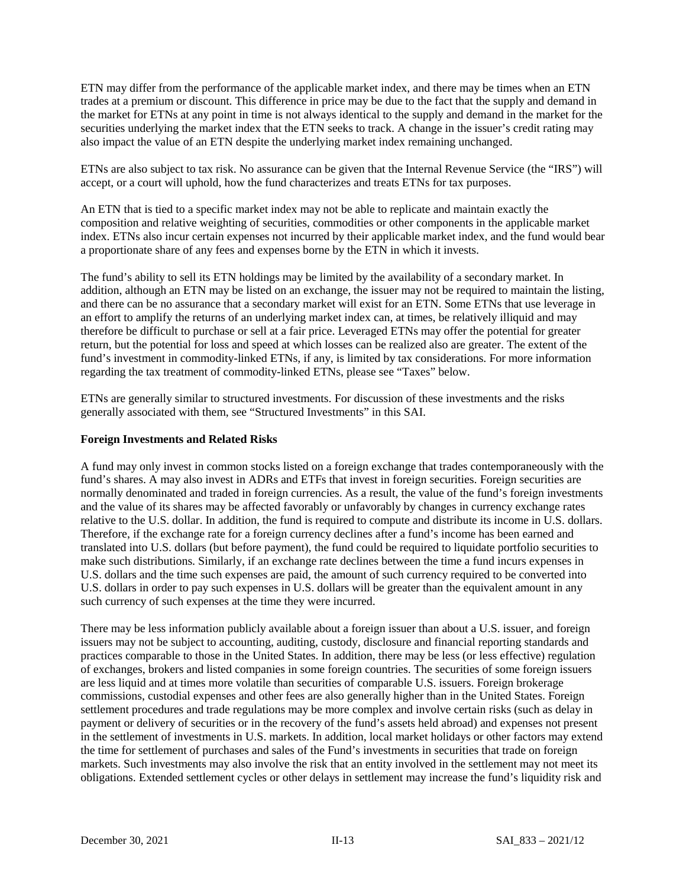ETN may differ from the performance of the applicable market index, and there may be times when an ETN trades at a premium or discount. This difference in price may be due to the fact that the supply and demand in the market for ETNs at any point in time is not always identical to the supply and demand in the market for the securities underlying the market index that the ETN seeks to track. A change in the issuer's credit rating may also impact the value of an ETN despite the underlying market index remaining unchanged.

ETNs are also subject to tax risk. No assurance can be given that the Internal Revenue Service (the "IRS") will accept, or a court will uphold, how the fund characterizes and treats ETNs for tax purposes.

An ETN that is tied to a specific market index may not be able to replicate and maintain exactly the composition and relative weighting of securities, commodities or other components in the applicable market index. ETNs also incur certain expenses not incurred by their applicable market index, and the fund would bear a proportionate share of any fees and expenses borne by the ETN in which it invests.

The fund's ability to sell its ETN holdings may be limited by the availability of a secondary market. In addition, although an ETN may be listed on an exchange, the issuer may not be required to maintain the listing, and there can be no assurance that a secondary market will exist for an ETN. Some ETNs that use leverage in an effort to amplify the returns of an underlying market index can, at times, be relatively illiquid and may therefore be difficult to purchase or sell at a fair price. Leveraged ETNs may offer the potential for greater return, but the potential for loss and speed at which losses can be realized also are greater. The extent of the fund's investment in commodity-linked ETNs, if any, is limited by tax considerations. For more information regarding the tax treatment of commodity-linked ETNs, please see "Taxes" below.

ETNs are generally similar to structured investments. For discussion of these investments and the risks generally associated with them, see "Structured Investments" in this SAI.

**Foreign Investments and Related Risks**

A fund may only invest in common stocks listed on a foreign exchange that trades contemporaneously with the fund's shares. A may also invest in ADRs and ETFs that invest in foreign securities. Foreign securities are normally denominated and traded in foreign currencies. As a result, the value of the fund's foreign investments and the value of its shares may be affected favorably or unfavorably by changes in currency exchange rates relative to the U.S. dollar. In addition, the fund is required to compute and distribute its income in U.S. dollars. Therefore, if the exchange rate for a foreign currency declines after a fund's income has been earned and translated into U.S. dollars (but before payment), the fund could be required to liquidate portfolio securities to make such distributions. Similarly, if an exchange rate declines between the time a fund incurs expenses in U.S. dollars and the time such expenses are paid, the amount of such currency required to be converted into U.S. dollars in order to pay such expenses in U.S. dollars will be greater than the equivalent amount in any such currency of such expenses at the time they were incurred.

There may be less information publicly available about a foreign issuer than about a U.S. issuer, and foreign issuers may not be subject to accounting, auditing, custody, disclosure and financial reporting standards and practices comparable to those in the United States. In addition, there may be less (or less effective) regulation of exchanges, brokers and listed companies in some foreign countries. The securities of some foreign issuers are less liquid and at times more volatile than securities of comparable U.S. issuers. Foreign brokerage commissions, custodial expenses and other fees are also generally higher than in the United States. Foreign settlement procedures and trade regulations may be more complex and involve certain risks (such as delay in payment or delivery of securities or in the recovery of the fund's assets held abroad) and expenses not present in the settlement of investments in U.S. markets. In addition, local market holidays or other factors may extend the time for settlement of purchases and sales of the Fund's investments in securities that trade on foreign markets. Such investments may also involve the risk that an entity involved in the settlement may not meet its obligations. Extended settlement cycles or other delays in settlement may increase the fund's liquidity risk and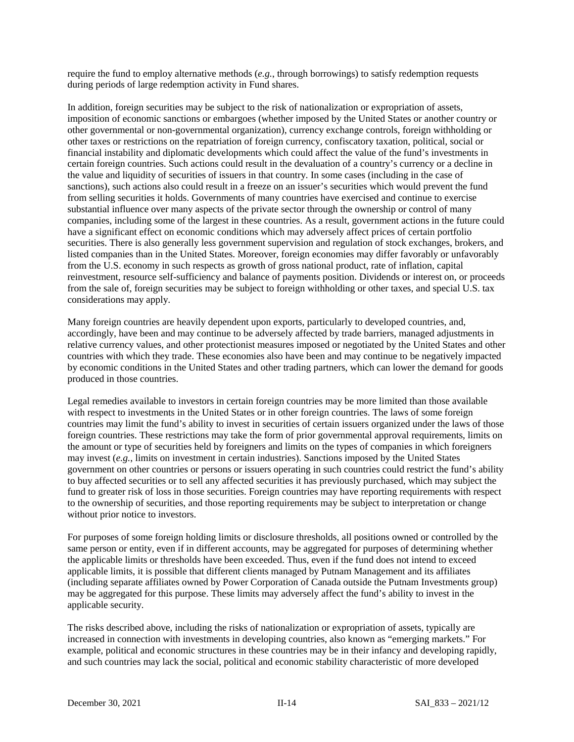require the fund to employ alternative methods (*e.g.*, through borrowings) to satisfy redemption requests during periods of large redemption activity in Fund shares.

In addition, foreign securities may be subject to the risk of nationalization or expropriation of assets, imposition of economic sanctions or embargoes (whether imposed by the United States or another country or other governmental or non-governmental organization), currency exchange controls, foreign withholding or other taxes or restrictions on the repatriation of foreign currency, confiscatory taxation, political, social or financial instability and diplomatic developments which could affect the value of the fund's investments in certain foreign countries. Such actions could result in the devaluation of a country's currency or a decline in the value and liquidity of securities of issuers in that country. In some cases (including in the case of sanctions), such actions also could result in a freeze on an issuer's securities which would prevent the fund from selling securities it holds. Governments of many countries have exercised and continue to exercise substantial influence over many aspects of the private sector through the ownership or control of many companies, including some of the largest in these countries. As a result, government actions in the future could have a significant effect on economic conditions which may adversely affect prices of certain portfolio securities. There is also generally less government supervision and regulation of stock exchanges, brokers, and listed companies than in the United States. Moreover, foreign economies may differ favorably or unfavorably from the U.S. economy in such respects as growth of gross national product, rate of inflation, capital reinvestment, resource self-sufficiency and balance of payments position. Dividends or interest on, or proceeds from the sale of, foreign securities may be subject to foreign withholding or other taxes, and special U.S. tax considerations may apply.

Many foreign countries are heavily dependent upon exports, particularly to developed countries, and, accordingly, have been and may continue to be adversely affected by trade barriers, managed adjustments in relative currency values, and other protectionist measures imposed or negotiated by the United States and other countries with which they trade. These economies also have been and may continue to be negatively impacted by economic conditions in the United States and other trading partners, which can lower the demand for goods produced in those countries.

Legal remedies available to investors in certain foreign countries may be more limited than those available with respect to investments in the United States or in other foreign countries. The laws of some foreign countries may limit the fund's ability to invest in securities of certain issuers organized under the laws of those foreign countries. These restrictions may take the form of prior governmental approval requirements, limits on the amount or type of securities held by foreigners and limits on the types of companies in which foreigners may invest (*e.g.*, limits on investment in certain industries). Sanctions imposed by the United States government on other countries or persons or issuers operating in such countries could restrict the fund's ability to buy affected securities or to sell any affected securities it has previously purchased, which may subject the fund to greater risk of loss in those securities. Foreign countries may have reporting requirements with respect to the ownership of securities, and those reporting requirements may be subject to interpretation or change without prior notice to investors.

For purposes of some foreign holding limits or disclosure thresholds, all positions owned or controlled by the same person or entity, even if in different accounts, may be aggregated for purposes of determining whether the applicable limits or thresholds have been exceeded. Thus, even if the fund does not intend to exceed applicable limits, it is possible that different clients managed by Putnam Management and its affiliates (including separate affiliates owned by Power Corporation of Canada outside the Putnam Investments group) may be aggregated for this purpose. These limits may adversely affect the fund's ability to invest in the applicable security.

The risks described above, including the risks of nationalization or expropriation of assets, typically are increased in connection with investments in developing countries, also known as "emerging markets." For example, political and economic structures in these countries may be in their infancy and developing rapidly, and such countries may lack the social, political and economic stability characteristic of more developed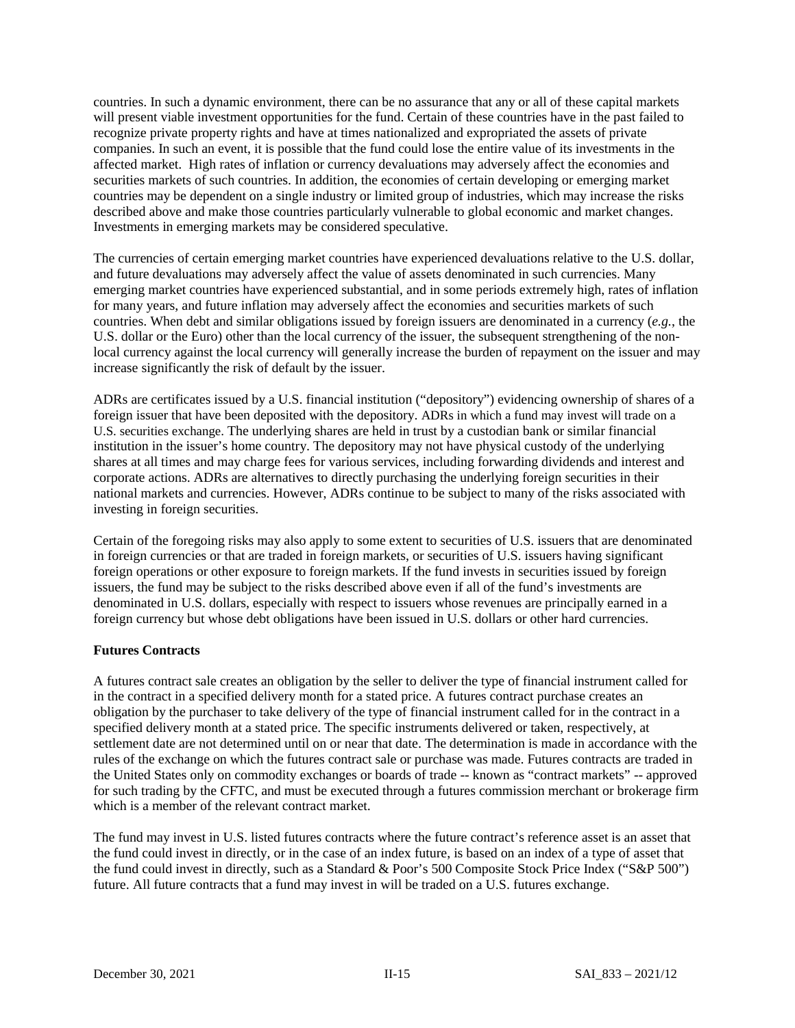countries. In such a dynamic environment, there can be no assurance that any or all of these capital markets will present viable investment opportunities for the fund. Certain of these countries have in the past failed to recognize private property rights and have at times nationalized and expropriated the assets of private companies. In such an event, it is possible that the fund could lose the entire value of its investments in the affected market. High rates of inflation or currency devaluations may adversely affect the economies and securities markets of such countries. In addition, the economies of certain developing or emerging market countries may be dependent on a single industry or limited group of industries, which may increase the risks described above and make those countries particularly vulnerable to global economic and market changes. Investments in emerging markets may be considered speculative.

The currencies of certain emerging market countries have experienced devaluations relative to the U.S. dollar, and future devaluations may adversely affect the value of assets denominated in such currencies. Many emerging market countries have experienced substantial, and in some periods extremely high, rates of inflation for many years, and future inflation may adversely affect the economies and securities markets of such countries. When debt and similar obligations issued by foreign issuers are denominated in a currency (*e.g.*, the U.S. dollar or the Euro) other than the local currency of the issuer, the subsequent strengthening of the non-local currency against the local currency will generally increase the burden of repayment on the issuer and may increase significantly the risk of default by the issuer.

ADRs are certificates issued by a U.S. financial institution ("depository") evidencing ownership of shares of a foreign issuer that have been deposited with the depository. ADRs in which a fund may invest will trade on a U.S. securities exchange. The underlying shares are held in trust by a custodian bank or similar financial institution in the issuer's home country. The depository may not have physical custody of the underlying shares at all times and may charge fees for various services, including forwarding dividends and interest and corporate actions. ADRs are alternatives to directly purchasing the underlying foreign securities in their national markets and currencies. However, ADRs continue to be subject to many of the risks associated with investing in foreign securities.

Certain of the foregoing risks may also apply to some extent to securities of U.S. issuers that are denominated in foreign currencies or that are traded in foreign markets, or securities of U.S. issuers having significant foreign operations or other exposure to foreign markets. If the fund invests in securities issued by foreign issuers, the fund may be subject to the risks described above even if all of the fund's investments are denominated in U.S. dollars, especially with respect to issuers whose revenues are principally earned in a foreign currency but whose debt obligations have been issued in U.S. dollars or other hard currencies.

**Futures Contracts**

A futures contract sale creates an obligation by the seller to deliver the type of financial instrument called for in the contract in a specified delivery month for a stated price. A futures contract purchase creates an obligation by the purchaser to take delivery of the type of financial instrument called for in the contract in a specified delivery month at a stated price. The specific instruments delivered or taken, respectively, at settlement date are not determined until on or near that date. The determination is made in accordance with the rules of the exchange on which the futures contract sale or purchase was made. Futures contracts are traded in the United States only on commodity exchanges or boards of trade -- known as "contract markets" -- approved for such trading by the CFTC, and must be executed through a futures commission merchant or brokerage firm which is a member of the relevant contract market.

The fund may invest in U.S. listed futures contracts where the future contract's reference asset is an asset that the fund could invest in directly, or in the case of an index future, is based on an index of a type of asset that the fund could invest in directly, such as a Standard & Poor's 500 Composite Stock Price Index ("S&P 500") future. All future contracts that a fund may invest in will be traded on a U.S. futures exchange.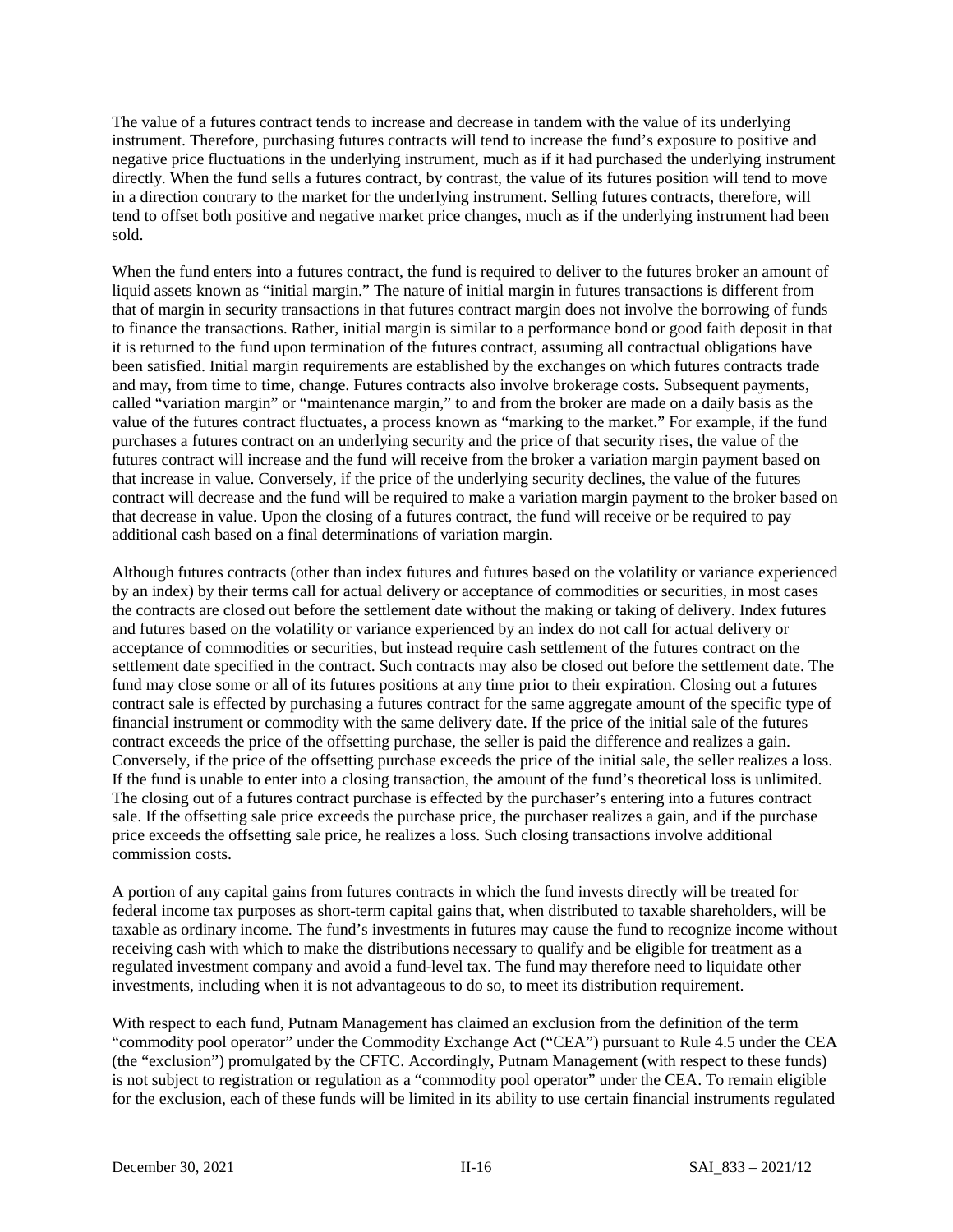The value of a futures contract tends to increase and decrease in tandem with the value of its underlying instrument. Therefore, purchasing futures contracts will tend to increase the fund's exposure to positive and negative price fluctuations in the underlying instrument, much as if it had purchased the underlying instrument directly. When the fund sells a futures contract, by contrast, the value of its futures position will tend to move in a direction contrary to the market for the underlying instrument. Selling futures contracts, therefore, will tend to offset both positive and negative market price changes, much as if the underlying instrument had been sold.

When the fund enters into a futures contract, the fund is required to deliver to the futures broker an amount of liquid assets known as "initial margin." The nature of initial margin in futures transactions is different from that of margin in security transactions in that futures contract margin does not involve the borrowing of funds to finance the transactions. Rather, initial margin is similar to a performance bond or good faith deposit in that it is returned to the fund upon termination of the futures contract, assuming all contractual obligations have been satisfied. Initial margin requirements are established by the exchanges on which futures contracts trade and may, from time to time, change. Futures contracts also involve brokerage costs. Subsequent payments, called "variation margin" or "maintenance margin," to and from the broker are made on a daily basis as the value of the futures contract fluctuates, a process known as "marking to the market." For example, if the fund purchases a futures contract on an underlying security and the price of that security rises, the value of the futures contract will increase and the fund will receive from the broker a variation margin payment based on that increase in value. Conversely, if the price of the underlying security declines, the value of the futures contract will decrease and the fund will be required to make a variation margin payment to the broker based on that decrease in value. Upon the closing of a futures contract, the fund will receive or be required to pay additional cash based on a final determinations of variation margin.

Although futures contracts (other than index futures and futures based on the volatility or variance experienced by an index) by their terms call for actual delivery or acceptance of commodities or securities, in most cases the contracts are closed out before the settlement date without the making or taking of delivery. Index futures and futures based on the volatility or variance experienced by an index do not call for actual delivery or acceptance of commodities or securities, but instead require cash settlement of the futures contract on the settlement date specified in the contract. Such contracts may also be closed out before the settlement date. The fund may close some or all of its futures positions at any time prior to their expiration. Closing out a futures contract sale is effected by purchasing a futures contract for the same aggregate amount of the specific type of financial instrument or commodity with the same delivery date. If the price of the initial sale of the futures contract exceeds the price of the offsetting purchase, the seller is paid the difference and realizes a gain. Conversely, if the price of the offsetting purchase exceeds the price of the initial sale, the seller realizes a loss. If the fund is unable to enter into a closing transaction, the amount of the fund's theoretical loss is unlimited. The closing out of a futures contract purchase is effected by the purchaser's entering into a futures contract sale. If the offsetting sale price exceeds the purchase price, the purchaser realizes a gain, and if the purchase price exceeds the offsetting sale price, he realizes a loss. Such closing transactions involve additional commission costs.

A portion of any capital gains from futures contracts in which the fund invests directly will be treated for federal income tax purposes as short-term capital gains that, when distributed to taxable shareholders, will be taxable as ordinary income. The fund's investments in futures may cause the fund to recognize income without receiving cash with which to make the distributions necessary to qualify and be eligible for treatment as a regulated investment company and avoid a fund-level tax. The fund may therefore need to liquidate other investments, including when it is not advantageous to do so, to meet its distribution requirement.

With respect to each fund, Putnam Management has claimed an exclusion from the definition of the term "commodity pool operator" under the Commodity Exchange Act ("CEA") pursuant to Rule 4.5 under the CEA (the "exclusion") promulgated by the CFTC. Accordingly, Putnam Management (with respect to these funds) is not subject to registration or regulation as a "commodity pool operator" under the CEA. To remain eligible for the exclusion, each of these funds will be limited in its ability to use certain financial instruments regulated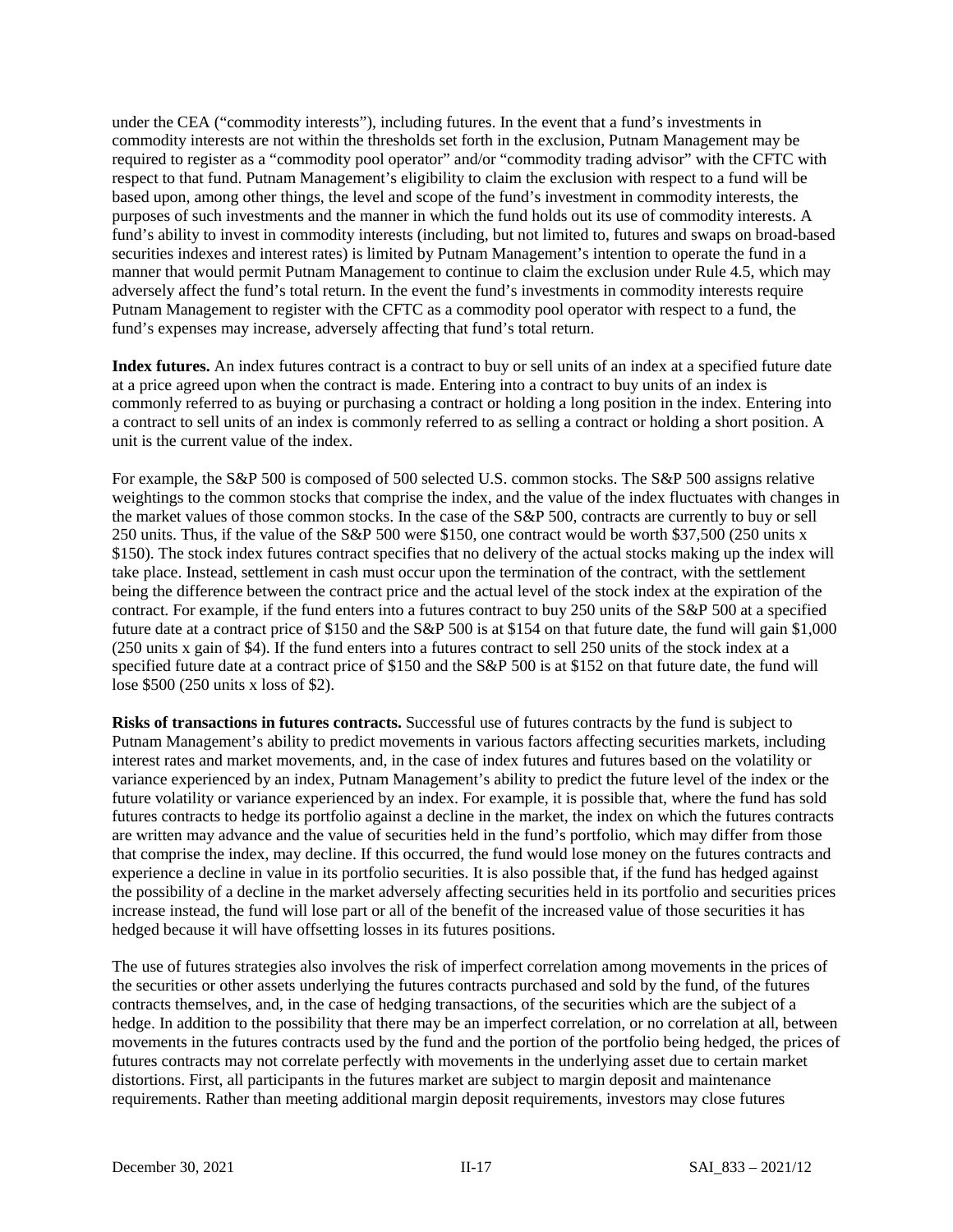under the CEA ("commodity interests"), including futures. In the event that a fund's investments in commodity interests are not within the thresholds set forth in the exclusion, Putnam Management may be required to register as a "commodity pool operator" and/or "commodity trading advisor" with the CFTC with respect to that fund. Putnam Management's eligibility to claim the exclusion with respect to a fund will be based upon, among other things, the level and scope of the fund's investment in commodity interests, the purposes of such investments and the manner in which the fund holds out its use of commodity interests. A fund's ability to invest in commodity interests (including, but not limited to, futures and swaps on broad-based securities indexes and interest rates) is limited by Putnam Management's intention to operate the fund in a manner that would permit Putnam Management to continue to claim the exclusion under Rule 4.5, which may adversely affect the fund's total return. In the event the fund's investments in commodity interests require Putnam Management to register with the CFTC as a commodity pool operator with respect to a fund, the fund's expenses may increase, adversely affecting that fund's total return.

**Index futures.** An index futures contract is a contract to buy or sell units of an index at a specified future date at a price agreed upon when the contract is made. Entering into a contract to buy units of an index is commonly referred to as buying or purchasing a contract or holding a long position in the index. Entering into a contract to sell units of an index is commonly referred to as selling a contract or holding a short position. A unit is the current value of the index.

For example, the S&P 500 is composed of 500 selected U.S. common stocks. The S&P 500 assigns relative weightings to the common stocks that comprise the index, and the value of the index fluctuates with changes in the market values of those common stocks. In the case of the S&P 500, contracts are currently to buy or sell 250 units. Thus, if the value of the S&P 500 were $150, one contract would be worth $37,500 (250 units x $150). The stock index futures contract specifies that no delivery of the actual stocks making up the index will take place. Instead, settlement in cash must occur upon the termination of the contract, with the settlement being the difference between the contract price and the actual level of the stock index at the expiration of the contract. For example, if the fund enters into a futures contract to buy 250 units of the S&P 500 at a specified future date at a contract price of $150 and the S&P 500 is at $154 on that future date, the fund will gain $1,000 (250 units x gain of $4). If the fund enters into a futures contract to sell 250 units of the stock index at a specified future date at a contract price of $150 and the S&P 500 is at $152 on that future date, the fund will lose $500 (250 units x loss of $2).

**Risks of transactions in futures contracts.** Successful use of futures contracts by the fund is subject to Putnam Management's ability to predict movements in various factors affecting securities markets, including interest rates and market movements, and, in the case of index futures and futures based on the volatility or variance experienced by an index, Putnam Management's ability to predict the future level of the index or the future volatility or variance experienced by an index. For example, it is possible that, where the fund has sold futures contracts to hedge its portfolio against a decline in the market, the index on which the futures contracts are written may advance and the value of securities held in the fund's portfolio, which may differ from those that comprise the index, may decline. If this occurred, the fund would lose money on the futures contracts and experience a decline in value in its portfolio securities. It is also possible that, if the fund has hedged against the possibility of a decline in the market adversely affecting securities held in its portfolio and securities prices increase instead, the fund will lose part or all of the benefit of the increased value of those securities it has hedged because it will have offsetting losses in its futures positions.

The use of futures strategies also involves the risk of imperfect correlation among movements in the prices of the securities or other assets underlying the futures contracts purchased and sold by the fund, of the futures contracts themselves, and, in the case of hedging transactions, of the securities which are the subject of a hedge. In addition to the possibility that there may be an imperfect correlation, or no correlation at all, between movements in the futures contracts used by the fund and the portion of the portfolio being hedged, the prices of futures contracts may not correlate perfectly with movements in the underlying asset due to certain market distortions. First, all participants in the futures market are subject to margin deposit and maintenance requirements. Rather than meeting additional margin deposit requirements, investors may close futures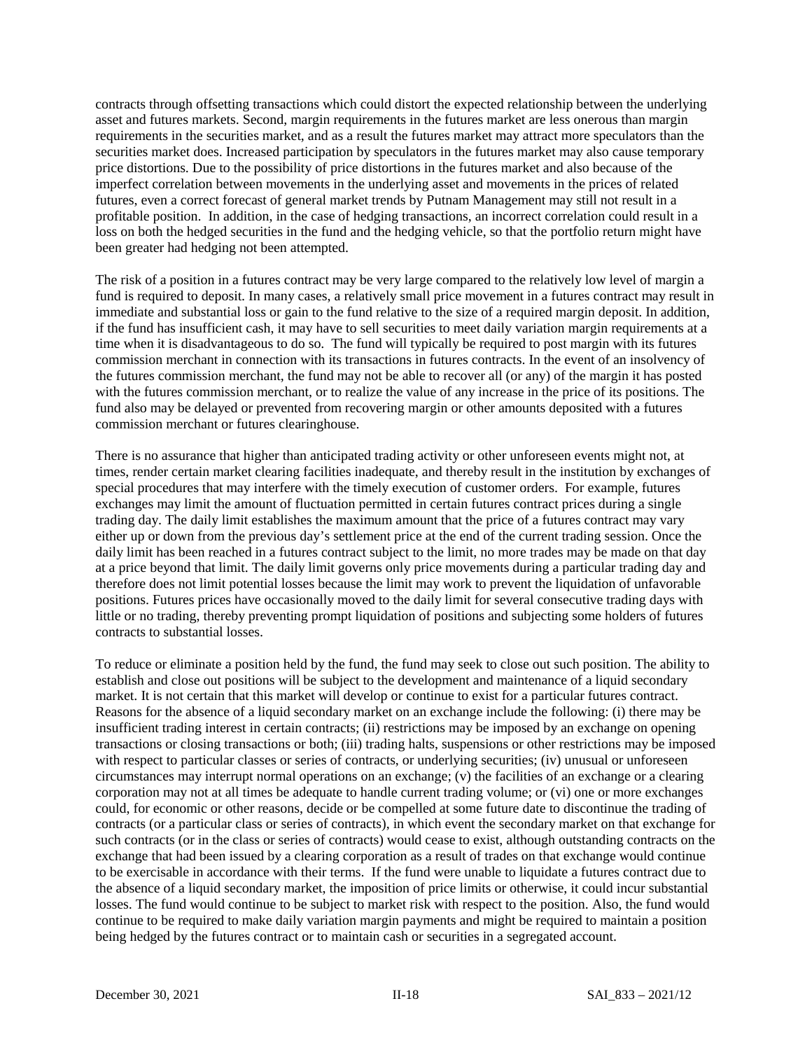contracts through offsetting transactions which could distort the expected relationship between the underlying asset and futures markets. Second, margin requirements in the futures market are less onerous than margin requirements in the securities market, and as a result the futures market may attract more speculators than the securities market does. Increased participation by speculators in the futures market may also cause temporary price distortions. Due to the possibility of price distortions in the futures market and also because of the imperfect correlation between movements in the underlying asset and movements in the prices of related futures, even a correct forecast of general market trends by Putnam Management may still not result in a profitable position. In addition, in the case of hedging transactions, an incorrect correlation could result in a loss on both the hedged securities in the fund and the hedging vehicle, so that the portfolio return might have been greater had hedging not been attempted.

The risk of a position in a futures contract may be very large compared to the relatively low level of margin a fund is required to deposit. In many cases, a relatively small price movement in a futures contract may result in immediate and substantial loss or gain to the fund relative to the size of a required margin deposit. In addition, if the fund has insufficient cash, it may have to sell securities to meet daily variation margin requirements at a time when it is disadvantageous to do so. The fund will typically be required to post margin with its futures commission merchant in connection with its transactions in futures contracts. In the event of an insolvency of the futures commission merchant, the fund may not be able to recover all (or any) of the margin it has posted with the futures commission merchant, or to realize the value of any increase in the price of its positions. The fund also may be delayed or prevented from recovering margin or other amounts deposited with a futures commission merchant or futures clearinghouse.

There is no assurance that higher than anticipated trading activity or other unforeseen events might not, at times, render certain market clearing facilities inadequate, and thereby result in the institution by exchanges of special procedures that may interfere with the timely execution of customer orders. For example, futures exchanges may limit the amount of fluctuation permitted in certain futures contract prices during a single trading day. The daily limit establishes the maximum amount that the price of a futures contract may vary either up or down from the previous day's settlement price at the end of the current trading session. Once the daily limit has been reached in a futures contract subject to the limit, no more trades may be made on that day at a price beyond that limit. The daily limit governs only price movements during a particular trading day and therefore does not limit potential losses because the limit may work to prevent the liquidation of unfavorable positions. Futures prices have occasionally moved to the daily limit for several consecutive trading days with little or no trading, thereby preventing prompt liquidation of positions and subjecting some holders of futures contracts to substantial losses.

To reduce or eliminate a position held by the fund, the fund may seek to close out such position. The ability to establish and close out positions will be subject to the development and maintenance of a liquid secondary market. It is not certain that this market will develop or continue to exist for a particular futures contract. Reasons for the absence of a liquid secondary market on an exchange include the following: (i) there may be insufficient trading interest in certain contracts; (ii) restrictions may be imposed by an exchange on opening transactions or closing transactions or both; (iii) trading halts, suspensions or other restrictions may be imposed with respect to particular classes or series of contracts, or underlying securities; (iv) unusual or unforeseen circumstances may interrupt normal operations on an exchange; (v) the facilities of an exchange or a clearing corporation may not at all times be adequate to handle current trading volume; or (vi) one or more exchanges could, for economic or other reasons, decide or be compelled at some future date to discontinue the trading of contracts (or a particular class or series of contracts), in which event the secondary market on that exchange for such contracts (or in the class or series of contracts) would cease to exist, although outstanding contracts on the exchange that had been issued by a clearing corporation as a result of trades on that exchange would continue to be exercisable in accordance with their terms. If the fund were unable to liquidate a futures contract due to the absence of a liquid secondary market, the imposition of price limits or otherwise, it could incur substantial losses. The fund would continue to be subject to market risk with respect to the position. Also, the fund would continue to be required to make daily variation margin payments and might be required to maintain a position being hedged by the futures contract or to maintain cash or securities in a segregated account.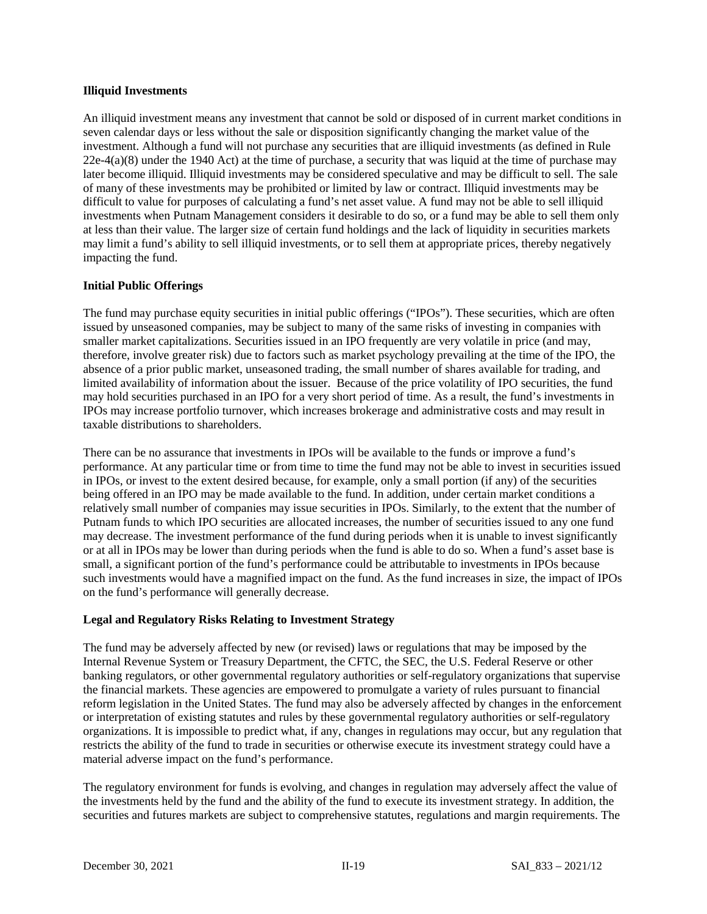**Illiquid Investments**

An illiquid investment means any investment that cannot be sold or disposed of in current market conditions in seven calendar days or less without the sale or disposition significantly changing the market value of the investment. Although a fund will not purchase any securities that are illiquid investments (as defined in Rule 22e-4(a)(8) under the 1940 Act) at the time of purchase, a security that was liquid at the time of purchase may later become illiquid. Illiquid investments may be considered speculative and may be difficult to sell. The sale of many of these investments may be prohibited or limited by law or contract. Illiquid investments may be difficult to value for purposes of calculating a fund's net asset value. A fund may not be able to sell illiquid investments when Putnam Management considers it desirable to do so, or a fund may be able to sell them only at less than their value. The larger size of certain fund holdings and the lack of liquidity in securities markets may limit a fund's ability to sell illiquid investments, or to sell them at appropriate prices, thereby negatively impacting the fund.

**Initial Public Offerings**

The fund may purchase equity securities in initial public offerings ("IPOs"). These securities, which are often issued by unseasoned companies, may be subject to many of the same risks of investing in companies with smaller market capitalizations. Securities issued in an IPO frequently are very volatile in price (and may, therefore, involve greater risk) due to factors such as market psychology prevailing at the time of the IPO, the absence of a prior public market, unseasoned trading, the small number of shares available for trading, and limited availability of information about the issuer. Because of the price volatility of IPO securities, the fund may hold securities purchased in an IPO for a very short period of time. As a result, the fund's investments in IPOs may increase portfolio turnover, which increases brokerage and administrative costs and may result in taxable distributions to shareholders.

There can be no assurance that investments in IPOs will be available to the funds or improve a fund's performance. At any particular time or from time to time the fund may not be able to invest in securities issued in IPOs, or invest to the extent desired because, for example, only a small portion (if any) of the securities being offered in an IPO may be made available to the fund. In addition, under certain market conditions a relatively small number of companies may issue securities in IPOs. Similarly, to the extent that the number of Putnam funds to which IPO securities are allocated increases, the number of securities issued to any one fund may decrease. The investment performance of the fund during periods when it is unable to invest significantly or at all in IPOs may be lower than during periods when the fund is able to do so. When a fund's asset base is small, a significant portion of the fund's performance could be attributable to investments in IPOs because such investments would have a magnified impact on the fund. As the fund increases in size, the impact of IPOs on the fund's performance will generally decrease.

**Legal and Regulatory Risks Relating to Investment Strategy**

The fund may be adversely affected by new (or revised) laws or regulations that may be imposed by the Internal Revenue System or Treasury Department, the CFTC, the SEC, the U.S. Federal Reserve or other banking regulators, or other governmental regulatory authorities or self-regulatory organizations that supervise the financial markets. These agencies are empowered to promulgate a variety of rules pursuant to financial reform legislation in the United States. The fund may also be adversely affected by changes in the enforcement or interpretation of existing statutes and rules by these governmental regulatory authorities or self-regulatory organizations. It is impossible to predict what, if any, changes in regulations may occur, but any regulation that restricts the ability of the fund to trade in securities or otherwise execute its investment strategy could have a material adverse impact on the fund's performance.

The regulatory environment for funds is evolving, and changes in regulation may adversely affect the value of the investments held by the fund and the ability of the fund to execute its investment strategy. In addition, the securities and futures markets are subject to comprehensive statutes, regulations and margin requirements. The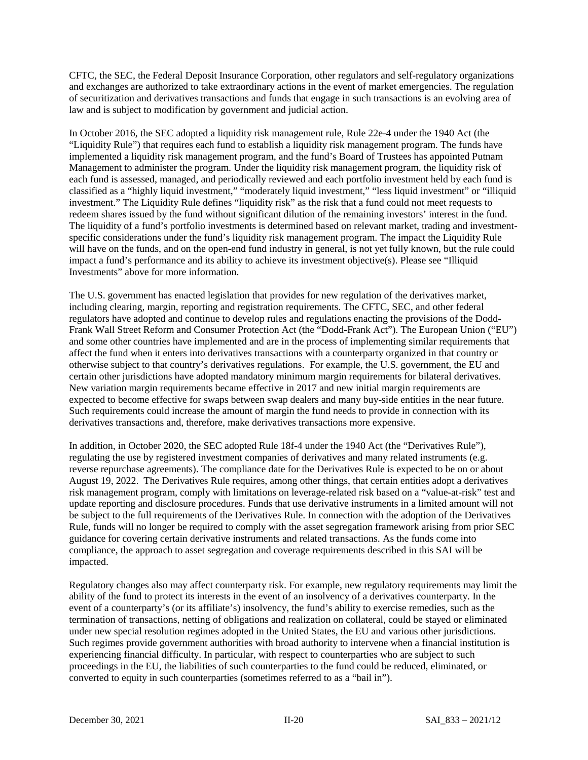CFTC, the SEC, the Federal Deposit Insurance Corporation, other regulators and self-regulatory organizations and exchanges are authorized to take extraordinary actions in the event of market emergencies. The regulation of securitization and derivatives transactions and funds that engage in such transactions is an evolving area of law and is subject to modification by government and judicial action.

In October 2016, the SEC adopted a liquidity risk management rule, Rule 22e-4 under the 1940 Act (the "Liquidity Rule") that requires each fund to establish a liquidity risk management program. The funds have implemented a liquidity risk management program, and the fund's Board of Trustees has appointed Putnam Management to administer the program. Under the liquidity risk management program, the liquidity risk of each fund is assessed, managed, and periodically reviewed and each portfolio investment held by each fund is classified as a "highly liquid investment," "moderately liquid investment," "less liquid investment" or "illiquid investment." The Liquidity Rule defines "liquidity risk" as the risk that a fund could not meet requests to redeem shares issued by the fund without significant dilution of the remaining investors' interest in the fund. The liquidity of a fund's portfolio investments is determined based on relevant market, trading and investment-specific considerations under the fund's liquidity risk management program. The impact the Liquidity Rule will have on the funds, and on the open-end fund industry in general, is not yet fully known, but the rule could impact a fund's performance and its ability to achieve its investment objective(s). Please see "Illiquid Investments" above for more information.

The U.S. government has enacted legislation that provides for new regulation of the derivatives market, including clearing, margin, reporting and registration requirements. The CFTC, SEC, and other federal regulators have adopted and continue to develop rules and regulations enacting the provisions of the Dodd-Frank Wall Street Reform and Consumer Protection Act (the "Dodd-Frank Act"). The European Union ("EU") and some other countries have implemented and are in the process of implementing similar requirements that affect the fund when it enters into derivatives transactions with a counterparty organized in that country or otherwise subject to that country's derivatives regulations. For example, the U.S. government, the EU and certain other jurisdictions have adopted mandatory minimum margin requirements for bilateral derivatives. New variation margin requirements became effective in 2017 and new initial margin requirements are expected to become effective for swaps between swap dealers and many buy-side entities in the near future. Such requirements could increase the amount of margin the fund needs to provide in connection with its derivatives transactions and, therefore, make derivatives transactions more expensive.

In addition, in October 2020, the SEC adopted Rule 18f-4 under the 1940 Act (the "Derivatives Rule"), regulating the use by registered investment companies of derivatives and many related instruments (e.g. reverse repurchase agreements). The compliance date for the Derivatives Rule is expected to be on or about August 19, 2022. The Derivatives Rule requires, among other things, that certain entities adopt a derivatives risk management program, comply with limitations on leverage-related risk based on a "value-at-risk" test and update reporting and disclosure procedures. Funds that use derivative instruments in a limited amount will not be subject to the full requirements of the Derivatives Rule. In connection with the adoption of the Derivatives Rule, funds will no longer be required to comply with the asset segregation framework arising from prior SEC guidance for covering certain derivative instruments and related transactions. As the funds come into compliance, the approach to asset segregation and coverage requirements described in this SAI will be impacted.

Regulatory changes also may affect counterparty risk. For example, new regulatory requirements may limit the ability of the fund to protect its interests in the event of an insolvency of a derivatives counterparty. In the event of a counterparty's (or its affiliate's) insolvency, the fund's ability to exercise remedies, such as the termination of transactions, netting of obligations and realization on collateral, could be stayed or eliminated under new special resolution regimes adopted in the United States, the EU and various other jurisdictions. Such regimes provide government authorities with broad authority to intervene when a financial institution is experiencing financial difficulty. In particular, with respect to counterparties who are subject to such proceedings in the EU, the liabilities of such counterparties to the fund could be reduced, eliminated, or converted to equity in such counterparties (sometimes referred to as a "bail in").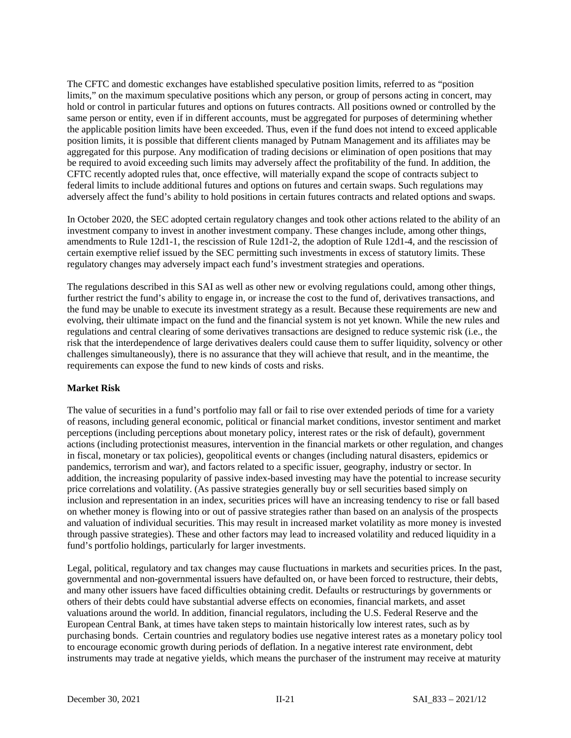The CFTC and domestic exchanges have established speculative position limits, referred to as "position limits," on the maximum speculative positions which any person, or group of persons acting in concert, may hold or control in particular futures and options on futures contracts. All positions owned or controlled by the same person or entity, even if in different accounts, must be aggregated for purposes of determining whether the applicable position limits have been exceeded. Thus, even if the fund does not intend to exceed applicable position limits, it is possible that different clients managed by Putnam Management and its affiliates may be aggregated for this purpose. Any modification of trading decisions or elimination of open positions that may be required to avoid exceeding such limits may adversely affect the profitability of the fund. In addition, the CFTC recently adopted rules that, once effective, will materially expand the scope of contracts subject to federal limits to include additional futures and options on futures and certain swaps. Such regulations may adversely affect the fund's ability to hold positions in certain futures contracts and related options and swaps.

In October 2020, the SEC adopted certain regulatory changes and took other actions related to the ability of an investment company to invest in another investment company. These changes include, among other things, amendments to Rule 12d1-1, the rescission of Rule 12d1-2, the adoption of Rule 12d1-4, and the rescission of certain exemptive relief issued by the SEC permitting such investments in excess of statutory limits. These regulatory changes may adversely impact each fund's investment strategies and operations.

The regulations described in this SAI as well as other new or evolving regulations could, among other things, further restrict the fund's ability to engage in, or increase the cost to the fund of, derivatives transactions, and the fund may be unable to execute its investment strategy as a result. Because these requirements are new and evolving, their ultimate impact on the fund and the financial system is not yet known. While the new rules and regulations and central clearing of some derivatives transactions are designed to reduce systemic risk (i.e., the risk that the interdependence of large derivatives dealers could cause them to suffer liquidity, solvency or other challenges simultaneously), there is no assurance that they will achieve that result, and in the meantime, the requirements can expose the fund to new kinds of costs and risks.

**Market Risk**

The value of securities in a fund's portfolio may fall or fail to rise over extended periods of time for a variety of reasons, including general economic, political or financial market conditions, investor sentiment and market perceptions (including perceptions about monetary policy, interest rates or the risk of default), government actions (including protectionist measures, intervention in the financial markets or other regulation, and changes in fiscal, monetary or tax policies), geopolitical events or changes (including natural disasters, epidemics or pandemics, terrorism and war), and factors related to a specific issuer, geography, industry or sector. In addition, the increasing popularity of passive index-based investing may have the potential to increase security price correlations and volatility. (As passive strategies generally buy or sell securities based simply on inclusion and representation in an index, securities prices will have an increasing tendency to rise or fall based on whether money is flowing into or out of passive strategies rather than based on an analysis of the prospects and valuation of individual securities. This may result in increased market volatility as more money is invested through passive strategies). These and other factors may lead to increased volatility and reduced liquidity in a fund's portfolio holdings, particularly for larger investments.

Legal, political, regulatory and tax changes may cause fluctuations in markets and securities prices. In the past, governmental and non-governmental issuers have defaulted on, or have been forced to restructure, their debts, and many other issuers have faced difficulties obtaining credit. Defaults or restructurings by governments or others of their debts could have substantial adverse effects on economies, financial markets, and asset valuations around the world. In addition, financial regulators, including the U.S. Federal Reserve and the European Central Bank, at times have taken steps to maintain historically low interest rates, such as by purchasing bonds. Certain countries and regulatory bodies use negative interest rates as a monetary policy tool to encourage economic growth during periods of deflation. In a negative interest rate environment, debt instruments may trade at negative yields, which means the purchaser of the instrument may receive at maturity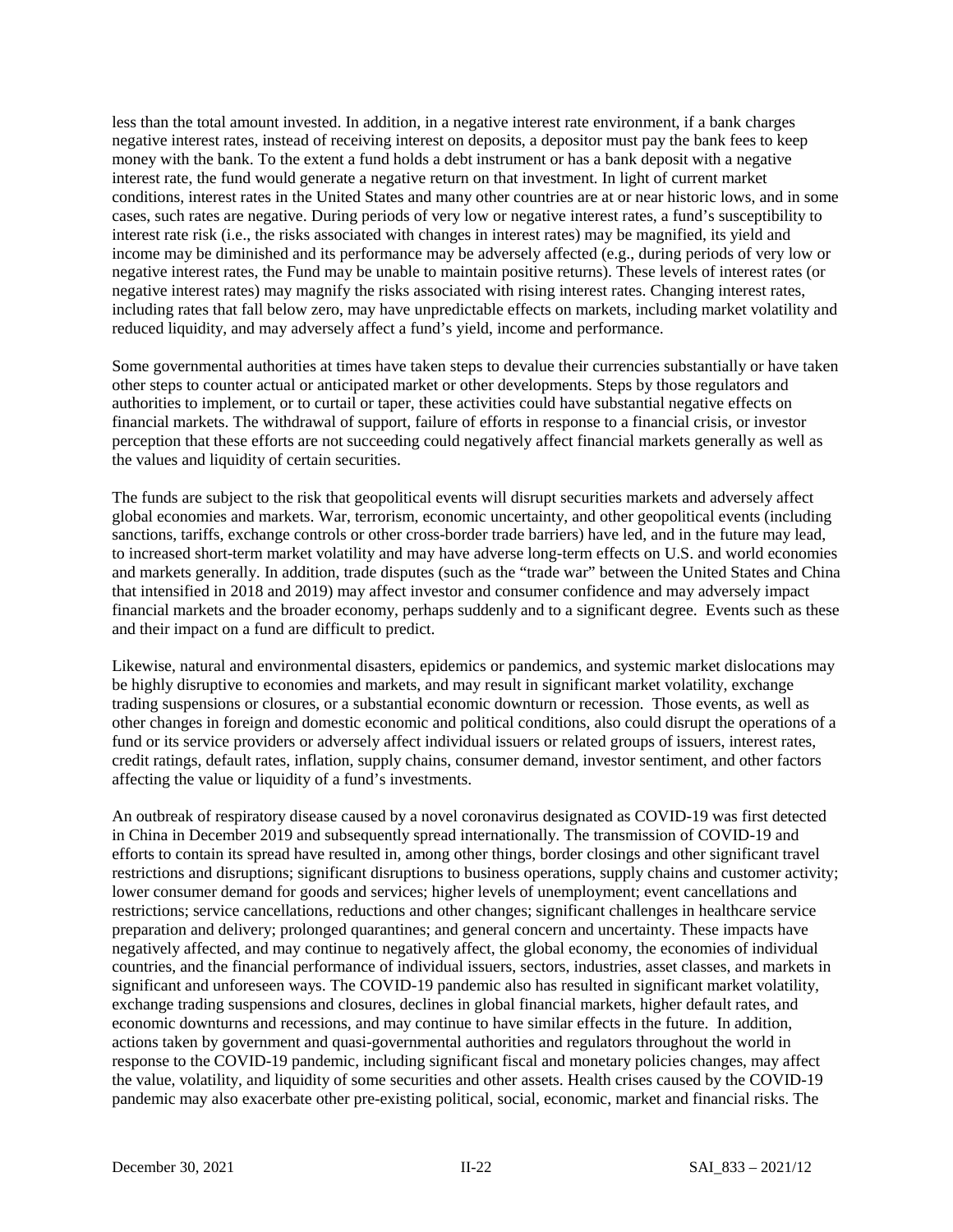less than the total amount invested. In addition, in a negative interest rate environment, if a bank charges negative interest rates, instead of receiving interest on deposits, a depositor must pay the bank fees to keep money with the bank. To the extent a fund holds a debt instrument or has a bank deposit with a negative interest rate, the fund would generate a negative return on that investment. In light of current market conditions, interest rates in the United States and many other countries are at or near historic lows, and in some cases, such rates are negative. During periods of very low or negative interest rates, a fund's susceptibility to interest rate risk (i.e., the risks associated with changes in interest rates) may be magnified, its yield and income may be diminished and its performance may be adversely affected (e.g., during periods of very low or negative interest rates, the Fund may be unable to maintain positive returns). These levels of interest rates (or negative interest rates) may magnify the risks associated with rising interest rates. Changing interest rates, including rates that fall below zero, may have unpredictable effects on markets, including market volatility and reduced liquidity, and may adversely affect a fund's yield, income and performance.

Some governmental authorities at times have taken steps to devalue their currencies substantially or have taken other steps to counter actual or anticipated market or other developments. Steps by those regulators and authorities to implement, or to curtail or taper, these activities could have substantial negative effects on financial markets. The withdrawal of support, failure of efforts in response to a financial crisis, or investor perception that these efforts are not succeeding could negatively affect financial markets generally as well as the values and liquidity of certain securities.

The funds are subject to the risk that geopolitical events will disrupt securities markets and adversely affect global economies and markets. War, terrorism, economic uncertainty, and other geopolitical events (including sanctions, tariffs, exchange controls or other cross-border trade barriers) have led, and in the future may lead, to increased short-term market volatility and may have adverse long-term effects on U.S. and world economies and markets generally. In addition, trade disputes (such as the "trade war" between the United States and China that intensified in 2018 and 2019) may affect investor and consumer confidence and may adversely impact financial markets and the broader economy, perhaps suddenly and to a significant degree. Events such as these and their impact on a fund are difficult to predict.

Likewise, natural and environmental disasters, epidemics or pandemics, and systemic market dislocations may be highly disruptive to economies and markets, and may result in significant market volatility, exchange trading suspensions or closures, or a substantial economic downturn or recession. Those events, as well as other changes in foreign and domestic economic and political conditions, also could disrupt the operations of a fund or its service providers or adversely affect individual issuers or related groups of issuers, interest rates, credit ratings, default rates, inflation, supply chains, consumer demand, investor sentiment, and other factors affecting the value or liquidity of a fund's investments.

An outbreak of respiratory disease caused by a novel coronavirus designated as COVID-19 was first detected in China in December 2019 and subsequently spread internationally. The transmission of COVID-19 and efforts to contain its spread have resulted in, among other things, border closings and other significant travel restrictions and disruptions; significant disruptions to business operations, supply chains and customer activity; lower consumer demand for goods and services; higher levels of unemployment; event cancellations and restrictions; service cancellations, reductions and other changes; significant challenges in healthcare service preparation and delivery; prolonged quarantines; and general concern and uncertainty. These impacts have negatively affected, and may continue to negatively affect, the global economy, the economies of individual countries, and the financial performance of individual issuers, sectors, industries, asset classes, and markets in significant and unforeseen ways. The COVID-19 pandemic also has resulted in significant market volatility, exchange trading suspensions and closures, declines in global financial markets, higher default rates, and economic downturns and recessions, and may continue to have similar effects in the future. In addition, actions taken by government and quasi-governmental authorities and regulators throughout the world in response to the COVID-19 pandemic, including significant fiscal and monetary policies changes, may affect the value, volatility, and liquidity of some securities and other assets. Health crises caused by the COVID-19 pandemic may also exacerbate other pre-existing political, social, economic, market and financial risks. The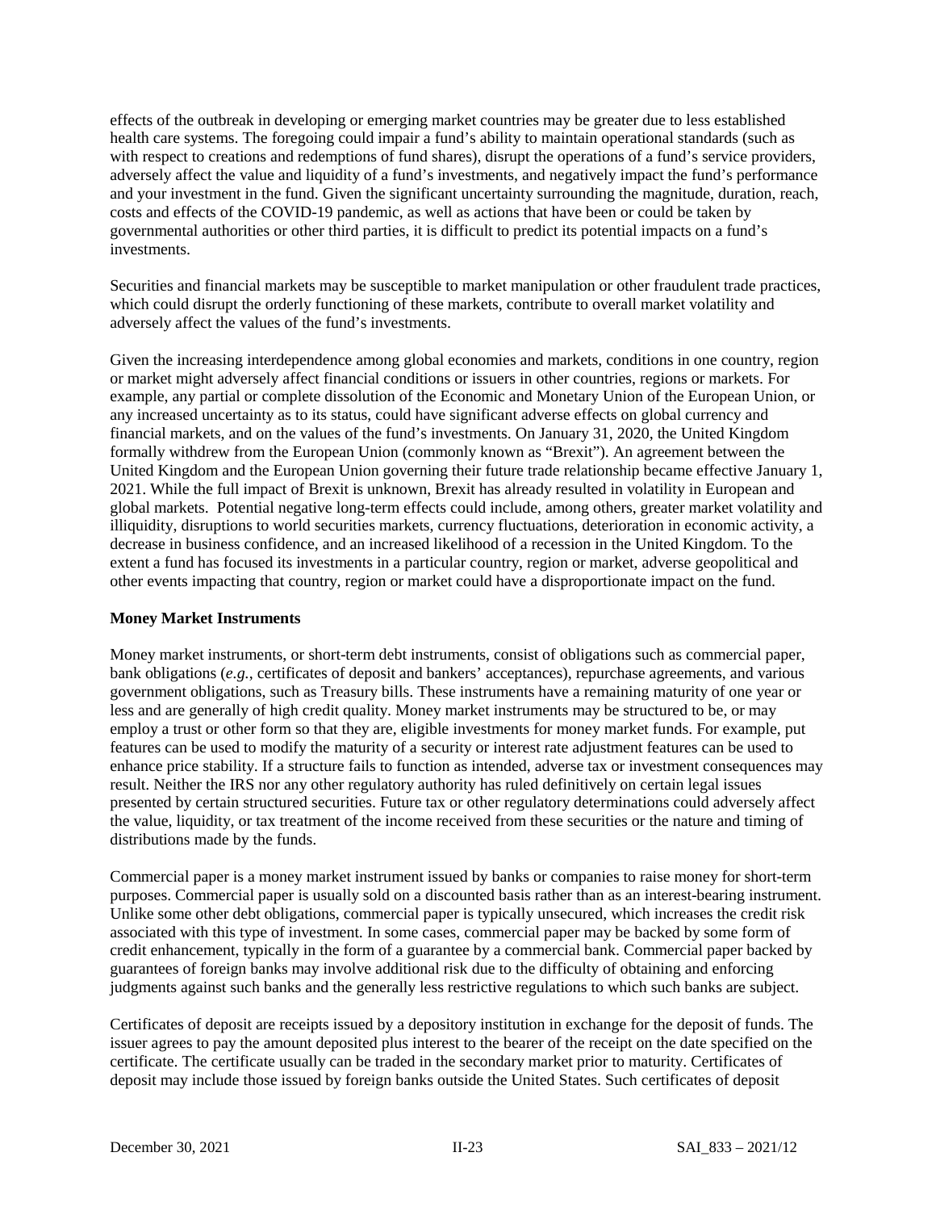effects of the outbreak in developing or emerging market countries may be greater due to less established health care systems. The foregoing could impair a fund's ability to maintain operational standards (such as with respect to creations and redemptions of fund shares), disrupt the operations of a fund's service providers, adversely affect the value and liquidity of a fund's investments, and negatively impact the fund's performance and your investment in the fund. Given the significant uncertainty surrounding the magnitude, duration, reach, costs and effects of the COVID-19 pandemic, as well as actions that have been or could be taken by governmental authorities or other third parties, it is difficult to predict its potential impacts on a fund's investments.

Securities and financial markets may be susceptible to market manipulation or other fraudulent trade practices, which could disrupt the orderly functioning of these markets, contribute to overall market volatility and adversely affect the values of the fund's investments.

Given the increasing interdependence among global economies and markets, conditions in one country, region or market might adversely affect financial conditions or issuers in other countries, regions or markets. For example, any partial or complete dissolution of the Economic and Monetary Union of the European Union, or any increased uncertainty as to its status, could have significant adverse effects on global currency and financial markets, and on the values of the fund's investments. On January 31, 2020, the United Kingdom formally withdrew from the European Union (commonly known as "Brexit"). An agreement between the United Kingdom and the European Union governing their future trade relationship became effective January 1, 2021. While the full impact of Brexit is unknown, Brexit has already resulted in volatility in European and global markets. Potential negative long-term effects could include, among others, greater market volatility and illiquidity, disruptions to world securities markets, currency fluctuations, deterioration in economic activity, a decrease in business confidence, and an increased likelihood of a recession in the United Kingdom. To the extent a fund has focused its investments in a particular country, region or market, adverse geopolitical and other events impacting that country, region or market could have a disproportionate impact on the fund.

**Money Market Instruments**

Money market instruments, or short-term debt instruments, consist of obligations such as commercial paper, bank obligations (*e.g.*, certificates of deposit and bankers' acceptances), repurchase agreements, and various government obligations, such as Treasury bills. These instruments have a remaining maturity of one year or less and are generally of high credit quality. Money market instruments may be structured to be, or may employ a trust or other form so that they are, eligible investments for money market funds. For example, put features can be used to modify the maturity of a security or interest rate adjustment features can be used to enhance price stability. If a structure fails to function as intended, adverse tax or investment consequences may result. Neither the IRS nor any other regulatory authority has ruled definitively on certain legal issues presented by certain structured securities. Future tax or other regulatory determinations could adversely affect the value, liquidity, or tax treatment of the income received from these securities or the nature and timing of distributions made by the funds.

Commercial paper is a money market instrument issued by banks or companies to raise money for short-term purposes. Commercial paper is usually sold on a discounted basis rather than as an interest-bearing instrument. Unlike some other debt obligations, commercial paper is typically unsecured, which increases the credit risk associated with this type of investment. In some cases, commercial paper may be backed by some form of credit enhancement, typically in the form of a guarantee by a commercial bank. Commercial paper backed by guarantees of foreign banks may involve additional risk due to the difficulty of obtaining and enforcing judgments against such banks and the generally less restrictive regulations to which such banks are subject.

Certificates of deposit are receipts issued by a depository institution in exchange for the deposit of funds. The issuer agrees to pay the amount deposited plus interest to the bearer of the receipt on the date specified on the certificate. The certificate usually can be traded in the secondary market prior to maturity. Certificates of deposit may include those issued by foreign banks outside the United States. Such certificates of deposit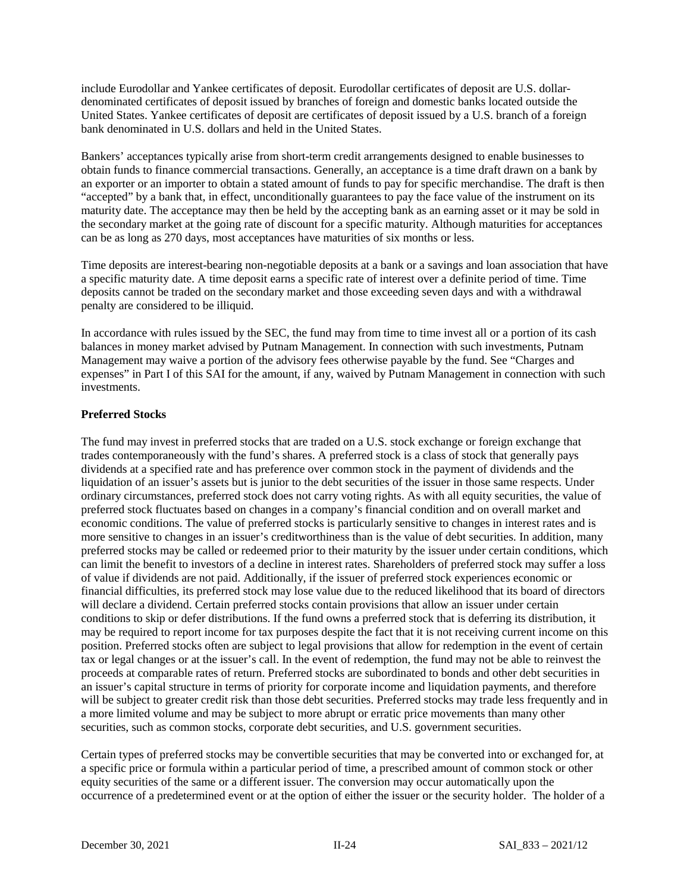include Eurodollar and Yankee certificates of deposit. Eurodollar certificates of deposit are U.S. dollar-denominated certificates of deposit issued by branches of foreign and domestic banks located outside the United States. Yankee certificates of deposit are certificates of deposit issued by a U.S. branch of a foreign bank denominated in U.S. dollars and held in the United States.

Bankers' acceptances typically arise from short-term credit arrangements designed to enable businesses to obtain funds to finance commercial transactions. Generally, an acceptance is a time draft drawn on a bank by an exporter or an importer to obtain a stated amount of funds to pay for specific merchandise. The draft is then "accepted" by a bank that, in effect, unconditionally guarantees to pay the face value of the instrument on its maturity date. The acceptance may then be held by the accepting bank as an earning asset or it may be sold in the secondary market at the going rate of discount for a specific maturity. Although maturities for acceptances can be as long as 270 days, most acceptances have maturities of six months or less.

Time deposits are interest-bearing non-negotiable deposits at a bank or a savings and loan association that have a specific maturity date. A time deposit earns a specific rate of interest over a definite period of time. Time deposits cannot be traded on the secondary market and those exceeding seven days and with a withdrawal penalty are considered to be illiquid.

In accordance with rules issued by the SEC, the fund may from time to time invest all or a portion of its cash balances in money market advised by Putnam Management. In connection with such investments, Putnam Management may waive a portion of the advisory fees otherwise payable by the fund. See "Charges and expenses" in Part I of this SAI for the amount, if any, waived by Putnam Management in connection with such investments.

**Preferred Stocks**

The fund may invest in preferred stocks that are traded on a U.S. stock exchange or foreign exchange that trades contemporaneously with the fund's shares. A preferred stock is a class of stock that generally pays dividends at a specified rate and has preference over common stock in the payment of dividends and the liquidation of an issuer's assets but is junior to the debt securities of the issuer in those same respects. Under ordinary circumstances, preferred stock does not carry voting rights. As with all equity securities, the value of preferred stock fluctuates based on changes in a company's financial condition and on overall market and economic conditions. The value of preferred stocks is particularly sensitive to changes in interest rates and is more sensitive to changes in an issuer's creditworthiness than is the value of debt securities. In addition, many preferred stocks may be called or redeemed prior to their maturity by the issuer under certain conditions, which can limit the benefit to investors of a decline in interest rates. Shareholders of preferred stock may suffer a loss of value if dividends are not paid. Additionally, if the issuer of preferred stock experiences economic or financial difficulties, its preferred stock may lose value due to the reduced likelihood that its board of directors will declare a dividend. Certain preferred stocks contain provisions that allow an issuer under certain conditions to skip or defer distributions. If the fund owns a preferred stock that is deferring its distribution, it may be required to report income for tax purposes despite the fact that it is not receiving current income on this position. Preferred stocks often are subject to legal provisions that allow for redemption in the event of certain tax or legal changes or at the issuer's call. In the event of redemption, the fund may not be able to reinvest the proceeds at comparable rates of return. Preferred stocks are subordinated to bonds and other debt securities in an issuer's capital structure in terms of priority for corporate income and liquidation payments, and therefore will be subject to greater credit risk than those debt securities. Preferred stocks may trade less frequently and in a more limited volume and may be subject to more abrupt or erratic price movements than many other securities, such as common stocks, corporate debt securities, and U.S. government securities.

Certain types of preferred stocks may be convertible securities that may be converted into or exchanged for, at a specific price or formula within a particular period of time, a prescribed amount of common stock or other equity securities of the same or a different issuer. The conversion may occur automatically upon the occurrence of a predetermined event or at the option of either the issuer or the security holder. The holder of a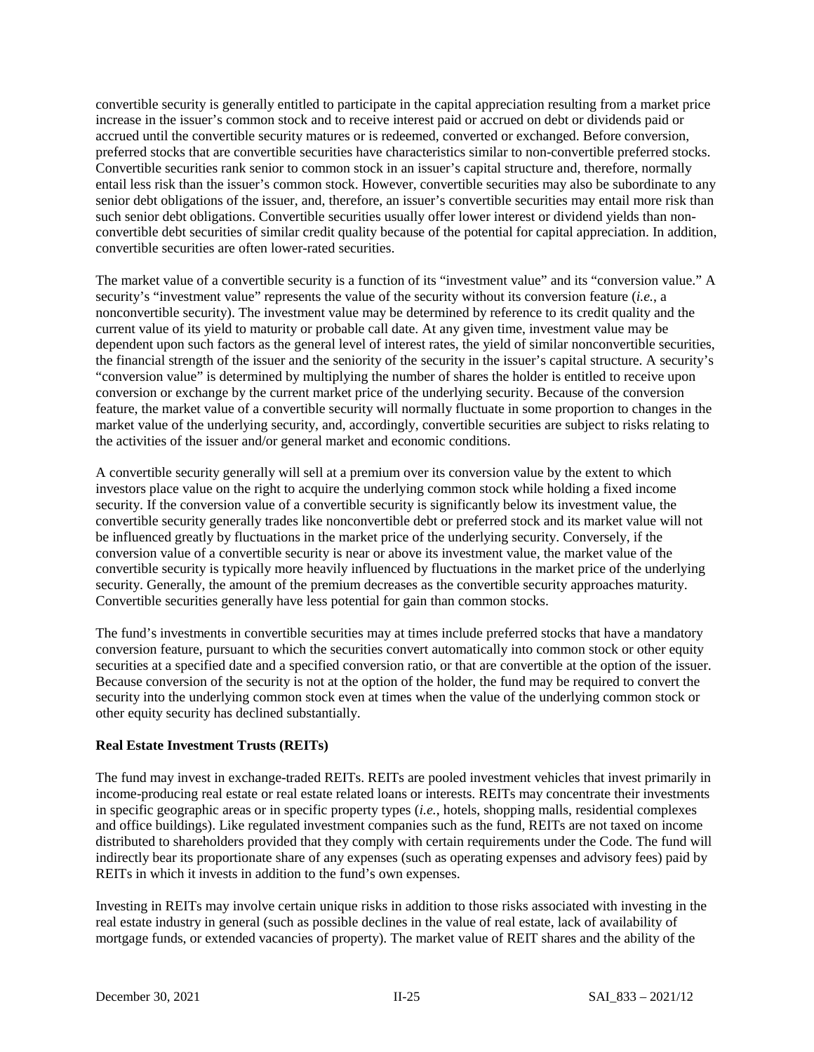convertible security is generally entitled to participate in the capital appreciation resulting from a market price increase in the issuer's common stock and to receive interest paid or accrued on debt or dividends paid or accrued until the convertible security matures or is redeemed, converted or exchanged. Before conversion, preferred stocks that are convertible securities have characteristics similar to non-convertible preferred stocks. Convertible securities rank senior to common stock in an issuer's capital structure and, therefore, normally entail less risk than the issuer's common stock. However, convertible securities may also be subordinate to any senior debt obligations of the issuer, and, therefore, an issuer's convertible securities may entail more risk than such senior debt obligations. Convertible securities usually offer lower interest or dividend yields than non-convertible debt securities of similar credit quality because of the potential for capital appreciation. In addition, convertible securities are often lower-rated securities.

The market value of a convertible security is a function of its "investment value" and its "conversion value." A security's "investment value" represents the value of the security without its conversion feature (*i.e.*, a nonconvertible security). The investment value may be determined by reference to its credit quality and the current value of its yield to maturity or probable call date. At any given time, investment value may be dependent upon such factors as the general level of interest rates, the yield of similar nonconvertible securities, the financial strength of the issuer and the seniority of the security in the issuer's capital structure. A security's "conversion value" is determined by multiplying the number of shares the holder is entitled to receive upon conversion or exchange by the current market price of the underlying security. Because of the conversion feature, the market value of a convertible security will normally fluctuate in some proportion to changes in the market value of the underlying security, and, accordingly, convertible securities are subject to risks relating to the activities of the issuer and/or general market and economic conditions.

A convertible security generally will sell at a premium over its conversion value by the extent to which investors place value on the right to acquire the underlying common stock while holding a fixed income security. If the conversion value of a convertible security is significantly below its investment value, the convertible security generally trades like nonconvertible debt or preferred stock and its market value will not be influenced greatly by fluctuations in the market price of the underlying security. Conversely, if the conversion value of a convertible security is near or above its investment value, the market value of the convertible security is typically more heavily influenced by fluctuations in the market price of the underlying security. Generally, the amount of the premium decreases as the convertible security approaches maturity. Convertible securities generally have less potential for gain than common stocks.

The fund's investments in convertible securities may at times include preferred stocks that have a mandatory conversion feature, pursuant to which the securities convert automatically into common stock or other equity securities at a specified date and a specified conversion ratio, or that are convertible at the option of the issuer. Because conversion of the security is not at the option of the holder, the fund may be required to convert the security into the underlying common stock even at times when the value of the underlying common stock or other equity security has declined substantially.

**Real Estate Investment Trusts (REITs)**

The fund may invest in exchange-traded REITs. REITs are pooled investment vehicles that invest primarily in income-producing real estate or real estate related loans or interests. REITs may concentrate their investments in specific geographic areas or in specific property types (*i.e.*, hotels, shopping malls, residential complexes and office buildings). Like regulated investment companies such as the fund, REITs are not taxed on income distributed to shareholders provided that they comply with certain requirements under the Code. The fund will indirectly bear its proportionate share of any expenses (such as operating expenses and advisory fees) paid by REITs in which it invests in addition to the fund's own expenses.

Investing in REITs may involve certain unique risks in addition to those risks associated with investing in the real estate industry in general (such as possible declines in the value of real estate, lack of availability of mortgage funds, or extended vacancies of property). The market value of REIT shares and the ability of the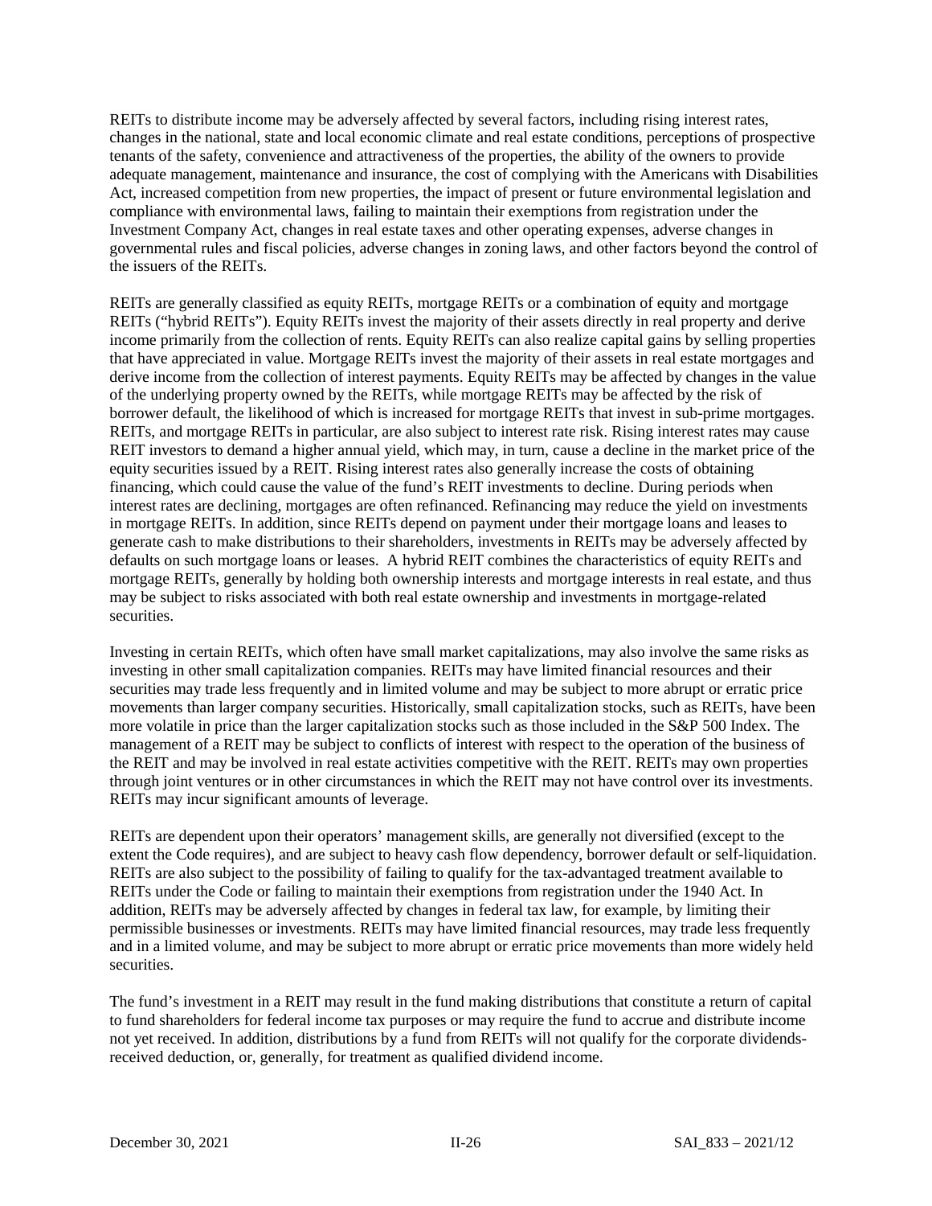REITs to distribute income may be adversely affected by several factors, including rising interest rates, changes in the national, state and local economic climate and real estate conditions, perceptions of prospective tenants of the safety, convenience and attractiveness of the properties, the ability of the owners to provide adequate management, maintenance and insurance, the cost of complying with the Americans with Disabilities Act, increased competition from new properties, the impact of present or future environmental legislation and compliance with environmental laws, failing to maintain their exemptions from registration under the Investment Company Act, changes in real estate taxes and other operating expenses, adverse changes in governmental rules and fiscal policies, adverse changes in zoning laws, and other factors beyond the control of the issuers of the REITs.

REITs are generally classified as equity REITs, mortgage REITs or a combination of equity and mortgage REITs ("hybrid REITs"). Equity REITs invest the majority of their assets directly in real property and derive income primarily from the collection of rents. Equity REITs can also realize capital gains by selling properties that have appreciated in value. Mortgage REITs invest the majority of their assets in real estate mortgages and derive income from the collection of interest payments. Equity REITs may be affected by changes in the value of the underlying property owned by the REITs, while mortgage REITs may be affected by the risk of borrower default, the likelihood of which is increased for mortgage REITs that invest in sub-prime mortgages. REITs, and mortgage REITs in particular, are also subject to interest rate risk. Rising interest rates may cause REIT investors to demand a higher annual yield, which may, in turn, cause a decline in the market price of the equity securities issued by a REIT. Rising interest rates also generally increase the costs of obtaining financing, which could cause the value of the fund's REIT investments to decline. During periods when interest rates are declining, mortgages are often refinanced. Refinancing may reduce the yield on investments in mortgage REITs. In addition, since REITs depend on payment under their mortgage loans and leases to generate cash to make distributions to their shareholders, investments in REITs may be adversely affected by defaults on such mortgage loans or leases. A hybrid REIT combines the characteristics of equity REITs and mortgage REITs, generally by holding both ownership interests and mortgage interests in real estate, and thus may be subject to risks associated with both real estate ownership and investments in mortgage-related securities.

Investing in certain REITs, which often have small market capitalizations, may also involve the same risks as investing in other small capitalization companies. REITs may have limited financial resources and their securities may trade less frequently and in limited volume and may be subject to more abrupt or erratic price movements than larger company securities. Historically, small capitalization stocks, such as REITs, have been more volatile in price than the larger capitalization stocks such as those included in the S&P 500 Index. The management of a REIT may be subject to conflicts of interest with respect to the operation of the business of the REIT and may be involved in real estate activities competitive with the REIT. REITs may own properties through joint ventures or in other circumstances in which the REIT may not have control over its investments. REITs may incur significant amounts of leverage.

REITs are dependent upon their operators' management skills, are generally not diversified (except to the extent the Code requires), and are subject to heavy cash flow dependency, borrower default or self-liquidation. REITs are also subject to the possibility of failing to qualify for the tax-advantaged treatment available to REITs under the Code or failing to maintain their exemptions from registration under the 1940 Act. In addition, REITs may be adversely affected by changes in federal tax law, for example, by limiting their permissible businesses or investments. REITs may have limited financial resources, may trade less frequently and in a limited volume, and may be subject to more abrupt or erratic price movements than more widely held securities.

The fund's investment in a REIT may result in the fund making distributions that constitute a return of capital to fund shareholders for federal income tax purposes or may require the fund to accrue and distribute income not yet received. In addition, distributions by a fund from REITs will not qualify for the corporate dividends-received deduction, or, generally, for treatment as qualified dividend income.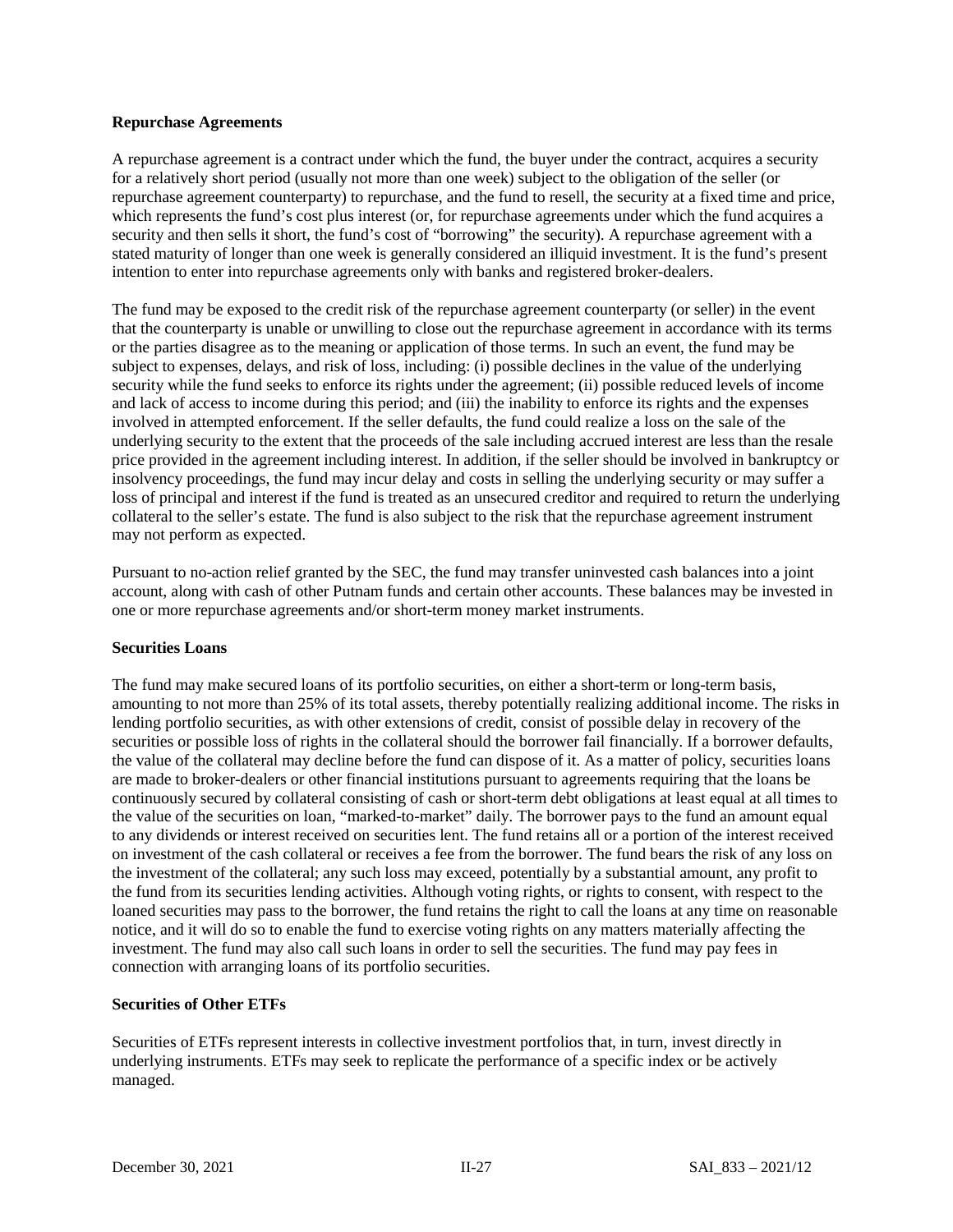**Repurchase Agreements**

A repurchase agreement is a contract under which the fund, the buyer under the contract, acquires a security for a relatively short period (usually not more than one week) subject to the obligation of the seller (or repurchase agreement counterparty) to repurchase, and the fund to resell, the security at a fixed time and price, which represents the fund's cost plus interest (or, for repurchase agreements under which the fund acquires a security and then sells it short, the fund's cost of "borrowing" the security). A repurchase agreement with a stated maturity of longer than one week is generally considered an illiquid investment. It is the fund's present intention to enter into repurchase agreements only with banks and registered broker-dealers.

The fund may be exposed to the credit risk of the repurchase agreement counterparty (or seller) in the event that the counterparty is unable or unwilling to close out the repurchase agreement in accordance with its terms or the parties disagree as to the meaning or application of those terms. In such an event, the fund may be subject to expenses, delays, and risk of loss, including: (i) possible declines in the value of the underlying security while the fund seeks to enforce its rights under the agreement; (ii) possible reduced levels of income and lack of access to income during this period; and (iii) the inability to enforce its rights and the expenses involved in attempted enforcement. If the seller defaults, the fund could realize a loss on the sale of the underlying security to the extent that the proceeds of the sale including accrued interest are less than the resale price provided in the agreement including interest. In addition, if the seller should be involved in bankruptcy or insolvency proceedings, the fund may incur delay and costs in selling the underlying security or may suffer a loss of principal and interest if the fund is treated as an unsecured creditor and required to return the underlying collateral to the seller's estate. The fund is also subject to the risk that the repurchase agreement instrument may not perform as expected.

Pursuant to no-action relief granted by the SEC, the fund may transfer uninvested cash balances into a joint account, along with cash of other Putnam funds and certain other accounts. These balances may be invested in one or more repurchase agreements and/or short-term money market instruments.

**Securities Loans**

The fund may make secured loans of its portfolio securities, on either a short-term or long-term basis, amounting to not more than 25% of its total assets, thereby potentially realizing additional income. The risks in lending portfolio securities, as with other extensions of credit, consist of possible delay in recovery of the securities or possible loss of rights in the collateral should the borrower fail financially. If a borrower defaults, the value of the collateral may decline before the fund can dispose of it. As a matter of policy, securities loans are made to broker-dealers or other financial institutions pursuant to agreements requiring that the loans be continuously secured by collateral consisting of cash or short-term debt obligations at least equal at all times to the value of the securities on loan, "marked-to-market" daily. The borrower pays to the fund an amount equal to any dividends or interest received on securities lent. The fund retains all or a portion of the interest received on investment of the cash collateral or receives a fee from the borrower. The fund bears the risk of any loss on the investment of the collateral; any such loss may exceed, potentially by a substantial amount, any profit to the fund from its securities lending activities. Although voting rights, or rights to consent, with respect to the loaned securities may pass to the borrower, the fund retains the right to call the loans at any time on reasonable notice, and it will do so to enable the fund to exercise voting rights on any matters materially affecting the investment. The fund may also call such loans in order to sell the securities. The fund may pay fees in connection with arranging loans of its portfolio securities.

**Securities of Other ETFs**

Securities of ETFs represent interests in collective investment portfolios that, in turn, invest directly in underlying instruments. ETFs may seek to replicate the performance of a specific index or be actively managed.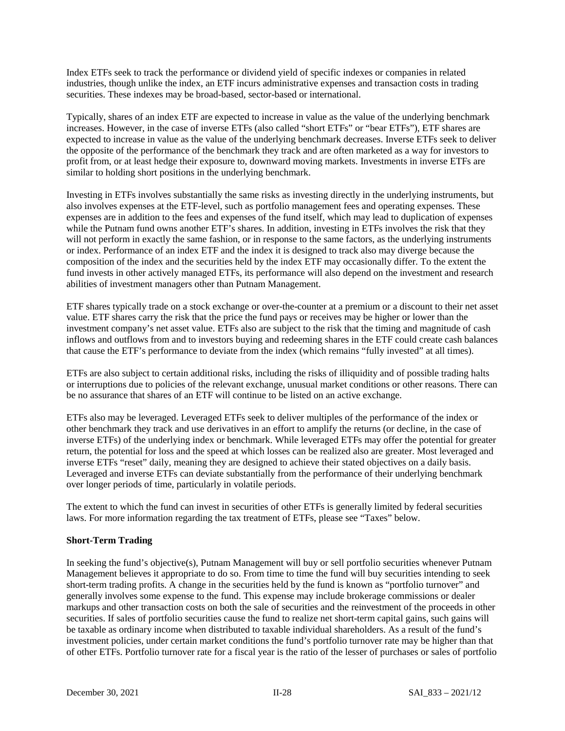Index ETFs seek to track the performance or dividend yield of specific indexes or companies in related industries, though unlike the index, an ETF incurs administrative expenses and transaction costs in trading securities. These indexes may be broad-based, sector-based or international.

Typically, shares of an index ETF are expected to increase in value as the value of the underlying benchmark increases. However, in the case of inverse ETFs (also called "short ETFs" or "bear ETFs"), ETF shares are expected to increase in value as the value of the underlying benchmark decreases. Inverse ETFs seek to deliver the opposite of the performance of the benchmark they track and are often marketed as a way for investors to profit from, or at least hedge their exposure to, downward moving markets. Investments in inverse ETFs are similar to holding short positions in the underlying benchmark.

Investing in ETFs involves substantially the same risks as investing directly in the underlying instruments, but also involves expenses at the ETF-level, such as portfolio management fees and operating expenses. These expenses are in addition to the fees and expenses of the fund itself, which may lead to duplication of expenses while the Putnam fund owns another ETF's shares. In addition, investing in ETFs involves the risk that they will not perform in exactly the same fashion, or in response to the same factors, as the underlying instruments or index. Performance of an index ETF and the index it is designed to track also may diverge because the composition of the index and the securities held by the index ETF may occasionally differ. To the extent the fund invests in other actively managed ETFs, its performance will also depend on the investment and research abilities of investment managers other than Putnam Management.

ETF shares typically trade on a stock exchange or over-the-counter at a premium or a discount to their net asset value. ETF shares carry the risk that the price the fund pays or receives may be higher or lower than the investment company's net asset value. ETFs also are subject to the risk that the timing and magnitude of cash inflows and outflows from and to investors buying and redeeming shares in the ETF could create cash balances that cause the ETF's performance to deviate from the index (which remains "fully invested" at all times).

ETFs are also subject to certain additional risks, including the risks of illiquidity and of possible trading halts or interruptions due to policies of the relevant exchange, unusual market conditions or other reasons. There can be no assurance that shares of an ETF will continue to be listed on an active exchange.

ETFs also may be leveraged. Leveraged ETFs seek to deliver multiples of the performance of the index or other benchmark they track and use derivatives in an effort to amplify the returns (or decline, in the case of inverse ETFs) of the underlying index or benchmark. While leveraged ETFs may offer the potential for greater return, the potential for loss and the speed at which losses can be realized also are greater. Most leveraged and inverse ETFs "reset" daily, meaning they are designed to achieve their stated objectives on a daily basis. Leveraged and inverse ETFs can deviate substantially from the performance of their underlying benchmark over longer periods of time, particularly in volatile periods.

The extent to which the fund can invest in securities of other ETFs is generally limited by federal securities laws. For more information regarding the tax treatment of ETFs, please see "Taxes" below.

**Short-Term Trading**

In seeking the fund's objective(s), Putnam Management will buy or sell portfolio securities whenever Putnam Management believes it appropriate to do so. From time to time the fund will buy securities intending to seek short-term trading profits. A change in the securities held by the fund is known as "portfolio turnover" and generally involves some expense to the fund. This expense may include brokerage commissions or dealer markups and other transaction costs on both the sale of securities and the reinvestment of the proceeds in other securities. If sales of portfolio securities cause the fund to realize net short-term capital gains, such gains will be taxable as ordinary income when distributed to taxable individual shareholders. As a result of the fund's investment policies, under certain market conditions the fund's portfolio turnover rate may be higher than that of other ETFs. Portfolio turnover rate for a fiscal year is the ratio of the lesser of purchases or sales of portfolio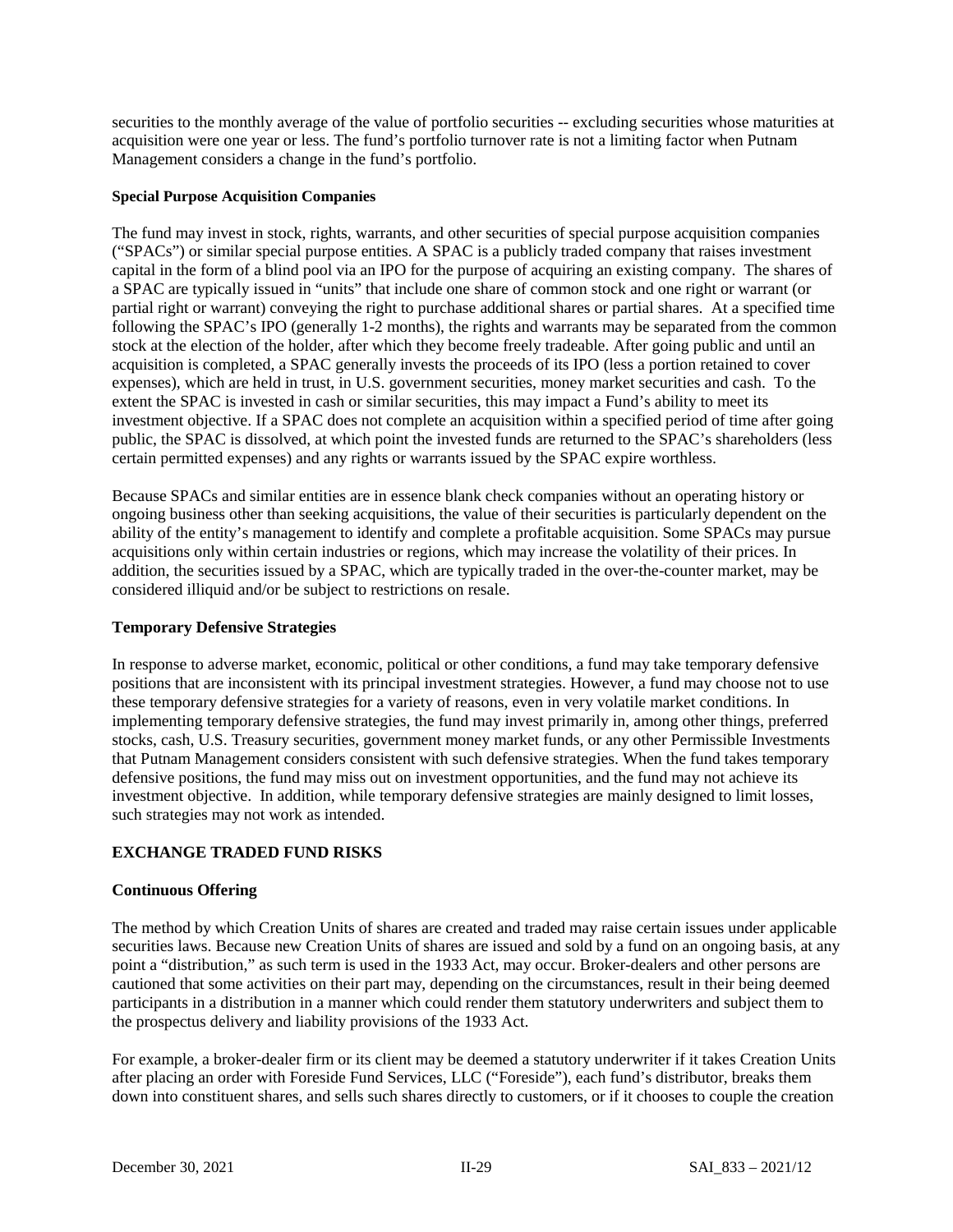securities to the monthly average of the value of portfolio securities -- excluding securities whose maturities at acquisition were one year or less. The fund's portfolio turnover rate is not a limiting factor when Putnam Management considers a change in the fund's portfolio.

**Special Purpose Acquisition Companies**

The fund may invest in stock, rights, warrants, and other securities of special purpose acquisition companies ("SPACs") or similar special purpose entities. A SPAC is a publicly traded company that raises investment capital in the form of a blind pool via an IPO for the purpose of acquiring an existing company. The shares of a SPAC are typically issued in "units" that include one share of common stock and one right or warrant (or partial right or warrant) conveying the right to purchase additional shares or partial shares. At a specified time following the SPAC's IPO (generally 1-2 months), the rights and warrants may be separated from the common stock at the election of the holder, after which they become freely tradeable. After going public and until an acquisition is completed, a SPAC generally invests the proceeds of its IPO (less a portion retained to cover expenses), which are held in trust, in U.S. government securities, money market securities and cash. To the extent the SPAC is invested in cash or similar securities, this may impact a Fund's ability to meet its investment objective. If a SPAC does not complete an acquisition within a specified period of time after going public, the SPAC is dissolved, at which point the invested funds are returned to the SPAC's shareholders (less certain permitted expenses) and any rights or warrants issued by the SPAC expire worthless.

Because SPACs and similar entities are in essence blank check companies without an operating history or ongoing business other than seeking acquisitions, the value of their securities is particularly dependent on the ability of the entity's management to identify and complete a profitable acquisition. Some SPACs may pursue acquisitions only within certain industries or regions, which may increase the volatility of their prices. In addition, the securities issued by a SPAC, which are typically traded in the over-the-counter market, may be considered illiquid and/or be subject to restrictions on resale.

**Temporary Defensive Strategies**

In response to adverse market, economic, political or other conditions, a fund may take temporary defensive positions that are inconsistent with its principal investment strategies. However, a fund may choose not to use these temporary defensive strategies for a variety of reasons, even in very volatile market conditions. In implementing temporary defensive strategies, the fund may invest primarily in, among other things, preferred stocks, cash, U.S. Treasury securities, government money market funds, or any other Permissible Investments that Putnam Management considers consistent with such defensive strategies. When the fund takes temporary defensive positions, the fund may miss out on investment opportunities, and the fund may not achieve its investment objective. In addition, while temporary defensive strategies are mainly designed to limit losses, such strategies may not work as intended.

## EXCHANGE TRADED FUND RISKS

**Continuous Offering**

The method by which Creation Units of shares are created and traded may raise certain issues under applicable securities laws. Because new Creation Units of shares are issued and sold by a fund on an ongoing basis, at any point a "distribution," as such term is used in the 1933 Act, may occur. Broker-dealers and other persons are cautioned that some activities on their part may, depending on the circumstances, result in their being deemed participants in a distribution in a manner which could render them statutory underwriters and subject them to the prospectus delivery and liability provisions of the 1933 Act.

For example, a broker-dealer firm or its client may be deemed a statutory underwriter if it takes Creation Units after placing an order with Foreside Fund Services, LLC ("Foreside"), each fund's distributor, breaks them down into constituent shares, and sells such shares directly to customers, or if it chooses to couple the creation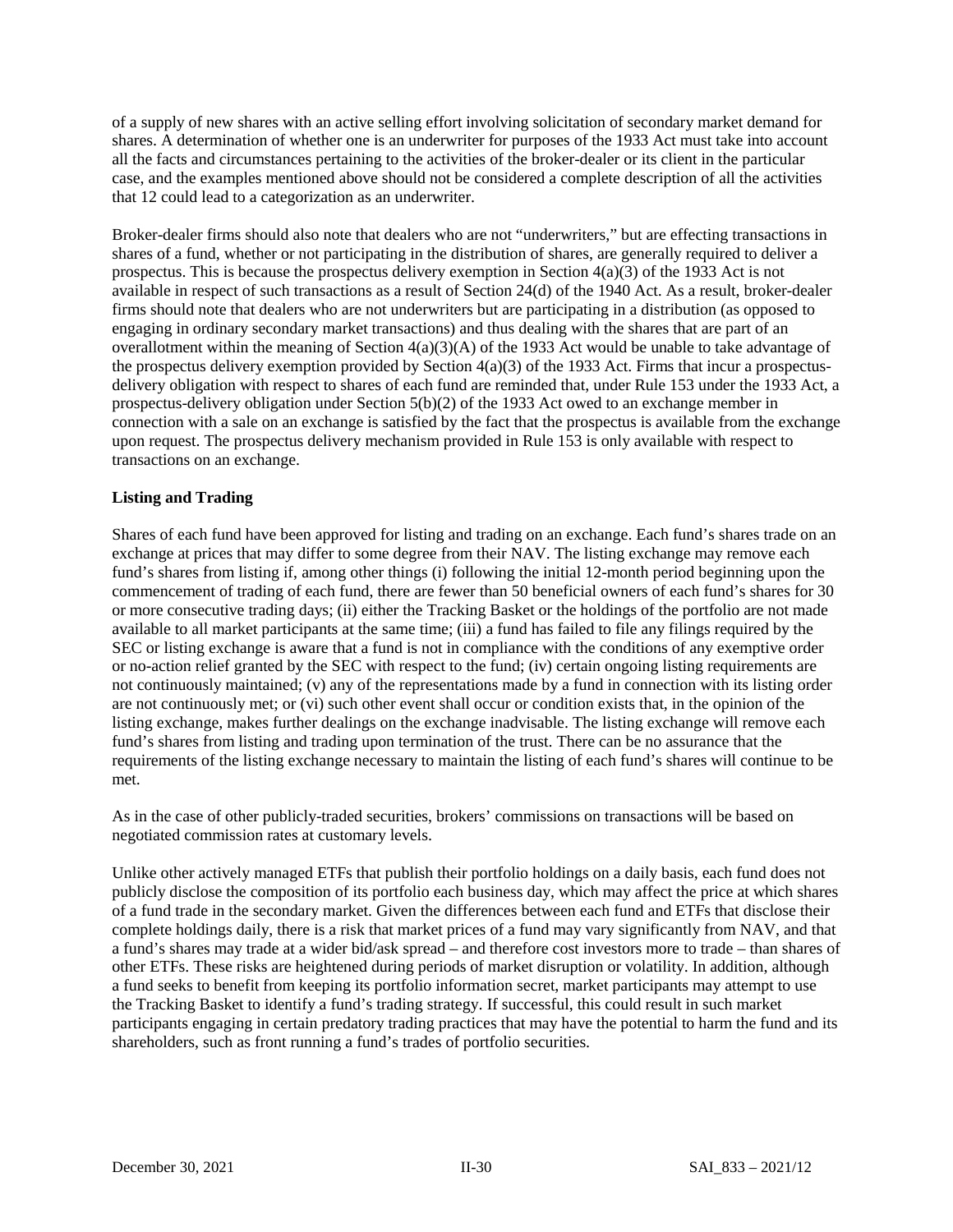of a supply of new shares with an active selling effort involving solicitation of secondary market demand for shares. A determination of whether one is an underwriter for purposes of the 1933 Act must take into account all the facts and circumstances pertaining to the activities of the broker-dealer or its client in the particular case, and the examples mentioned above should not be considered a complete description of all the activities that 12 could lead to a categorization as an underwriter.

Broker-dealer firms should also note that dealers who are not "underwriters," but are effecting transactions in shares of a fund, whether or not participating in the distribution of shares, are generally required to deliver a prospectus. This is because the prospectus delivery exemption in Section 4(a)(3) of the 1933 Act is not available in respect of such transactions as a result of Section 24(d) of the 1940 Act. As a result, broker-dealer firms should note that dealers who are not underwriters but are participating in a distribution (as opposed to engaging in ordinary secondary market transactions) and thus dealing with the shares that are part of an overallotment within the meaning of Section 4(a)(3)(A) of the 1933 Act would be unable to take advantage of the prospectus delivery exemption provided by Section 4(a)(3) of the 1933 Act. Firms that incur a prospectus-delivery obligation with respect to shares of each fund are reminded that, under Rule 153 under the 1933 Act, a prospectus-delivery obligation under Section 5(b)(2) of the 1933 Act owed to an exchange member in connection with a sale on an exchange is satisfied by the fact that the prospectus is available from the exchange upon request. The prospectus delivery mechanism provided in Rule 153 is only available with respect to transactions on an exchange.

**Listing and Trading**

Shares of each fund have been approved for listing and trading on an exchange. Each fund's shares trade on an exchange at prices that may differ to some degree from their NAV. The listing exchange may remove each fund's shares from listing if, among other things (i) following the initial 12-month period beginning upon the commencement of trading of each fund, there are fewer than 50 beneficial owners of each fund's shares for 30 or more consecutive trading days; (ii) either the Tracking Basket or the holdings of the portfolio are not made available to all market participants at the same time; (iii) a fund has failed to file any filings required by the SEC or listing exchange is aware that a fund is not in compliance with the conditions of any exemptive order or no-action relief granted by the SEC with respect to the fund; (iv) certain ongoing listing requirements are not continuously maintained; (v) any of the representations made by a fund in connection with its listing order are not continuously met; or (vi) such other event shall occur or condition exists that, in the opinion of the listing exchange, makes further dealings on the exchange inadvisable. The listing exchange will remove each fund's shares from listing and trading upon termination of the trust. There can be no assurance that the requirements of the listing exchange necessary to maintain the listing of each fund's shares will continue to be met.

As in the case of other publicly-traded securities, brokers' commissions on transactions will be based on negotiated commission rates at customary levels.

Unlike other actively managed ETFs that publish their portfolio holdings on a daily basis, each fund does not publicly disclose the composition of its portfolio each business day, which may affect the price at which shares of a fund trade in the secondary market. Given the differences between each fund and ETFs that disclose their complete holdings daily, there is a risk that market prices of a fund may vary significantly from NAV, and that a fund's shares may trade at a wider bid/ask spread – and therefore cost investors more to trade – than shares of other ETFs. These risks are heightened during periods of market disruption or volatility. In addition, although a fund seeks to benefit from keeping its portfolio information secret, market participants may attempt to use the Tracking Basket to identify a fund's trading strategy. If successful, this could result in such market participants engaging in certain predatory trading practices that may have the potential to harm the fund and its shareholders, such as front running a fund's trades of portfolio securities.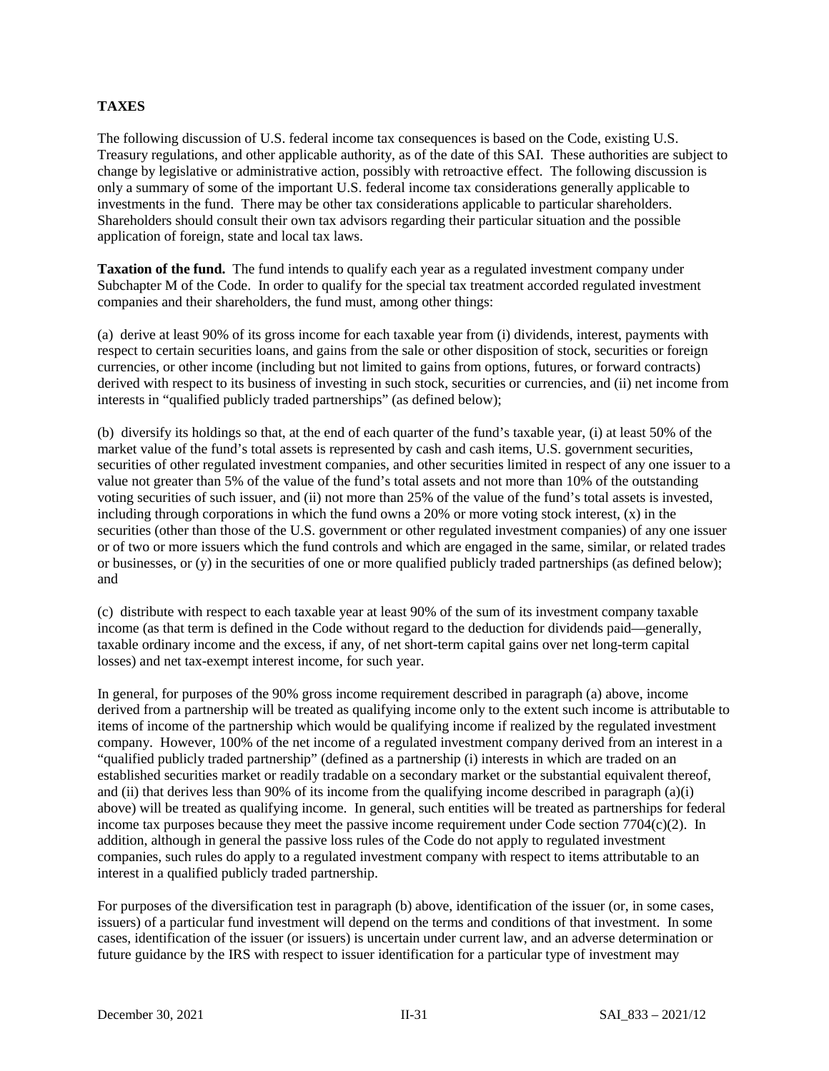## TAXES

The following discussion of U.S. federal income tax consequences is based on the Code, existing U.S. Treasury regulations, and other applicable authority, as of the date of this SAI. These authorities are subject to change by legislative or administrative action, possibly with retroactive effect. The following discussion is only a summary of some of the important U.S. federal income tax considerations generally applicable to investments in the fund. There may be other tax considerations applicable to particular shareholders. Shareholders should consult their own tax advisors regarding their particular situation and the possible application of foreign, state and local tax laws.

**Taxation of the fund.** The fund intends to qualify each year as a regulated investment company under Subchapter M of the Code. In order to qualify for the special tax treatment accorded regulated investment companies and their shareholders, the fund must, among other things:

(a) derive at least 90% of its gross income for each taxable year from (i) dividends, interest, payments with respect to certain securities loans, and gains from the sale or other disposition of stock, securities or foreign currencies, or other income (including but not limited to gains from options, futures, or forward contracts) derived with respect to its business of investing in such stock, securities or currencies, and (ii) net income from interests in "qualified publicly traded partnerships" (as defined below);

(b) diversify its holdings so that, at the end of each quarter of the fund's taxable year, (i) at least 50% of the market value of the fund's total assets is represented by cash and cash items, U.S. government securities, securities of other regulated investment companies, and other securities limited in respect of any one issuer to a value not greater than 5% of the value of the fund's total assets and not more than 10% of the outstanding voting securities of such issuer, and (ii) not more than 25% of the value of the fund's total assets is invested, including through corporations in which the fund owns a 20% or more voting stock interest, (x) in the securities (other than those of the U.S. government or other regulated investment companies) of any one issuer or of two or more issuers which the fund controls and which are engaged in the same, similar, or related trades or businesses, or (y) in the securities of one or more qualified publicly traded partnerships (as defined below); and

(c) distribute with respect to each taxable year at least 90% of the sum of its investment company taxable income (as that term is defined in the Code without regard to the deduction for dividends paid—generally, taxable ordinary income and the excess, if any, of net short-term capital gains over net long-term capital losses) and net tax-exempt interest income, for such year.

In general, for purposes of the 90% gross income requirement described in paragraph (a) above, income derived from a partnership will be treated as qualifying income only to the extent such income is attributable to items of income of the partnership which would be qualifying income if realized by the regulated investment company. However, 100% of the net income of a regulated investment company derived from an interest in a "qualified publicly traded partnership" (defined as a partnership (i) interests in which are traded on an established securities market or readily tradable on a secondary market or the substantial equivalent thereof, and (ii) that derives less than 90% of its income from the qualifying income described in paragraph (a)(i) above) will be treated as qualifying income. In general, such entities will be treated as partnerships for federal income tax purposes because they meet the passive income requirement under Code section 7704(c)(2). In addition, although in general the passive loss rules of the Code do not apply to regulated investment companies, such rules do apply to a regulated investment company with respect to items attributable to an interest in a qualified publicly traded partnership.

For purposes of the diversification test in paragraph (b) above, identification of the issuer (or, in some cases, issuers) of a particular fund investment will depend on the terms and conditions of that investment. In some cases, identification of the issuer (or issuers) is uncertain under current law, and an adverse determination or future guidance by the IRS with respect to issuer identification for a particular type of investment may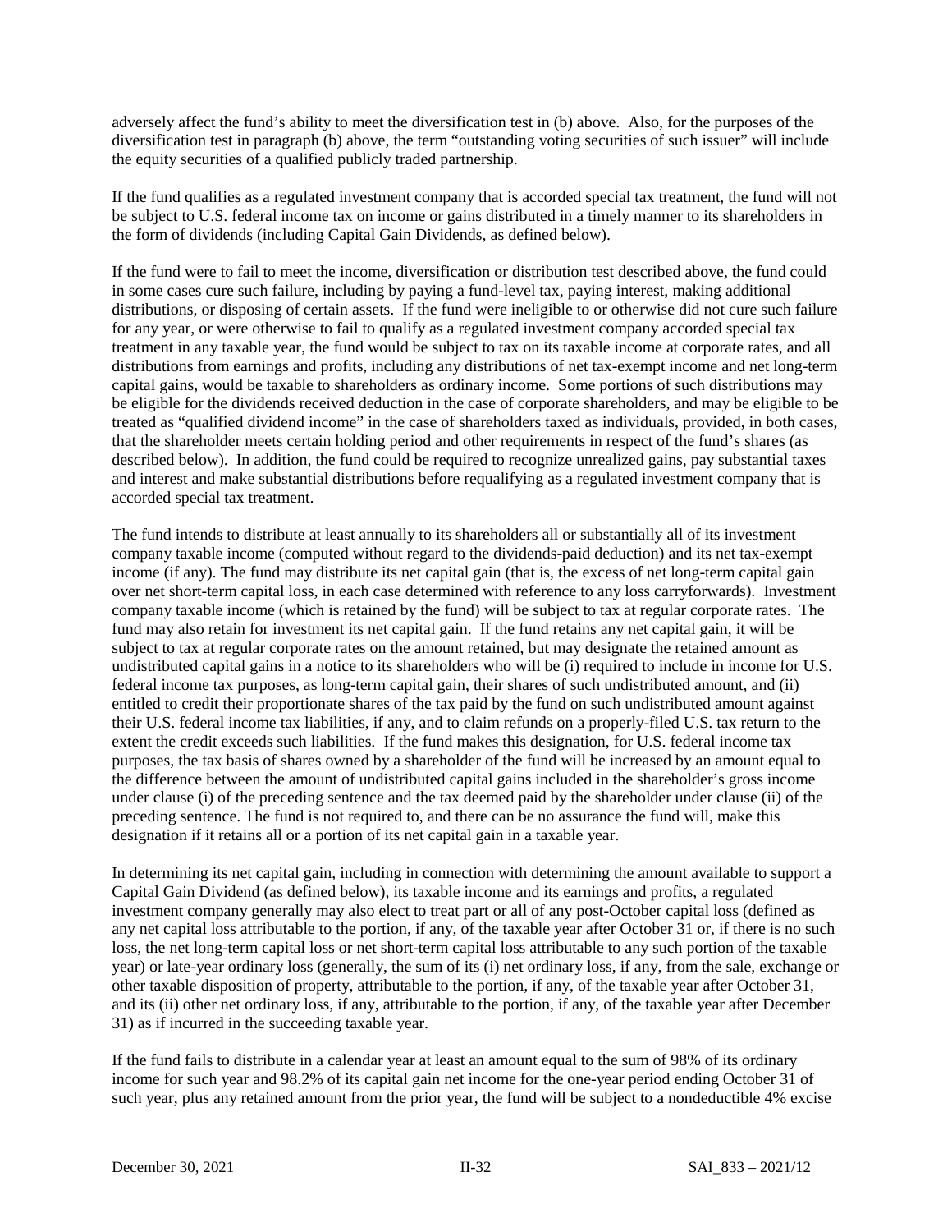adversely affect the fund's ability to meet the diversification test in (b) above. Also, for the purposes of the diversification test in paragraph (b) above, the term "outstanding voting securities of such issuer" will include the equity securities of a qualified publicly traded partnership.

If the fund qualifies as a regulated investment company that is accorded special tax treatment, the fund will not be subject to U.S. federal income tax on income or gains distributed in a timely manner to its shareholders in the form of dividends (including Capital Gain Dividends, as defined below).

If the fund were to fail to meet the income, diversification or distribution test described above, the fund could in some cases cure such failure, including by paying a fund-level tax, paying interest, making additional distributions, or disposing of certain assets. If the fund were ineligible to or otherwise did not cure such failure for any year, or were otherwise to fail to qualify as a regulated investment company accorded special tax treatment in any taxable year, the fund would be subject to tax on its taxable income at corporate rates, and all distributions from earnings and profits, including any distributions of net tax-exempt income and net long-term capital gains, would be taxable to shareholders as ordinary income. Some portions of such distributions may be eligible for the dividends received deduction in the case of corporate shareholders, and may be eligible to be treated as "qualified dividend income" in the case of shareholders taxed as individuals, provided, in both cases, that the shareholder meets certain holding period and other requirements in respect of the fund's shares (as described below). In addition, the fund could be required to recognize unrealized gains, pay substantial taxes and interest and make substantial distributions before requalifying as a regulated investment company that is accorded special tax treatment.

The fund intends to distribute at least annually to its shareholders all or substantially all of its investment company taxable income (computed without regard to the dividends-paid deduction) and its net tax-exempt income (if any). The fund may distribute its net capital gain (that is, the excess of net long-term capital gain over net short-term capital loss, in each case determined with reference to any loss carryforwards). Investment company taxable income (which is retained by the fund) will be subject to tax at regular corporate rates. The fund may also retain for investment its net capital gain. If the fund retains any net capital gain, it will be subject to tax at regular corporate rates on the amount retained, but may designate the retained amount as undistributed capital gains in a notice to its shareholders who will be (i) required to include in income for U.S. federal income tax purposes, as long-term capital gain, their shares of such undistributed amount, and (ii) entitled to credit their proportionate shares of the tax paid by the fund on such undistributed amount against their U.S. federal income tax liabilities, if any, and to claim refunds on a properly-filed U.S. tax return to the extent the credit exceeds such liabilities. If the fund makes this designation, for U.S. federal income tax purposes, the tax basis of shares owned by a shareholder of the fund will be increased by an amount equal to the difference between the amount of undistributed capital gains included in the shareholder's gross income under clause (i) of the preceding sentence and the tax deemed paid by the shareholder under clause (ii) of the preceding sentence. The fund is not required to, and there can be no assurance the fund will, make this designation if it retains all or a portion of its net capital gain in a taxable year.

In determining its net capital gain, including in connection with determining the amount available to support a Capital Gain Dividend (as defined below), its taxable income and its earnings and profits, a regulated investment company generally may also elect to treat part or all of any post-October capital loss (defined as any net capital loss attributable to the portion, if any, of the taxable year after October 31 or, if there is no such loss, the net long-term capital loss or net short-term capital loss attributable to any such portion of the taxable year) or late-year ordinary loss (generally, the sum of its (i) net ordinary loss, if any, from the sale, exchange or other taxable disposition of property, attributable to the portion, if any, of the taxable year after October 31, and its (ii) other net ordinary loss, if any, attributable to the portion, if any, of the taxable year after December 31) as if incurred in the succeeding taxable year.

If the fund fails to distribute in a calendar year at least an amount equal to the sum of 98% of its ordinary income for such year and 98.2% of its capital gain net income for the one-year period ending October 31 of such year, plus any retained amount from the prior year, the fund will be subject to a nondeductible 4% excise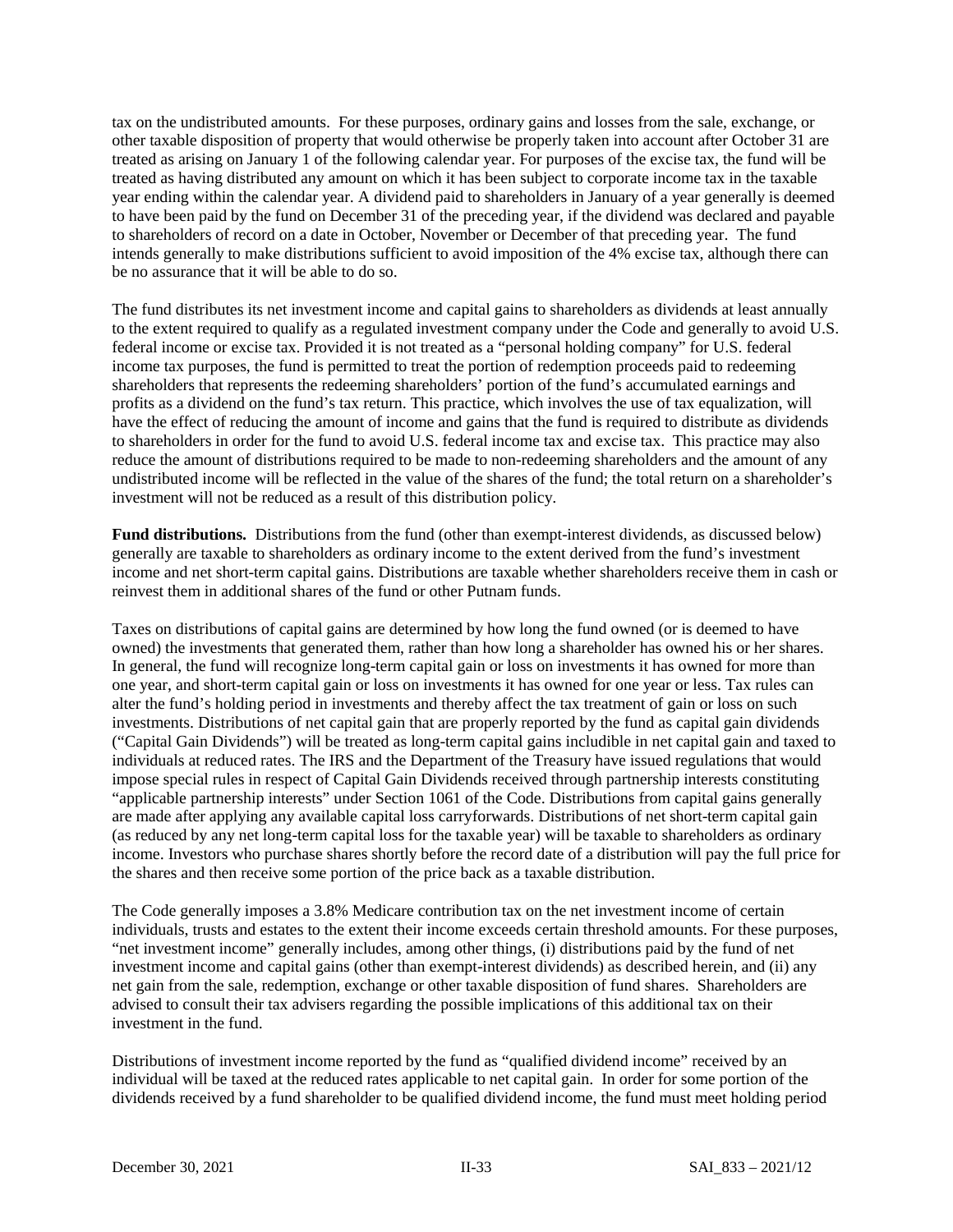tax on the undistributed amounts. For these purposes, ordinary gains and losses from the sale, exchange, or other taxable disposition of property that would otherwise be properly taken into account after October 31 are treated as arising on January 1 of the following calendar year. For purposes of the excise tax, the fund will be treated as having distributed any amount on which it has been subject to corporate income tax in the taxable year ending within the calendar year. A dividend paid to shareholders in January of a year generally is deemed to have been paid by the fund on December 31 of the preceding year, if the dividend was declared and payable to shareholders of record on a date in October, November or December of that preceding year. The fund intends generally to make distributions sufficient to avoid imposition of the 4% excise tax, although there can be no assurance that it will be able to do so.

The fund distributes its net investment income and capital gains to shareholders as dividends at least annually to the extent required to qualify as a regulated investment company under the Code and generally to avoid U.S. federal income or excise tax. Provided it is not treated as a "personal holding company" for U.S. federal income tax purposes, the fund is permitted to treat the portion of redemption proceeds paid to redeeming shareholders that represents the redeeming shareholders' portion of the fund's accumulated earnings and profits as a dividend on the fund's tax return. This practice, which involves the use of tax equalization, will have the effect of reducing the amount of income and gains that the fund is required to distribute as dividends to shareholders in order for the fund to avoid U.S. federal income tax and excise tax. This practice may also reduce the amount of distributions required to be made to non-redeeming shareholders and the amount of any undistributed income will be reflected in the value of the shares of the fund; the total return on a shareholder's investment will not be reduced as a result of this distribution policy.

**Fund distributions.** Distributions from the fund (other than exempt-interest dividends, as discussed below) generally are taxable to shareholders as ordinary income to the extent derived from the fund's investment income and net short-term capital gains. Distributions are taxable whether shareholders receive them in cash or reinvest them in additional shares of the fund or other Putnam funds.

Taxes on distributions of capital gains are determined by how long the fund owned (or is deemed to have owned) the investments that generated them, rather than how long a shareholder has owned his or her shares. In general, the fund will recognize long-term capital gain or loss on investments it has owned for more than one year, and short-term capital gain or loss on investments it has owned for one year or less. Tax rules can alter the fund's holding period in investments and thereby affect the tax treatment of gain or loss on such investments. Distributions of net capital gain that are properly reported by the fund as capital gain dividends ("Capital Gain Dividends") will be treated as long-term capital gains includible in net capital gain and taxed to individuals at reduced rates. The IRS and the Department of the Treasury have issued regulations that would impose special rules in respect of Capital Gain Dividends received through partnership interests constituting "applicable partnership interests" under Section 1061 of the Code. Distributions from capital gains generally are made after applying any available capital loss carryforwards. Distributions of net short-term capital gain (as reduced by any net long-term capital loss for the taxable year) will be taxable to shareholders as ordinary income. Investors who purchase shares shortly before the record date of a distribution will pay the full price for the shares and then receive some portion of the price back as a taxable distribution.

The Code generally imposes a 3.8% Medicare contribution tax on the net investment income of certain individuals, trusts and estates to the extent their income exceeds certain threshold amounts. For these purposes, "net investment income" generally includes, among other things, (i) distributions paid by the fund of net investment income and capital gains (other than exempt-interest dividends) as described herein, and (ii) any net gain from the sale, redemption, exchange or other taxable disposition of fund shares. Shareholders are advised to consult their tax advisers regarding the possible implications of this additional tax on their investment in the fund.

Distributions of investment income reported by the fund as "qualified dividend income" received by an individual will be taxed at the reduced rates applicable to net capital gain. In order for some portion of the dividends received by a fund shareholder to be qualified dividend income, the fund must meet holding period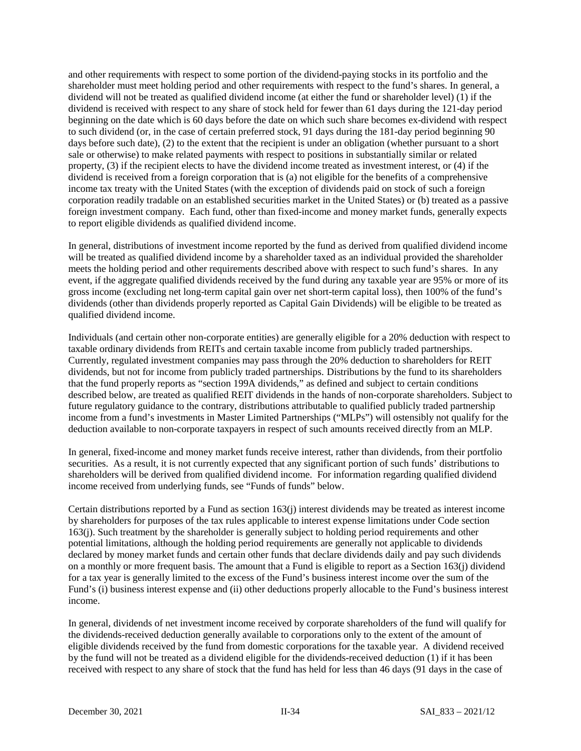and other requirements with respect to some portion of the dividend-paying stocks in its portfolio and the shareholder must meet holding period and other requirements with respect to the fund's shares. In general, a dividend will not be treated as qualified dividend income (at either the fund or shareholder level) (1) if the dividend is received with respect to any share of stock held for fewer than 61 days during the 121-day period beginning on the date which is 60 days before the date on which such share becomes ex-dividend with respect to such dividend (or, in the case of certain preferred stock, 91 days during the 181-day period beginning 90 days before such date), (2) to the extent that the recipient is under an obligation (whether pursuant to a short sale or otherwise) to make related payments with respect to positions in substantially similar or related property, (3) if the recipient elects to have the dividend income treated as investment interest, or (4) if the dividend is received from a foreign corporation that is (a) not eligible for the benefits of a comprehensive income tax treaty with the United States (with the exception of dividends paid on stock of such a foreign corporation readily tradable on an established securities market in the United States) or (b) treated as a passive foreign investment company. Each fund, other than fixed-income and money market funds, generally expects to report eligible dividends as qualified dividend income.

In general, distributions of investment income reported by the fund as derived from qualified dividend income will be treated as qualified dividend income by a shareholder taxed as an individual provided the shareholder meets the holding period and other requirements described above with respect to such fund's shares. In any event, if the aggregate qualified dividends received by the fund during any taxable year are 95% or more of its gross income (excluding net long-term capital gain over net short-term capital loss), then 100% of the fund's dividends (other than dividends properly reported as Capital Gain Dividends) will be eligible to be treated as qualified dividend income.

Individuals (and certain other non-corporate entities) are generally eligible for a 20% deduction with respect to taxable ordinary dividends from REITs and certain taxable income from publicly traded partnerships. Currently, regulated investment companies may pass through the 20% deduction to shareholders for REIT dividends, but not for income from publicly traded partnerships. Distributions by the fund to its shareholders that the fund properly reports as "section 199A dividends," as defined and subject to certain conditions described below, are treated as qualified REIT dividends in the hands of non-corporate shareholders. Subject to future regulatory guidance to the contrary, distributions attributable to qualified publicly traded partnership income from a fund's investments in Master Limited Partnerships ("MLPs") will ostensibly not qualify for the deduction available to non-corporate taxpayers in respect of such amounts received directly from an MLP.

In general, fixed-income and money market funds receive interest, rather than dividends, from their portfolio securities. As a result, it is not currently expected that any significant portion of such funds' distributions to shareholders will be derived from qualified dividend income. For information regarding qualified dividend income received from underlying funds, see "Funds of funds" below.

Certain distributions reported by a Fund as section 163(j) interest dividends may be treated as interest income by shareholders for purposes of the tax rules applicable to interest expense limitations under Code section 163(j). Such treatment by the shareholder is generally subject to holding period requirements and other potential limitations, although the holding period requirements are generally not applicable to dividends declared by money market funds and certain other funds that declare dividends daily and pay such dividends on a monthly or more frequent basis. The amount that a Fund is eligible to report as a Section 163(j) dividend for a tax year is generally limited to the excess of the Fund's business interest income over the sum of the Fund's (i) business interest expense and (ii) other deductions properly allocable to the Fund's business interest income.

In general, dividends of net investment income received by corporate shareholders of the fund will qualify for the dividends-received deduction generally available to corporations only to the extent of the amount of eligible dividends received by the fund from domestic corporations for the taxable year. A dividend received by the fund will not be treated as a dividend eligible for the dividends-received deduction (1) if it has been received with respect to any share of stock that the fund has held for less than 46 days (91 days in the case of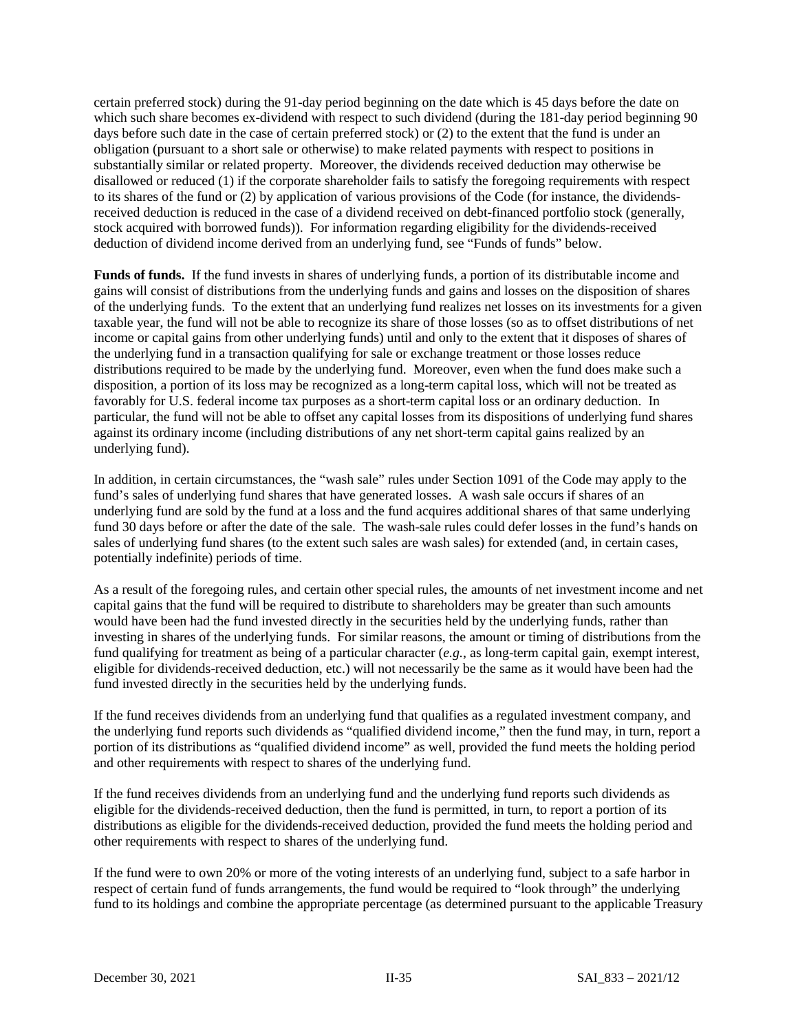certain preferred stock) during the 91-day period beginning on the date which is 45 days before the date on which such share becomes ex-dividend with respect to such dividend (during the 181-day period beginning 90 days before such date in the case of certain preferred stock) or (2) to the extent that the fund is under an obligation (pursuant to a short sale or otherwise) to make related payments with respect to positions in substantially similar or related property. Moreover, the dividends received deduction may otherwise be disallowed or reduced (1) if the corporate shareholder fails to satisfy the foregoing requirements with respect to its shares of the fund or (2) by application of various provisions of the Code (for instance, the dividends-received deduction is reduced in the case of a dividend received on debt-financed portfolio stock (generally, stock acquired with borrowed funds)). For information regarding eligibility for the dividends-received deduction of dividend income derived from an underlying fund, see "Funds of funds" below.

**Funds of funds.** If the fund invests in shares of underlying funds, a portion of its distributable income and gains will consist of distributions from the underlying funds and gains and losses on the disposition of shares of the underlying funds. To the extent that an underlying fund realizes net losses on its investments for a given taxable year, the fund will not be able to recognize its share of those losses (so as to offset distributions of net income or capital gains from other underlying funds) until and only to the extent that it disposes of shares of the underlying fund in a transaction qualifying for sale or exchange treatment or those losses reduce distributions required to be made by the underlying fund. Moreover, even when the fund does make such a disposition, a portion of its loss may be recognized as a long-term capital loss, which will not be treated as favorably for U.S. federal income tax purposes as a short-term capital loss or an ordinary deduction. In particular, the fund will not be able to offset any capital losses from its dispositions of underlying fund shares against its ordinary income (including distributions of any net short-term capital gains realized by an underlying fund).

In addition, in certain circumstances, the "wash sale" rules under Section 1091 of the Code may apply to the fund's sales of underlying fund shares that have generated losses. A wash sale occurs if shares of an underlying fund are sold by the fund at a loss and the fund acquires additional shares of that same underlying fund 30 days before or after the date of the sale. The wash-sale rules could defer losses in the fund's hands on sales of underlying fund shares (to the extent such sales are wash sales) for extended (and, in certain cases, potentially indefinite) periods of time.

As a result of the foregoing rules, and certain other special rules, the amounts of net investment income and net capital gains that the fund will be required to distribute to shareholders may be greater than such amounts would have been had the fund invested directly in the securities held by the underlying funds, rather than investing in shares of the underlying funds. For similar reasons, the amount or timing of distributions from the fund qualifying for treatment as being of a particular character (*e.g.*, as long-term capital gain, exempt interest, eligible for dividends-received deduction, etc.) will not necessarily be the same as it would have been had the fund invested directly in the securities held by the underlying funds.

If the fund receives dividends from an underlying fund that qualifies as a regulated investment company, and the underlying fund reports such dividends as "qualified dividend income," then the fund may, in turn, report a portion of its distributions as "qualified dividend income" as well, provided the fund meets the holding period and other requirements with respect to shares of the underlying fund.

If the fund receives dividends from an underlying fund and the underlying fund reports such dividends as eligible for the dividends-received deduction, then the fund is permitted, in turn, to report a portion of its distributions as eligible for the dividends-received deduction, provided the fund meets the holding period and other requirements with respect to shares of the underlying fund.

If the fund were to own 20% or more of the voting interests of an underlying fund, subject to a safe harbor in respect of certain fund of funds arrangements, the fund would be required to "look through" the underlying fund to its holdings and combine the appropriate percentage (as determined pursuant to the applicable Treasury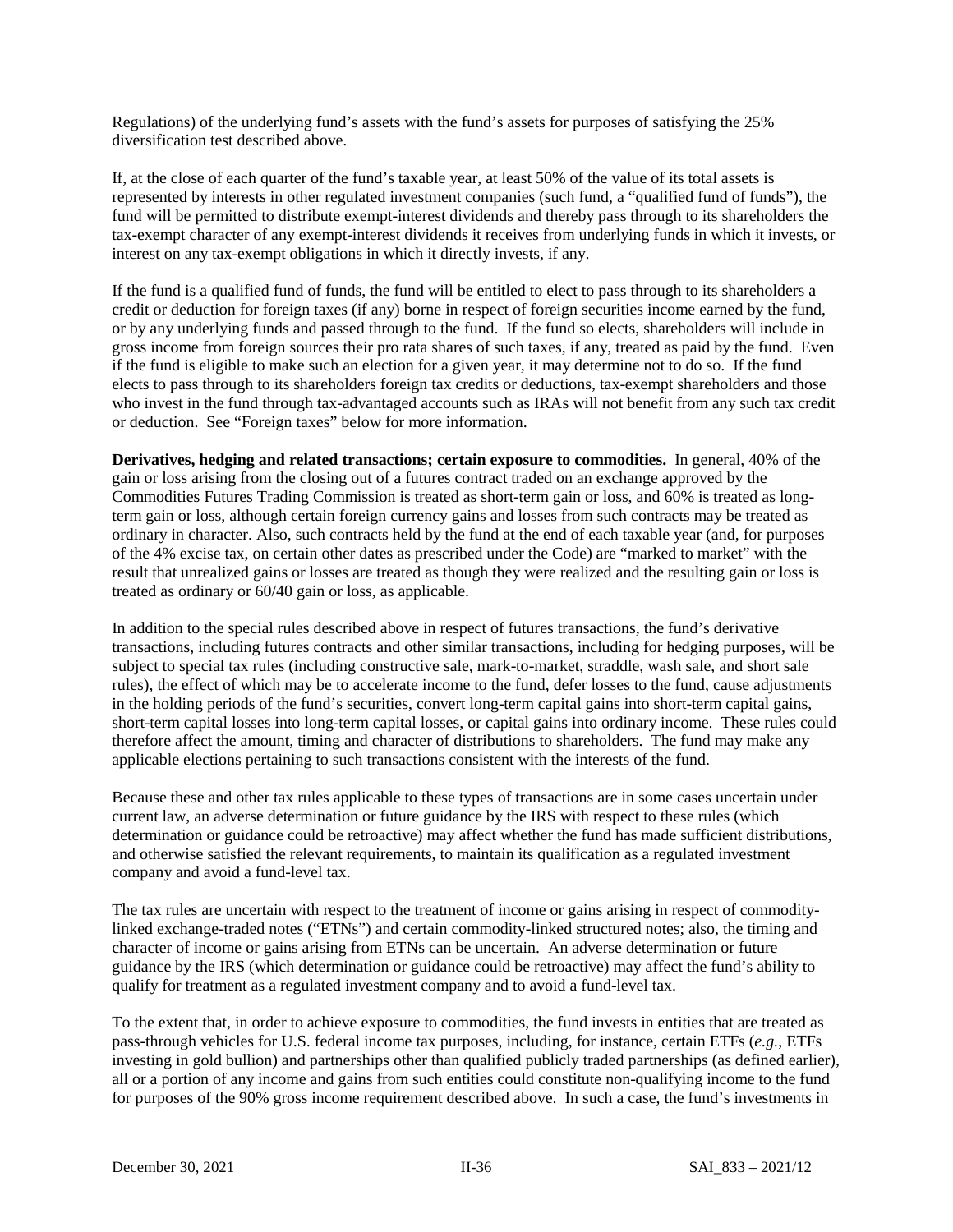Regulations) of the underlying fund's assets with the fund's assets for purposes of satisfying the 25% diversification test described above.

If, at the close of each quarter of the fund's taxable year, at least 50% of the value of its total assets is represented by interests in other regulated investment companies (such fund, a "qualified fund of funds"), the fund will be permitted to distribute exempt-interest dividends and thereby pass through to its shareholders the tax-exempt character of any exempt-interest dividends it receives from underlying funds in which it invests, or interest on any tax-exempt obligations in which it directly invests, if any.

If the fund is a qualified fund of funds, the fund will be entitled to elect to pass through to its shareholders a credit or deduction for foreign taxes (if any) borne in respect of foreign securities income earned by the fund, or by any underlying funds and passed through to the fund. If the fund so elects, shareholders will include in gross income from foreign sources their pro rata shares of such taxes, if any, treated as paid by the fund. Even if the fund is eligible to make such an election for a given year, it may determine not to do so. If the fund elects to pass through to its shareholders foreign tax credits or deductions, tax-exempt shareholders and those who invest in the fund through tax-advantaged accounts such as IRAs will not benefit from any such tax credit or deduction. See "Foreign taxes" below for more information.

**Derivatives, hedging and related transactions; certain exposure to commodities.** In general, 40% of the gain or loss arising from the closing out of a futures contract traded on an exchange approved by the Commodities Futures Trading Commission is treated as short-term gain or loss, and 60% is treated as long-term gain or loss, although certain foreign currency gains and losses from such contracts may be treated as ordinary in character. Also, such contracts held by the fund at the end of each taxable year (and, for purposes of the 4% excise tax, on certain other dates as prescribed under the Code) are "marked to market" with the result that unrealized gains or losses are treated as though they were realized and the resulting gain or loss is treated as ordinary or 60/40 gain or loss, as applicable.

In addition to the special rules described above in respect of futures transactions, the fund's derivative transactions, including futures contracts and other similar transactions, including for hedging purposes, will be subject to special tax rules (including constructive sale, mark-to-market, straddle, wash sale, and short sale rules), the effect of which may be to accelerate income to the fund, defer losses to the fund, cause adjustments in the holding periods of the fund's securities, convert long-term capital gains into short-term capital gains, short-term capital losses into long-term capital losses, or capital gains into ordinary income. These rules could therefore affect the amount, timing and character of distributions to shareholders. The fund may make any applicable elections pertaining to such transactions consistent with the interests of the fund.

Because these and other tax rules applicable to these types of transactions are in some cases uncertain under current law, an adverse determination or future guidance by the IRS with respect to these rules (which determination or guidance could be retroactive) may affect whether the fund has made sufficient distributions, and otherwise satisfied the relevant requirements, to maintain its qualification as a regulated investment company and avoid a fund-level tax.

The tax rules are uncertain with respect to the treatment of income or gains arising in respect of commodity-linked exchange-traded notes ("ETNs") and certain commodity-linked structured notes; also, the timing and character of income or gains arising from ETNs can be uncertain. An adverse determination or future guidance by the IRS (which determination or guidance could be retroactive) may affect the fund's ability to qualify for treatment as a regulated investment company and to avoid a fund-level tax.

To the extent that, in order to achieve exposure to commodities, the fund invests in entities that are treated as pass-through vehicles for U.S. federal income tax purposes, including, for instance, certain ETFs (*e.g.*, ETFs investing in gold bullion) and partnerships other than qualified publicly traded partnerships (as defined earlier), all or a portion of any income and gains from such entities could constitute non-qualifying income to the fund for purposes of the 90% gross income requirement described above. In such a case, the fund's investments in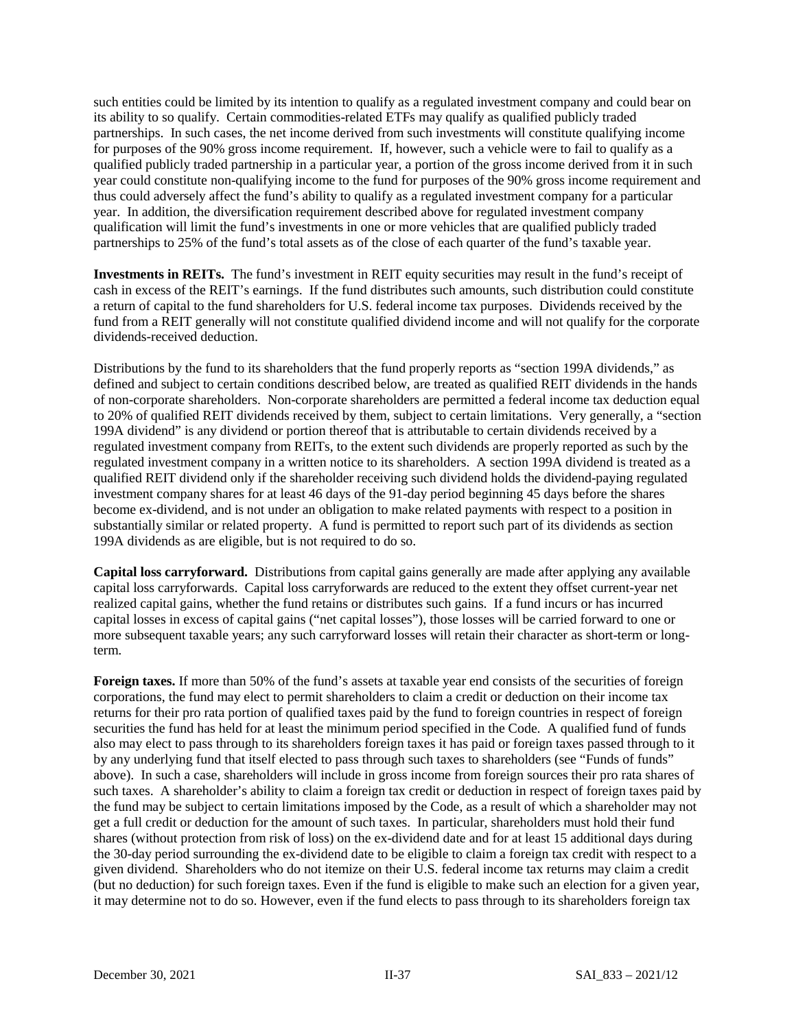such entities could be limited by its intention to qualify as a regulated investment company and could bear on its ability to so qualify. Certain commodities-related ETFs may qualify as qualified publicly traded partnerships. In such cases, the net income derived from such investments will constitute qualifying income for purposes of the 90% gross income requirement. If, however, such a vehicle were to fail to qualify as a qualified publicly traded partnership in a particular year, a portion of the gross income derived from it in such year could constitute non-qualifying income to the fund for purposes of the 90% gross income requirement and thus could adversely affect the fund's ability to qualify as a regulated investment company for a particular year. In addition, the diversification requirement described above for regulated investment company qualification will limit the fund's investments in one or more vehicles that are qualified publicly traded partnerships to 25% of the fund's total assets as of the close of each quarter of the fund's taxable year.

**Investments in REITs.** The fund's investment in REIT equity securities may result in the fund's receipt of cash in excess of the REIT's earnings. If the fund distributes such amounts, such distribution could constitute a return of capital to the fund shareholders for U.S. federal income tax purposes. Dividends received by the fund from a REIT generally will not constitute qualified dividend income and will not qualify for the corporate dividends-received deduction.

Distributions by the fund to its shareholders that the fund properly reports as "section 199A dividends," as defined and subject to certain conditions described below, are treated as qualified REIT dividends in the hands of non-corporate shareholders. Non-corporate shareholders are permitted a federal income tax deduction equal to 20% of qualified REIT dividends received by them, subject to certain limitations. Very generally, a "section 199A dividend" is any dividend or portion thereof that is attributable to certain dividends received by a regulated investment company from REITs, to the extent such dividends are properly reported as such by the regulated investment company in a written notice to its shareholders. A section 199A dividend is treated as a qualified REIT dividend only if the shareholder receiving such dividend holds the dividend-paying regulated investment company shares for at least 46 days of the 91-day period beginning 45 days before the shares become ex-dividend, and is not under an obligation to make related payments with respect to a position in substantially similar or related property. A fund is permitted to report such part of its dividends as section 199A dividends as are eligible, but is not required to do so.

**Capital loss carryforward.** Distributions from capital gains generally are made after applying any available capital loss carryforwards. Capital loss carryforwards are reduced to the extent they offset current-year net realized capital gains, whether the fund retains or distributes such gains. If a fund incurs or has incurred capital losses in excess of capital gains ("net capital losses"), those losses will be carried forward to one or more subsequent taxable years; any such carryforward losses will retain their character as short-term or long-term.

**Foreign taxes.** If more than 50% of the fund's assets at taxable year end consists of the securities of foreign corporations, the fund may elect to permit shareholders to claim a credit or deduction on their income tax returns for their pro rata portion of qualified taxes paid by the fund to foreign countries in respect of foreign securities the fund has held for at least the minimum period specified in the Code. A qualified fund of funds also may elect to pass through to its shareholders foreign taxes it has paid or foreign taxes passed through to it by any underlying fund that itself elected to pass through such taxes to shareholders (see "Funds of funds" above). In such a case, shareholders will include in gross income from foreign sources their pro rata shares of such taxes. A shareholder's ability to claim a foreign tax credit or deduction in respect of foreign taxes paid by the fund may be subject to certain limitations imposed by the Code, as a result of which a shareholder may not get a full credit or deduction for the amount of such taxes. In particular, shareholders must hold their fund shares (without protection from risk of loss) on the ex-dividend date and for at least 15 additional days during the 30-day period surrounding the ex-dividend date to be eligible to claim a foreign tax credit with respect to a given dividend. Shareholders who do not itemize on their U.S. federal income tax returns may claim a credit (but no deduction) for such foreign taxes. Even if the fund is eligible to make such an election for a given year, it may determine not to do so. However, even if the fund elects to pass through to its shareholders foreign tax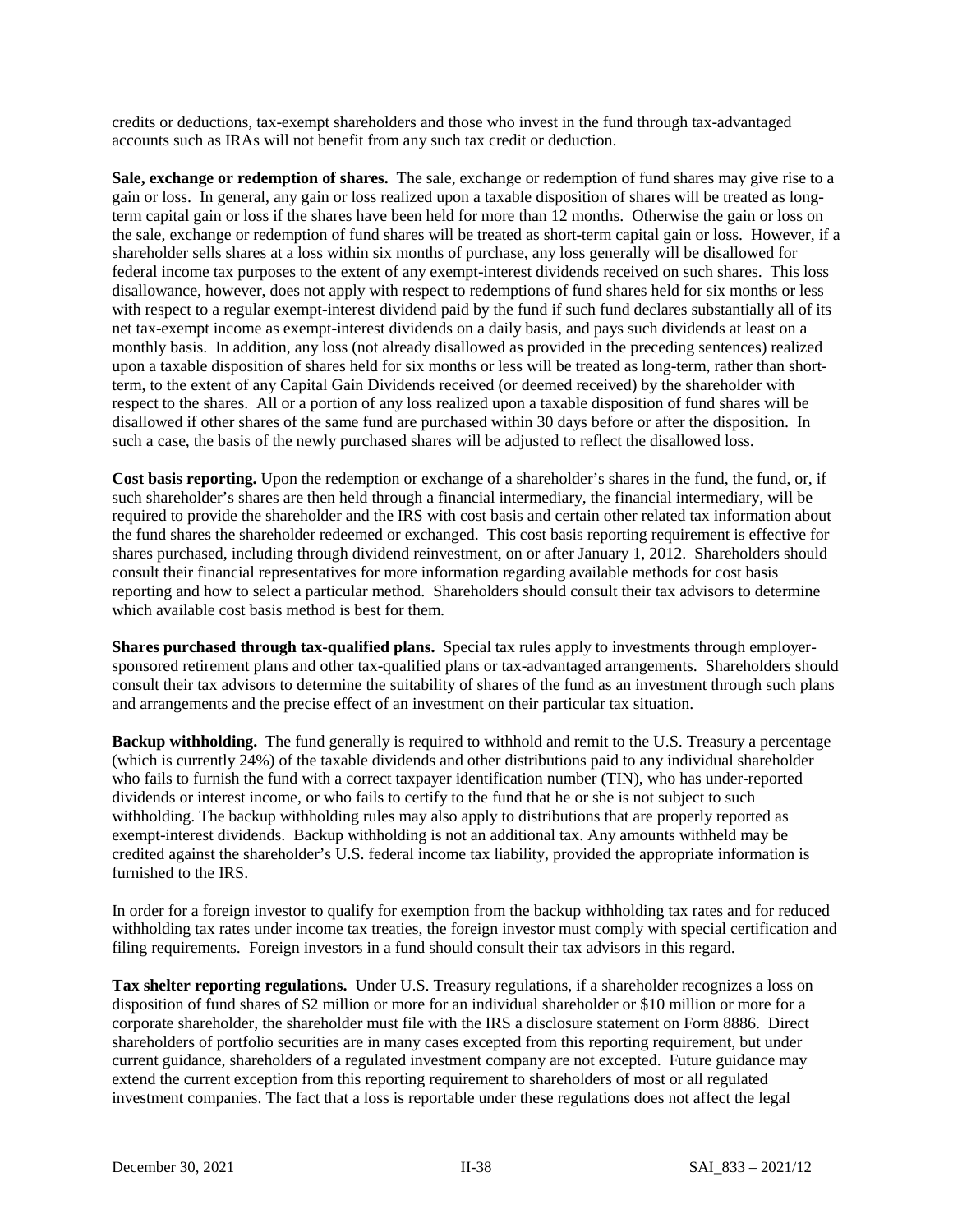credits or deductions, tax-exempt shareholders and those who invest in the fund through tax-advantaged accounts such as IRAs will not benefit from any such tax credit or deduction.

**Sale, exchange or redemption of shares.** The sale, exchange or redemption of fund shares may give rise to a gain or loss. In general, any gain or loss realized upon a taxable disposition of shares will be treated as long-term capital gain or loss if the shares have been held for more than 12 months. Otherwise the gain or loss on the sale, exchange or redemption of fund shares will be treated as short-term capital gain or loss. However, if a shareholder sells shares at a loss within six months of purchase, any loss generally will be disallowed for federal income tax purposes to the extent of any exempt-interest dividends received on such shares. This loss disallowance, however, does not apply with respect to redemptions of fund shares held for six months or less with respect to a regular exempt-interest dividend paid by the fund if such fund declares substantially all of its net tax-exempt income as exempt-interest dividends on a daily basis, and pays such dividends at least on a monthly basis. In addition, any loss (not already disallowed as provided in the preceding sentences) realized upon a taxable disposition of shares held for six months or less will be treated as long-term, rather than short-term, to the extent of any Capital Gain Dividends received (or deemed received) by the shareholder with respect to the shares. All or a portion of any loss realized upon a taxable disposition of fund shares will be disallowed if other shares of the same fund are purchased within 30 days before or after the disposition. In such a case, the basis of the newly purchased shares will be adjusted to reflect the disallowed loss.

**Cost basis reporting.** Upon the redemption or exchange of a shareholder's shares in the fund, the fund, or, if such shareholder's shares are then held through a financial intermediary, the financial intermediary, will be required to provide the shareholder and the IRS with cost basis and certain other related tax information about the fund shares the shareholder redeemed or exchanged. This cost basis reporting requirement is effective for shares purchased, including through dividend reinvestment, on or after January 1, 2012. Shareholders should consult their financial representatives for more information regarding available methods for cost basis reporting and how to select a particular method. Shareholders should consult their tax advisors to determine which available cost basis method is best for them.

**Shares purchased through tax-qualified plans.** Special tax rules apply to investments through employer-sponsored retirement plans and other tax-qualified plans or tax-advantaged arrangements. Shareholders should consult their tax advisors to determine the suitability of shares of the fund as an investment through such plans and arrangements and the precise effect of an investment on their particular tax situation.

**Backup withholding.** The fund generally is required to withhold and remit to the U.S. Treasury a percentage (which is currently 24%) of the taxable dividends and other distributions paid to any individual shareholder who fails to furnish the fund with a correct taxpayer identification number (TIN), who has under-reported dividends or interest income, or who fails to certify to the fund that he or she is not subject to such withholding. The backup withholding rules may also apply to distributions that are properly reported as exempt-interest dividends. Backup withholding is not an additional tax. Any amounts withheld may be credited against the shareholder's U.S. federal income tax liability, provided the appropriate information is furnished to the IRS.

In order for a foreign investor to qualify for exemption from the backup withholding tax rates and for reduced withholding tax rates under income tax treaties, the foreign investor must comply with special certification and filing requirements. Foreign investors in a fund should consult their tax advisors in this regard.

**Tax shelter reporting regulations.** Under U.S. Treasury regulations, if a shareholder recognizes a loss on disposition of fund shares of $2 million or more for an individual shareholder or $10 million or more for a corporate shareholder, the shareholder must file with the IRS a disclosure statement on Form 8886. Direct shareholders of portfolio securities are in many cases excepted from this reporting requirement, but under current guidance, shareholders of a regulated investment company are not excepted. Future guidance may extend the current exception from this reporting requirement to shareholders of most or all regulated investment companies. The fact that a loss is reportable under these regulations does not affect the legal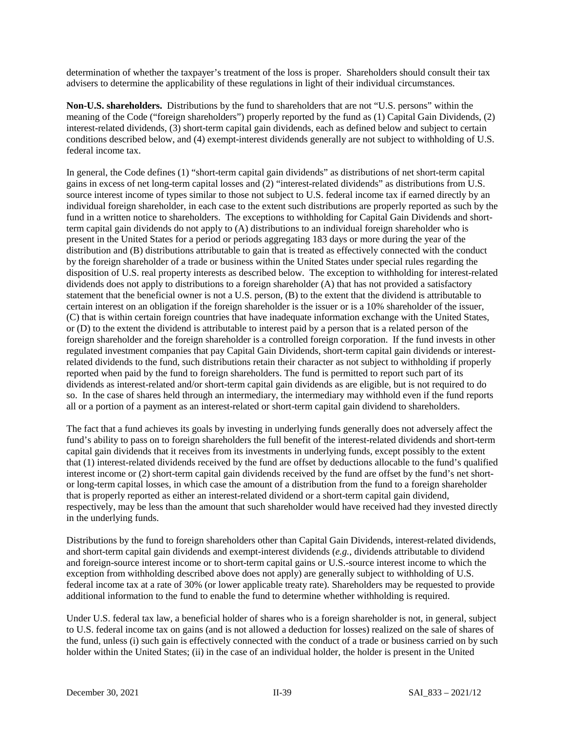determination of whether the taxpayer's treatment of the loss is proper. Shareholders should consult their tax advisers to determine the applicability of these regulations in light of their individual circumstances.

**Non-U.S. shareholders.** Distributions by the fund to shareholders that are not "U.S. persons" within the meaning of the Code ("foreign shareholders") properly reported by the fund as (1) Capital Gain Dividends, (2) interest-related dividends, (3) short-term capital gain dividends, each as defined below and subject to certain conditions described below, and (4) exempt-interest dividends generally are not subject to withholding of U.S. federal income tax.

In general, the Code defines (1) "short-term capital gain dividends" as distributions of net short-term capital gains in excess of net long-term capital losses and (2) "interest-related dividends" as distributions from U.S. source interest income of types similar to those not subject to U.S. federal income tax if earned directly by an individual foreign shareholder, in each case to the extent such distributions are properly reported as such by the fund in a written notice to shareholders. The exceptions to withholding for Capital Gain Dividends and short-term capital gain dividends do not apply to (A) distributions to an individual foreign shareholder who is present in the United States for a period or periods aggregating 183 days or more during the year of the distribution and (B) distributions attributable to gain that is treated as effectively connected with the conduct by the foreign shareholder of a trade or business within the United States under special rules regarding the disposition of U.S. real property interests as described below. The exception to withholding for interest-related dividends does not apply to distributions to a foreign shareholder (A) that has not provided a satisfactory statement that the beneficial owner is not a U.S. person, (B) to the extent that the dividend is attributable to certain interest on an obligation if the foreign shareholder is the issuer or is a 10% shareholder of the issuer, (C) that is within certain foreign countries that have inadequate information exchange with the United States, or (D) to the extent the dividend is attributable to interest paid by a person that is a related person of the foreign shareholder and the foreign shareholder is a controlled foreign corporation. If the fund invests in other regulated investment companies that pay Capital Gain Dividends, short-term capital gain dividends or interest-related dividends to the fund, such distributions retain their character as not subject to withholding if properly reported when paid by the fund to foreign shareholders. The fund is permitted to report such part of its dividends as interest-related and/or short-term capital gain dividends as are eligible, but is not required to do so. In the case of shares held through an intermediary, the intermediary may withhold even if the fund reports all or a portion of a payment as an interest-related or short-term capital gain dividend to shareholders.

The fact that a fund achieves its goals by investing in underlying funds generally does not adversely affect the fund's ability to pass on to foreign shareholders the full benefit of the interest-related dividends and short-term capital gain dividends that it receives from its investments in underlying funds, except possibly to the extent that (1) interest-related dividends received by the fund are offset by deductions allocable to the fund's qualified interest income or (2) short-term capital gain dividends received by the fund are offset by the fund's net short- or long-term capital losses, in which case the amount of a distribution from the fund to a foreign shareholder that is properly reported as either an interest-related dividend or a short-term capital gain dividend, respectively, may be less than the amount that such shareholder would have received had they invested directly in the underlying funds.

Distributions by the fund to foreign shareholders other than Capital Gain Dividends, interest-related dividends, and short-term capital gain dividends and exempt-interest dividends (*e.g.*, dividends attributable to dividend and foreign-source interest income or to short-term capital gains or U.S.-source interest income to which the exception from withholding described above does not apply) are generally subject to withholding of U.S. federal income tax at a rate of 30% (or lower applicable treaty rate). Shareholders may be requested to provide additional information to the fund to enable the fund to determine whether withholding is required.

Under U.S. federal tax law, a beneficial holder of shares who is a foreign shareholder is not, in general, subject to U.S. federal income tax on gains (and is not allowed a deduction for losses) realized on the sale of shares of the fund, unless (i) such gain is effectively connected with the conduct of a trade or business carried on by such holder within the United States; (ii) in the case of an individual holder, the holder is present in the United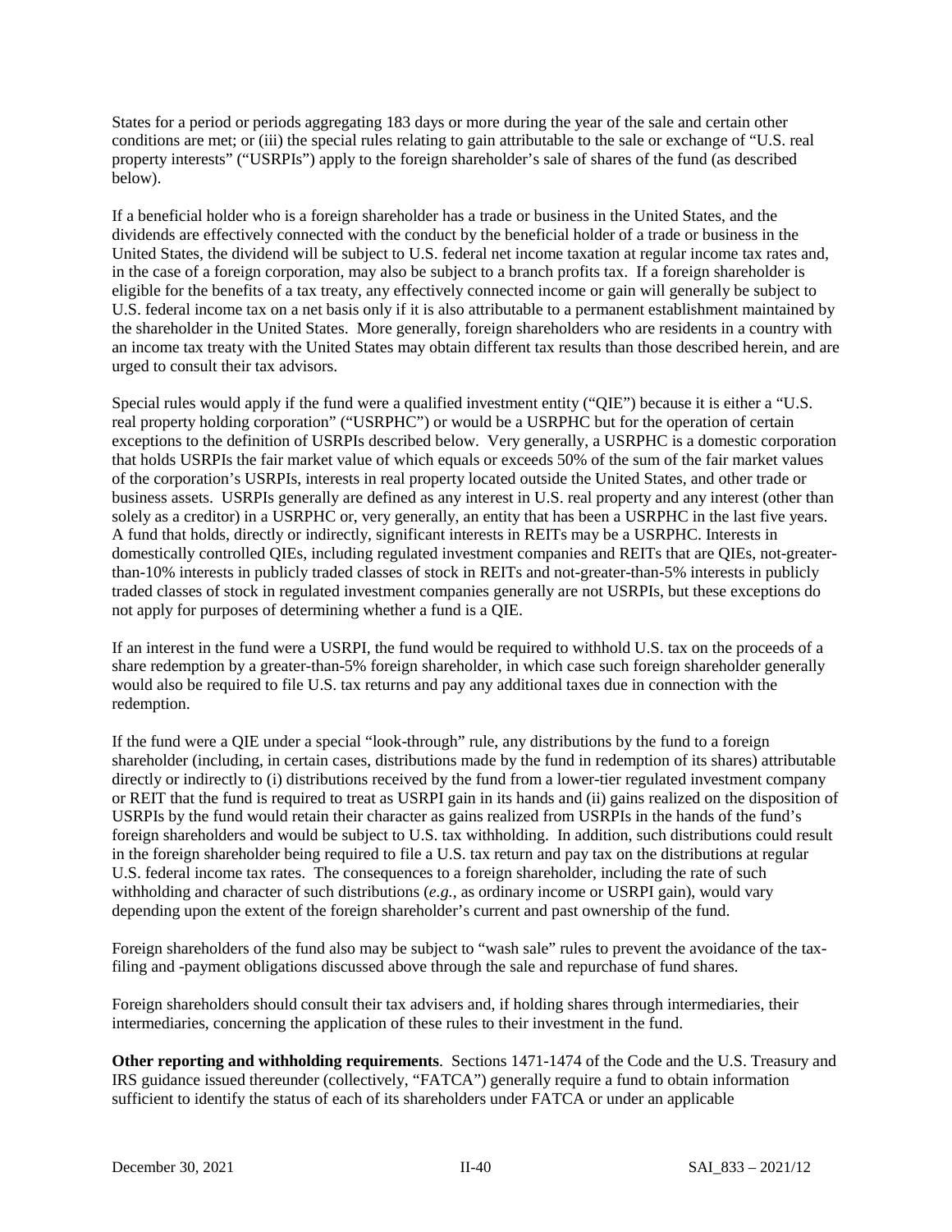States for a period or periods aggregating 183 days or more during the year of the sale and certain other conditions are met; or (iii) the special rules relating to gain attributable to the sale or exchange of "U.S. real property interests" ("USRPIs") apply to the foreign shareholder's sale of shares of the fund (as described below).

If a beneficial holder who is a foreign shareholder has a trade or business in the United States, and the dividends are effectively connected with the conduct by the beneficial holder of a trade or business in the United States, the dividend will be subject to U.S. federal net income taxation at regular income tax rates and, in the case of a foreign corporation, may also be subject to a branch profits tax. If a foreign shareholder is eligible for the benefits of a tax treaty, any effectively connected income or gain will generally be subject to U.S. federal income tax on a net basis only if it is also attributable to a permanent establishment maintained by the shareholder in the United States. More generally, foreign shareholders who are residents in a country with an income tax treaty with the United States may obtain different tax results than those described herein, and are urged to consult their tax advisors.

Special rules would apply if the fund were a qualified investment entity ("QIE") because it is either a "U.S. real property holding corporation" ("USRPHC") or would be a USRPHC but for the operation of certain exceptions to the definition of USRPIs described below. Very generally, a USRPHC is a domestic corporation that holds USRPIs the fair market value of which equals or exceeds 50% of the sum of the fair market values of the corporation's USRPIs, interests in real property located outside the United States, and other trade or business assets. USRPIs generally are defined as any interest in U.S. real property and any interest (other than solely as a creditor) in a USRPHC or, very generally, an entity that has been a USRPHC in the last five years. A fund that holds, directly or indirectly, significant interests in REITs may be a USRPHC. Interests in domestically controlled QIEs, including regulated investment companies and REITs that are QIEs, not-greater-than-10% interests in publicly traded classes of stock in REITs and not-greater-than-5% interests in publicly traded classes of stock in regulated investment companies generally are not USRPIs, but these exceptions do not apply for purposes of determining whether a fund is a QIE.

If an interest in the fund were a USRPI, the fund would be required to withhold U.S. tax on the proceeds of a share redemption by a greater-than-5% foreign shareholder, in which case such foreign shareholder generally would also be required to file U.S. tax returns and pay any additional taxes due in connection with the redemption.

If the fund were a QIE under a special "look-through" rule, any distributions by the fund to a foreign shareholder (including, in certain cases, distributions made by the fund in redemption of its shares) attributable directly or indirectly to (i) distributions received by the fund from a lower-tier regulated investment company or REIT that the fund is required to treat as USRPI gain in its hands and (ii) gains realized on the disposition of USRPIs by the fund would retain their character as gains realized from USRPIs in the hands of the fund's foreign shareholders and would be subject to U.S. tax withholding. In addition, such distributions could result in the foreign shareholder being required to file a U.S. tax return and pay tax on the distributions at regular U.S. federal income tax rates. The consequences to a foreign shareholder, including the rate of such withholding and character of such distributions (*e.g.*, as ordinary income or USRPI gain), would vary depending upon the extent of the foreign shareholder's current and past ownership of the fund.

Foreign shareholders of the fund also may be subject to "wash sale" rules to prevent the avoidance of the tax-filing and -payment obligations discussed above through the sale and repurchase of fund shares.

Foreign shareholders should consult their tax advisers and, if holding shares through intermediaries, their intermediaries, concerning the application of these rules to their investment in the fund.

**Other reporting and withholding requirements**. Sections 1471-1474 of the Code and the U.S. Treasury and IRS guidance issued thereunder (collectively, "FATCA") generally require a fund to obtain information sufficient to identify the status of each of its shareholders under FATCA or under an applicable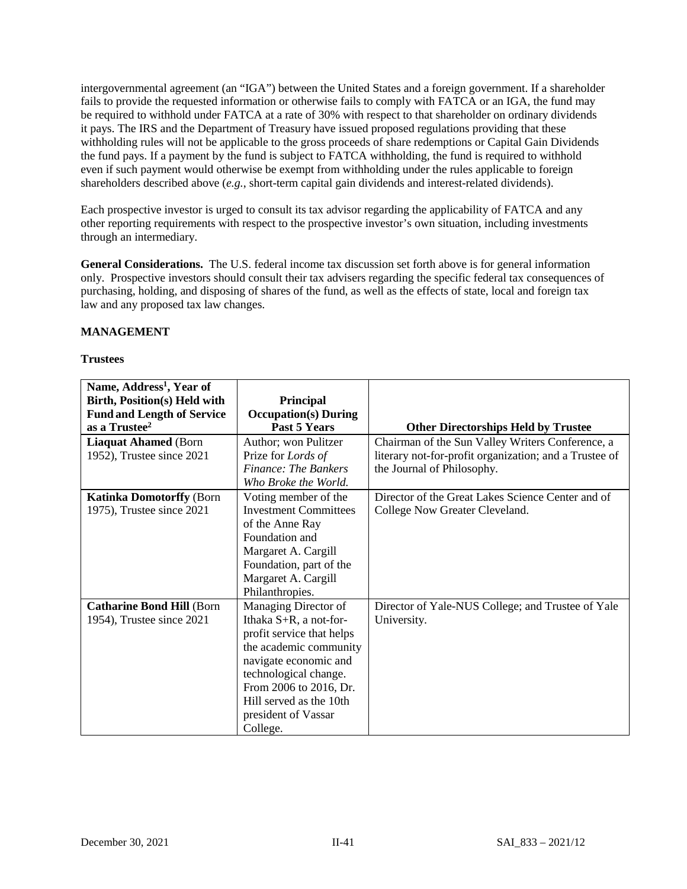intergovernmental agreement (an "IGA") between the United States and a foreign government. If a shareholder fails to provide the requested information or otherwise fails to comply with FATCA or an IGA, the fund may be required to withhold under FATCA at a rate of 30% with respect to that shareholder on ordinary dividends it pays. The IRS and the Department of Treasury have issued proposed regulations providing that these withholding rules will not be applicable to the gross proceeds of share redemptions or Capital Gain Dividends the fund pays. If a payment by the fund is subject to FATCA withholding, the fund is required to withhold even if such payment would otherwise be exempt from withholding under the rules applicable to foreign shareholders described above (*e.g.*, short-term capital gain dividends and interest-related dividends).

Each prospective investor is urged to consult its tax advisor regarding the applicability of FATCA and any other reporting requirements with respect to the prospective investor's own situation, including investments through an intermediary.

**General Considerations.** The U.S. federal income tax discussion set forth above is for general information only. Prospective investors should consult their tax advisers regarding the specific federal tax consequences of purchasing, holding, and disposing of shares of the fund, as well as the effects of state, local and foreign tax law and any proposed tax law changes.

## MANAGEMENT

### Trustees

| Name, Address[1], Year of Birth, Position(s) Held with Fund and Length of Service as a Trustee[2] | Principal Occupation(s) During Past 5 Years | Other Directorships Held by Trustee |
|---|---|---|
| **Liaquat Ahamed** (Born 1952), Trustee since 2021 | Author; won Pulitzer Prize for *Lords of Finance: The Bankers Who Broke the World.* | Chairman of the Sun Valley Writers Conference, a literary not-for-profit organization; and a Trustee of the Journal of Philosophy. |
| **Katinka Domotorffy** (Born 1975), Trustee since 2021 | Voting member of the Investment Committees of the Anne Ray Foundation and Margaret A. Cargill Foundation, part of the Margaret A. Cargill Philanthropies. | Director of the Great Lakes Science Center and of College Now Greater Cleveland. |
| **Catharine Bond Hill** (Born 1954), Trustee since 2021 | Managing Director of Ithaka S+R, a not-for-profit service that helps the academic community navigate economic and technological change. From 2006 to 2016, Dr. Hill served as the 10th president of Vassar College. | Director of Yale-NUS College; and Trustee of Yale University. |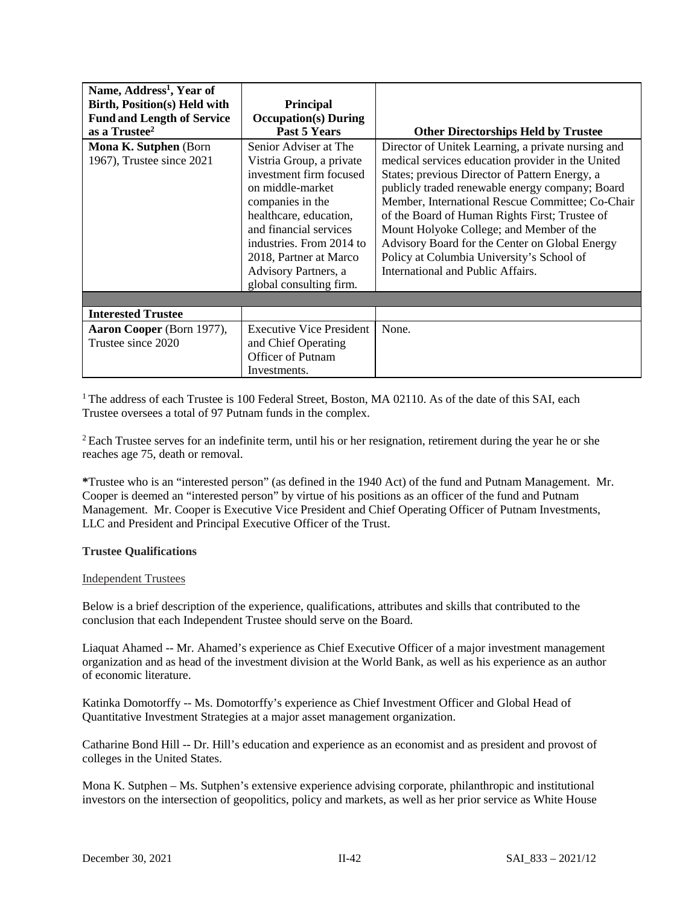| Name, Address[1], Year of Birth, Position(s) Held with Fund and Length of Service as a Trustee[2] | Principal Occupation(s) During Past 5 Years | Other Directorships Held by Trustee |
|---|---|---|
| **Mona K. Sutphen** (Born 1967), Trustee since 2021 | Senior Adviser at The Vistria Group, a private investment firm focused on middle-market companies in the healthcare, education, and financial services industries. From 2014 to 2018, Partner at Marco Advisory Partners, a global consulting firm. | Director of Unitek Learning, a private nursing and medical services education provider in the United States; previous Director of Pattern Energy, a publicly traded renewable energy company; Board Member, International Rescue Committee; Co-Chair of the Board of Human Rights First; Trustee of Mount Holyoke College; and Member of the Advisory Board for the Center on Global Energy Policy at Columbia University's School of International and Public Affairs. |
| | | |
| **Interested Trustee** | | |
| **Aaron Cooper** (Born 1977), Trustee since 2020 | Executive Vice President and Chief Operating Officer of Putnam Investments. | None. |

[1] The address of each Trustee is 100 Federal Street, Boston, MA 02110. As of the date of this SAI, each Trustee oversees a total of 97 Putnam funds in the complex.

[2] Each Trustee serves for an indefinite term, until his or her resignation, retirement during the year he or she reaches age 75, death or removal.

**\***Trustee who is an "interested person" (as defined in the 1940 Act) of the fund and Putnam Management. Mr. Cooper is deemed an "interested person" by virtue of his positions as an officer of the fund and Putnam Management. Mr. Cooper is Executive Vice President and Chief Operating Officer of Putnam Investments, LLC and President and Principal Executive Officer of the Trust.

**Trustee Qualifications**

Independent Trustees

Below is a brief description of the experience, qualifications, attributes and skills that contributed to the conclusion that each Independent Trustee should serve on the Board.

Liaquat Ahamed -- Mr. Ahamed's experience as Chief Executive Officer of a major investment management organization and as head of the investment division at the World Bank, as well as his experience as an author of economic literature.

Katinka Domotorffy -- Ms. Domotorffy's experience as Chief Investment Officer and Global Head of Quantitative Investment Strategies at a major asset management organization.

Catharine Bond Hill -- Dr. Hill's education and experience as an economist and as president and provost of colleges in the United States.

Mona K. Sutphen – Ms. Sutphen's extensive experience advising corporate, philanthropic and institutional investors on the intersection of geopolitics, policy and markets, as well as her prior service as White House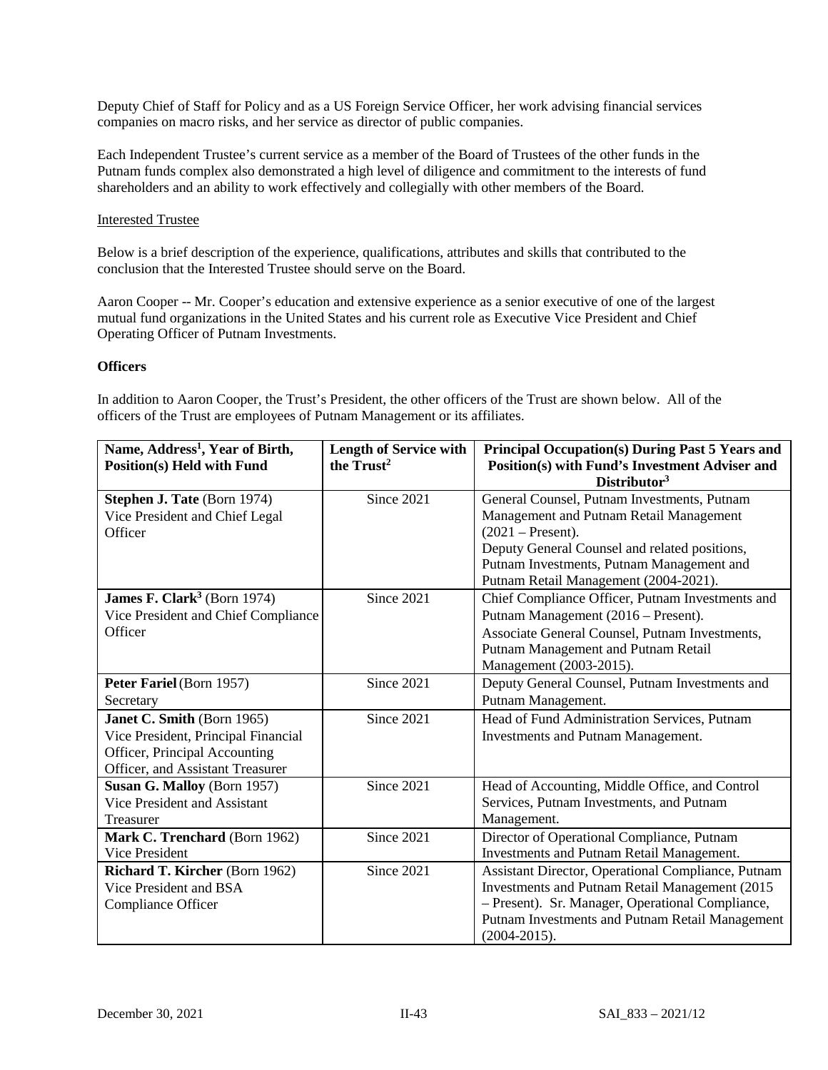Deputy Chief of Staff for Policy and as a US Foreign Service Officer, her work advising financial services companies on macro risks, and her service as director of public companies.

Each Independent Trustee's current service as a member of the Board of Trustees of the other funds in the Putnam funds complex also demonstrated a high level of diligence and commitment to the interests of fund shareholders and an ability to work effectively and collegially with other members of the Board.

Interested Trustee

Below is a brief description of the experience, qualifications, attributes and skills that contributed to the conclusion that the Interested Trustee should serve on the Board.

Aaron Cooper -- Mr. Cooper's education and extensive experience as a senior executive of one of the largest mutual fund organizations in the United States and his current role as Executive Vice President and Chief Operating Officer of Putnam Investments.

**Officers**

In addition to Aaron Cooper, the Trust's President, the other officers of the Trust are shown below. All of the officers of the Trust are employees of Putnam Management or its affiliates.

| Name, Address[1], Year of Birth, Position(s) Held with Fund | Length of Service with the Trust[2] | Principal Occupation(s) During Past 5 Years and Position(s) with Fund's Investment Adviser and Distributor[3] |
|---|---|---|
| **Stephen J. Tate** (Born 1974) Vice President and Chief Legal Officer | Since 2021 | General Counsel, Putnam Investments, Putnam Management and Putnam Retail Management (2021 – Present). Deputy General Counsel and related positions, Putnam Investments, Putnam Management and Putnam Retail Management (2004-2021). |
| **James F. Clark[3]** (Born 1974) Vice President and Chief Compliance Officer | Since 2021 | Chief Compliance Officer, Putnam Investments and Putnam Management (2016 – Present). Associate General Counsel, Putnam Investments, Putnam Management and Putnam Retail Management (2003-2015). |
| **Peter Fariel** (Born 1957) Secretary | Since 2021 | Deputy General Counsel, Putnam Investments and Putnam Management. |
| **Janet C. Smith** (Born 1965) Vice President, Principal Financial Officer, Principal Accounting Officer, and Assistant Treasurer | Since 2021 | Head of Fund Administration Services, Putnam Investments and Putnam Management. |
| **Susan G. Malloy** (Born 1957) Vice President and Assistant Treasurer | Since 2021 | Head of Accounting, Middle Office, and Control Services, Putnam Investments, and Putnam Management. |
| **Mark C. Trenchard** (Born 1962) Vice President | Since 2021 | Director of Operational Compliance, Putnam Investments and Putnam Retail Management. |
| **Richard T. Kircher** (Born 1962) Vice President and BSA Compliance Officer | Since 2021 | Assistant Director, Operational Compliance, Putnam Investments and Putnam Retail Management (2015 – Present). Sr. Manager, Operational Compliance, Putnam Investments and Putnam Retail Management (2004-2015). |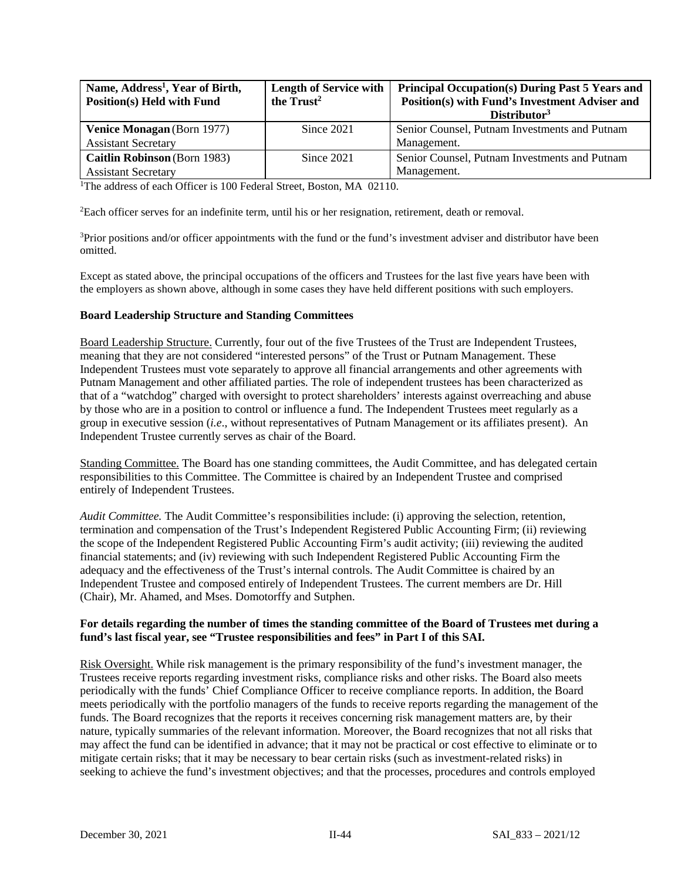| Name, Address[1], Year of Birth, Position(s) Held with Fund | Length of Service with the Trust[2] | Principal Occupation(s) During Past 5 Years and Position(s) with Fund's Investment Adviser and Distributor[3] |
|---|---|---|
| **Venice Monagan** (Born 1977) Assistant Secretary | Since 2021 | Senior Counsel, Putnam Investments and Putnam Management. |
| **Caitlin Robinson** (Born 1983) Assistant Secretary | Since 2021 | Senior Counsel, Putnam Investments and Putnam Management. |

[1]The address of each Officer is 100 Federal Street, Boston, MA 02110.

[2]Each officer serves for an indefinite term, until his or her resignation, retirement, death or removal.

[3]Prior positions and/or officer appointments with the fund or the fund's investment adviser and distributor have been omitted.

Except as stated above, the principal occupations of the officers and Trustees for the last five years have been with the employers as shown above, although in some cases they have held different positions with such employers.

**Board Leadership Structure and Standing Committees**

Board Leadership Structure. Currently, four out of the five Trustees of the Trust are Independent Trustees, meaning that they are not considered "interested persons" of the Trust or Putnam Management. These Independent Trustees must vote separately to approve all financial arrangements and other agreements with Putnam Management and other affiliated parties. The role of independent trustees has been characterized as that of a "watchdog" charged with oversight to protect shareholders' interests against overreaching and abuse by those who are in a position to control or influence a fund. The Independent Trustees meet regularly as a group in executive session (*i.e*., without representatives of Putnam Management or its affiliates present). An Independent Trustee currently serves as chair of the Board.

Standing Committee. The Board has one standing committees, the Audit Committee, and has delegated certain responsibilities to this Committee. The Committee is chaired by an Independent Trustee and comprised entirely of Independent Trustees.

*Audit Committee.* The Audit Committee's responsibilities include: (i) approving the selection, retention, termination and compensation of the Trust's Independent Registered Public Accounting Firm; (ii) reviewing the scope of the Independent Registered Public Accounting Firm's audit activity; (iii) reviewing the audited financial statements; and (iv) reviewing with such Independent Registered Public Accounting Firm the adequacy and the effectiveness of the Trust's internal controls. The Audit Committee is chaired by an Independent Trustee and composed entirely of Independent Trustees. The current members are Dr. Hill (Chair), Mr. Ahamed, and Mses. Domotorffy and Sutphen.

**For details regarding the number of times the standing committee of the Board of Trustees met during a fund's last fiscal year, see "Trustee responsibilities and fees" in Part I of this SAI.**

Risk Oversight. While risk management is the primary responsibility of the fund's investment manager, the Trustees receive reports regarding investment risks, compliance risks and other risks. The Board also meets periodically with the funds' Chief Compliance Officer to receive compliance reports. In addition, the Board meets periodically with the portfolio managers of the funds to receive reports regarding the management of the funds. The Board recognizes that the reports it receives concerning risk management matters are, by their nature, typically summaries of the relevant information. Moreover, the Board recognizes that not all risks that may affect the fund can be identified in advance; that it may not be practical or cost effective to eliminate or to mitigate certain risks; that it may be necessary to bear certain risks (such as investment-related risks) in seeking to achieve the fund's investment objectives; and that the processes, procedures and controls employed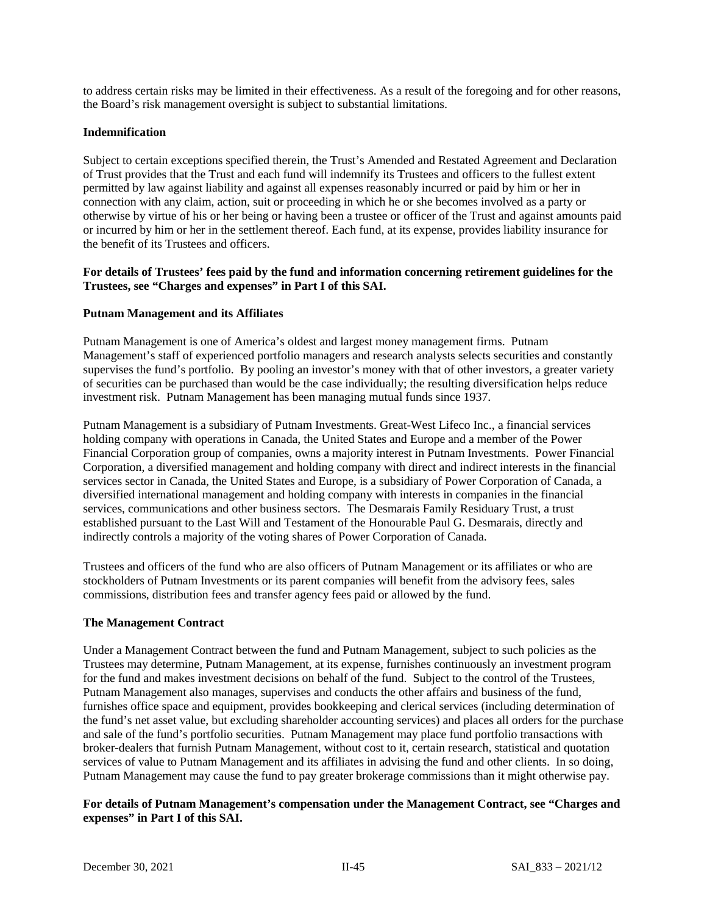to address certain risks may be limited in their effectiveness. As a result of the foregoing and for other reasons, the Board's risk management oversight is subject to substantial limitations.

### Indemnification

Subject to certain exceptions specified therein, the Trust's Amended and Restated Agreement and Declaration of Trust provides that the Trust and each fund will indemnify its Trustees and officers to the fullest extent permitted by law against liability and against all expenses reasonably incurred or paid by him or her in connection with any claim, action, suit or proceeding in which he or she becomes involved as a party or otherwise by virtue of his or her being or having been a trustee or officer of the Trust and against amounts paid or incurred by him or her in the settlement thereof. Each fund, at its expense, provides liability insurance for the benefit of its Trustees and officers.

**For details of Trustees' fees paid by the fund and information concerning retirement guidelines for the Trustees, see "Charges and expenses" in Part I of this SAI.**

### Putnam Management and its Affiliates

Putnam Management is one of America's oldest and largest money management firms. Putnam Management's staff of experienced portfolio managers and research analysts selects securities and constantly supervises the fund's portfolio. By pooling an investor's money with that of other investors, a greater variety of securities can be purchased than would be the case individually; the resulting diversification helps reduce investment risk. Putnam Management has been managing mutual funds since 1937.

Putnam Management is a subsidiary of Putnam Investments. Great-West Lifeco Inc., a financial services holding company with operations in Canada, the United States and Europe and a member of the Power Financial Corporation group of companies, owns a majority interest in Putnam Investments. Power Financial Corporation, a diversified management and holding company with direct and indirect interests in the financial services sector in Canada, the United States and Europe, is a subsidiary of Power Corporation of Canada, a diversified international management and holding company with interests in companies in the financial services, communications and other business sectors. The Desmarais Family Residuary Trust, a trust established pursuant to the Last Will and Testament of the Honourable Paul G. Desmarais, directly and indirectly controls a majority of the voting shares of Power Corporation of Canada.

Trustees and officers of the fund who are also officers of Putnam Management or its affiliates or who are stockholders of Putnam Investments or its parent companies will benefit from the advisory fees, sales commissions, distribution fees and transfer agency fees paid or allowed by the fund.

### The Management Contract

Under a Management Contract between the fund and Putnam Management, subject to such policies as the Trustees may determine, Putnam Management, at its expense, furnishes continuously an investment program for the fund and makes investment decisions on behalf of the fund. Subject to the control of the Trustees, Putnam Management also manages, supervises and conducts the other affairs and business of the fund, furnishes office space and equipment, provides bookkeeping and clerical services (including determination of the fund's net asset value, but excluding shareholder accounting services) and places all orders for the purchase and sale of the fund's portfolio securities. Putnam Management may place fund portfolio transactions with broker-dealers that furnish Putnam Management, without cost to it, certain research, statistical and quotation services of value to Putnam Management and its affiliates in advising the fund and other clients. In so doing, Putnam Management may cause the fund to pay greater brokerage commissions than it might otherwise pay.

**For details of Putnam Management's compensation under the Management Contract, see "Charges and expenses" in Part I of this SAI.**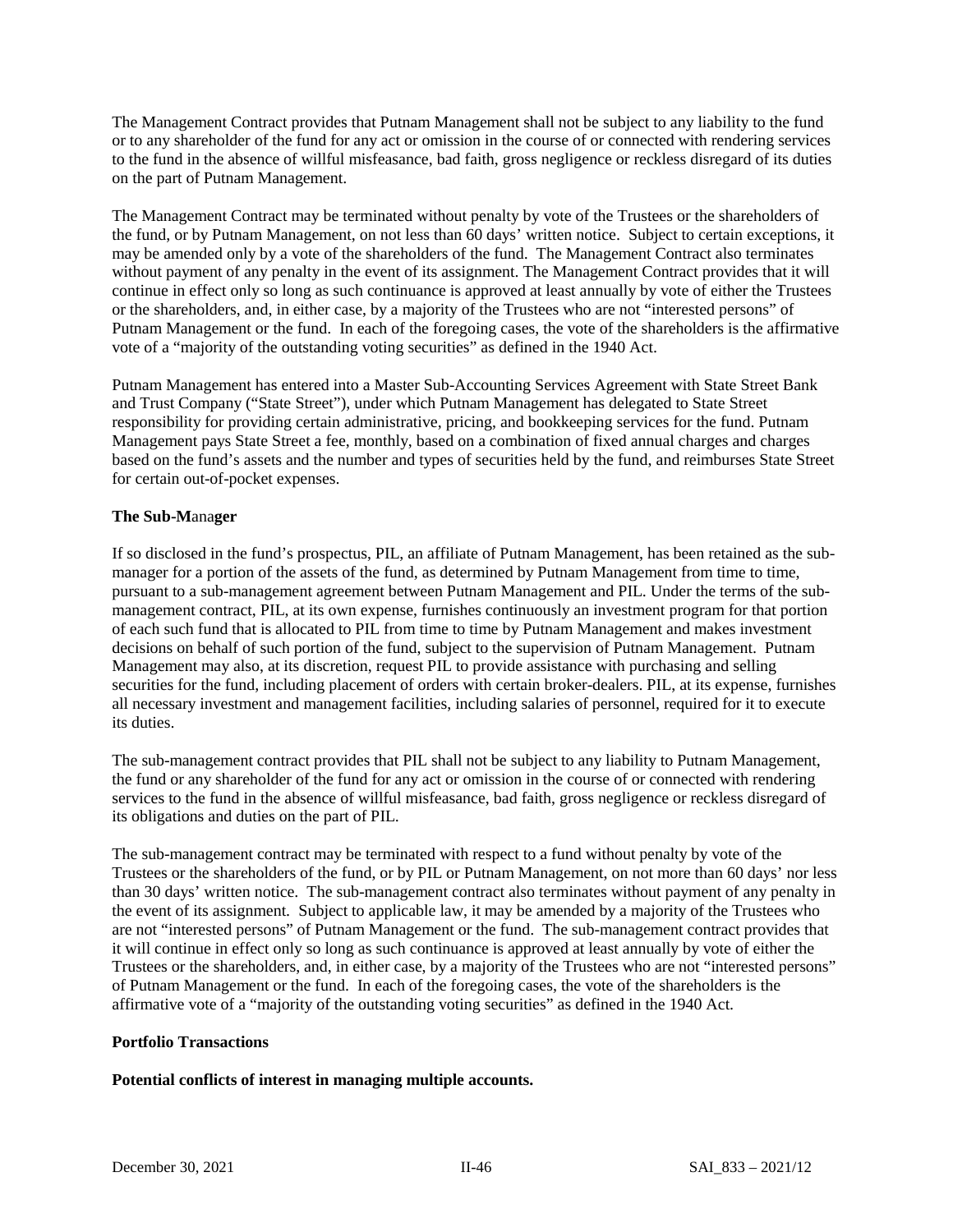The Management Contract provides that Putnam Management shall not be subject to any liability to the fund or to any shareholder of the fund for any act or omission in the course of or connected with rendering services to the fund in the absence of willful misfeasance, bad faith, gross negligence or reckless disregard of its duties on the part of Putnam Management.

The Management Contract may be terminated without penalty by vote of the Trustees or the shareholders of the fund, or by Putnam Management, on not less than 60 days' written notice. Subject to certain exceptions, it may be amended only by a vote of the shareholders of the fund. The Management Contract also terminates without payment of any penalty in the event of its assignment. The Management Contract provides that it will continue in effect only so long as such continuance is approved at least annually by vote of either the Trustees or the shareholders, and, in either case, by a majority of the Trustees who are not "interested persons" of Putnam Management or the fund. In each of the foregoing cases, the vote of the shareholders is the affirmative vote of a "majority of the outstanding voting securities" as defined in the 1940 Act.

Putnam Management has entered into a Master Sub-Accounting Services Agreement with State Street Bank and Trust Company ("State Street"), under which Putnam Management has delegated to State Street responsibility for providing certain administrative, pricing, and bookkeeping services for the fund. Putnam Management pays State Street a fee, monthly, based on a combination of fixed annual charges and charges based on the fund's assets and the number and types of securities held by the fund, and reimburses State Street for certain out-of-pocket expenses.

**The Sub-Manager**

If so disclosed in the fund's prospectus, PIL, an affiliate of Putnam Management, has been retained as the sub-manager for a portion of the assets of the fund, as determined by Putnam Management from time to time, pursuant to a sub-management agreement between Putnam Management and PIL. Under the terms of the sub-management contract, PIL, at its own expense, furnishes continuously an investment program for that portion of each such fund that is allocated to PIL from time to time by Putnam Management and makes investment decisions on behalf of such portion of the fund, subject to the supervision of Putnam Management. Putnam Management may also, at its discretion, request PIL to provide assistance with purchasing and selling securities for the fund, including placement of orders with certain broker-dealers. PIL, at its expense, furnishes all necessary investment and management facilities, including salaries of personnel, required for it to execute its duties.

The sub-management contract provides that PIL shall not be subject to any liability to Putnam Management, the fund or any shareholder of the fund for any act or omission in the course of or connected with rendering services to the fund in the absence of willful misfeasance, bad faith, gross negligence or reckless disregard of its obligations and duties on the part of PIL.

The sub-management contract may be terminated with respect to a fund without penalty by vote of the Trustees or the shareholders of the fund, or by PIL or Putnam Management, on not more than 60 days' nor less than 30 days' written notice. The sub-management contract also terminates without payment of any penalty in the event of its assignment. Subject to applicable law, it may be amended by a majority of the Trustees who are not "interested persons" of Putnam Management or the fund. The sub-management contract provides that it will continue in effect only so long as such continuance is approved at least annually by vote of either the Trustees or the shareholders, and, in either case, by a majority of the Trustees who are not "interested persons" of Putnam Management or the fund. In each of the foregoing cases, the vote of the shareholders is the affirmative vote of a "majority of the outstanding voting securities" as defined in the 1940 Act.

**Portfolio Transactions**

**Potential conflicts of interest in managing multiple accounts.**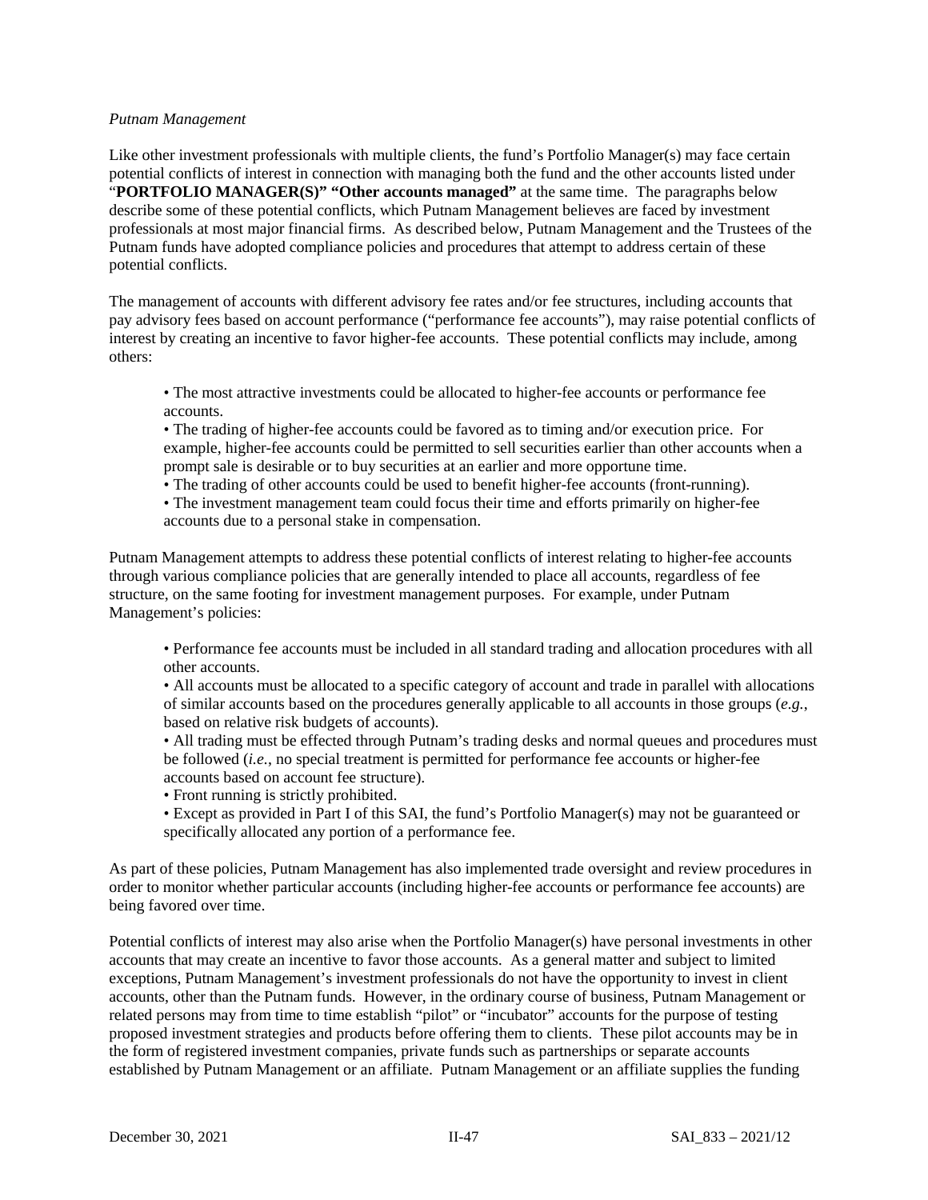*Putnam Management*

Like other investment professionals with multiple clients, the fund's Portfolio Manager(s) may face certain potential conflicts of interest in connection with managing both the fund and the other accounts listed under "**PORTFOLIO MANAGER(S)" "Other accounts managed"** at the same time. The paragraphs below describe some of these potential conflicts, which Putnam Management believes are faced by investment professionals at most major financial firms. As described below, Putnam Management and the Trustees of the Putnam funds have adopted compliance policies and procedures that attempt to address certain of these potential conflicts.

The management of accounts with different advisory fee rates and/or fee structures, including accounts that pay advisory fees based on account performance ("performance fee accounts"), may raise potential conflicts of interest by creating an incentive to favor higher-fee accounts. These potential conflicts may include, among others:

- The most attractive investments could be allocated to higher-fee accounts or performance fee accounts.
- The trading of higher-fee accounts could be favored as to timing and/or execution price. For example, higher-fee accounts could be permitted to sell securities earlier than other accounts when a prompt sale is desirable or to buy securities at an earlier and more opportune time.
- The trading of other accounts could be used to benefit higher-fee accounts (front-running).
- The investment management team could focus their time and efforts primarily on higher-fee accounts due to a personal stake in compensation.

Putnam Management attempts to address these potential conflicts of interest relating to higher-fee accounts through various compliance policies that are generally intended to place all accounts, regardless of fee structure, on the same footing for investment management purposes. For example, under Putnam Management's policies:

- Performance fee accounts must be included in all standard trading and allocation procedures with all other accounts.
- All accounts must be allocated to a specific category of account and trade in parallel with allocations of similar accounts based on the procedures generally applicable to all accounts in those groups (*e.g.*, based on relative risk budgets of accounts).
- All trading must be effected through Putnam's trading desks and normal queues and procedures must be followed (*i.e.*, no special treatment is permitted for performance fee accounts or higher-fee accounts based on account fee structure).
- Front running is strictly prohibited.
- Except as provided in Part I of this SAI, the fund's Portfolio Manager(s) may not be guaranteed or specifically allocated any portion of a performance fee.

As part of these policies, Putnam Management has also implemented trade oversight and review procedures in order to monitor whether particular accounts (including higher-fee accounts or performance fee accounts) are being favored over time.

Potential conflicts of interest may also arise when the Portfolio Manager(s) have personal investments in other accounts that may create an incentive to favor those accounts. As a general matter and subject to limited exceptions, Putnam Management's investment professionals do not have the opportunity to invest in client accounts, other than the Putnam funds. However, in the ordinary course of business, Putnam Management or related persons may from time to time establish "pilot" or "incubator" accounts for the purpose of testing proposed investment strategies and products before offering them to clients. These pilot accounts may be in the form of registered investment companies, private funds such as partnerships or separate accounts established by Putnam Management or an affiliate. Putnam Management or an affiliate supplies the funding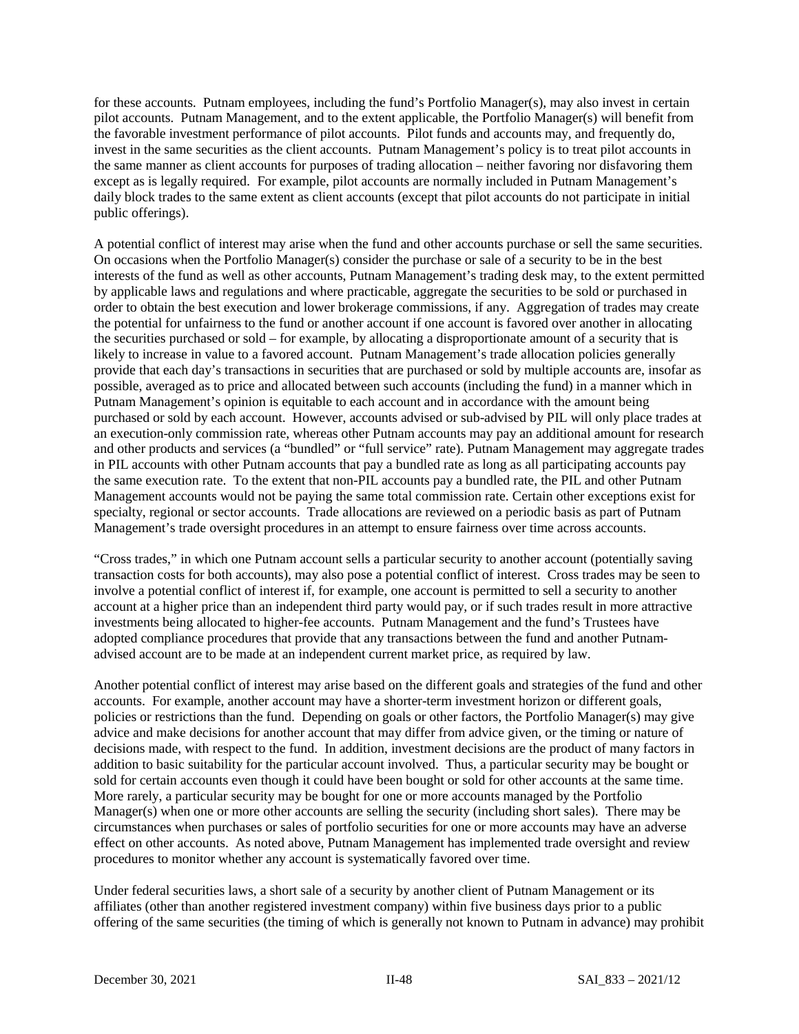for these accounts. Putnam employees, including the fund's Portfolio Manager(s), may also invest in certain pilot accounts. Putnam Management, and to the extent applicable, the Portfolio Manager(s) will benefit from the favorable investment performance of pilot accounts. Pilot funds and accounts may, and frequently do, invest in the same securities as the client accounts. Putnam Management's policy is to treat pilot accounts in the same manner as client accounts for purposes of trading allocation – neither favoring nor disfavoring them except as is legally required. For example, pilot accounts are normally included in Putnam Management's daily block trades to the same extent as client accounts (except that pilot accounts do not participate in initial public offerings).

A potential conflict of interest may arise when the fund and other accounts purchase or sell the same securities. On occasions when the Portfolio Manager(s) consider the purchase or sale of a security to be in the best interests of the fund as well as other accounts, Putnam Management's trading desk may, to the extent permitted by applicable laws and regulations and where practicable, aggregate the securities to be sold or purchased in order to obtain the best execution and lower brokerage commissions, if any. Aggregation of trades may create the potential for unfairness to the fund or another account if one account is favored over another in allocating the securities purchased or sold – for example, by allocating a disproportionate amount of a security that is likely to increase in value to a favored account. Putnam Management's trade allocation policies generally provide that each day's transactions in securities that are purchased or sold by multiple accounts are, insofar as possible, averaged as to price and allocated between such accounts (including the fund) in a manner which in Putnam Management's opinion is equitable to each account and in accordance with the amount being purchased or sold by each account. However, accounts advised or sub-advised by PIL will only place trades at an execution-only commission rate, whereas other Putnam accounts may pay an additional amount for research and other products and services (a "bundled" or "full service" rate). Putnam Management may aggregate trades in PIL accounts with other Putnam accounts that pay a bundled rate as long as all participating accounts pay the same execution rate. To the extent that non-PIL accounts pay a bundled rate, the PIL and other Putnam Management accounts would not be paying the same total commission rate. Certain other exceptions exist for specialty, regional or sector accounts. Trade allocations are reviewed on a periodic basis as part of Putnam Management's trade oversight procedures in an attempt to ensure fairness over time across accounts.

"Cross trades," in which one Putnam account sells a particular security to another account (potentially saving transaction costs for both accounts), may also pose a potential conflict of interest. Cross trades may be seen to involve a potential conflict of interest if, for example, one account is permitted to sell a security to another account at a higher price than an independent third party would pay, or if such trades result in more attractive investments being allocated to higher-fee accounts. Putnam Management and the fund's Trustees have adopted compliance procedures that provide that any transactions between the fund and another Putnam-advised account are to be made at an independent current market price, as required by law.

Another potential conflict of interest may arise based on the different goals and strategies of the fund and other accounts. For example, another account may have a shorter-term investment horizon or different goals, policies or restrictions than the fund. Depending on goals or other factors, the Portfolio Manager(s) may give advice and make decisions for another account that may differ from advice given, or the timing or nature of decisions made, with respect to the fund. In addition, investment decisions are the product of many factors in addition to basic suitability for the particular account involved. Thus, a particular security may be bought or sold for certain accounts even though it could have been bought or sold for other accounts at the same time. More rarely, a particular security may be bought for one or more accounts managed by the Portfolio Manager(s) when one or more other accounts are selling the security (including short sales). There may be circumstances when purchases or sales of portfolio securities for one or more accounts may have an adverse effect on other accounts. As noted above, Putnam Management has implemented trade oversight and review procedures to monitor whether any account is systematically favored over time.

Under federal securities laws, a short sale of a security by another client of Putnam Management or its affiliates (other than another registered investment company) within five business days prior to a public offering of the same securities (the timing of which is generally not known to Putnam in advance) may prohibit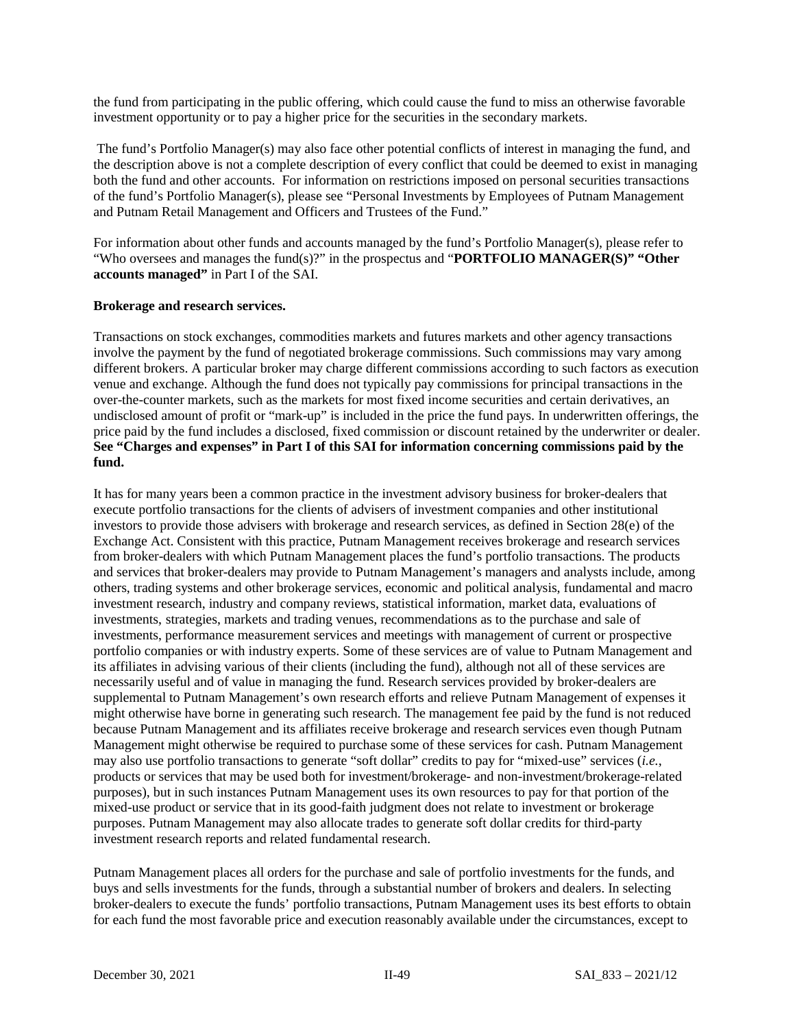the fund from participating in the public offering, which could cause the fund to miss an otherwise favorable investment opportunity or to pay a higher price for the securities in the secondary markets.

The fund's Portfolio Manager(s) may also face other potential conflicts of interest in managing the fund, and the description above is not a complete description of every conflict that could be deemed to exist in managing both the fund and other accounts. For information on restrictions imposed on personal securities transactions of the fund's Portfolio Manager(s), please see "Personal Investments by Employees of Putnam Management and Putnam Retail Management and Officers and Trustees of the Fund."

For information about other funds and accounts managed by the fund's Portfolio Manager(s), please refer to "Who oversees and manages the fund(s)?" in the prospectus and "**PORTFOLIO MANAGER(S)" "Other accounts managed"** in Part I of the SAI.

**Brokerage and research services.**

Transactions on stock exchanges, commodities markets and futures markets and other agency transactions involve the payment by the fund of negotiated brokerage commissions. Such commissions may vary among different brokers. A particular broker may charge different commissions according to such factors as execution venue and exchange. Although the fund does not typically pay commissions for principal transactions in the over-the-counter markets, such as the markets for most fixed income securities and certain derivatives, an undisclosed amount of profit or "mark-up" is included in the price the fund pays. In underwritten offerings, the price paid by the fund includes a disclosed, fixed commission or discount retained by the underwriter or dealer. **See "Charges and expenses" in Part I of this SAI for information concerning commissions paid by the fund.**

It has for many years been a common practice in the investment advisory business for broker-dealers that execute portfolio transactions for the clients of advisers of investment companies and other institutional investors to provide those advisers with brokerage and research services, as defined in Section 28(e) of the Exchange Act. Consistent with this practice, Putnam Management receives brokerage and research services from broker-dealers with which Putnam Management places the fund's portfolio transactions. The products and services that broker-dealers may provide to Putnam Management's managers and analysts include, among others, trading systems and other brokerage services, economic and political analysis, fundamental and macro investment research, industry and company reviews, statistical information, market data, evaluations of investments, strategies, markets and trading venues, recommendations as to the purchase and sale of investments, performance measurement services and meetings with management of current or prospective portfolio companies or with industry experts. Some of these services are of value to Putnam Management and its affiliates in advising various of their clients (including the fund), although not all of these services are necessarily useful and of value in managing the fund. Research services provided by broker-dealers are supplemental to Putnam Management's own research efforts and relieve Putnam Management of expenses it might otherwise have borne in generating such research. The management fee paid by the fund is not reduced because Putnam Management and its affiliates receive brokerage and research services even though Putnam Management might otherwise be required to purchase some of these services for cash. Putnam Management may also use portfolio transactions to generate "soft dollar" credits to pay for "mixed-use" services (*i.e.*, products or services that may be used both for investment/brokerage- and non-investment/brokerage-related purposes), but in such instances Putnam Management uses its own resources to pay for that portion of the mixed-use product or service that in its good-faith judgment does not relate to investment or brokerage purposes. Putnam Management may also allocate trades to generate soft dollar credits for third-party investment research reports and related fundamental research.

Putnam Management places all orders for the purchase and sale of portfolio investments for the funds, and buys and sells investments for the funds, through a substantial number of brokers and dealers. In selecting broker-dealers to execute the funds' portfolio transactions, Putnam Management uses its best efforts to obtain for each fund the most favorable price and execution reasonably available under the circumstances, except to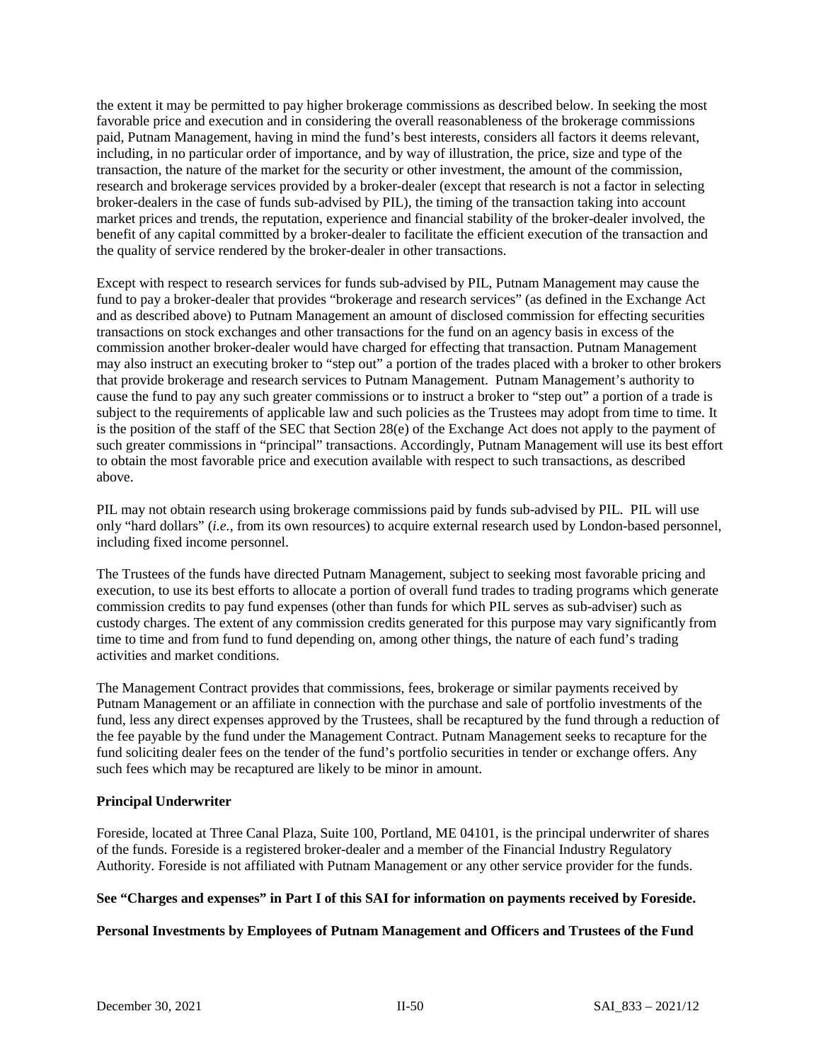the extent it may be permitted to pay higher brokerage commissions as described below. In seeking the most favorable price and execution and in considering the overall reasonableness of the brokerage commissions paid, Putnam Management, having in mind the fund's best interests, considers all factors it deems relevant, including, in no particular order of importance, and by way of illustration, the price, size and type of the transaction, the nature of the market for the security or other investment, the amount of the commission, research and brokerage services provided by a broker-dealer (except that research is not a factor in selecting broker-dealers in the case of funds sub-advised by PIL), the timing of the transaction taking into account market prices and trends, the reputation, experience and financial stability of the broker-dealer involved, the benefit of any capital committed by a broker-dealer to facilitate the efficient execution of the transaction and the quality of service rendered by the broker-dealer in other transactions.

Except with respect to research services for funds sub-advised by PIL, Putnam Management may cause the fund to pay a broker-dealer that provides "brokerage and research services" (as defined in the Exchange Act and as described above) to Putnam Management an amount of disclosed commission for effecting securities transactions on stock exchanges and other transactions for the fund on an agency basis in excess of the commission another broker-dealer would have charged for effecting that transaction. Putnam Management may also instruct an executing broker to "step out" a portion of the trades placed with a broker to other brokers that provide brokerage and research services to Putnam Management. Putnam Management's authority to cause the fund to pay any such greater commissions or to instruct a broker to "step out" a portion of a trade is subject to the requirements of applicable law and such policies as the Trustees may adopt from time to time. It is the position of the staff of the SEC that Section 28(e) of the Exchange Act does not apply to the payment of such greater commissions in "principal" transactions. Accordingly, Putnam Management will use its best effort to obtain the most favorable price and execution available with respect to such transactions, as described above.

PIL may not obtain research using brokerage commissions paid by funds sub-advised by PIL. PIL will use only "hard dollars" (*i.e.*, from its own resources) to acquire external research used by London-based personnel, including fixed income personnel.

The Trustees of the funds have directed Putnam Management, subject to seeking most favorable pricing and execution, to use its best efforts to allocate a portion of overall fund trades to trading programs which generate commission credits to pay fund expenses (other than funds for which PIL serves as sub-adviser) such as custody charges. The extent of any commission credits generated for this purpose may vary significantly from time to time and from fund to fund depending on, among other things, the nature of each fund's trading activities and market conditions.

The Management Contract provides that commissions, fees, brokerage or similar payments received by Putnam Management or an affiliate in connection with the purchase and sale of portfolio investments of the fund, less any direct expenses approved by the Trustees, shall be recaptured by the fund through a reduction of the fee payable by the fund under the Management Contract. Putnam Management seeks to recapture for the fund soliciting dealer fees on the tender of the fund's portfolio securities in tender or exchange offers. Any such fees which may be recaptured are likely to be minor in amount.

**Principal Underwriter**

Foreside, located at Three Canal Plaza, Suite 100, Portland, ME 04101, is the principal underwriter of shares of the funds. Foreside is a registered broker-dealer and a member of the Financial Industry Regulatory Authority. Foreside is not affiliated with Putnam Management or any other service provider for the funds.

**See "Charges and expenses" in Part I of this SAI for information on payments received by Foreside.**

**Personal Investments by Employees of Putnam Management and Officers and Trustees of the Fund**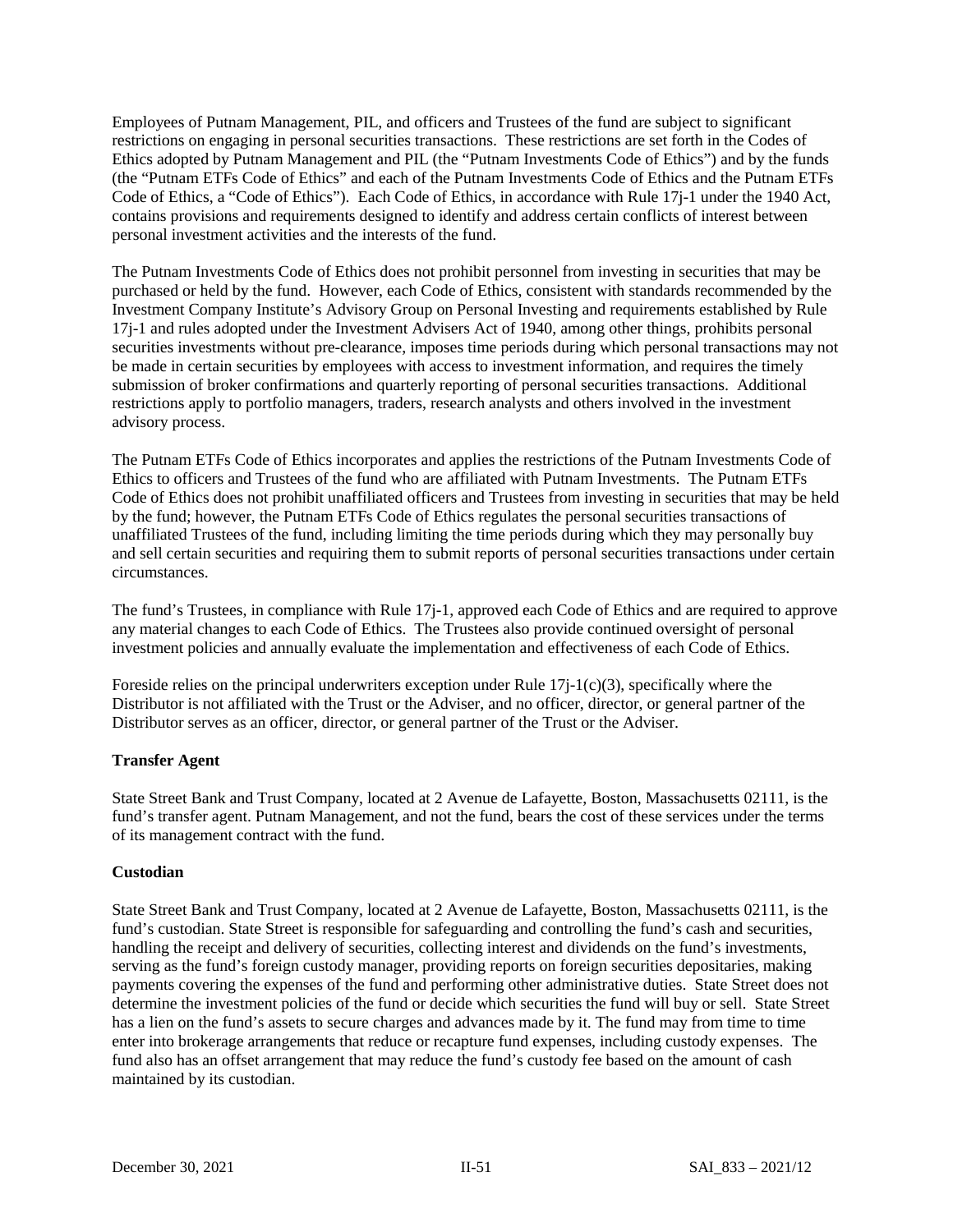Employees of Putnam Management, PIL, and officers and Trustees of the fund are subject to significant restrictions on engaging in personal securities transactions. These restrictions are set forth in the Codes of Ethics adopted by Putnam Management and PIL (the "Putnam Investments Code of Ethics") and by the funds (the "Putnam ETFs Code of Ethics" and each of the Putnam Investments Code of Ethics and the Putnam ETFs Code of Ethics, a "Code of Ethics"). Each Code of Ethics, in accordance with Rule 17j-1 under the 1940 Act, contains provisions and requirements designed to identify and address certain conflicts of interest between personal investment activities and the interests of the fund.

The Putnam Investments Code of Ethics does not prohibit personnel from investing in securities that may be purchased or held by the fund. However, each Code of Ethics, consistent with standards recommended by the Investment Company Institute's Advisory Group on Personal Investing and requirements established by Rule 17j-1 and rules adopted under the Investment Advisers Act of 1940, among other things, prohibits personal securities investments without pre-clearance, imposes time periods during which personal transactions may not be made in certain securities by employees with access to investment information, and requires the timely submission of broker confirmations and quarterly reporting of personal securities transactions. Additional restrictions apply to portfolio managers, traders, research analysts and others involved in the investment advisory process.

The Putnam ETFs Code of Ethics incorporates and applies the restrictions of the Putnam Investments Code of Ethics to officers and Trustees of the fund who are affiliated with Putnam Investments. The Putnam ETFs Code of Ethics does not prohibit unaffiliated officers and Trustees from investing in securities that may be held by the fund; however, the Putnam ETFs Code of Ethics regulates the personal securities transactions of unaffiliated Trustees of the fund, including limiting the time periods during which they may personally buy and sell certain securities and requiring them to submit reports of personal securities transactions under certain circumstances.

The fund's Trustees, in compliance with Rule 17j-1, approved each Code of Ethics and are required to approve any material changes to each Code of Ethics. The Trustees also provide continued oversight of personal investment policies and annually evaluate the implementation and effectiveness of each Code of Ethics.

Foreside relies on the principal underwriters exception under Rule 17j-1(c)(3), specifically where the Distributor is not affiliated with the Trust or the Adviser, and no officer, director, or general partner of the Distributor serves as an officer, director, or general partner of the Trust or the Adviser.

**Transfer Agent**

State Street Bank and Trust Company, located at 2 Avenue de Lafayette, Boston, Massachusetts 02111, is the fund's transfer agent. Putnam Management, and not the fund, bears the cost of these services under the terms of its management contract with the fund.

**Custodian**

State Street Bank and Trust Company, located at 2 Avenue de Lafayette, Boston, Massachusetts 02111, is the fund's custodian. State Street is responsible for safeguarding and controlling the fund's cash and securities, handling the receipt and delivery of securities, collecting interest and dividends on the fund's investments, serving as the fund's foreign custody manager, providing reports on foreign securities depositaries, making payments covering the expenses of the fund and performing other administrative duties. State Street does not determine the investment policies of the fund or decide which securities the fund will buy or sell. State Street has a lien on the fund's assets to secure charges and advances made by it. The fund may from time to time enter into brokerage arrangements that reduce or recapture fund expenses, including custody expenses. The fund also has an offset arrangement that may reduce the fund's custody fee based on the amount of cash maintained by its custodian.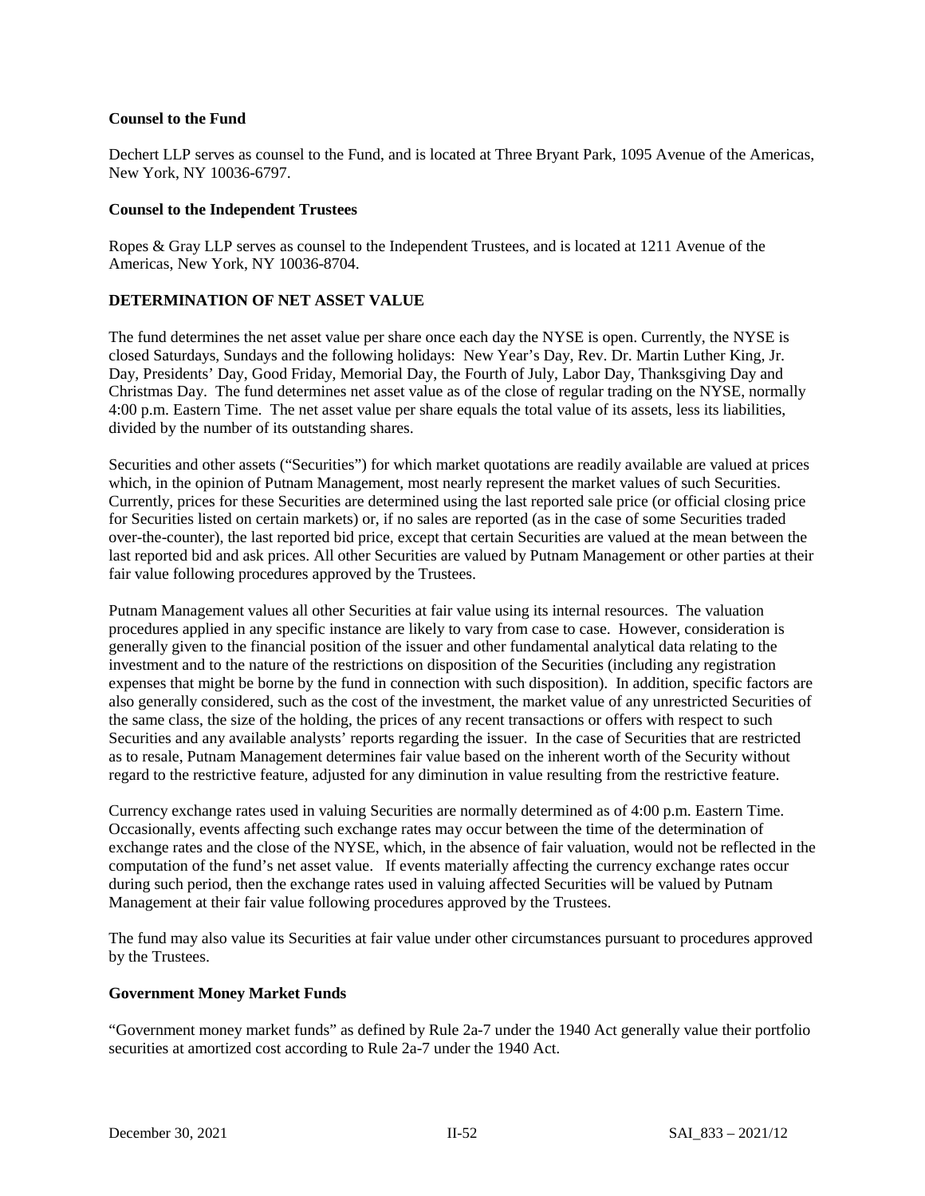**Counsel to the Fund**

Dechert LLP serves as counsel to the Fund, and is located at Three Bryant Park, 1095 Avenue of the Americas, New York, NY 10036-6797.

**Counsel to the Independent Trustees**

Ropes & Gray LLP serves as counsel to the Independent Trustees, and is located at 1211 Avenue of the Americas, New York, NY 10036-8704.

## DETERMINATION OF NET ASSET VALUE

The fund determines the net asset value per share once each day the NYSE is open. Currently, the NYSE is closed Saturdays, Sundays and the following holidays: New Year's Day, Rev. Dr. Martin Luther King, Jr. Day, Presidents' Day, Good Friday, Memorial Day, the Fourth of July, Labor Day, Thanksgiving Day and Christmas Day. The fund determines net asset value as of the close of regular trading on the NYSE, normally 4:00 p.m. Eastern Time. The net asset value per share equals the total value of its assets, less its liabilities, divided by the number of its outstanding shares.

Securities and other assets ("Securities") for which market quotations are readily available are valued at prices which, in the opinion of Putnam Management, most nearly represent the market values of such Securities. Currently, prices for these Securities are determined using the last reported sale price (or official closing price for Securities listed on certain markets) or, if no sales are reported (as in the case of some Securities traded over-the-counter), the last reported bid price, except that certain Securities are valued at the mean between the last reported bid and ask prices. All other Securities are valued by Putnam Management or other parties at their fair value following procedures approved by the Trustees.

Putnam Management values all other Securities at fair value using its internal resources. The valuation procedures applied in any specific instance are likely to vary from case to case. However, consideration is generally given to the financial position of the issuer and other fundamental analytical data relating to the investment and to the nature of the restrictions on disposition of the Securities (including any registration expenses that might be borne by the fund in connection with such disposition). In addition, specific factors are also generally considered, such as the cost of the investment, the market value of any unrestricted Securities of the same class, the size of the holding, the prices of any recent transactions or offers with respect to such Securities and any available analysts' reports regarding the issuer. In the case of Securities that are restricted as to resale, Putnam Management determines fair value based on the inherent worth of the Security without regard to the restrictive feature, adjusted for any diminution in value resulting from the restrictive feature.

Currency exchange rates used in valuing Securities are normally determined as of 4:00 p.m. Eastern Time. Occasionally, events affecting such exchange rates may occur between the time of the determination of exchange rates and the close of the NYSE, which, in the absence of fair valuation, would not be reflected in the computation of the fund's net asset value. If events materially affecting the currency exchange rates occur during such period, then the exchange rates used in valuing affected Securities will be valued by Putnam Management at their fair value following procedures approved by the Trustees.

The fund may also value its Securities at fair value under other circumstances pursuant to procedures approved by the Trustees.

**Government Money Market Funds**

"Government money market funds" as defined by Rule 2a-7 under the 1940 Act generally value their portfolio securities at amortized cost according to Rule 2a-7 under the 1940 Act.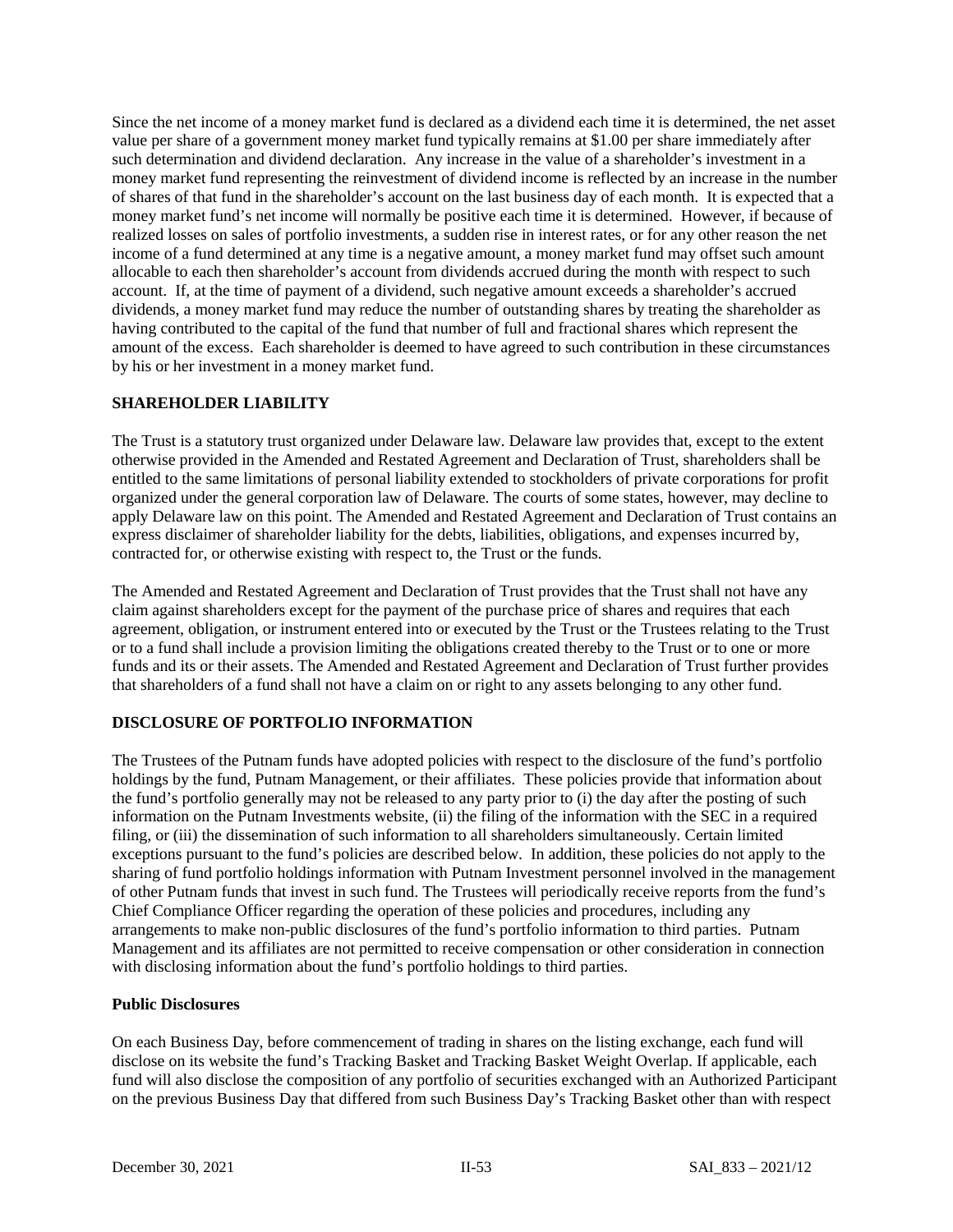Since the net income of a money market fund is declared as a dividend each time it is determined, the net asset value per share of a government money market fund typically remains at $1.00 per share immediately after such determination and dividend declaration. Any increase in the value of a shareholder's investment in a money market fund representing the reinvestment of dividend income is reflected by an increase in the number of shares of that fund in the shareholder's account on the last business day of each month. It is expected that a money market fund's net income will normally be positive each time it is determined. However, if because of realized losses on sales of portfolio investments, a sudden rise in interest rates, or for any other reason the net income of a fund determined at any time is a negative amount, a money market fund may offset such amount allocable to each then shareholder's account from dividends accrued during the month with respect to such account. If, at the time of payment of a dividend, such negative amount exceeds a shareholder's accrued dividends, a money market fund may reduce the number of outstanding shares by treating the shareholder as having contributed to the capital of the fund that number of full and fractional shares which represent the amount of the excess. Each shareholder is deemed to have agreed to such contribution in these circumstances by his or her investment in a money market fund.

## SHAREHOLDER LIABILITY

The Trust is a statutory trust organized under Delaware law. Delaware law provides that, except to the extent otherwise provided in the Amended and Restated Agreement and Declaration of Trust, shareholders shall be entitled to the same limitations of personal liability extended to stockholders of private corporations for profit organized under the general corporation law of Delaware. The courts of some states, however, may decline to apply Delaware law on this point. The Amended and Restated Agreement and Declaration of Trust contains an express disclaimer of shareholder liability for the debts, liabilities, obligations, and expenses incurred by, contracted for, or otherwise existing with respect to, the Trust or the funds.

The Amended and Restated Agreement and Declaration of Trust provides that the Trust shall not have any claim against shareholders except for the payment of the purchase price of shares and requires that each agreement, obligation, or instrument entered into or executed by the Trust or the Trustees relating to the Trust or to a fund shall include a provision limiting the obligations created thereby to the Trust or to one or more funds and its or their assets. The Amended and Restated Agreement and Declaration of Trust further provides that shareholders of a fund shall not have a claim on or right to any assets belonging to any other fund.

## DISCLOSURE OF PORTFOLIO INFORMATION

The Trustees of the Putnam funds have adopted policies with respect to the disclosure of the fund's portfolio holdings by the fund, Putnam Management, or their affiliates. These policies provide that information about the fund's portfolio generally may not be released to any party prior to (i) the day after the posting of such information on the Putnam Investments website, (ii) the filing of the information with the SEC in a required filing, or (iii) the dissemination of such information to all shareholders simultaneously. Certain limited exceptions pursuant to the fund's policies are described below. In addition, these policies do not apply to the sharing of fund portfolio holdings information with Putnam Investment personnel involved in the management of other Putnam funds that invest in such fund. The Trustees will periodically receive reports from the fund's Chief Compliance Officer regarding the operation of these policies and procedures, including any arrangements to make non-public disclosures of the fund's portfolio information to third parties. Putnam Management and its affiliates are not permitted to receive compensation or other consideration in connection with disclosing information about the fund's portfolio holdings to third parties.

### Public Disclosures

On each Business Day, before commencement of trading in shares on the listing exchange, each fund will disclose on its website the fund's Tracking Basket and Tracking Basket Weight Overlap. If applicable, each fund will also disclose the composition of any portfolio of securities exchanged with an Authorized Participant on the previous Business Day that differed from such Business Day's Tracking Basket other than with respect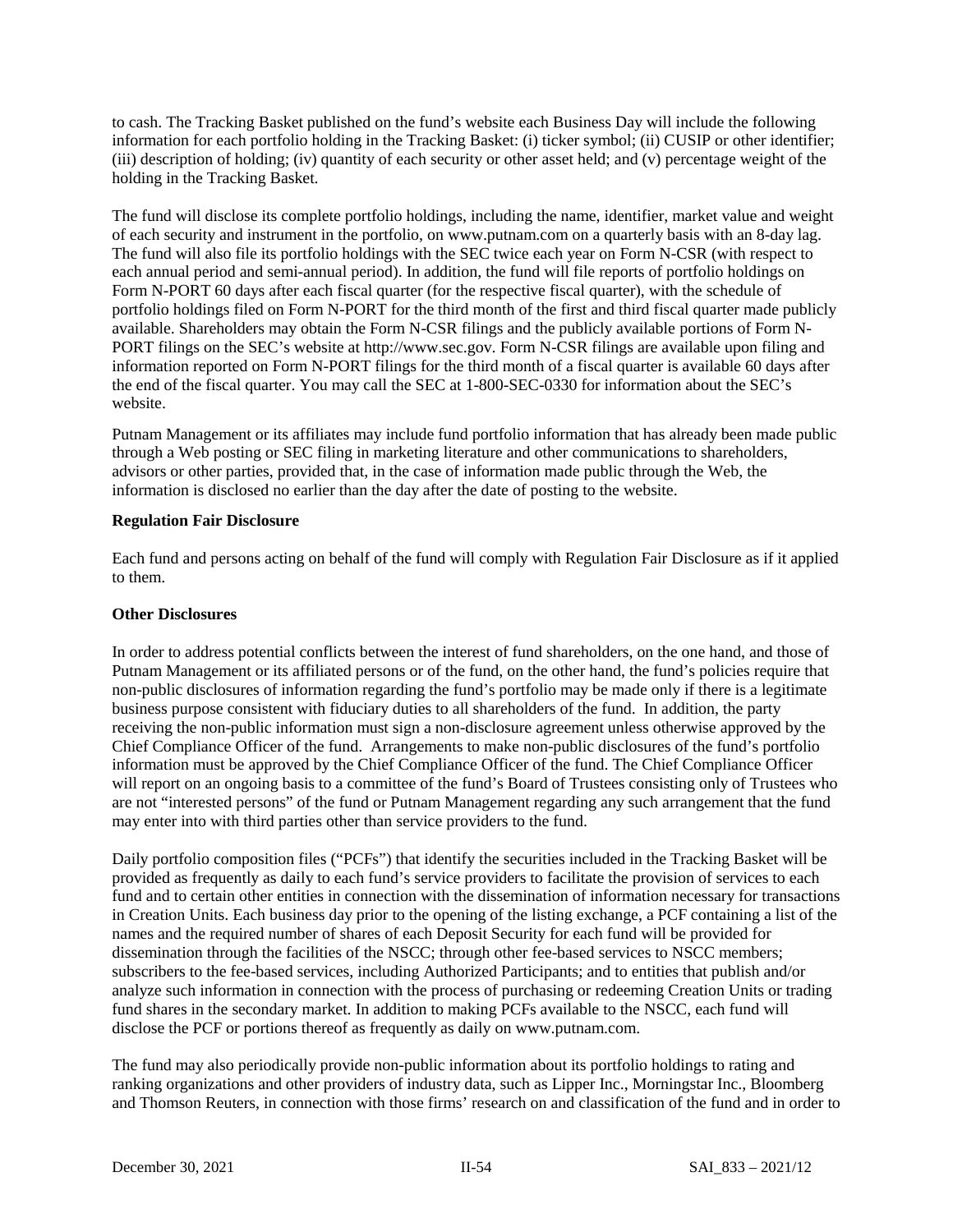to cash. The Tracking Basket published on the fund's website each Business Day will include the following information for each portfolio holding in the Tracking Basket: (i) ticker symbol; (ii) CUSIP or other identifier; (iii) description of holding; (iv) quantity of each security or other asset held; and (v) percentage weight of the holding in the Tracking Basket.

The fund will disclose its complete portfolio holdings, including the name, identifier, market value and weight of each security and instrument in the portfolio, on www.putnam.com on a quarterly basis with an 8-day lag. The fund will also file its portfolio holdings with the SEC twice each year on Form N-CSR (with respect to each annual period and semi-annual period). In addition, the fund will file reports of portfolio holdings on Form N-PORT 60 days after each fiscal quarter (for the respective fiscal quarter), with the schedule of portfolio holdings filed on Form N-PORT for the third month of the first and third fiscal quarter made publicly available. Shareholders may obtain the Form N-CSR filings and the publicly available portions of Form N-PORT filings on the SEC's website at http://www.sec.gov. Form N-CSR filings are available upon filing and information reported on Form N-PORT filings for the third month of a fiscal quarter is available 60 days after the end of the fiscal quarter. You may call the SEC at 1-800-SEC-0330 for information about the SEC's website.

Putnam Management or its affiliates may include fund portfolio information that has already been made public through a Web posting or SEC filing in marketing literature and other communications to shareholders, advisors or other parties, provided that, in the case of information made public through the Web, the information is disclosed no earlier than the day after the date of posting to the website.

**Regulation Fair Disclosure**

Each fund and persons acting on behalf of the fund will comply with Regulation Fair Disclosure as if it applied to them.

**Other Disclosures**

In order to address potential conflicts between the interest of fund shareholders, on the one hand, and those of Putnam Management or its affiliated persons or of the fund, on the other hand, the fund's policies require that non-public disclosures of information regarding the fund's portfolio may be made only if there is a legitimate business purpose consistent with fiduciary duties to all shareholders of the fund. In addition, the party receiving the non-public information must sign a non-disclosure agreement unless otherwise approved by the Chief Compliance Officer of the fund. Arrangements to make non-public disclosures of the fund's portfolio information must be approved by the Chief Compliance Officer of the fund. The Chief Compliance Officer will report on an ongoing basis to a committee of the fund's Board of Trustees consisting only of Trustees who are not "interested persons" of the fund or Putnam Management regarding any such arrangement that the fund may enter into with third parties other than service providers to the fund.

Daily portfolio composition files ("PCFs") that identify the securities included in the Tracking Basket will be provided as frequently as daily to each fund's service providers to facilitate the provision of services to each fund and to certain other entities in connection with the dissemination of information necessary for transactions in Creation Units. Each business day prior to the opening of the listing exchange, a PCF containing a list of the names and the required number of shares of each Deposit Security for each fund will be provided for dissemination through the facilities of the NSCC; through other fee-based services to NSCC members; subscribers to the fee-based services, including Authorized Participants; and to entities that publish and/or analyze such information in connection with the process of purchasing or redeeming Creation Units or trading fund shares in the secondary market. In addition to making PCFs available to the NSCC, each fund will disclose the PCF or portions thereof as frequently as daily on www.putnam.com.

The fund may also periodically provide non-public information about its portfolio holdings to rating and ranking organizations and other providers of industry data, such as Lipper Inc., Morningstar Inc., Bloomberg and Thomson Reuters, in connection with those firms' research on and classification of the fund and in order to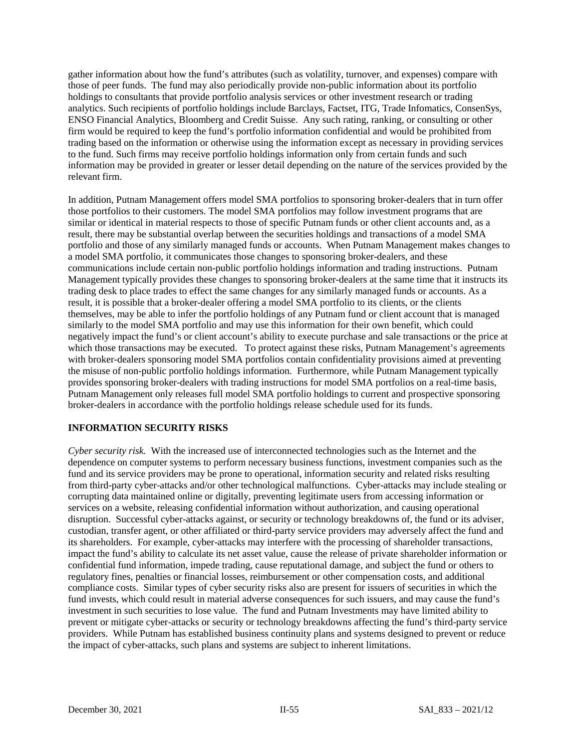gather information about how the fund's attributes (such as volatility, turnover, and expenses) compare with those of peer funds. The fund may also periodically provide non-public information about its portfolio holdings to consultants that provide portfolio analysis services or other investment research or trading analytics. Such recipients of portfolio holdings include Barclays, Factset, ITG, Trade Infomatics, ConsenSys, ENSO Financial Analytics, Bloomberg and Credit Suisse. Any such rating, ranking, or consulting or other firm would be required to keep the fund's portfolio information confidential and would be prohibited from trading based on the information or otherwise using the information except as necessary in providing services to the fund. Such firms may receive portfolio holdings information only from certain funds and such information may be provided in greater or lesser detail depending on the nature of the services provided by the relevant firm.

In addition, Putnam Management offers model SMA portfolios to sponsoring broker-dealers that in turn offer those portfolios to their customers. The model SMA portfolios may follow investment programs that are similar or identical in material respects to those of specific Putnam funds or other client accounts and, as a result, there may be substantial overlap between the securities holdings and transactions of a model SMA portfolio and those of any similarly managed funds or accounts. When Putnam Management makes changes to a model SMA portfolio, it communicates those changes to sponsoring broker-dealers, and these communications include certain non-public portfolio holdings information and trading instructions. Putnam Management typically provides these changes to sponsoring broker-dealers at the same time that it instructs its trading desk to place trades to effect the same changes for any similarly managed funds or accounts. As a result, it is possible that a broker-dealer offering a model SMA portfolio to its clients, or the clients themselves, may be able to infer the portfolio holdings of any Putnam fund or client account that is managed similarly to the model SMA portfolio and may use this information for their own benefit, which could negatively impact the fund's or client account's ability to execute purchase and sale transactions or the price at which those transactions may be executed. To protect against these risks, Putnam Management's agreements with broker-dealers sponsoring model SMA portfolios contain confidentiality provisions aimed at preventing the misuse of non-public portfolio holdings information. Furthermore, while Putnam Management typically provides sponsoring broker-dealers with trading instructions for model SMA portfolios on a real-time basis, Putnam Management only releases full model SMA portfolio holdings to current and prospective sponsoring broker-dealers in accordance with the portfolio holdings release schedule used for its funds.

## INFORMATION SECURITY RISKS

*Cyber security risk.* With the increased use of interconnected technologies such as the Internet and the dependence on computer systems to perform necessary business functions, investment companies such as the fund and its service providers may be prone to operational, information security and related risks resulting from third-party cyber-attacks and/or other technological malfunctions. Cyber-attacks may include stealing or corrupting data maintained online or digitally, preventing legitimate users from accessing information or services on a website, releasing confidential information without authorization, and causing operational disruption. Successful cyber-attacks against, or security or technology breakdowns of, the fund or its adviser, custodian, transfer agent, or other affiliated or third-party service providers may adversely affect the fund and its shareholders. For example, cyber-attacks may interfere with the processing of shareholder transactions, impact the fund's ability to calculate its net asset value, cause the release of private shareholder information or confidential fund information, impede trading, cause reputational damage, and subject the fund or others to regulatory fines, penalties or financial losses, reimbursement or other compensation costs, and additional compliance costs. Similar types of cyber security risks also are present for issuers of securities in which the fund invests, which could result in material adverse consequences for such issuers, and may cause the fund's investment in such securities to lose value. The fund and Putnam Investments may have limited ability to prevent or mitigate cyber-attacks or security or technology breakdowns affecting the fund's third-party service providers. While Putnam has established business continuity plans and systems designed to prevent or reduce the impact of cyber-attacks, such plans and systems are subject to inherent limitations.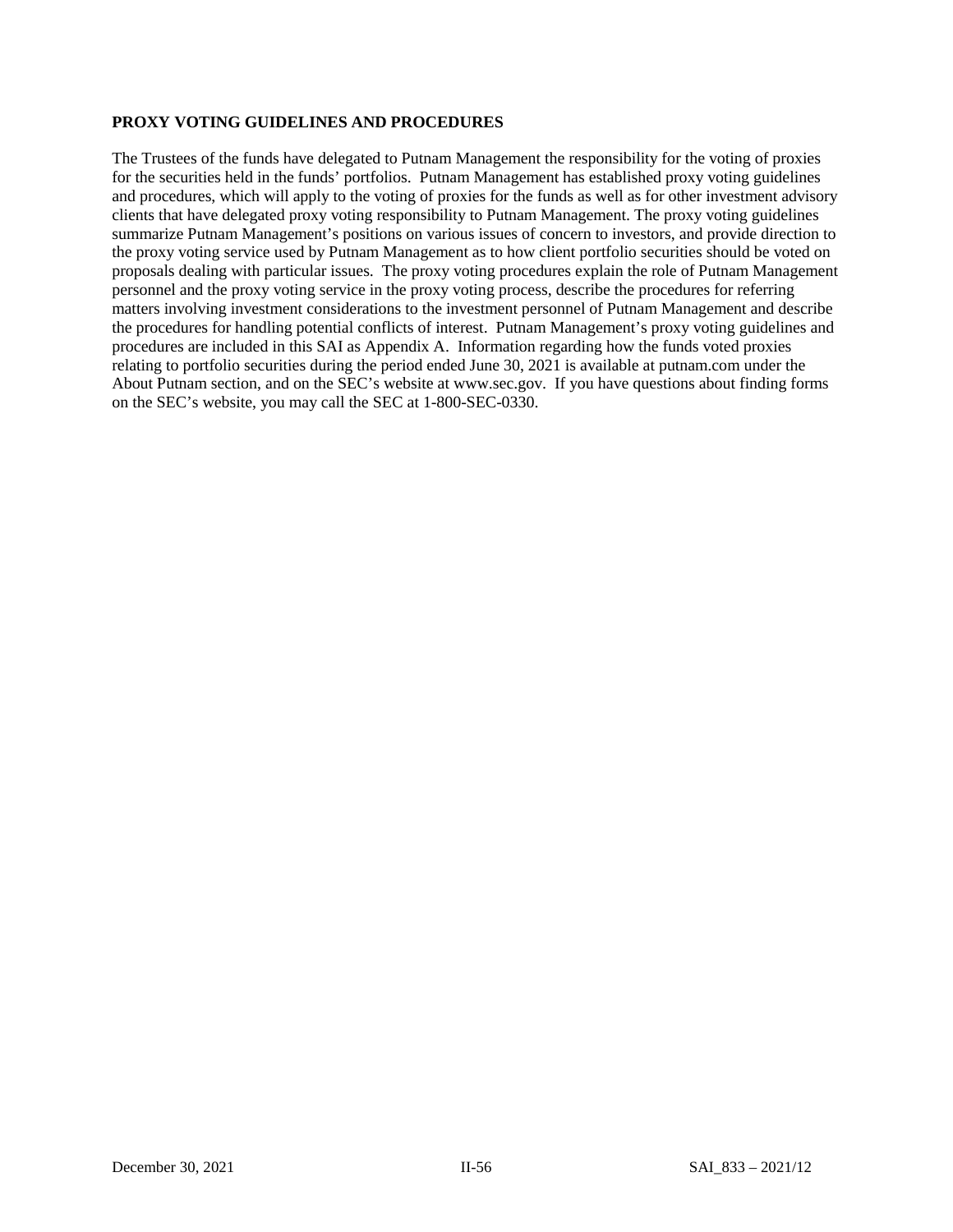**PROXY VOTING GUIDELINES AND PROCEDURES**

The Trustees of the funds have delegated to Putnam Management the responsibility for the voting of proxies for the securities held in the funds' portfolios. Putnam Management has established proxy voting guidelines and procedures, which will apply to the voting of proxies for the funds as well as for other investment advisory clients that have delegated proxy voting responsibility to Putnam Management. The proxy voting guidelines summarize Putnam Management's positions on various issues of concern to investors, and provide direction to the proxy voting service used by Putnam Management as to how client portfolio securities should be voted on proposals dealing with particular issues. The proxy voting procedures explain the role of Putnam Management personnel and the proxy voting service in the proxy voting process, describe the procedures for referring matters involving investment considerations to the investment personnel of Putnam Management and describe the procedures for handling potential conflicts of interest. Putnam Management's proxy voting guidelines and procedures are included in this SAI as Appendix A. Information regarding how the funds voted proxies relating to portfolio securities during the period ended June 30, 2021 is available at putnam.com under the About Putnam section, and on the SEC's website at www.sec.gov. If you have questions about finding forms on the SEC's website, you may call the SEC at 1-800-SEC-0330.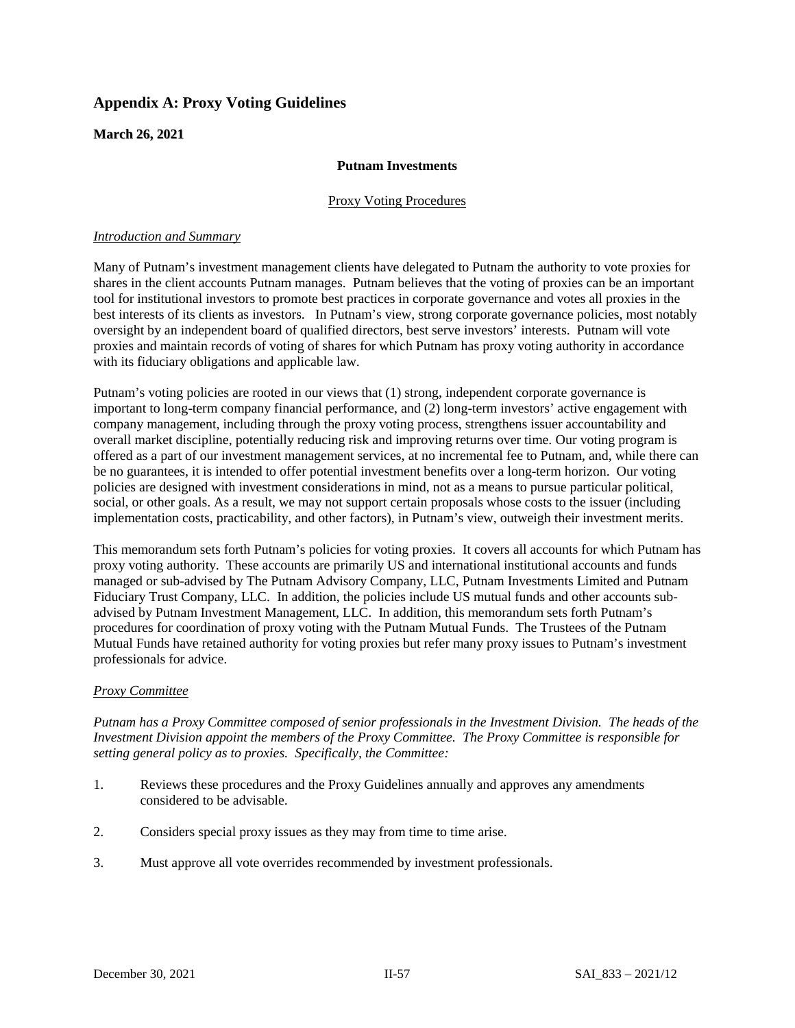## Appendix A: Proxy Voting Guidelines

**March 26, 2021**

**Putnam Investments**

<u>Proxy Voting Procedures</u>

*<u>Introduction and Summary</u>*

Many of Putnam's investment management clients have delegated to Putnam the authority to vote proxies for shares in the client accounts Putnam manages. Putnam believes that the voting of proxies can be an important tool for institutional investors to promote best practices in corporate governance and votes all proxies in the best interests of its clients as investors. In Putnam's view, strong corporate governance policies, most notably oversight by an independent board of qualified directors, best serve investors' interests. Putnam will vote proxies and maintain records of voting of shares for which Putnam has proxy voting authority in accordance with its fiduciary obligations and applicable law.

Putnam's voting policies are rooted in our views that (1) strong, independent corporate governance is important to long-term company financial performance, and (2) long-term investors' active engagement with company management, including through the proxy voting process, strengthens issuer accountability and overall market discipline, potentially reducing risk and improving returns over time. Our voting program is offered as a part of our investment management services, at no incremental fee to Putnam, and, while there can be no guarantees, it is intended to offer potential investment benefits over a long-term horizon. Our voting policies are designed with investment considerations in mind, not as a means to pursue particular political, social, or other goals. As a result, we may not support certain proposals whose costs to the issuer (including implementation costs, practicability, and other factors), in Putnam's view, outweigh their investment merits.

This memorandum sets forth Putnam's policies for voting proxies. It covers all accounts for which Putnam has proxy voting authority. These accounts are primarily US and international institutional accounts and funds managed or sub-advised by The Putnam Advisory Company, LLC, Putnam Investments Limited and Putnam Fiduciary Trust Company, LLC. In addition, the policies include US mutual funds and other accounts sub-advised by Putnam Investment Management, LLC. In addition, this memorandum sets forth Putnam's procedures for coordination of proxy voting with the Putnam Mutual Funds. The Trustees of the Putnam Mutual Funds have retained authority for voting proxies but refer many proxy issues to Putnam's investment professionals for advice.

*<u>Proxy Committee</u>*

*Putnam has a Proxy Committee composed of senior professionals in the Investment Division. The heads of the Investment Division appoint the members of the Proxy Committee. The Proxy Committee is responsible for setting general policy as to proxies. Specifically, the Committee:*

1. Reviews these procedures and the Proxy Guidelines annually and approves any amendments considered to be advisable.
2. Considers special proxy issues as they may from time to time arise.
3. Must approve all vote overrides recommended by investment professionals.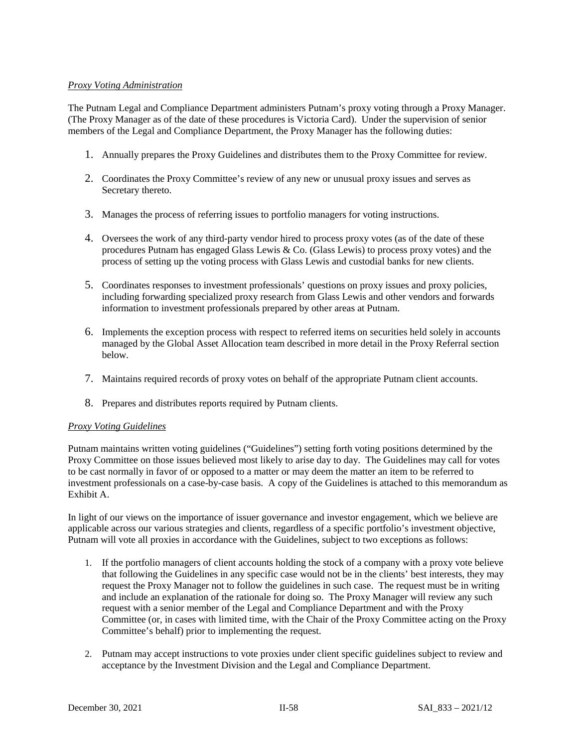*Proxy Voting Administration*

The Putnam Legal and Compliance Department administers Putnam's proxy voting through a Proxy Manager. (The Proxy Manager as of the date of these procedures is Victoria Card). Under the supervision of senior members of the Legal and Compliance Department, the Proxy Manager has the following duties:

1. Annually prepares the Proxy Guidelines and distributes them to the Proxy Committee for review.
2. Coordinates the Proxy Committee's review of any new or unusual proxy issues and serves as Secretary thereto.
3. Manages the process of referring issues to portfolio managers for voting instructions.
4. Oversees the work of any third-party vendor hired to process proxy votes (as of the date of these procedures Putnam has engaged Glass Lewis & Co. (Glass Lewis) to process proxy votes) and the process of setting up the voting process with Glass Lewis and custodial banks for new clients.
5. Coordinates responses to investment professionals' questions on proxy issues and proxy policies, including forwarding specialized proxy research from Glass Lewis and other vendors and forwards information to investment professionals prepared by other areas at Putnam.
6. Implements the exception process with respect to referred items on securities held solely in accounts managed by the Global Asset Allocation team described in more detail in the Proxy Referral section below.
7. Maintains required records of proxy votes on behalf of the appropriate Putnam client accounts.
8. Prepares and distributes reports required by Putnam clients.

*Proxy Voting Guidelines*

Putnam maintains written voting guidelines ("Guidelines") setting forth voting positions determined by the Proxy Committee on those issues believed most likely to arise day to day. The Guidelines may call for votes to be cast normally in favor of or opposed to a matter or may deem the matter an item to be referred to investment professionals on a case-by-case basis. A copy of the Guidelines is attached to this memorandum as Exhibit A.

In light of our views on the importance of issuer governance and investor engagement, which we believe are applicable across our various strategies and clients, regardless of a specific portfolio's investment objective, Putnam will vote all proxies in accordance with the Guidelines, subject to two exceptions as follows:

1. If the portfolio managers of client accounts holding the stock of a company with a proxy vote believe that following the Guidelines in any specific case would not be in the clients' best interests, they may request the Proxy Manager not to follow the guidelines in such case. The request must be in writing and include an explanation of the rationale for doing so. The Proxy Manager will review any such request with a senior member of the Legal and Compliance Department and with the Proxy Committee (or, in cases with limited time, with the Chair of the Proxy Committee acting on the Proxy Committee's behalf) prior to implementing the request.
2. Putnam may accept instructions to vote proxies under client specific guidelines subject to review and acceptance by the Investment Division and the Legal and Compliance Department.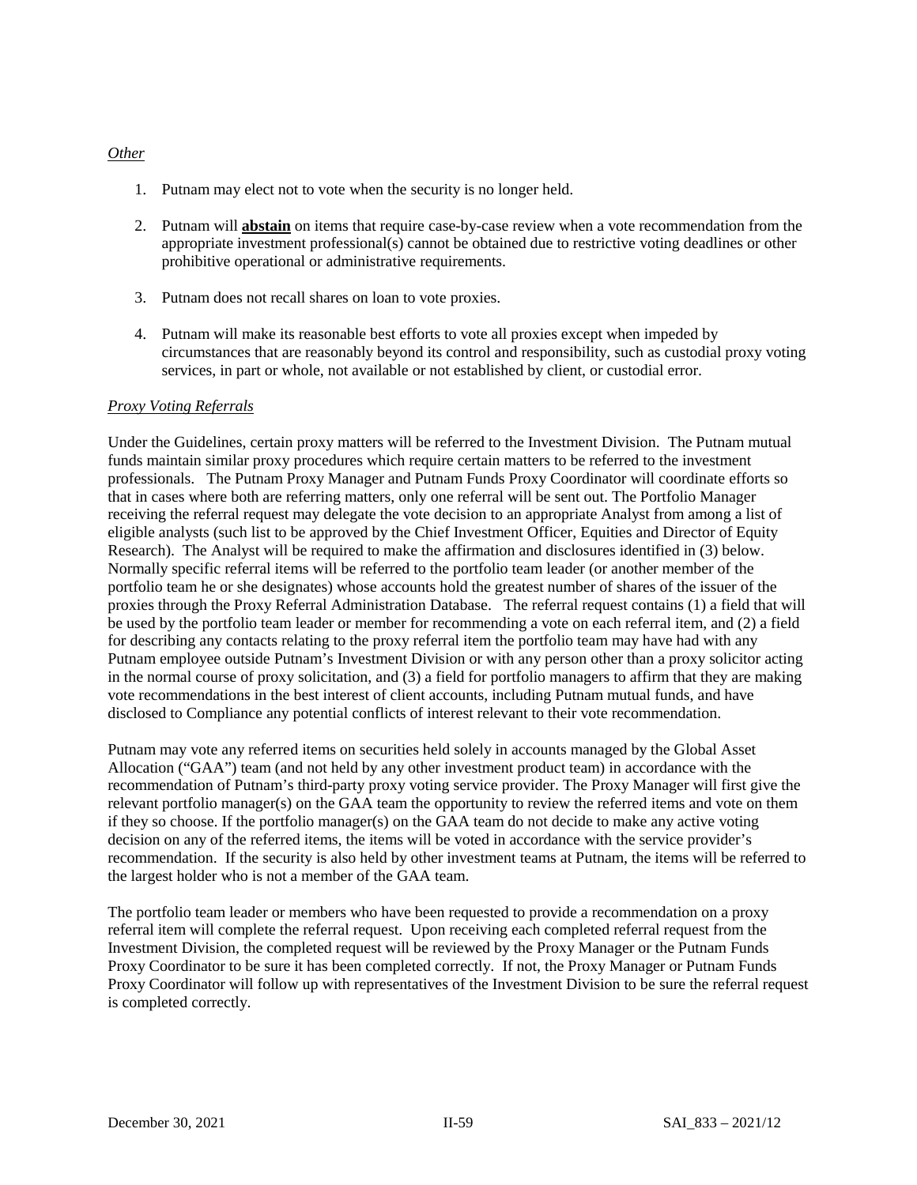*Other*

1. Putnam may elect not to vote when the security is no longer held.

2. Putnam will **abstain** on items that require case-by-case review when a vote recommendation from the appropriate investment professional(s) cannot be obtained due to restrictive voting deadlines or other prohibitive operational or administrative requirements.

3. Putnam does not recall shares on loan to vote proxies.

4. Putnam will make its reasonable best efforts to vote all proxies except when impeded by circumstances that are reasonably beyond its control and responsibility, such as custodial proxy voting services, in part or whole, not available or not established by client, or custodial error.

*Proxy Voting Referrals*

Under the Guidelines, certain proxy matters will be referred to the Investment Division. The Putnam mutual funds maintain similar proxy procedures which require certain matters to be referred to the investment professionals. The Putnam Proxy Manager and Putnam Funds Proxy Coordinator will coordinate efforts so that in cases where both are referring matters, only one referral will be sent out. The Portfolio Manager receiving the referral request may delegate the vote decision to an appropriate Analyst from among a list of eligible analysts (such list to be approved by the Chief Investment Officer, Equities and Director of Equity Research). The Analyst will be required to make the affirmation and disclosures identified in (3) below. Normally specific referral items will be referred to the portfolio team leader (or another member of the portfolio team he or she designates) whose accounts hold the greatest number of shares of the issuer of the proxies through the Proxy Referral Administration Database. The referral request contains (1) a field that will be used by the portfolio team leader or member for recommending a vote on each referral item, and (2) a field for describing any contacts relating to the proxy referral item the portfolio team may have had with any Putnam employee outside Putnam's Investment Division or with any person other than a proxy solicitor acting in the normal course of proxy solicitation, and (3) a field for portfolio managers to affirm that they are making vote recommendations in the best interest of client accounts, including Putnam mutual funds, and have disclosed to Compliance any potential conflicts of interest relevant to their vote recommendation.

Putnam may vote any referred items on securities held solely in accounts managed by the Global Asset Allocation ("GAA") team (and not held by any other investment product team) in accordance with the recommendation of Putnam's third-party proxy voting service provider. The Proxy Manager will first give the relevant portfolio manager(s) on the GAA team the opportunity to review the referred items and vote on them if they so choose. If the portfolio manager(s) on the GAA team do not decide to make any active voting decision on any of the referred items, the items will be voted in accordance with the service provider's recommendation. If the security is also held by other investment teams at Putnam, the items will be referred to the largest holder who is not a member of the GAA team.

The portfolio team leader or members who have been requested to provide a recommendation on a proxy referral item will complete the referral request. Upon receiving each completed referral request from the Investment Division, the completed request will be reviewed by the Proxy Manager or the Putnam Funds Proxy Coordinator to be sure it has been completed correctly. If not, the Proxy Manager or Putnam Funds Proxy Coordinator will follow up with representatives of the Investment Division to be sure the referral request is completed correctly.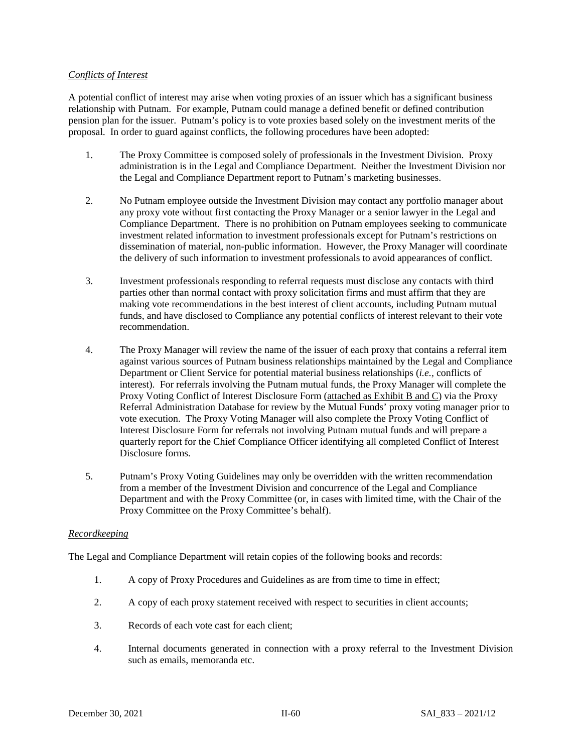*Conflicts of Interest*

A potential conflict of interest may arise when voting proxies of an issuer which has a significant business relationship with Putnam. For example, Putnam could manage a defined benefit or defined contribution pension plan for the issuer. Putnam's policy is to vote proxies based solely on the investment merits of the proposal. In order to guard against conflicts, the following procedures have been adopted:

1. The Proxy Committee is composed solely of professionals in the Investment Division. Proxy administration is in the Legal and Compliance Department. Neither the Investment Division nor the Legal and Compliance Department report to Putnam's marketing businesses.

2. No Putnam employee outside the Investment Division may contact any portfolio manager about any proxy vote without first contacting the Proxy Manager or a senior lawyer in the Legal and Compliance Department. There is no prohibition on Putnam employees seeking to communicate investment related information to investment professionals except for Putnam's restrictions on dissemination of material, non-public information. However, the Proxy Manager will coordinate the delivery of such information to investment professionals to avoid appearances of conflict.

3. Investment professionals responding to referral requests must disclose any contacts with third parties other than normal contact with proxy solicitation firms and must affirm that they are making vote recommendations in the best interest of client accounts, including Putnam mutual funds, and have disclosed to Compliance any potential conflicts of interest relevant to their vote recommendation.

4. The Proxy Manager will review the name of the issuer of each proxy that contains a referral item against various sources of Putnam business relationships maintained by the Legal and Compliance Department or Client Service for potential material business relationships (*i.e.,* conflicts of interest). For referrals involving the Putnam mutual funds, the Proxy Manager will complete the Proxy Voting Conflict of Interest Disclosure Form (attached as Exhibit B and C) via the Proxy Referral Administration Database for review by the Mutual Funds' proxy voting manager prior to vote execution. The Proxy Voting Manager will also complete the Proxy Voting Conflict of Interest Disclosure Form for referrals not involving Putnam mutual funds and will prepare a quarterly report for the Chief Compliance Officer identifying all completed Conflict of Interest Disclosure forms.

5. Putnam's Proxy Voting Guidelines may only be overridden with the written recommendation from a member of the Investment Division and concurrence of the Legal and Compliance Department and with the Proxy Committee (or, in cases with limited time, with the Chair of the Proxy Committee on the Proxy Committee's behalf).

*Recordkeeping*

The Legal and Compliance Department will retain copies of the following books and records:

1. A copy of Proxy Procedures and Guidelines as are from time to time in effect;

2. A copy of each proxy statement received with respect to securities in client accounts;

3. Records of each vote cast for each client;

4. Internal documents generated in connection with a proxy referral to the Investment Division such as emails, memoranda etc.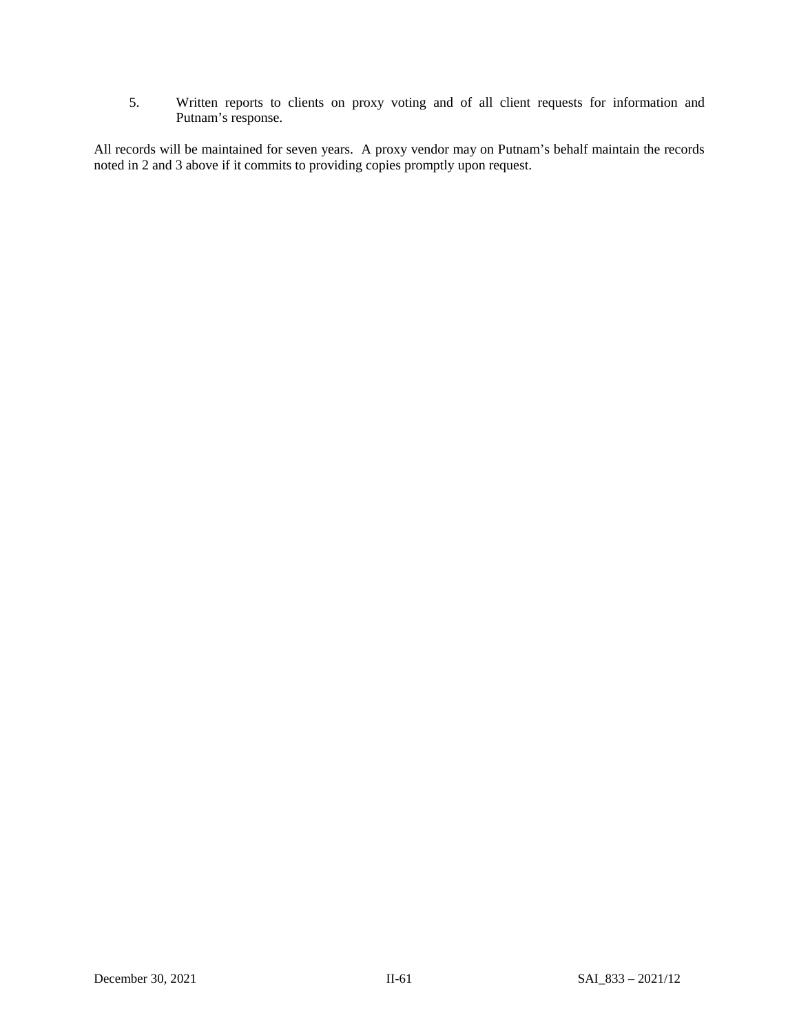5. Written reports to clients on proxy voting and of all client requests for information and Putnam's response.

All records will be maintained for seven years. A proxy vendor may on Putnam's behalf maintain the records noted in 2 and 3 above if it commits to providing copies promptly upon request.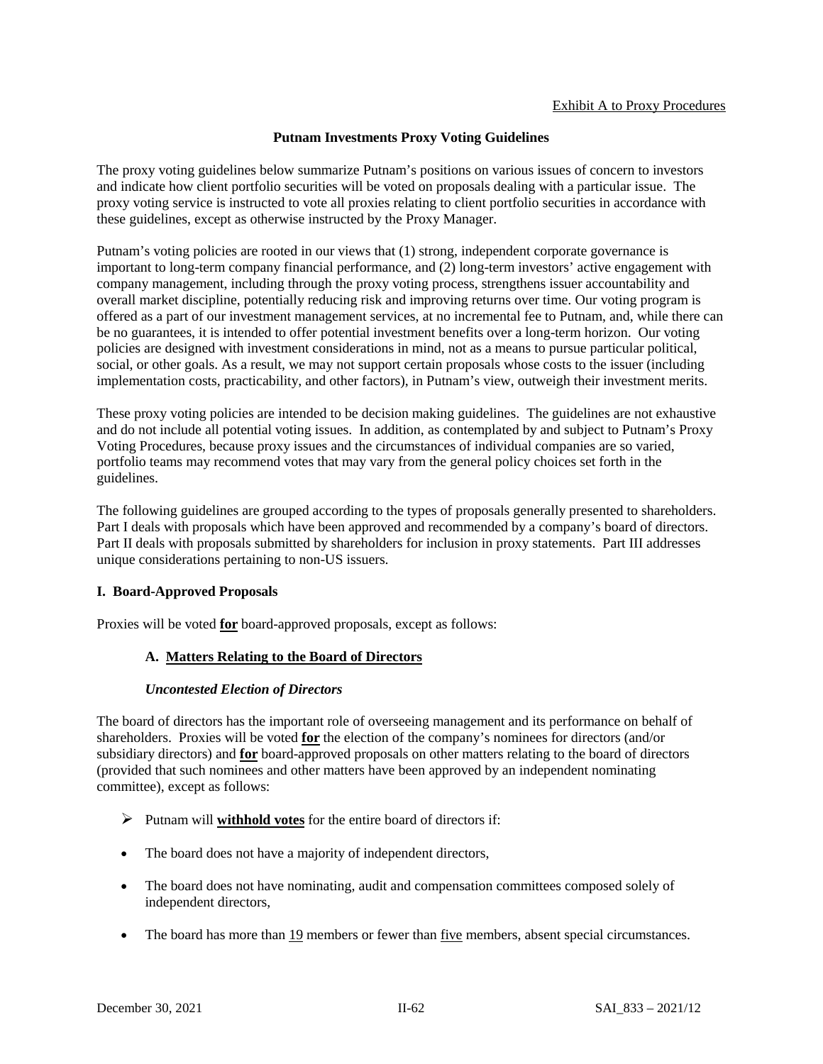Exhibit A to Proxy Procedures

## Putnam Investments Proxy Voting Guidelines

The proxy voting guidelines below summarize Putnam's positions on various issues of concern to investors and indicate how client portfolio securities will be voted on proposals dealing with a particular issue. The proxy voting service is instructed to vote all proxies relating to client portfolio securities in accordance with these guidelines, except as otherwise instructed by the Proxy Manager.

Putnam's voting policies are rooted in our views that (1) strong, independent corporate governance is important to long-term company financial performance, and (2) long-term investors' active engagement with company management, including through the proxy voting process, strengthens issuer accountability and overall market discipline, potentially reducing risk and improving returns over time. Our voting program is offered as a part of our investment management services, at no incremental fee to Putnam, and, while there can be no guarantees, it is intended to offer potential investment benefits over a long-term horizon. Our voting policies are designed with investment considerations in mind, not as a means to pursue particular political, social, or other goals. As a result, we may not support certain proposals whose costs to the issuer (including implementation costs, practicability, and other factors), in Putnam's view, outweigh their investment merits.

These proxy voting policies are intended to be decision making guidelines. The guidelines are not exhaustive and do not include all potential voting issues. In addition, as contemplated by and subject to Putnam's Proxy Voting Procedures, because proxy issues and the circumstances of individual companies are so varied, portfolio teams may recommend votes that may vary from the general policy choices set forth in the guidelines.

The following guidelines are grouped according to the types of proposals generally presented to shareholders. Part I deals with proposals which have been approved and recommended by a company's board of directors. Part II deals with proposals submitted by shareholders for inclusion in proxy statements. Part III addresses unique considerations pertaining to non-US issuers.

### I. Board-Approved Proposals

Proxies will be voted **for** board-approved proposals, except as follows:

#### A. Matters Relating to the Board of Directors

***Uncontested Election of Directors***

The board of directors has the important role of overseeing management and its performance on behalf of shareholders. Proxies will be voted **for** the election of the company's nominees for directors (and/or subsidiary directors) and **for** board-approved proposals on other matters relating to the board of directors (provided that such nominees and other matters have been approved by an independent nominating committee), except as follows:

- Putnam will **withhold votes** for the entire board of directors if:

- The board does not have a majority of independent directors,
- The board does not have nominating, audit and compensation committees composed solely of independent directors,
- The board has more than 19 members or fewer than five members, absent special circumstances.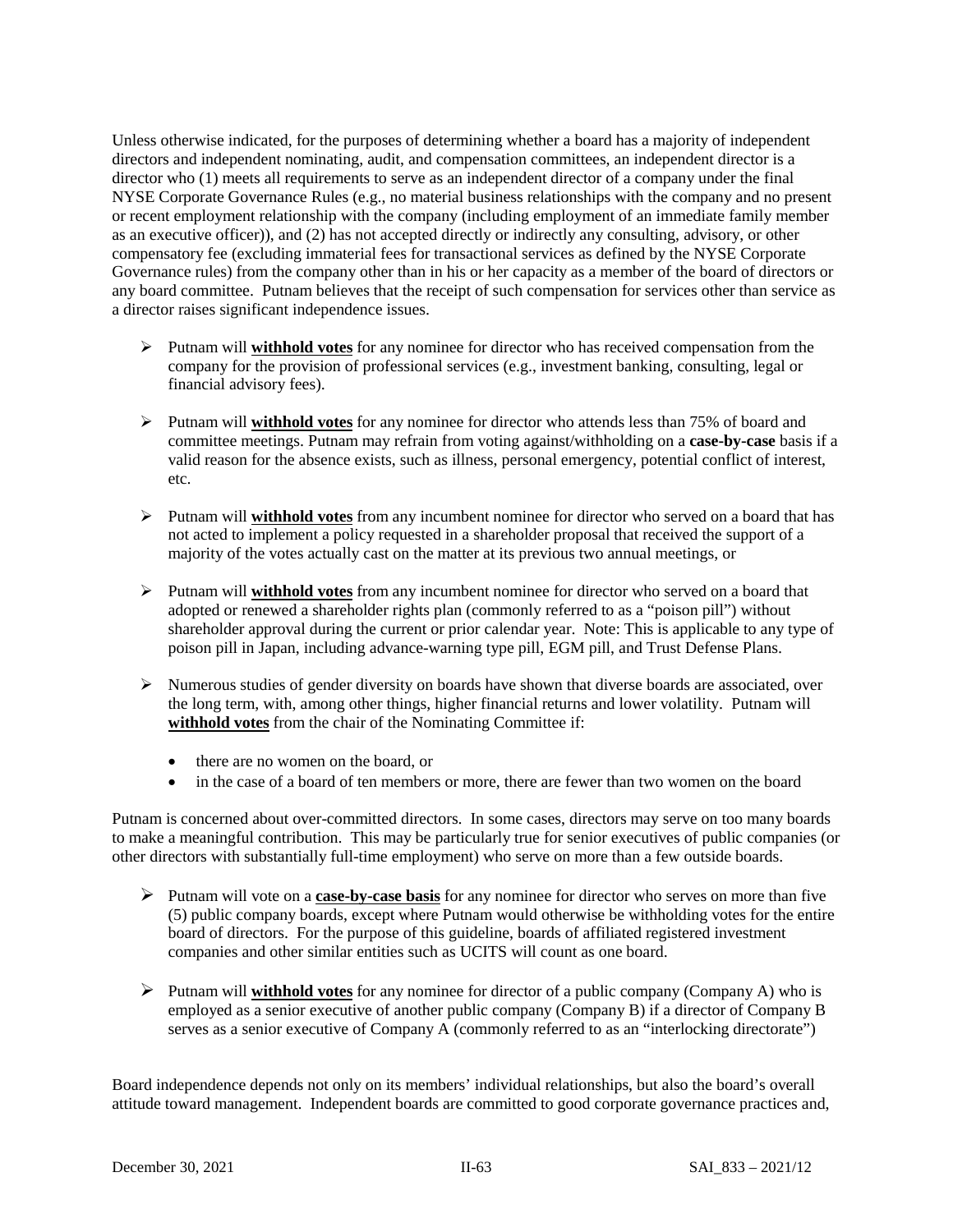Unless otherwise indicated, for the purposes of determining whether a board has a majority of independent directors and independent nominating, audit, and compensation committees, an independent director is a director who (1) meets all requirements to serve as an independent director of a company under the final NYSE Corporate Governance Rules (e.g., no material business relationships with the company and no present or recent employment relationship with the company (including employment of an immediate family member as an executive officer)), and (2) has not accepted directly or indirectly any consulting, advisory, or other compensatory fee (excluding immaterial fees for transactional services as defined by the NYSE Corporate Governance rules) from the company other than in his or her capacity as a member of the board of directors or any board committee. Putnam believes that the receipt of such compensation for services other than service as a director raises significant independence issues.

- Putnam will **withhold votes** for any nominee for director who has received compensation from the company for the provision of professional services (e.g., investment banking, consulting, legal or financial advisory fees).

- Putnam will **withhold votes** for any nominee for director who attends less than 75% of board and committee meetings. Putnam may refrain from voting against/withholding on a **case-by-case** basis if a valid reason for the absence exists, such as illness, personal emergency, potential conflict of interest, etc.

- Putnam will **withhold votes** from any incumbent nominee for director who served on a board that has not acted to implement a policy requested in a shareholder proposal that received the support of a majority of the votes actually cast on the matter at its previous two annual meetings, or

- Putnam will **withhold votes** from any incumbent nominee for director who served on a board that adopted or renewed a shareholder rights plan (commonly referred to as a "poison pill") without shareholder approval during the current or prior calendar year. Note: This is applicable to any type of poison pill in Japan, including advance-warning type pill, EGM pill, and Trust Defense Plans.

- Numerous studies of gender diversity on boards have shown that diverse boards are associated, over the long term, with, among other things, higher financial returns and lower volatility. Putnam will **withhold votes** from the chair of the Nominating Committee if:
  - there are no women on the board, or
  - in the case of a board of ten members or more, there are fewer than two women on the board

Putnam is concerned about over-committed directors. In some cases, directors may serve on too many boards to make a meaningful contribution. This may be particularly true for senior executives of public companies (or other directors with substantially full-time employment) who serve on more than a few outside boards.

- Putnam will vote on a **case-by-case basis** for any nominee for director who serves on more than five (5) public company boards, except where Putnam would otherwise be withholding votes for the entire board of directors. For the purpose of this guideline, boards of affiliated registered investment companies and other similar entities such as UCITS will count as one board.

- Putnam will **withhold votes** for any nominee for director of a public company (Company A) who is employed as a senior executive of another public company (Company B) if a director of Company B serves as a senior executive of Company A (commonly referred to as an "interlocking directorate")

Board independence depends not only on its members' individual relationships, but also the board's overall attitude toward management. Independent boards are committed to good corporate governance practices and,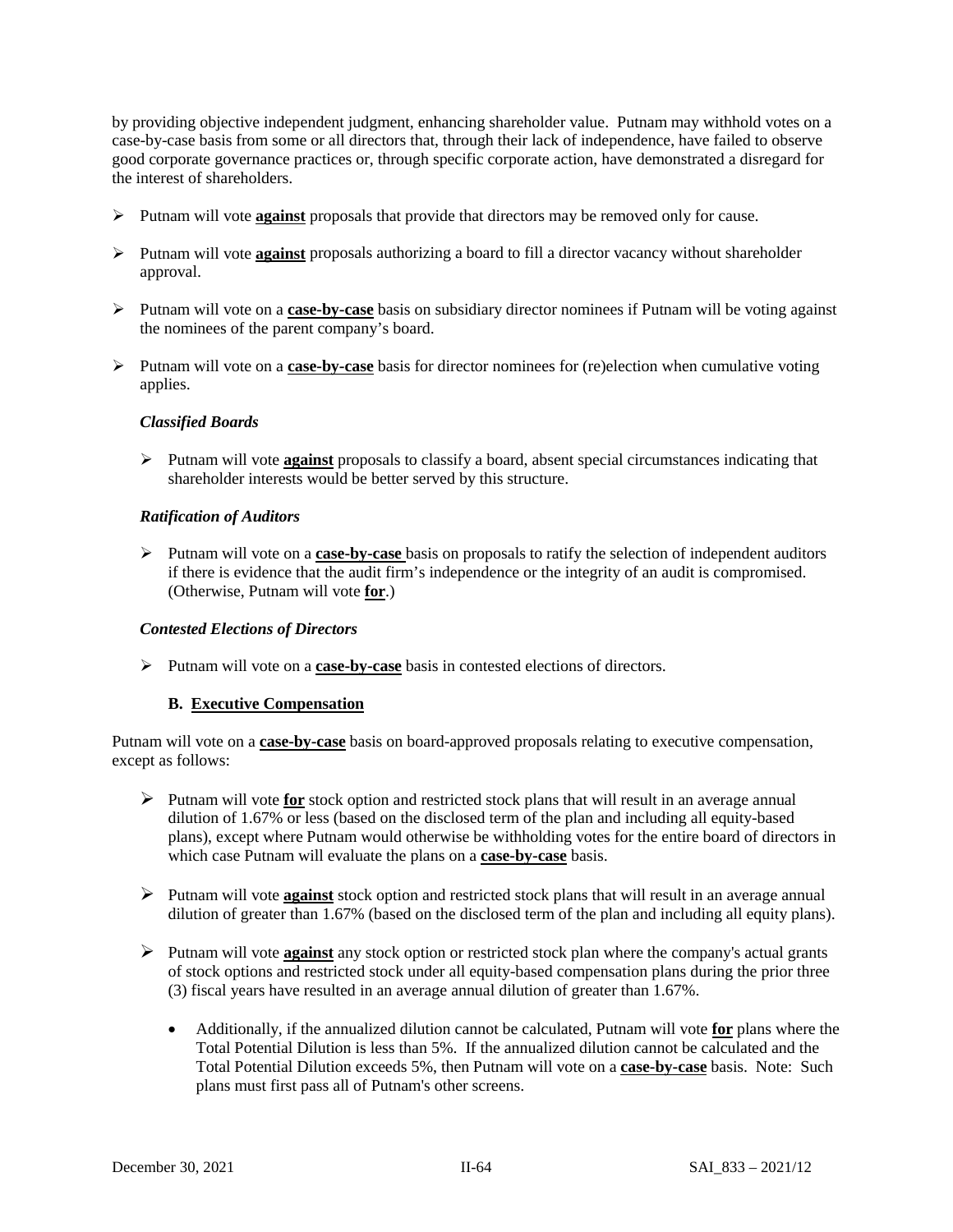by providing objective independent judgment, enhancing shareholder value. Putnam may withhold votes on a case-by-case basis from some or all directors that, through their lack of independence, have failed to observe good corporate governance practices or, through specific corporate action, have demonstrated a disregard for the interest of shareholders.

- Putnam will vote **against** proposals that provide that directors may be removed only for cause.
- Putnam will vote **against** proposals authorizing a board to fill a director vacancy without shareholder approval.
- Putnam will vote on a **case-by-case** basis on subsidiary director nominees if Putnam will be voting against the nominees of the parent company's board.
- Putnam will vote on a **case-by-case** basis for director nominees for (re)election when cumulative voting applies.

***Classified Boards***

- Putnam will vote **against** proposals to classify a board, absent special circumstances indicating that shareholder interests would be better served by this structure.

***Ratification of Auditors***

- Putnam will vote on a **case-by-case** basis on proposals to ratify the selection of independent auditors if there is evidence that the audit firm's independence or the integrity of an audit is compromised. (Otherwise, Putnam will vote **for**.)

***Contested Elections of Directors***

- Putnam will vote on a **case-by-case** basis in contested elections of directors.

### B. Executive Compensation

Putnam will vote on a **case-by-case** basis on board-approved proposals relating to executive compensation, except as follows:

- Putnam will vote **for** stock option and restricted stock plans that will result in an average annual dilution of 1.67% or less (based on the disclosed term of the plan and including all equity-based plans), except where Putnam would otherwise be withholding votes for the entire board of directors in which case Putnam will evaluate the plans on a **case-by-case** basis.
- Putnam will vote **against** stock option and restricted stock plans that will result in an average annual dilution of greater than 1.67% (based on the disclosed term of the plan and including all equity plans).
- Putnam will vote **against** any stock option or restricted stock plan where the company's actual grants of stock options and restricted stock under all equity-based compensation plans during the prior three (3) fiscal years have resulted in an average annual dilution of greater than 1.67%.
  - Additionally, if the annualized dilution cannot be calculated, Putnam will vote **for** plans where the Total Potential Dilution is less than 5%. If the annualized dilution cannot be calculated and the Total Potential Dilution exceeds 5%, then Putnam will vote on a **case-by-case** basis. Note: Such plans must first pass all of Putnam's other screens.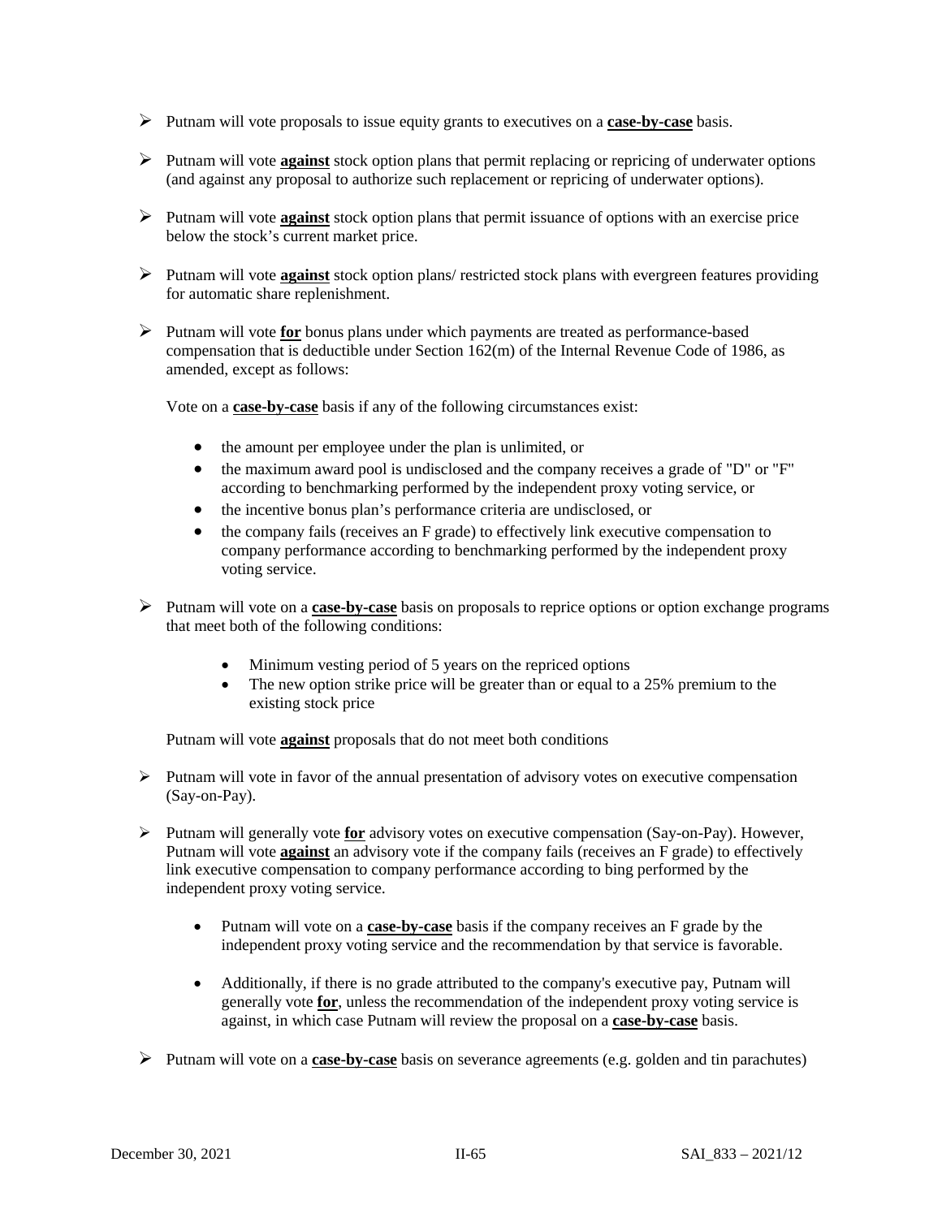- Putnam will vote proposals to issue equity grants to executives on a **case-by-case** basis.

- Putnam will vote **against** stock option plans that permit replacing or repricing of underwater options (and against any proposal to authorize such replacement or repricing of underwater options).

- Putnam will vote **against** stock option plans that permit issuance of options with an exercise price below the stock's current market price.

- Putnam will vote **against** stock option plans/ restricted stock plans with evergreen features providing for automatic share replenishment.

- Putnam will vote **for** bonus plans under which payments are treated as performance-based compensation that is deductible under Section 162(m) of the Internal Revenue Code of 1986, as amended, except as follows:

  Vote on a **case-by-case** basis if any of the following circumstances exist:

  - the amount per employee under the plan is unlimited, or
  - the maximum award pool is undisclosed and the company receives a grade of "D" or "F" according to benchmarking performed by the independent proxy voting service, or
  - the incentive bonus plan's performance criteria are undisclosed, or
  - the company fails (receives an F grade) to effectively link executive compensation to company performance according to benchmarking performed by the independent proxy voting service.

- Putnam will vote on a **case-by-case** basis on proposals to reprice options or option exchange programs that meet both of the following conditions:

  - Minimum vesting period of 5 years on the repriced options
  - The new option strike price will be greater than or equal to a 25% premium to the existing stock price

  Putnam will vote **against** proposals that do not meet both conditions

- Putnam will vote in favor of the annual presentation of advisory votes on executive compensation (Say-on-Pay).

- Putnam will generally vote **for** advisory votes on executive compensation (Say-on-Pay). However, Putnam will vote **against** an advisory vote if the company fails (receives an F grade) to effectively link executive compensation to company performance according to bing performed by the independent proxy voting service.

  - Putnam will vote on a **case-by-case** basis if the company receives an F grade by the independent proxy voting service and the recommendation by that service is favorable.

  - Additionally, if there is no grade attributed to the company's executive pay, Putnam will generally vote **for**, unless the recommendation of the independent proxy voting service is against, in which case Putnam will review the proposal on a **case-by-case** basis.

- Putnam will vote on a **case-by-case** basis on severance agreements (e.g. golden and tin parachutes)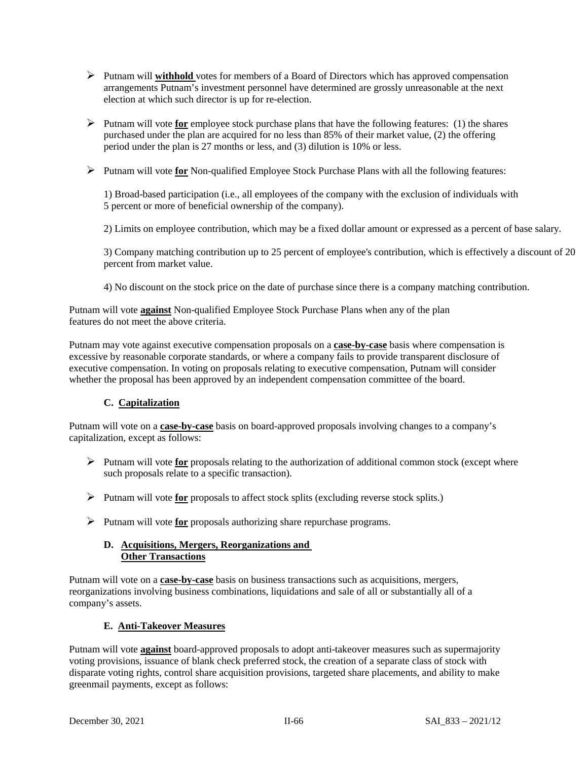- Putnam will **withhold** votes for members of a Board of Directors which has approved compensation arrangements Putnam's investment personnel have determined are grossly unreasonable at the next election at which such director is up for re-election.

- Putnam will vote **for** employee stock purchase plans that have the following features: (1) the shares purchased under the plan are acquired for no less than 85% of their market value, (2) the offering period under the plan is 27 months or less, and (3) dilution is 10% or less.

- Putnam will vote **for** Non-qualified Employee Stock Purchase Plans with all the following features:

  1) Broad-based participation (i.e., all employees of the company with the exclusion of individuals with 5 percent or more of beneficial ownership of the company).

  2) Limits on employee contribution, which may be a fixed dollar amount or expressed as a percent of base salary.

  3) Company matching contribution up to 25 percent of employee's contribution, which is effectively a discount of 20 percent from market value.

  4) No discount on the stock price on the date of purchase since there is a company matching contribution.

Putnam will vote **against** Non-qualified Employee Stock Purchase Plans when any of the plan features do not meet the above criteria.

Putnam may vote against executive compensation proposals on a **case-by-case** basis where compensation is excessive by reasonable corporate standards, or where a company fails to provide transparent disclosure of executive compensation. In voting on proposals relating to executive compensation, Putnam will consider whether the proposal has been approved by an independent compensation committee of the board.

### C. Capitalization

Putnam will vote on a **case-by-case** basis on board-approved proposals involving changes to a company's capitalization, except as follows:

- Putnam will vote **for** proposals relating to the authorization of additional common stock (except where such proposals relate to a specific transaction).

- Putnam will vote **for** proposals to affect stock splits (excluding reverse stock splits.)

- Putnam will vote **for** proposals authorizing share repurchase programs.

### D. Acquisitions, Mergers, Reorganizations and Other Transactions

Putnam will vote on a **case-by-case** basis on business transactions such as acquisitions, mergers, reorganizations involving business combinations, liquidations and sale of all or substantially all of a company's assets.

### E. Anti-Takeover Measures

Putnam will vote **against** board-approved proposals to adopt anti-takeover measures such as supermajority voting provisions, issuance of blank check preferred stock, the creation of a separate class of stock with disparate voting rights, control share acquisition provisions, targeted share placements, and ability to make greenmail payments, except as follows: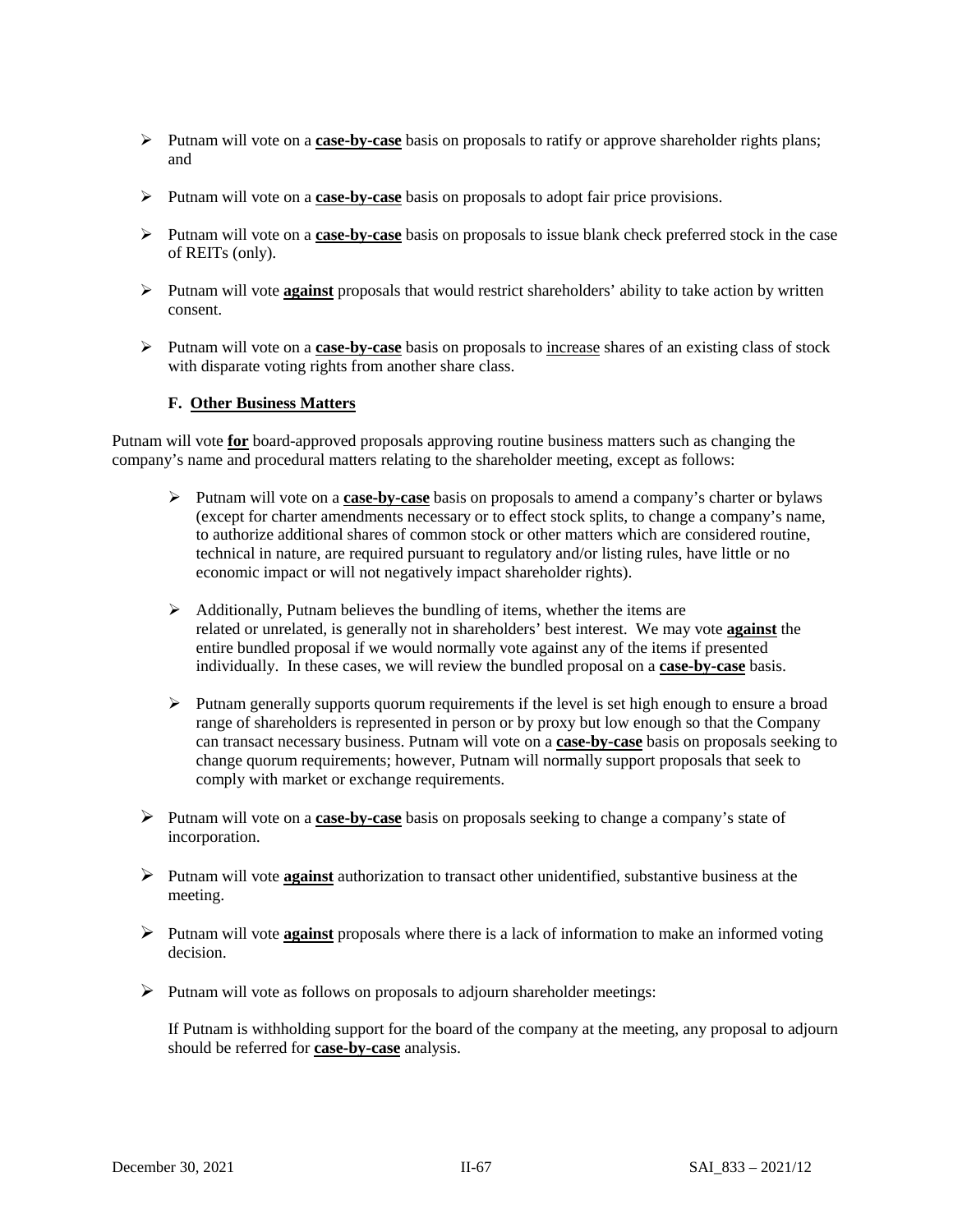- Putnam will vote on a **case-by-case** basis on proposals to ratify or approve shareholder rights plans; and

- Putnam will vote on a **case-by-case** basis on proposals to adopt fair price provisions.

- Putnam will vote on a **case-by-case** basis on proposals to issue blank check preferred stock in the case of REITs (only).

- Putnam will vote **against** proposals that would restrict shareholders' ability to take action by written consent.

- Putnam will vote on a **case-by-case** basis on proposals to increase shares of an existing class of stock with disparate voting rights from another share class.

### F. Other Business Matters

Putnam will vote **for** board-approved proposals approving routine business matters such as changing the company's name and procedural matters relating to the shareholder meeting, except as follows:

- Putnam will vote on a **case-by-case** basis on proposals to amend a company's charter or bylaws (except for charter amendments necessary or to effect stock splits, to change a company's name, to authorize additional shares of common stock or other matters which are considered routine, technical in nature, are required pursuant to regulatory and/or listing rules, have little or no economic impact or will not negatively impact shareholder rights).

- Additionally, Putnam believes the bundling of items, whether the items are related or unrelated, is generally not in shareholders' best interest. We may vote **against** the entire bundled proposal if we would normally vote against any of the items if presented individually. In these cases, we will review the bundled proposal on a **case-by-case** basis.

- Putnam generally supports quorum requirements if the level is set high enough to ensure a broad range of shareholders is represented in person or by proxy but low enough so that the Company can transact necessary business. Putnam will vote on a **case-by-case** basis on proposals seeking to change quorum requirements; however, Putnam will normally support proposals that seek to comply with market or exchange requirements.

- Putnam will vote on a **case-by-case** basis on proposals seeking to change a company's state of incorporation.

- Putnam will vote **against** authorization to transact other unidentified, substantive business at the meeting.

- Putnam will vote **against** proposals where there is a lack of information to make an informed voting decision.

- Putnam will vote as follows on proposals to adjourn shareholder meetings:

  If Putnam is withholding support for the board of the company at the meeting, any proposal to adjourn should be referred for **case-by-case** analysis.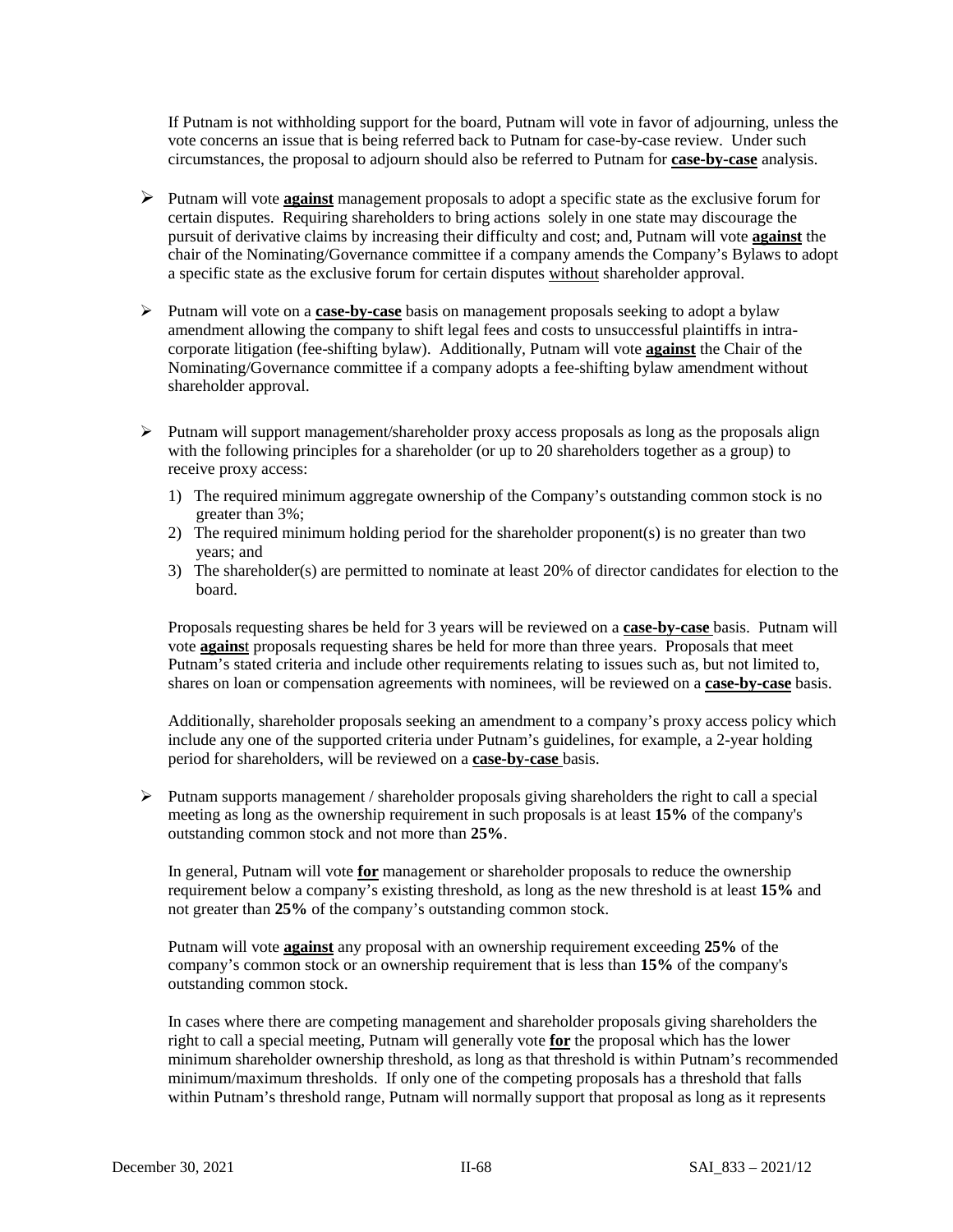If Putnam is not withholding support for the board, Putnam will vote in favor of adjourning, unless the vote concerns an issue that is being referred back to Putnam for case-by-case review. Under such circumstances, the proposal to adjourn should also be referred to Putnam for **case-by-case** analysis.

- Putnam will vote **against** management proposals to adopt a specific state as the exclusive forum for certain disputes. Requiring shareholders to bring actions solely in one state may discourage the pursuit of derivative claims by increasing their difficulty and cost; and, Putnam will vote **against** the chair of the Nominating/Governance committee if a company amends the Company's Bylaws to adopt a specific state as the exclusive forum for certain disputes without shareholder approval.

- Putnam will vote on a **case-by-case** basis on management proposals seeking to adopt a bylaw amendment allowing the company to shift legal fees and costs to unsuccessful plaintiffs in intra-corporate litigation (fee-shifting bylaw). Additionally, Putnam will vote **against** the Chair of the Nominating/Governance committee if a company adopts a fee-shifting bylaw amendment without shareholder approval.

- Putnam will support management/shareholder proxy access proposals as long as the proposals align with the following principles for a shareholder (or up to 20 shareholders together as a group) to receive proxy access:

  1) The required minimum aggregate ownership of the Company's outstanding common stock is no greater than 3%;
  2) The required minimum holding period for the shareholder proponent(s) is no greater than two years; and
  3) The shareholder(s) are permitted to nominate at least 20% of director candidates for election to the board.

  Proposals requesting shares be held for 3 years will be reviewed on a **case-by-case** basis. Putnam will vote **against** proposals requesting shares be held for more than three years. Proposals that meet Putnam's stated criteria and include other requirements relating to issues such as, but not limited to, shares on loan or compensation agreements with nominees, will be reviewed on a **case-by-case** basis.

  Additionally, shareholder proposals seeking an amendment to a company's proxy access policy which include any one of the supported criteria under Putnam's guidelines, for example, a 2-year holding period for shareholders, will be reviewed on a **case-by-case** basis.

- Putnam supports management / shareholder proposals giving shareholders the right to call a special meeting as long as the ownership requirement in such proposals is at least **15%** of the company's outstanding common stock and not more than **25%**.

  In general, Putnam will vote **for** management or shareholder proposals to reduce the ownership requirement below a company's existing threshold, as long as the new threshold is at least **15%** and not greater than **25%** of the company's outstanding common stock.

  Putnam will vote **against** any proposal with an ownership requirement exceeding **25%** of the company's common stock or an ownership requirement that is less than **15%** of the company's outstanding common stock.

  In cases where there are competing management and shareholder proposals giving shareholders the right to call a special meeting, Putnam will generally vote **for** the proposal which has the lower minimum shareholder ownership threshold, as long as that threshold is within Putnam's recommended minimum/maximum thresholds. If only one of the competing proposals has a threshold that falls within Putnam's threshold range, Putnam will normally support that proposal as long as it represents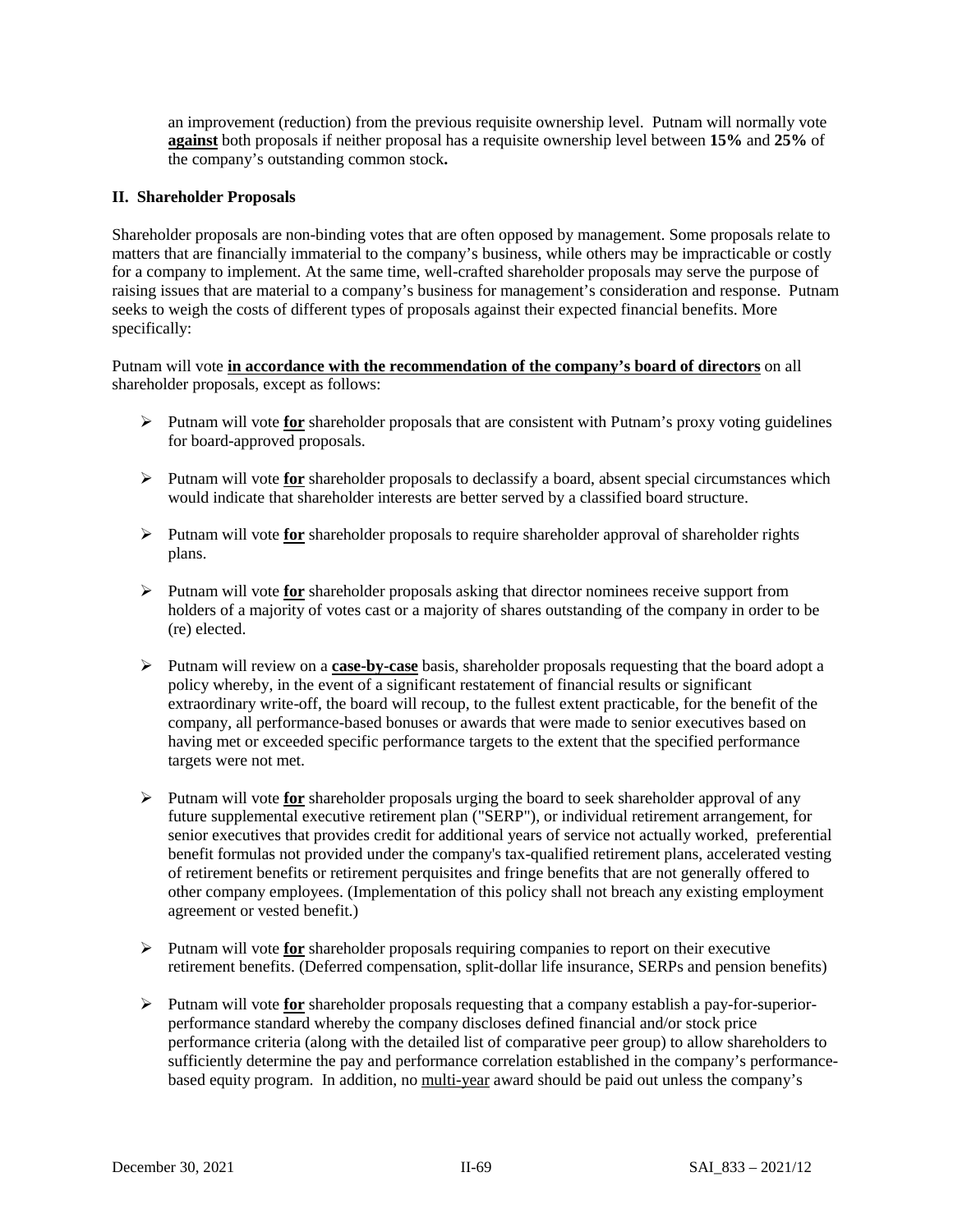an improvement (reduction) from the previous requisite ownership level. Putnam will normally vote **against** both proposals if neither proposal has a requisite ownership level between **15%** and **25%** of the company's outstanding common stock**.**

### II. Shareholder Proposals

Shareholder proposals are non-binding votes that are often opposed by management. Some proposals relate to matters that are financially immaterial to the company's business, while others may be impracticable or costly for a company to implement. At the same time, well-crafted shareholder proposals may serve the purpose of raising issues that are material to a company's business for management's consideration and response. Putnam seeks to weigh the costs of different types of proposals against their expected financial benefits. More specifically:

Putnam will vote **in accordance with the recommendation of the company's board of directors** on all shareholder proposals, except as follows:

- Putnam will vote **for** shareholder proposals that are consistent with Putnam's proxy voting guidelines for board-approved proposals.
- Putnam will vote **for** shareholder proposals to declassify a board, absent special circumstances which would indicate that shareholder interests are better served by a classified board structure.
- Putnam will vote **for** shareholder proposals to require shareholder approval of shareholder rights plans.
- Putnam will vote **for** shareholder proposals asking that director nominees receive support from holders of a majority of votes cast or a majority of shares outstanding of the company in order to be (re) elected.
- Putnam will review on a **case-by-case** basis, shareholder proposals requesting that the board adopt a policy whereby, in the event of a significant restatement of financial results or significant extraordinary write-off, the board will recoup, to the fullest extent practicable, for the benefit of the company, all performance-based bonuses or awards that were made to senior executives based on having met or exceeded specific performance targets to the extent that the specified performance targets were not met.
- Putnam will vote **for** shareholder proposals urging the board to seek shareholder approval of any future supplemental executive retirement plan ("SERP"), or individual retirement arrangement, for senior executives that provides credit for additional years of service not actually worked, preferential benefit formulas not provided under the company's tax-qualified retirement plans, accelerated vesting of retirement benefits or retirement perquisites and fringe benefits that are not generally offered to other company employees. (Implementation of this policy shall not breach any existing employment agreement or vested benefit.)
- Putnam will vote **for** shareholder proposals requiring companies to report on their executive retirement benefits. (Deferred compensation, split-dollar life insurance, SERPs and pension benefits)
- Putnam will vote **for** shareholder proposals requesting that a company establish a pay-for-superior-performance standard whereby the company discloses defined financial and/or stock price performance criteria (along with the detailed list of comparative peer group) to allow shareholders to sufficiently determine the pay and performance correlation established in the company's performance-based equity program. In addition, no multi-year award should be paid out unless the company's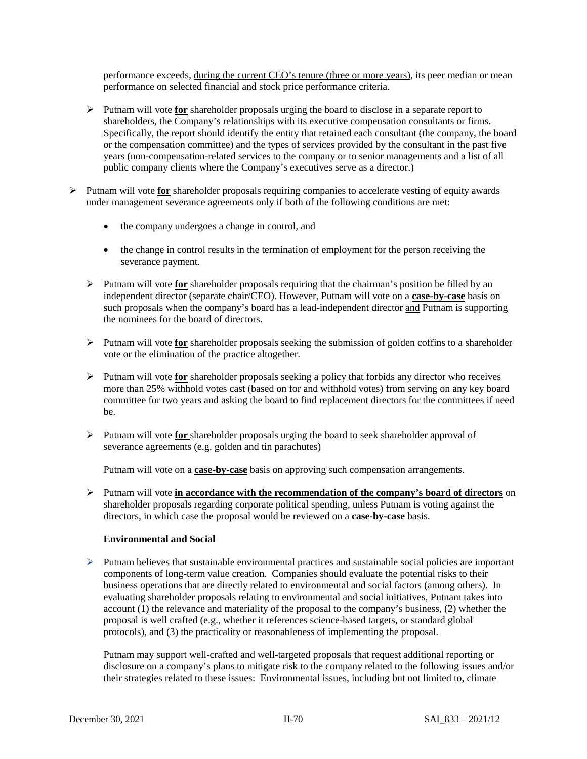performance exceeds, during the current CEO's tenure (three or more years), its peer median or mean performance on selected financial and stock price performance criteria.

- Putnam will vote **for** shareholder proposals urging the board to disclose in a separate report to shareholders, the Company's relationships with its executive compensation consultants or firms. Specifically, the report should identify the entity that retained each consultant (the company, the board or the compensation committee) and the types of services provided by the consultant in the past five years (non-compensation-related services to the company or to senior managements and a list of all public company clients where the Company's executives serve as a director.)

- Putnam will vote **for** shareholder proposals requiring companies to accelerate vesting of equity awards under management severance agreements only if both of the following conditions are met:
  - the company undergoes a change in control, and
  - the change in control results in the termination of employment for the person receiving the severance payment.

- Putnam will vote **for** shareholder proposals requiring that the chairman's position be filled by an independent director (separate chair/CEO). However, Putnam will vote on a **case-by-case** basis on such proposals when the company's board has a lead-independent director and Putnam is supporting the nominees for the board of directors.

- Putnam will vote **for** shareholder proposals seeking the submission of golden coffins to a shareholder vote or the elimination of the practice altogether.

- Putnam will vote **for** shareholder proposals seeking a policy that forbids any director who receives more than 25% withhold votes cast (based on for and withhold votes) from serving on any key board committee for two years and asking the board to find replacement directors for the committees if need be.

- Putnam will vote **for** shareholder proposals urging the board to seek shareholder approval of severance agreements (e.g. golden and tin parachutes)

  Putnam will vote on a **case-by-case** basis on approving such compensation arrangements.

- Putnam will vote **in accordance with the recommendation of the company's board of directors** on shareholder proposals regarding corporate political spending, unless Putnam is voting against the directors, in which case the proposal would be reviewed on a **case-by-case** basis.

**Environmental and Social**

- Putnam believes that sustainable environmental practices and sustainable social policies are important components of long-term value creation. Companies should evaluate the potential risks to their business operations that are directly related to environmental and social factors (among others). In evaluating shareholder proposals relating to environmental and social initiatives, Putnam takes into account (1) the relevance and materiality of the proposal to the company's business, (2) whether the proposal is well crafted (e.g., whether it references science-based targets, or standard global protocols), and (3) the practicality or reasonableness of implementing the proposal.

  Putnam may support well-crafted and well-targeted proposals that request additional reporting or disclosure on a company's plans to mitigate risk to the company related to the following issues and/or their strategies related to these issues: Environmental issues, including but not limited to, climate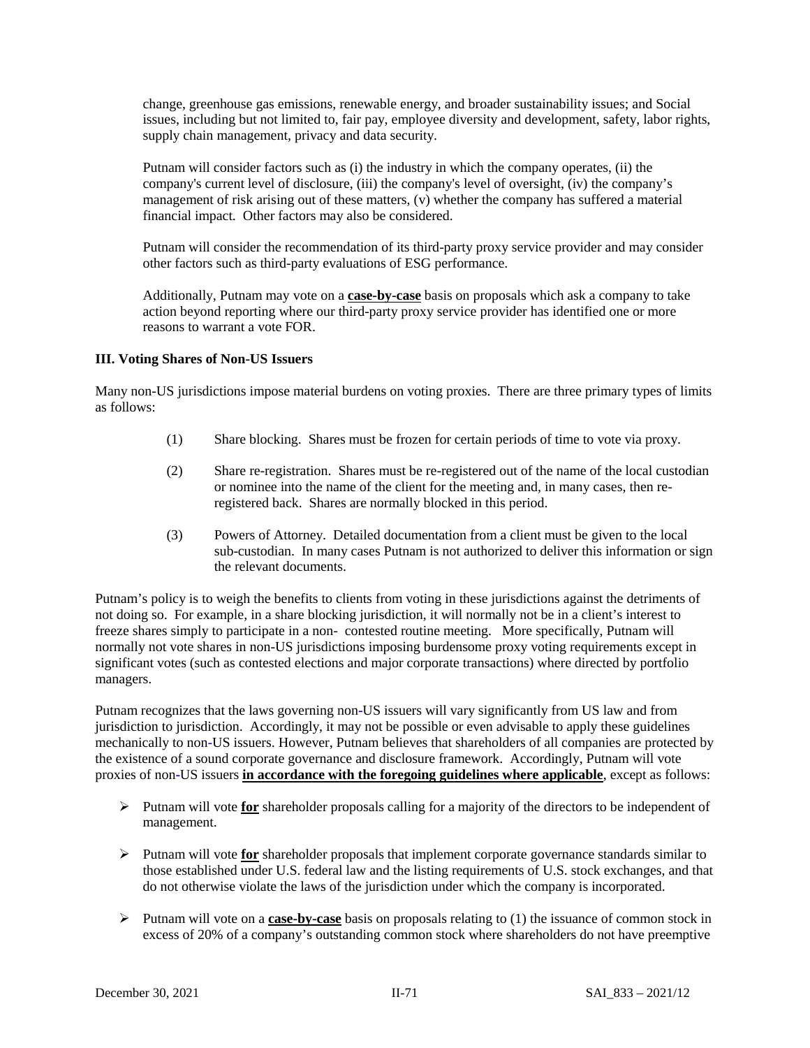change, greenhouse gas emissions, renewable energy, and broader sustainability issues; and Social issues, including but not limited to, fair pay, employee diversity and development, safety, labor rights, supply chain management, privacy and data security.

Putnam will consider factors such as (i) the industry in which the company operates, (ii) the company's current level of disclosure, (iii) the company's level of oversight, (iv) the company's management of risk arising out of these matters, (v) whether the company has suffered a material financial impact. Other factors may also be considered.

Putnam will consider the recommendation of its third-party proxy service provider and may consider other factors such as third-party evaluations of ESG performance.

Additionally, Putnam may vote on a **case-by-case** basis on proposals which ask a company to take action beyond reporting where our third-party proxy service provider has identified one or more reasons to warrant a vote FOR.

### III. Voting Shares of Non-US Issuers

Many non-US jurisdictions impose material burdens on voting proxies. There are three primary types of limits as follows:

(1) Share blocking. Shares must be frozen for certain periods of time to vote via proxy.

(2) Share re-registration. Shares must be re-registered out of the name of the local custodian or nominee into the name of the client for the meeting and, in many cases, then re-registered back. Shares are normally blocked in this period.

(3) Powers of Attorney. Detailed documentation from a client must be given to the local sub-custodian. In many cases Putnam is not authorized to deliver this information or sign the relevant documents.

Putnam's policy is to weigh the benefits to clients from voting in these jurisdictions against the detriments of not doing so. For example, in a share blocking jurisdiction, it will normally not be in a client's interest to freeze shares simply to participate in a non- contested routine meeting. More specifically, Putnam will normally not vote shares in non-US jurisdictions imposing burdensome proxy voting requirements except in significant votes (such as contested elections and major corporate transactions) where directed by portfolio managers.

Putnam recognizes that the laws governing non-US issuers will vary significantly from US law and from jurisdiction to jurisdiction. Accordingly, it may not be possible or even advisable to apply these guidelines mechanically to non-US issuers. However, Putnam believes that shareholders of all companies are protected by the existence of a sound corporate governance and disclosure framework. Accordingly, Putnam will vote proxies of non-US issuers **in accordance with the foregoing guidelines where applicable**, except as follows:

- Putnam will vote **for** shareholder proposals calling for a majority of the directors to be independent of management.
- Putnam will vote **for** shareholder proposals that implement corporate governance standards similar to those established under U.S. federal law and the listing requirements of U.S. stock exchanges, and that do not otherwise violate the laws of the jurisdiction under which the company is incorporated.
- Putnam will vote on a **case-by-case** basis on proposals relating to (1) the issuance of common stock in excess of 20% of a company's outstanding common stock where shareholders do not have preemptive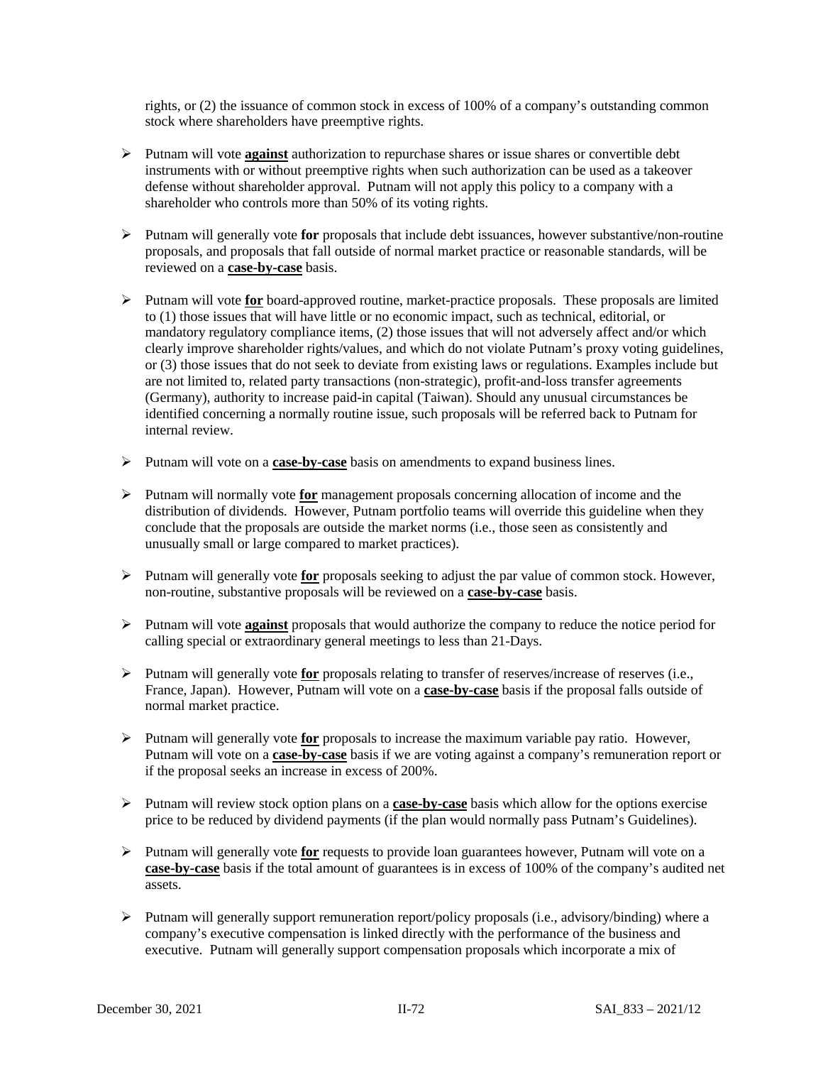rights, or (2) the issuance of common stock in excess of 100% of a company's outstanding common stock where shareholders have preemptive rights.

- Putnam will vote **against** authorization to repurchase shares or issue shares or convertible debt instruments with or without preemptive rights when such authorization can be used as a takeover defense without shareholder approval. Putnam will not apply this policy to a company with a shareholder who controls more than 50% of its voting rights.

- Putnam will generally vote **for** proposals that include debt issuances, however substantive/non-routine proposals, and proposals that fall outside of normal market practice or reasonable standards, will be reviewed on a **case-by-case** basis.

- Putnam will vote **for** board-approved routine, market-practice proposals. These proposals are limited to (1) those issues that will have little or no economic impact, such as technical, editorial, or mandatory regulatory compliance items, (2) those issues that will not adversely affect and/or which clearly improve shareholder rights/values, and which do not violate Putnam's proxy voting guidelines, or (3) those issues that do not seek to deviate from existing laws or regulations. Examples include but are not limited to, related party transactions (non-strategic), profit-and-loss transfer agreements (Germany), authority to increase paid-in capital (Taiwan). Should any unusual circumstances be identified concerning a normally routine issue, such proposals will be referred back to Putnam for internal review.

- Putnam will vote on a **case-by-case** basis on amendments to expand business lines.

- Putnam will normally vote **for** management proposals concerning allocation of income and the distribution of dividends. However, Putnam portfolio teams will override this guideline when they conclude that the proposals are outside the market norms (i.e., those seen as consistently and unusually small or large compared to market practices).

- Putnam will generally vote **for** proposals seeking to adjust the par value of common stock. However, non-routine, substantive proposals will be reviewed on a **case-by-case** basis.

- Putnam will vote **against** proposals that would authorize the company to reduce the notice period for calling special or extraordinary general meetings to less than 21-Days.

- Putnam will generally vote **for** proposals relating to transfer of reserves/increase of reserves (i.e., France, Japan). However, Putnam will vote on a **case-by-case** basis if the proposal falls outside of normal market practice.

- Putnam will generally vote **for** proposals to increase the maximum variable pay ratio. However, Putnam will vote on a **case-by-case** basis if we are voting against a company's remuneration report or if the proposal seeks an increase in excess of 200%.

- Putnam will review stock option plans on a **case-by-case** basis which allow for the options exercise price to be reduced by dividend payments (if the plan would normally pass Putnam's Guidelines).

- Putnam will generally vote **for** requests to provide loan guarantees however, Putnam will vote on a **case-by-case** basis if the total amount of guarantees is in excess of 100% of the company's audited net assets.

- Putnam will generally support remuneration report/policy proposals (i.e., advisory/binding) where a company's executive compensation is linked directly with the performance of the business and executive. Putnam will generally support compensation proposals which incorporate a mix of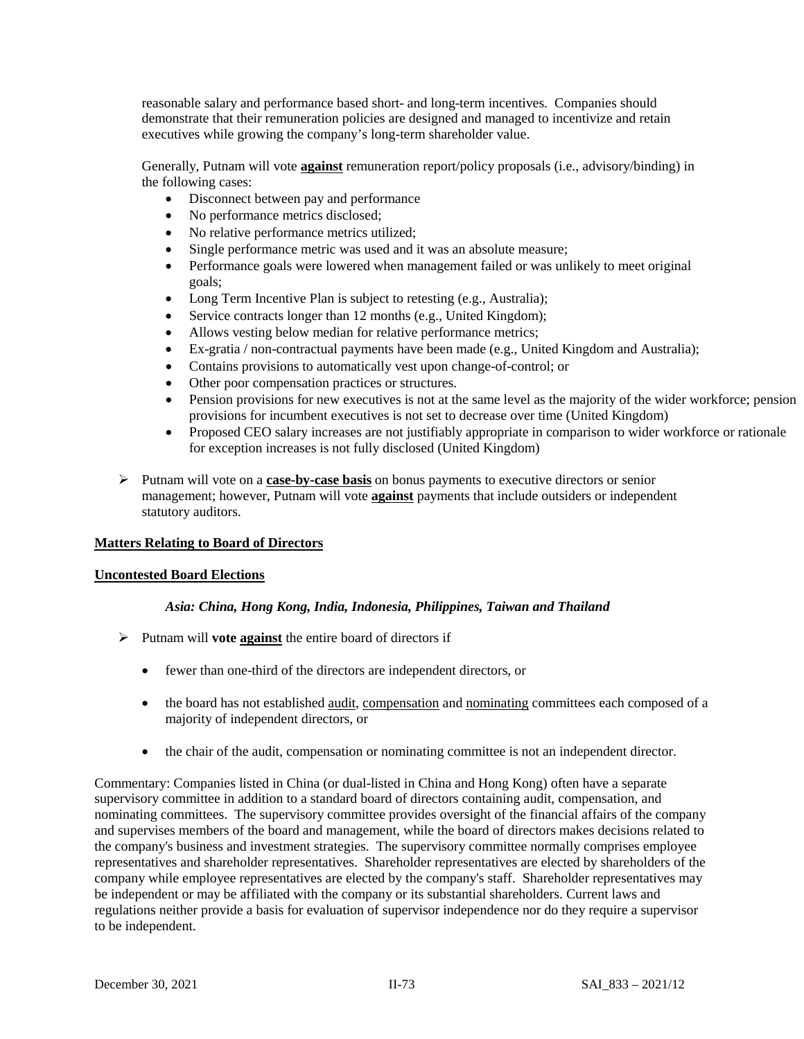reasonable salary and performance based short- and long-term incentives. Companies should demonstrate that their remuneration policies are designed and managed to incentivize and retain executives while growing the company's long-term shareholder value.

Generally, Putnam will vote **against** remuneration report/policy proposals (i.e., advisory/binding) in the following cases:

- Disconnect between pay and performance
- No performance metrics disclosed;
- No relative performance metrics utilized;
- Single performance metric was used and it was an absolute measure;
- Performance goals were lowered when management failed or was unlikely to meet original goals;
- Long Term Incentive Plan is subject to retesting (e.g., Australia);
- Service contracts longer than 12 months (e.g., United Kingdom);
- Allows vesting below median for relative performance metrics;
- Ex-gratia / non-contractual payments have been made (e.g., United Kingdom and Australia);
- Contains provisions to automatically vest upon change-of-control; or
- Other poor compensation practices or structures.
- Pension provisions for new executives is not at the same level as the majority of the wider workforce; pension provisions for incumbent executives is not set to decrease over time (United Kingdom)
- Proposed CEO salary increases are not justifiably appropriate in comparison to wider workforce or rationale for exception increases is not fully disclosed (United Kingdom)

➢ Putnam will vote on a **case-by-case basis** on bonus payments to executive directors or senior management; however, Putnam will vote **against** payments that include outsiders or independent statutory auditors.

**Matters Relating to Board of Directors**

**Uncontested Board Elections**

***Asia: China, Hong Kong, India, Indonesia, Philippines, Taiwan and Thailand***

➢ Putnam will **vote against** the entire board of directors if

- fewer than one-third of the directors are independent directors, or
- the board has not established audit, compensation and nominating committees each composed of a majority of independent directors, or
- the chair of the audit, compensation or nominating committee is not an independent director.

Commentary: Companies listed in China (or dual-listed in China and Hong Kong) often have a separate supervisory committee in addition to a standard board of directors containing audit, compensation, and nominating committees. The supervisory committee provides oversight of the financial affairs of the company and supervises members of the board and management, while the board of directors makes decisions related to the company's business and investment strategies. The supervisory committee normally comprises employee representatives and shareholder representatives. Shareholder representatives are elected by shareholders of the company while employee representatives are elected by the company's staff. Shareholder representatives may be independent or may be affiliated with the company or its substantial shareholders. Current laws and regulations neither provide a basis for evaluation of supervisor independence nor do they require a supervisor to be independent.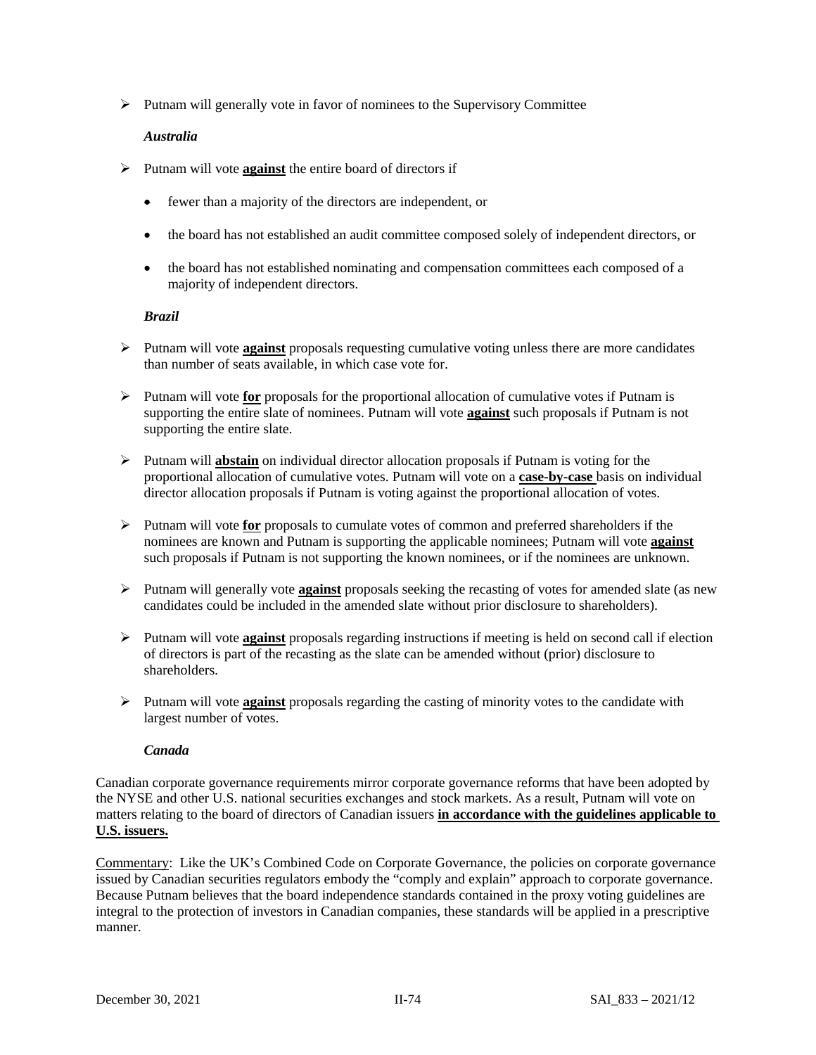- Putnam will generally vote in favor of nominees to the Supervisory Committee

***Australia***

- Putnam will vote **against** the entire board of directors if
  - fewer than a majority of the directors are independent, or
  - the board has not established an audit committee composed solely of independent directors, or
  - the board has not established nominating and compensation committees each composed of a majority of independent directors.

***Brazil***

- Putnam will vote **against** proposals requesting cumulative voting unless there are more candidates than number of seats available, in which case vote for.
- Putnam will vote **for** proposals for the proportional allocation of cumulative votes if Putnam is supporting the entire slate of nominees. Putnam will vote **against** such proposals if Putnam is not supporting the entire slate.
- Putnam will **abstain** on individual director allocation proposals if Putnam is voting for the proportional allocation of cumulative votes. Putnam will vote on a **case-by-case** basis on individual director allocation proposals if Putnam is voting against the proportional allocation of votes.
- Putnam will vote **for** proposals to cumulate votes of common and preferred shareholders if the nominees are known and Putnam is supporting the applicable nominees; Putnam will vote **against** such proposals if Putnam is not supporting the known nominees, or if the nominees are unknown.
- Putnam will generally vote **against** proposals seeking the recasting of votes for amended slate (as new candidates could be included in the amended slate without prior disclosure to shareholders).
- Putnam will vote **against** proposals regarding instructions if meeting is held on second call if election of directors is part of the recasting as the slate can be amended without (prior) disclosure to shareholders.
- Putnam will vote **against** proposals regarding the casting of minority votes to the candidate with largest number of votes.

***Canada***

Canadian corporate governance requirements mirror corporate governance reforms that have been adopted by the NYSE and other U.S. national securities exchanges and stock markets. As a result, Putnam will vote on matters relating to the board of directors of Canadian issuers **in accordance with the guidelines applicable to U.S. issuers.**

Commentary: Like the UK's Combined Code on Corporate Governance, the policies on corporate governance issued by Canadian securities regulators embody the "comply and explain" approach to corporate governance. Because Putnam believes that the board independence standards contained in the proxy voting guidelines are integral to the protection of investors in Canadian companies, these standards will be applied in a prescriptive manner.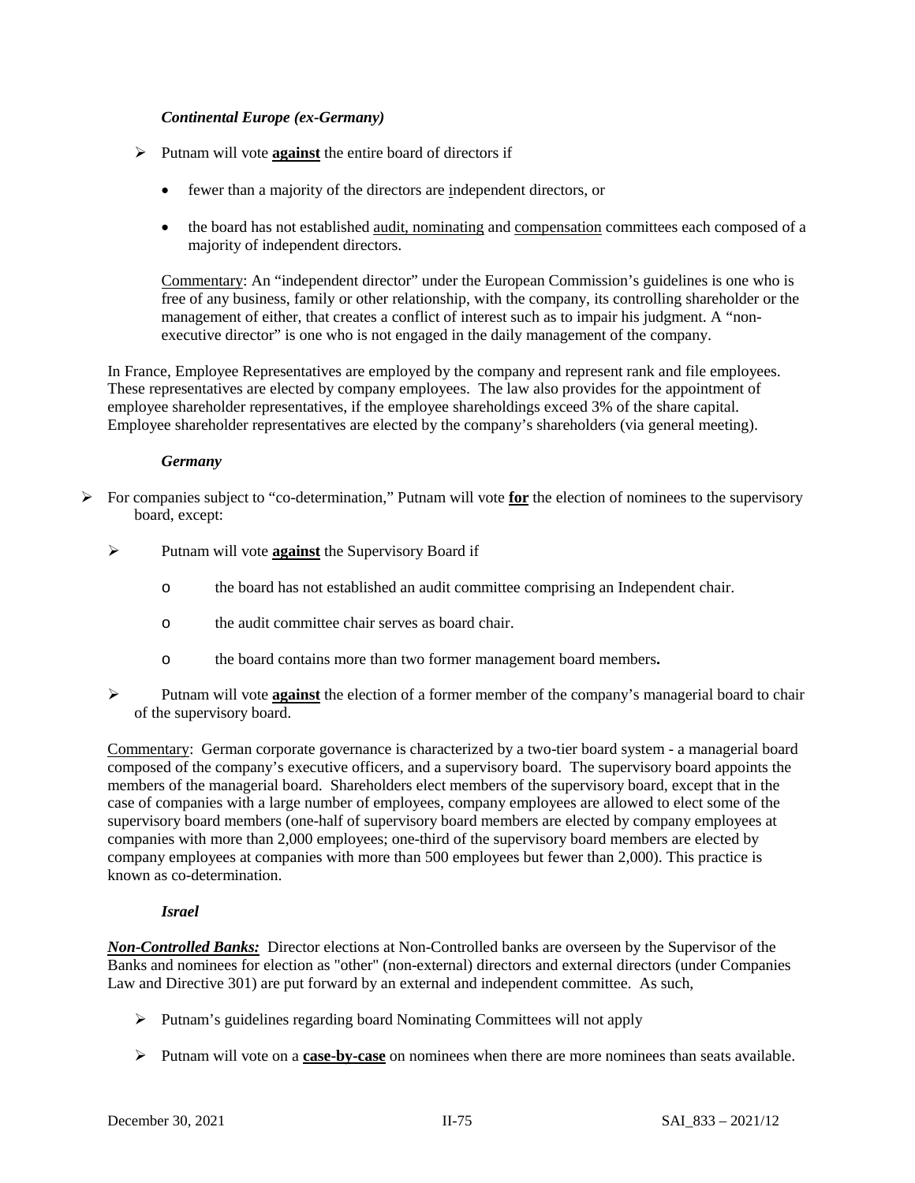***Continental Europe (ex-Germany)***

- Putnam will vote **against** the entire board of directors if
  - fewer than a majority of the directors are independent directors, or
  - the board has not established audit, nominating and compensation committees each composed of a majority of independent directors.

  Commentary: An "independent director" under the European Commission's guidelines is one who is free of any business, family or other relationship, with the company, its controlling shareholder or the management of either, that creates a conflict of interest such as to impair his judgment. A "non-executive director" is one who is not engaged in the daily management of the company.

In France, Employee Representatives are employed by the company and represent rank and file employees. These representatives are elected by company employees. The law also provides for the appointment of employee shareholder representatives, if the employee shareholdings exceed 3% of the share capital. Employee shareholder representatives are elected by the company's shareholders (via general meeting).

***Germany***

- For companies subject to "co-determination," Putnam will vote **for** the election of nominees to the supervisory board, except:
  - Putnam will vote **against** the Supervisory Board if
    - the board has not established an audit committee comprising an Independent chair.
    - the audit committee chair serves as board chair.
    - the board contains more than two former management board members**.**
  - Putnam will vote **against** the election of a former member of the company's managerial board to chair of the supervisory board.

Commentary: German corporate governance is characterized by a two-tier board system - a managerial board composed of the company's executive officers, and a supervisory board. The supervisory board appoints the members of the managerial board. Shareholders elect members of the supervisory board, except that in the case of companies with a large number of employees, company employees are allowed to elect some of the supervisory board members (one-half of supervisory board members are elected by company employees at companies with more than 2,000 employees; one-third of the supervisory board members are elected by company employees at companies with more than 500 employees but fewer than 2,000). This practice is known as co-determination.

***Israel***

***Non-Controlled Banks:*** Director elections at Non-Controlled banks are overseen by the Supervisor of the Banks and nominees for election as "other" (non-external) directors and external directors (under Companies Law and Directive 301) are put forward by an external and independent committee. As such,

- Putnam's guidelines regarding board Nominating Committees will not apply
- Putnam will vote on a **case-by-case** on nominees when there are more nominees than seats available.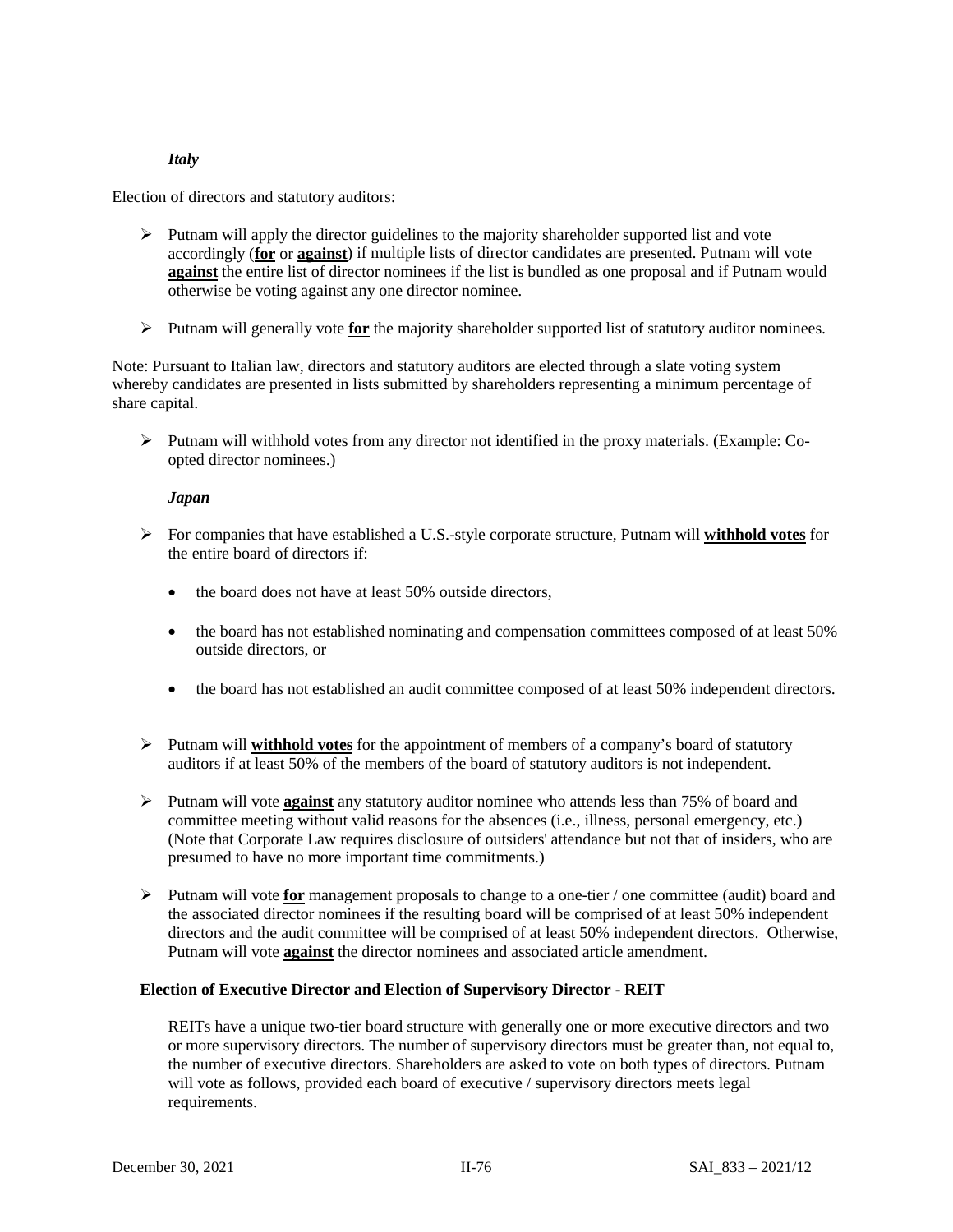*Italy*

Election of directors and statutory auditors:

- Putnam will apply the director guidelines to the majority shareholder supported list and vote accordingly (**for** or **against**) if multiple lists of director candidates are presented. Putnam will vote **against** the entire list of director nominees if the list is bundled as one proposal and if Putnam would otherwise be voting against any one director nominee.

- Putnam will generally vote **for** the majority shareholder supported list of statutory auditor nominees.

Note: Pursuant to Italian law, directors and statutory auditors are elected through a slate voting system whereby candidates are presented in lists submitted by shareholders representing a minimum percentage of share capital.

- Putnam will withhold votes from any director not identified in the proxy materials. (Example: Co-opted director nominees.)

*Japan*

- For companies that have established a U.S.-style corporate structure, Putnam will **withhold votes** for the entire board of directors if:

  - the board does not have at least 50% outside directors,

  - the board has not established nominating and compensation committees composed of at least 50% outside directors, or

  - the board has not established an audit committee composed of at least 50% independent directors.

- Putnam will **withhold votes** for the appointment of members of a company's board of statutory auditors if at least 50% of the members of the board of statutory auditors is not independent.

- Putnam will vote **against** any statutory auditor nominee who attends less than 75% of board and committee meeting without valid reasons for the absences (i.e., illness, personal emergency, etc.) (Note that Corporate Law requires disclosure of outsiders' attendance but not that of insiders, who are presumed to have no more important time commitments.)

- Putnam will vote **for** management proposals to change to a one-tier / one committee (audit) board and the associated director nominees if the resulting board will be comprised of at least 50% independent directors and the audit committee will be comprised of at least 50% independent directors. Otherwise, Putnam will vote **against** the director nominees and associated article amendment.

**Election of Executive Director and Election of Supervisory Director - REIT**

REITs have a unique two-tier board structure with generally one or more executive directors and two or more supervisory directors. The number of supervisory directors must be greater than, not equal to, the number of executive directors. Shareholders are asked to vote on both types of directors. Putnam will vote as follows, provided each board of executive / supervisory directors meets legal requirements.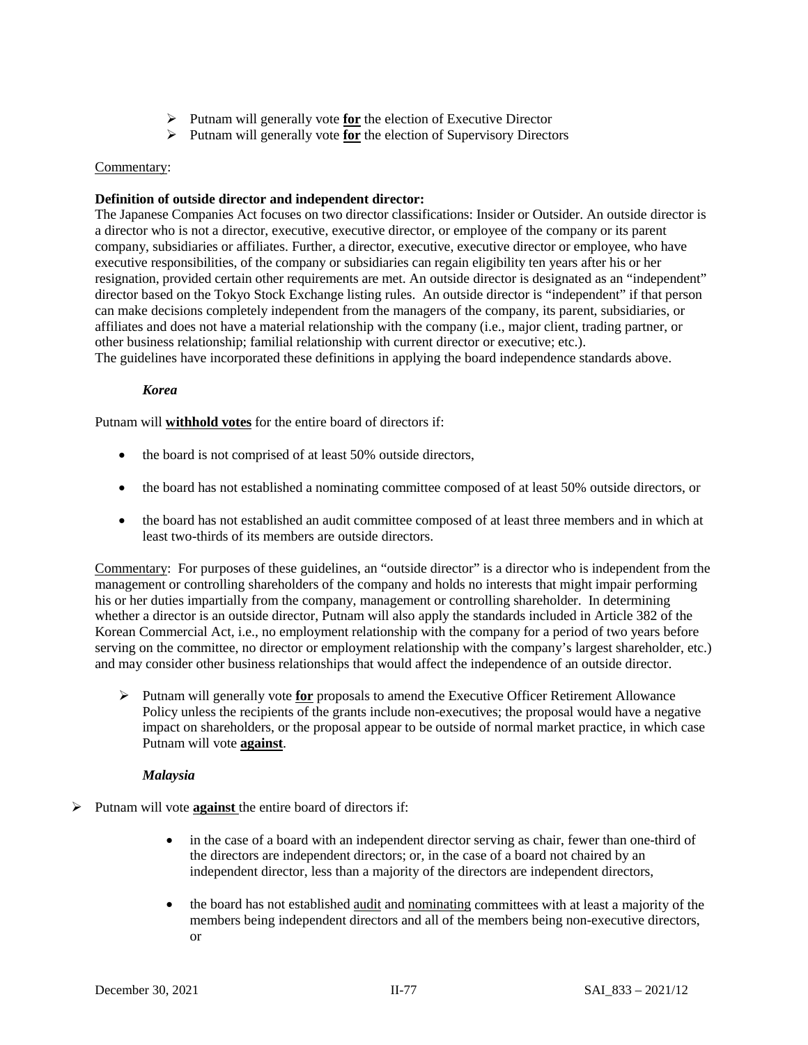- Putnam will generally vote **for** the election of Executive Director
- Putnam will generally vote **for** the election of Supervisory Directors

Commentary:

**Definition of outside director and independent director:**
The Japanese Companies Act focuses on two director classifications: Insider or Outsider. An outside director is a director who is not a director, executive, executive director, or employee of the company or its parent company, subsidiaries or affiliates. Further, a director, executive, executive director or employee, who have executive responsibilities, of the company or subsidiaries can regain eligibility ten years after his or her resignation, provided certain other requirements are met. An outside director is designated as an "independent" director based on the Tokyo Stock Exchange listing rules. An outside director is "independent" if that person can make decisions completely independent from the managers of the company, its parent, subsidiaries, or affiliates and does not have a material relationship with the company (i.e., major client, trading partner, or other business relationship; familial relationship with current director or executive; etc.).
The guidelines have incorporated these definitions in applying the board independence standards above.

### *Korea*

Putnam will **withhold votes** for the entire board of directors if:

- the board is not comprised of at least 50% outside directors,
- the board has not established a nominating committee composed of at least 50% outside directors, or
- the board has not established an audit committee composed of at least three members and in which at least two-thirds of its members are outside directors.

Commentary: For purposes of these guidelines, an "outside director" is a director who is independent from the management or controlling shareholders of the company and holds no interests that might impair performing his or her duties impartially from the company, management or controlling shareholder. In determining whether a director is an outside director, Putnam will also apply the standards included in Article 382 of the Korean Commercial Act, i.e., no employment relationship with the company for a period of two years before serving on the committee, no director or employment relationship with the company's largest shareholder, etc.) and may consider other business relationships that would affect the independence of an outside director.

- Putnam will generally vote **for** proposals to amend the Executive Officer Retirement Allowance Policy unless the recipients of the grants include non-executives; the proposal would have a negative impact on shareholders, or the proposal appear to be outside of normal market practice, in which case Putnam will vote **against**.

### *Malaysia*

- Putnam will vote **against** the entire board of directors if:
  - in the case of a board with an independent director serving as chair, fewer than one-third of the directors are independent directors; or, in the case of a board not chaired by an independent director, less than a majority of the directors are independent directors,
  - the board has not established audit and nominating committees with at least a majority of the members being independent directors and all of the members being non-executive directors, or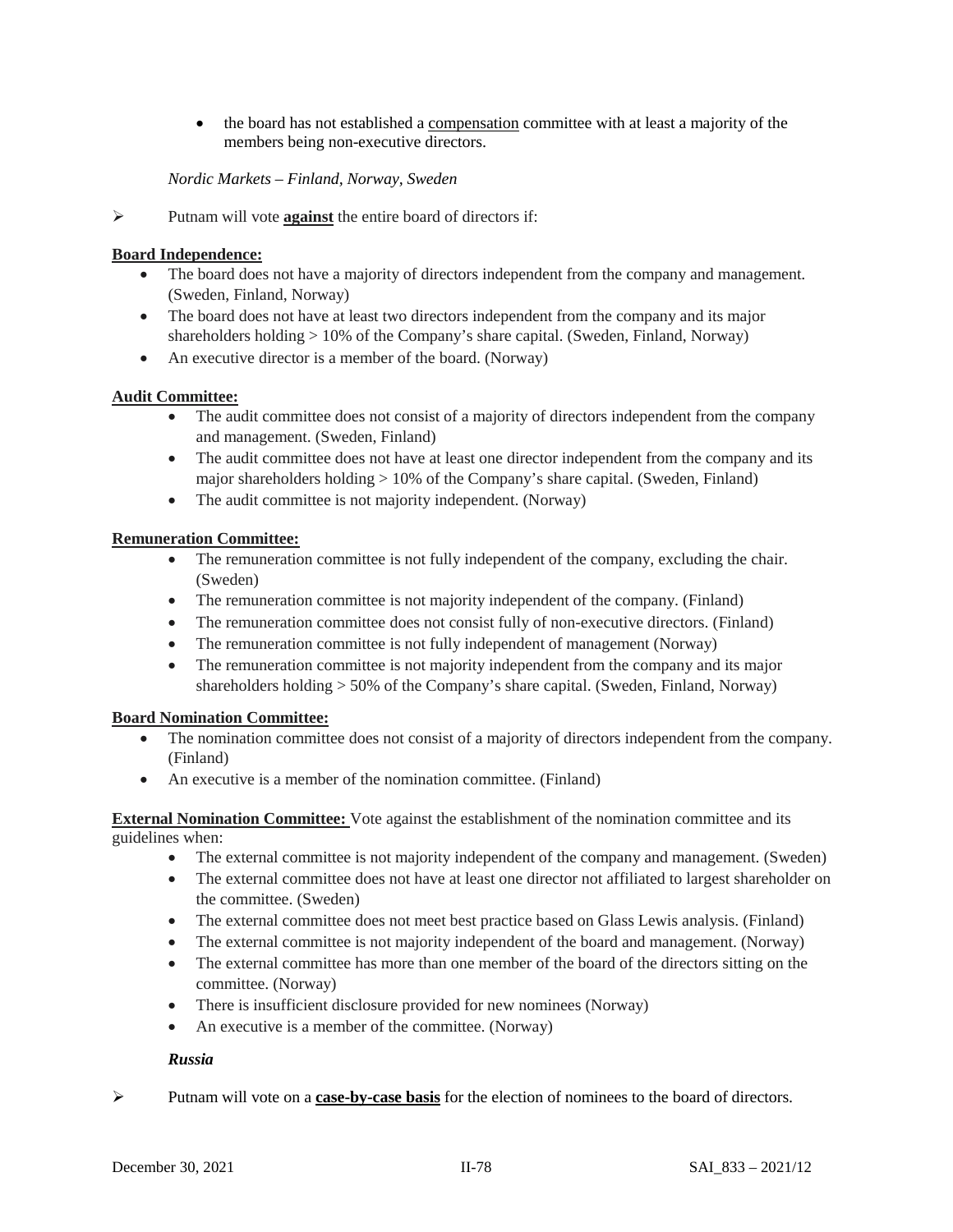- the board has not established a compensation committee with at least a majority of the members being non-executive directors.

*Nordic Markets – Finland, Norway, Sweden*

➢ Putnam will vote **against** the entire board of directors if:

**Board Independence:**

- The board does not have a majority of directors independent from the company and management. (Sweden, Finland, Norway)
- The board does not have at least two directors independent from the company and its major shareholders holding > 10% of the Company's share capital. (Sweden, Finland, Norway)
- An executive director is a member of the board. (Norway)

**Audit Committee:**

- The audit committee does not consist of a majority of directors independent from the company and management. (Sweden, Finland)
- The audit committee does not have at least one director independent from the company and its major shareholders holding > 10% of the Company's share capital. (Sweden, Finland)
- The audit committee is not majority independent. (Norway)

**Remuneration Committee:**

- The remuneration committee is not fully independent of the company, excluding the chair. (Sweden)
- The remuneration committee is not majority independent of the company. (Finland)
- The remuneration committee does not consist fully of non-executive directors. (Finland)
- The remuneration committee is not fully independent of management (Norway)
- The remuneration committee is not majority independent from the company and its major shareholders holding > 50% of the Company's share capital. (Sweden, Finland, Norway)

**Board Nomination Committee:**

- The nomination committee does not consist of a majority of directors independent from the company. (Finland)
- An executive is a member of the nomination committee. (Finland)

**External Nomination Committee:** Vote against the establishment of the nomination committee and its guidelines when:

- The external committee is not majority independent of the company and management. (Sweden)
- The external committee does not have at least one director not affiliated to largest shareholder on the committee. (Sweden)
- The external committee does not meet best practice based on Glass Lewis analysis. (Finland)
- The external committee is not majority independent of the board and management. (Norway)
- The external committee has more than one member of the board of the directors sitting on the committee. (Norway)
- There is insufficient disclosure provided for new nominees (Norway)
- An executive is a member of the committee. (Norway)

***Russia***

➢ Putnam will vote on a **case-by-case basis** for the election of nominees to the board of directors.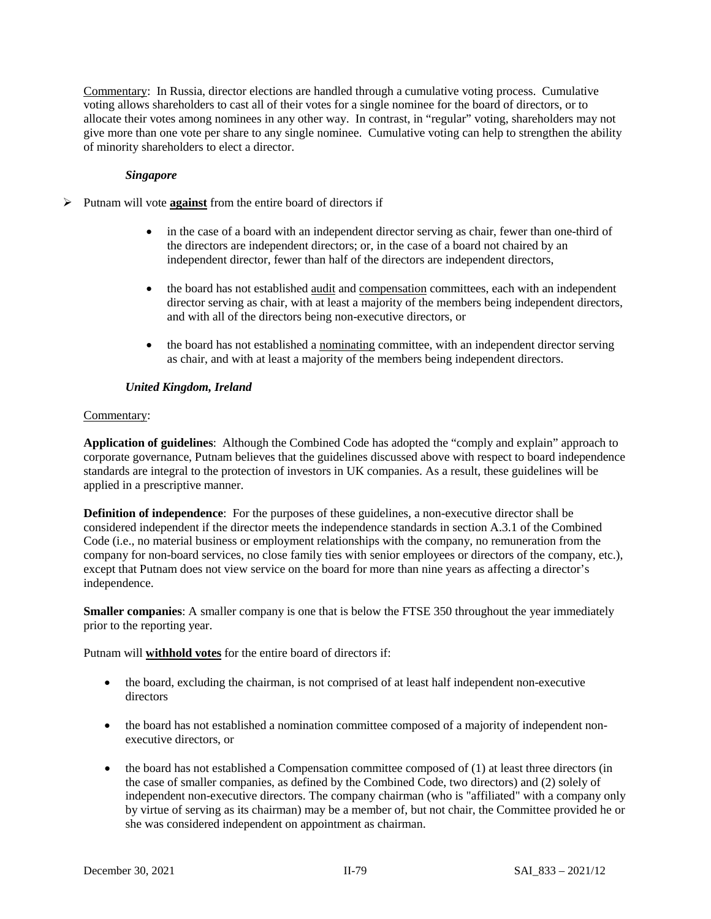Commentary: In Russia, director elections are handled through a cumulative voting process. Cumulative voting allows shareholders to cast all of their votes for a single nominee for the board of directors, or to allocate their votes among nominees in any other way. In contrast, in "regular" voting, shareholders may not give more than one vote per share to any single nominee. Cumulative voting can help to strengthen the ability of minority shareholders to elect a director.

***Singapore***

- Putnam will vote **against** from the entire board of directors if
  - in the case of a board with an independent director serving as chair, fewer than one-third of the directors are independent directors; or, in the case of a board not chaired by an independent director, fewer than half of the directors are independent directors,
  - the board has not established audit and compensation committees, each with an independent director serving as chair, with at least a majority of the members being independent directors, and with all of the directors being non-executive directors, or
  - the board has not established a nominating committee, with an independent director serving as chair, and with at least a majority of the members being independent directors.

***United Kingdom, Ireland***

Commentary:

**Application of guidelines**: Although the Combined Code has adopted the "comply and explain" approach to corporate governance, Putnam believes that the guidelines discussed above with respect to board independence standards are integral to the protection of investors in UK companies. As a result, these guidelines will be applied in a prescriptive manner.

**Definition of independence**: For the purposes of these guidelines, a non-executive director shall be considered independent if the director meets the independence standards in section A.3.1 of the Combined Code (i.e., no material business or employment relationships with the company, no remuneration from the company for non-board services, no close family ties with senior employees or directors of the company, etc.), except that Putnam does not view service on the board for more than nine years as affecting a director's independence.

**Smaller companies**: A smaller company is one that is below the FTSE 350 throughout the year immediately prior to the reporting year.

Putnam will **withhold votes** for the entire board of directors if:

- the board, excluding the chairman, is not comprised of at least half independent non-executive directors
- the board has not established a nomination committee composed of a majority of independent non-executive directors, or
- the board has not established a Compensation committee composed of (1) at least three directors (in the case of smaller companies, as defined by the Combined Code, two directors) and (2) solely of independent non-executive directors. The company chairman (who is "affiliated" with a company only by virtue of serving as its chairman) may be a member of, but not chair, the Committee provided he or she was considered independent on appointment as chairman.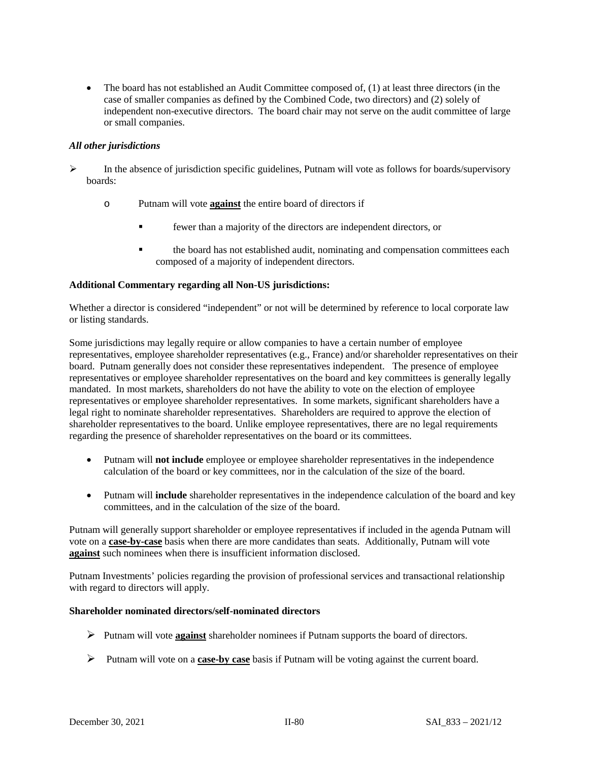- The board has not established an Audit Committee composed of, (1) at least three directors (in the case of smaller companies as defined by the Combined Code, two directors) and (2) solely of independent non-executive directors. The board chair may not serve on the audit committee of large or small companies.

***All other jurisdictions***

- In the absence of jurisdiction specific guidelines, Putnam will vote as follows for boards/supervisory boards:
  - Putnam will vote **against** the entire board of directors if
    - fewer than a majority of the directors are independent directors, or
    - the board has not established audit, nominating and compensation committees each composed of a majority of independent directors.

**Additional Commentary regarding all Non-US jurisdictions:**

Whether a director is considered "independent" or not will be determined by reference to local corporate law or listing standards.

Some jurisdictions may legally require or allow companies to have a certain number of employee representatives, employee shareholder representatives (e.g., France) and/or shareholder representatives on their board. Putnam generally does not consider these representatives independent. The presence of employee representatives or employee shareholder representatives on the board and key committees is generally legally mandated. In most markets, shareholders do not have the ability to vote on the election of employee representatives or employee shareholder representatives. In some markets, significant shareholders have a legal right to nominate shareholder representatives. Shareholders are required to approve the election of shareholder representatives to the board. Unlike employee representatives, there are no legal requirements regarding the presence of shareholder representatives on the board or its committees.

- Putnam will **not include** employee or employee shareholder representatives in the independence calculation of the board or key committees, nor in the calculation of the size of the board.
- Putnam will **include** shareholder representatives in the independence calculation of the board and key committees, and in the calculation of the size of the board.

Putnam will generally support shareholder or employee representatives if included in the agenda Putnam will vote on a **case-by-case** basis when there are more candidates than seats. Additionally, Putnam will vote **against** such nominees when there is insufficient information disclosed.

Putnam Investments' policies regarding the provision of professional services and transactional relationship with regard to directors will apply.

**Shareholder nominated directors/self-nominated directors**

- Putnam will vote **against** shareholder nominees if Putnam supports the board of directors.
- Putnam will vote on a **case-by case** basis if Putnam will be voting against the current board.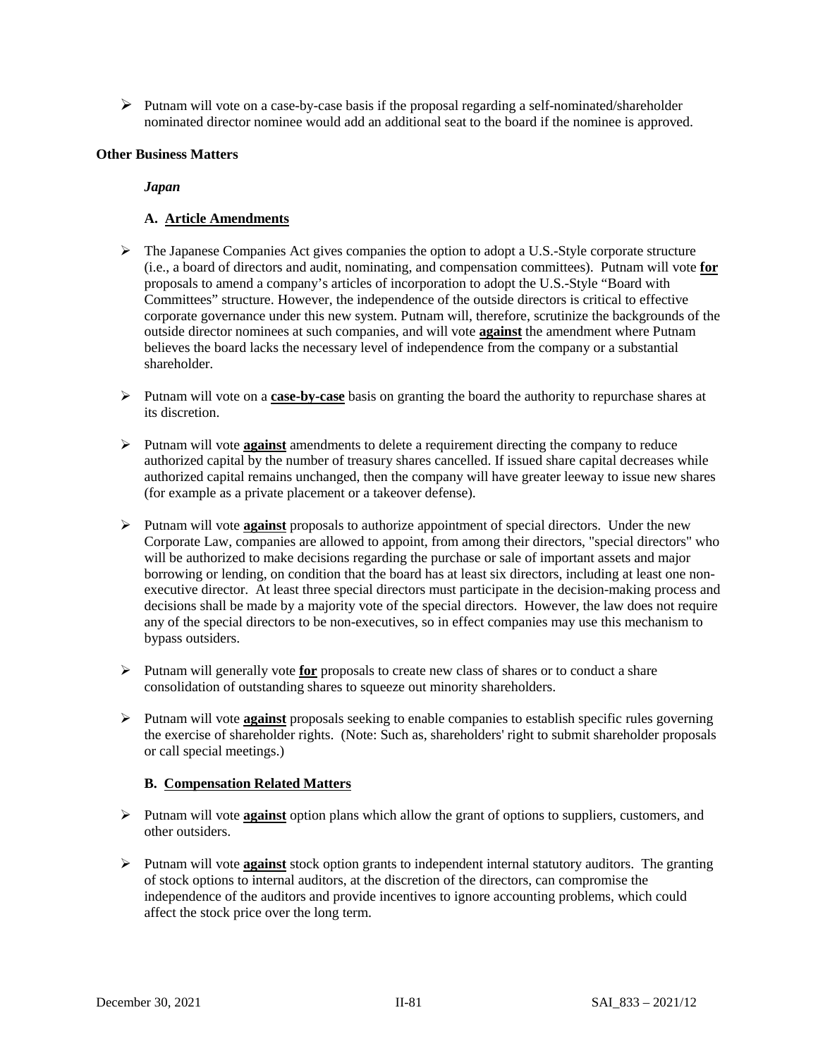- Putnam will vote on a case-by-case basis if the proposal regarding a self-nominated/shareholder nominated director nominee would add an additional seat to the board if the nominee is approved.

**Other Business Matters**

***Japan***

**A. Article Amendments**

- The Japanese Companies Act gives companies the option to adopt a U.S.-Style corporate structure (i.e., a board of directors and audit, nominating, and compensation committees). Putnam will vote **for** proposals to amend a company's articles of incorporation to adopt the U.S.-Style "Board with Committees" structure. However, the independence of the outside directors is critical to effective corporate governance under this new system. Putnam will, therefore, scrutinize the backgrounds of the outside director nominees at such companies, and will vote **against** the amendment where Putnam believes the board lacks the necessary level of independence from the company or a substantial shareholder.

- Putnam will vote on a **case-by-case** basis on granting the board the authority to repurchase shares at its discretion.

- Putnam will vote **against** amendments to delete a requirement directing the company to reduce authorized capital by the number of treasury shares cancelled. If issued share capital decreases while authorized capital remains unchanged, then the company will have greater leeway to issue new shares (for example as a private placement or a takeover defense).

- Putnam will vote **against** proposals to authorize appointment of special directors. Under the new Corporate Law, companies are allowed to appoint, from among their directors, "special directors" who will be authorized to make decisions regarding the purchase or sale of important assets and major borrowing or lending, on condition that the board has at least six directors, including at least one non-executive director. At least three special directors must participate in the decision-making process and decisions shall be made by a majority vote of the special directors. However, the law does not require any of the special directors to be non-executives, so in effect companies may use this mechanism to bypass outsiders.

- Putnam will generally vote **for** proposals to create new class of shares or to conduct a share consolidation of outstanding shares to squeeze out minority shareholders.

- Putnam will vote **against** proposals seeking to enable companies to establish specific rules governing the exercise of shareholder rights. (Note: Such as, shareholders' right to submit shareholder proposals or call special meetings.)

**B. Compensation Related Matters**

- Putnam will vote **against** option plans which allow the grant of options to suppliers, customers, and other outsiders.

- Putnam will vote **against** stock option grants to independent internal statutory auditors. The granting of stock options to internal auditors, at the discretion of the directors, can compromise the independence of the auditors and provide incentives to ignore accounting problems, which could affect the stock price over the long term.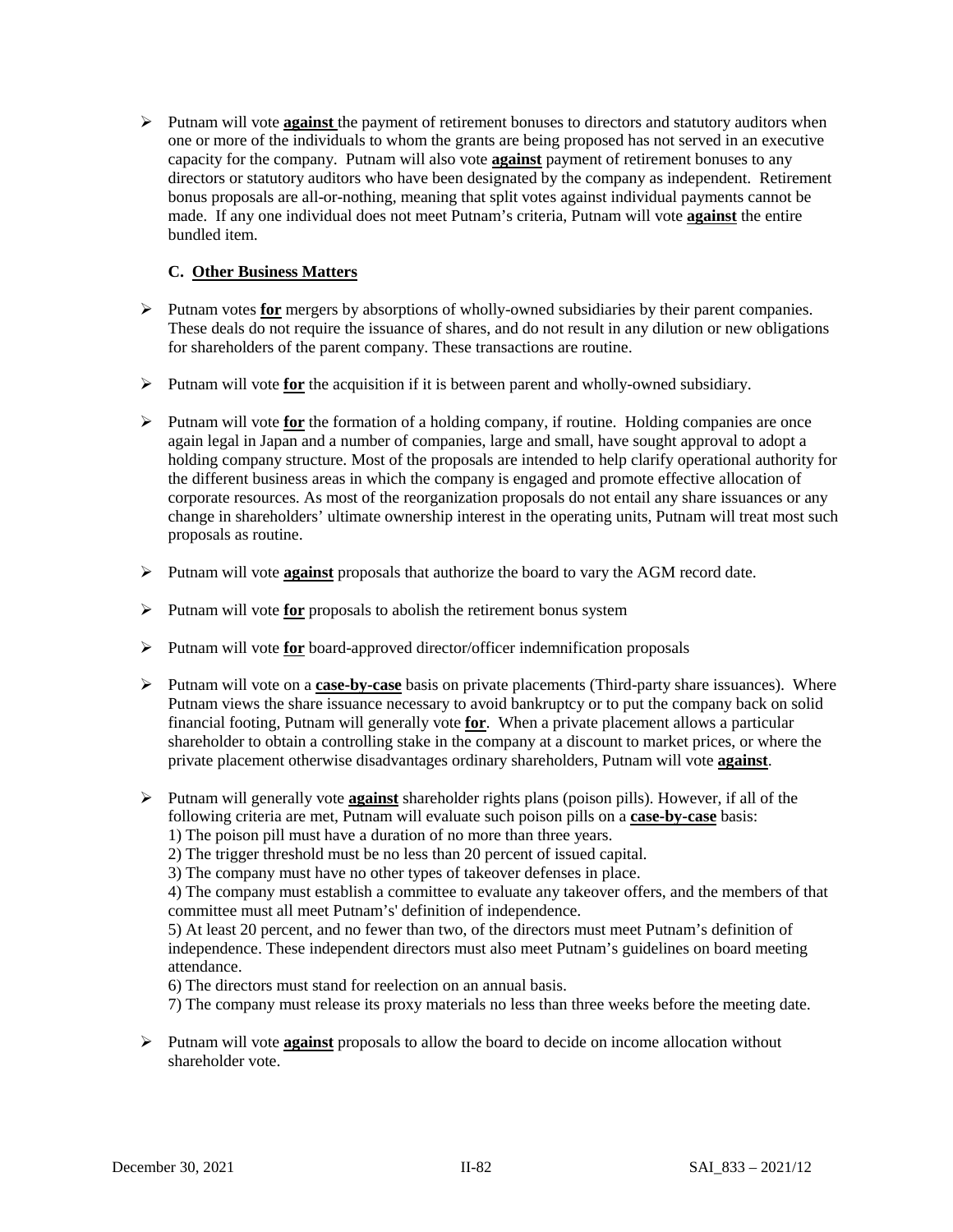- Putnam will vote **against** the payment of retirement bonuses to directors and statutory auditors when one or more of the individuals to whom the grants are being proposed has not served in an executive capacity for the company. Putnam will also vote **against** payment of retirement bonuses to any directors or statutory auditors who have been designated by the company as independent. Retirement bonus proposals are all-or-nothing, meaning that split votes against individual payments cannot be made. If any one individual does not meet Putnam's criteria, Putnam will vote **against** the entire bundled item.

### C. Other Business Matters

- Putnam votes **for** mergers by absorptions of wholly-owned subsidiaries by their parent companies. These deals do not require the issuance of shares, and do not result in any dilution or new obligations for shareholders of the parent company. These transactions are routine.

- Putnam will vote **for** the acquisition if it is between parent and wholly-owned subsidiary.

- Putnam will vote **for** the formation of a holding company, if routine. Holding companies are once again legal in Japan and a number of companies, large and small, have sought approval to adopt a holding company structure. Most of the proposals are intended to help clarify operational authority for the different business areas in which the company is engaged and promote effective allocation of corporate resources. As most of the reorganization proposals do not entail any share issuances or any change in shareholders' ultimate ownership interest in the operating units, Putnam will treat most such proposals as routine.

- Putnam will vote **against** proposals that authorize the board to vary the AGM record date.

- Putnam will vote **for** proposals to abolish the retirement bonus system

- Putnam will vote **for** board-approved director/officer indemnification proposals

- Putnam will vote on a **case-by-case** basis on private placements (Third-party share issuances). Where Putnam views the share issuance necessary to avoid bankruptcy or to put the company back on solid financial footing, Putnam will generally vote **for**. When a private placement allows a particular shareholder to obtain a controlling stake in the company at a discount to market prices, or where the private placement otherwise disadvantages ordinary shareholders, Putnam will vote **against**.

- Putnam will generally vote **against** shareholder rights plans (poison pills). However, if all of the following criteria are met, Putnam will evaluate such poison pills on a **case-by-case** basis:
  1) The poison pill must have a duration of no more than three years.
  2) The trigger threshold must be no less than 20 percent of issued capital.
  3) The company must have no other types of takeover defenses in place.
  4) The company must establish a committee to evaluate any takeover offers, and the members of that committee must all meet Putnam's' definition of independence.
  5) At least 20 percent, and no fewer than two, of the directors must meet Putnam's definition of independence. These independent directors must also meet Putnam's guidelines on board meeting attendance.
  6) The directors must stand for reelection on an annual basis.
  7) The company must release its proxy materials no less than three weeks before the meeting date.

- Putnam will vote **against** proposals to allow the board to decide on income allocation without shareholder vote.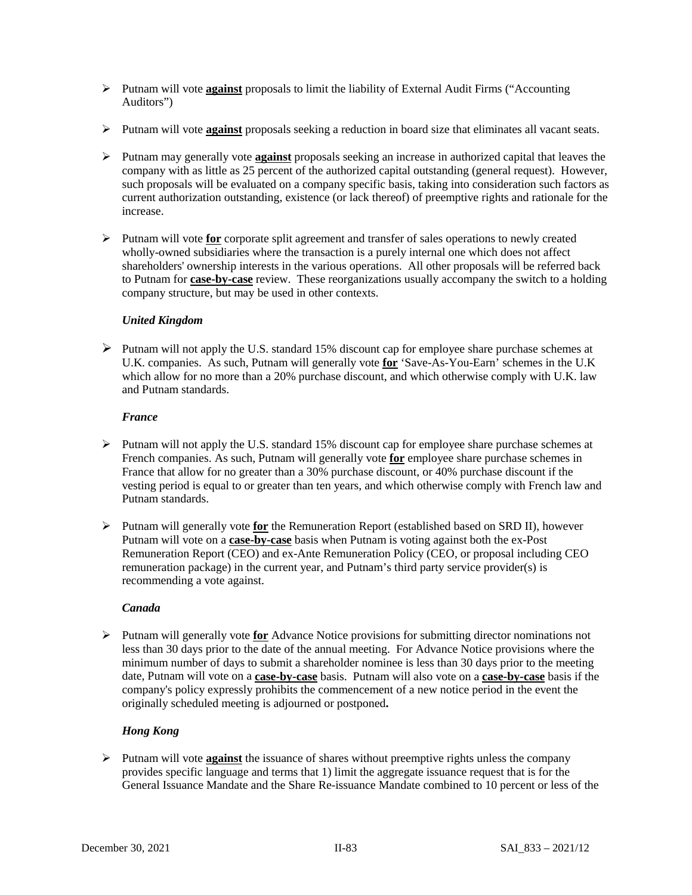- Putnam will vote **against** proposals to limit the liability of External Audit Firms ("Accounting Auditors")

- Putnam will vote **against** proposals seeking a reduction in board size that eliminates all vacant seats.

- Putnam may generally vote **against** proposals seeking an increase in authorized capital that leaves the company with as little as 25 percent of the authorized capital outstanding (general request). However, such proposals will be evaluated on a company specific basis, taking into consideration such factors as current authorization outstanding, existence (or lack thereof) of preemptive rights and rationale for the increase.

- Putnam will vote **for** corporate split agreement and transfer of sales operations to newly created wholly-owned subsidiaries where the transaction is a purely internal one which does not affect shareholders' ownership interests in the various operations. All other proposals will be referred back to Putnam for **case-by-case** review. These reorganizations usually accompany the switch to a holding company structure, but may be used in other contexts.

***United Kingdom***

- Putnam will not apply the U.S. standard 15% discount cap for employee share purchase schemes at U.K. companies. As such, Putnam will generally vote **for** 'Save-As-You-Earn' schemes in the U.K which allow for no more than a 20% purchase discount, and which otherwise comply with U.K. law and Putnam standards.

***France***

- Putnam will not apply the U.S. standard 15% discount cap for employee share purchase schemes at French companies. As such, Putnam will generally vote **for** employee share purchase schemes in France that allow for no greater than a 30% purchase discount, or 40% purchase discount if the vesting period is equal to or greater than ten years, and which otherwise comply with French law and Putnam standards.

- Putnam will generally vote **for** the Remuneration Report (established based on SRD II), however Putnam will vote on a **case-by-case** basis when Putnam is voting against both the ex-Post Remuneration Report (CEO) and ex-Ante Remuneration Policy (CEO, or proposal including CEO remuneration package) in the current year, and Putnam's third party service provider(s) is recommending a vote against.

***Canada***

- Putnam will generally vote **for** Advance Notice provisions for submitting director nominations not less than 30 days prior to the date of the annual meeting. For Advance Notice provisions where the minimum number of days to submit a shareholder nominee is less than 30 days prior to the meeting date, Putnam will vote on a **case-by-case** basis. Putnam will also vote on a **case-by-case** basis if the company's policy expressly prohibits the commencement of a new notice period in the event the originally scheduled meeting is adjourned or postponed**.**

***Hong Kong***

- Putnam will vote **against** the issuance of shares without preemptive rights unless the company provides specific language and terms that 1) limit the aggregate issuance request that is for the General Issuance Mandate and the Share Re-issuance Mandate combined to 10 percent or less of the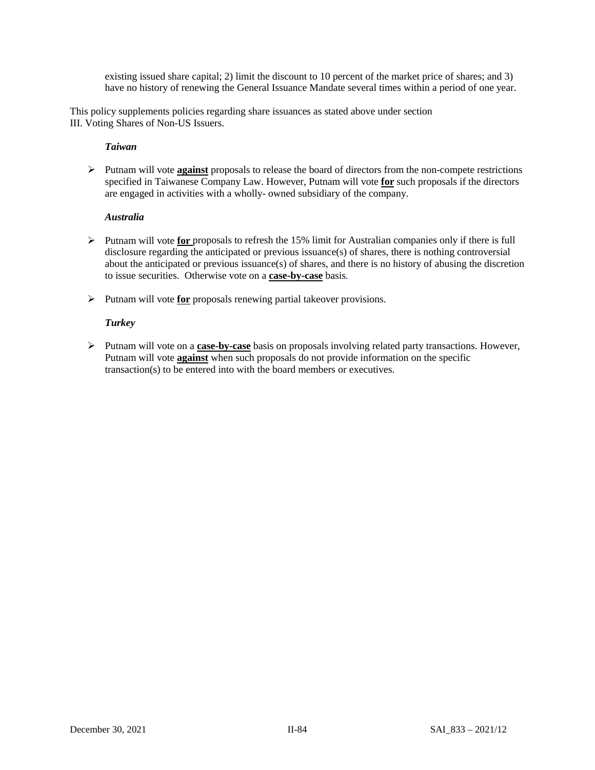existing issued share capital; 2) limit the discount to 10 percent of the market price of shares; and 3) have no history of renewing the General Issuance Mandate several times within a period of one year.

This policy supplements policies regarding share issuances as stated above under section III. Voting Shares of Non-US Issuers.

***Taiwan***

- Putnam will vote **against** proposals to release the board of directors from the non-compete restrictions specified in Taiwanese Company Law. However, Putnam will vote **for** such proposals if the directors are engaged in activities with a wholly- owned subsidiary of the company.

***Australia***

- Putnam will vote **for** proposals to refresh the 15% limit for Australian companies only if there is full disclosure regarding the anticipated or previous issuance(s) of shares, there is nothing controversial about the anticipated or previous issuance(s) of shares, and there is no history of abusing the discretion to issue securities. Otherwise vote on a **case-by-case** basis.
- Putnam will vote **for** proposals renewing partial takeover provisions.

***Turkey***

- Putnam will vote on a **case-by-case** basis on proposals involving related party transactions. However, Putnam will vote **against** when such proposals do not provide information on the specific transaction(s) to be entered into with the board members or executives.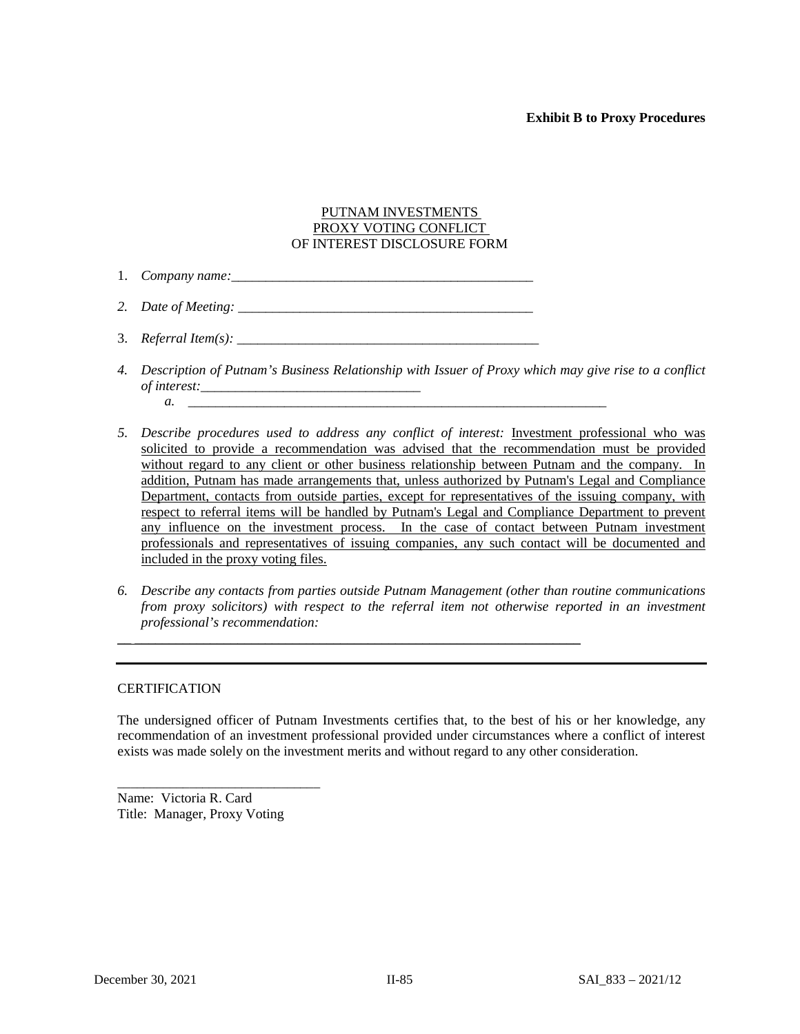**Exhibit B to Proxy Procedures**

PUTNAM INVESTMENTS
PROXY VOTING CONFLICT
OF INTEREST DISCLOSURE FORM

1. *Company name:*______________________________________________

2. *Date of Meeting:* ______________________________________________

3. *Referral Item(s):* ______________________________________________

4. *Description of Putnam's Business Relationship with Issuer of Proxy which may give rise to a conflict of interest:*_________________________________
   a. _______________________________________________________________

5. *Describe procedures used to address any conflict of interest:* Investment professional who was solicited to provide a recommendation was advised that the recommendation must be provided without regard to any client or other business relationship between Putnam and the company. In addition, Putnam has made arrangements that, unless authorized by Putnam's Legal and Compliance Department, contacts from outside parties, except for representatives of the issuing company, with respect to referral items will be handled by Putnam's Legal and Compliance Department to prevent any influence on the investment process. In the case of contact between Putnam investment professionals and representatives of issuing companies, any such contact will be documented and included in the proxy voting files.

6. *Describe any contacts from parties outside Putnam Management (other than routine communications from proxy solicitors) with respect to the referral item not otherwise reported in an investment professional's recommendation:*

______________________________________________________________________

CERTIFICATION

The undersigned officer of Putnam Investments certifies that, to the best of his or her knowledge, any recommendation of an investment professional provided under circumstances where a conflict of interest exists was made solely on the investment merits and without regard to any other consideration.

______________________________
Name: Victoria R. Card
Title: Manager, Proxy Voting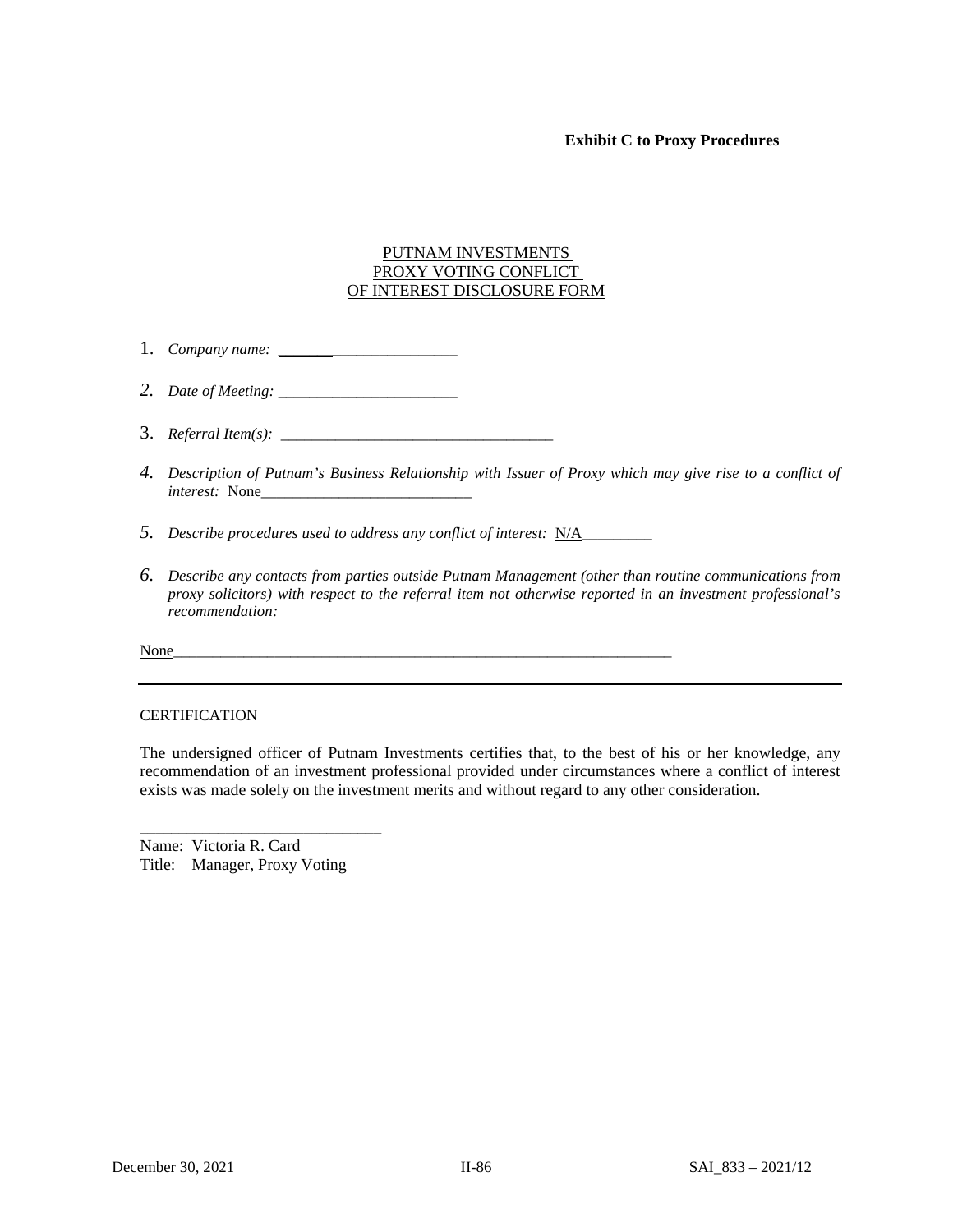**Exhibit C to Proxy Procedures**

## PUTNAM INVESTMENTS PROXY VOTING CONFLICT OF INTEREST DISCLOSURE FORM

1. *Company name:* ________________________

2. *Date of Meeting:* ________________________

3. *Referral Item(s):* ____________________________________

4. *Description of Putnam's Business Relationship with Issuer of Proxy which may give rise to a conflict of interest:* None____________________________

5. *Describe procedures used to address any conflict of interest:* N/A_________

6. *Describe any contacts from parties outside Putnam Management (other than routine communications from proxy solicitors) with respect to the referral item not otherwise reported in an investment professional's recommendation:*

None__________________________________________________________________

---

CERTIFICATION

The undersigned officer of Putnam Investments certifies that, to the best of his or her knowledge, any recommendation of an investment professional provided under circumstances where a conflict of interest exists was made solely on the investment merits and without regard to any other consideration.

______________________________

Name: Victoria R. Card
Title: Manager, Proxy Voting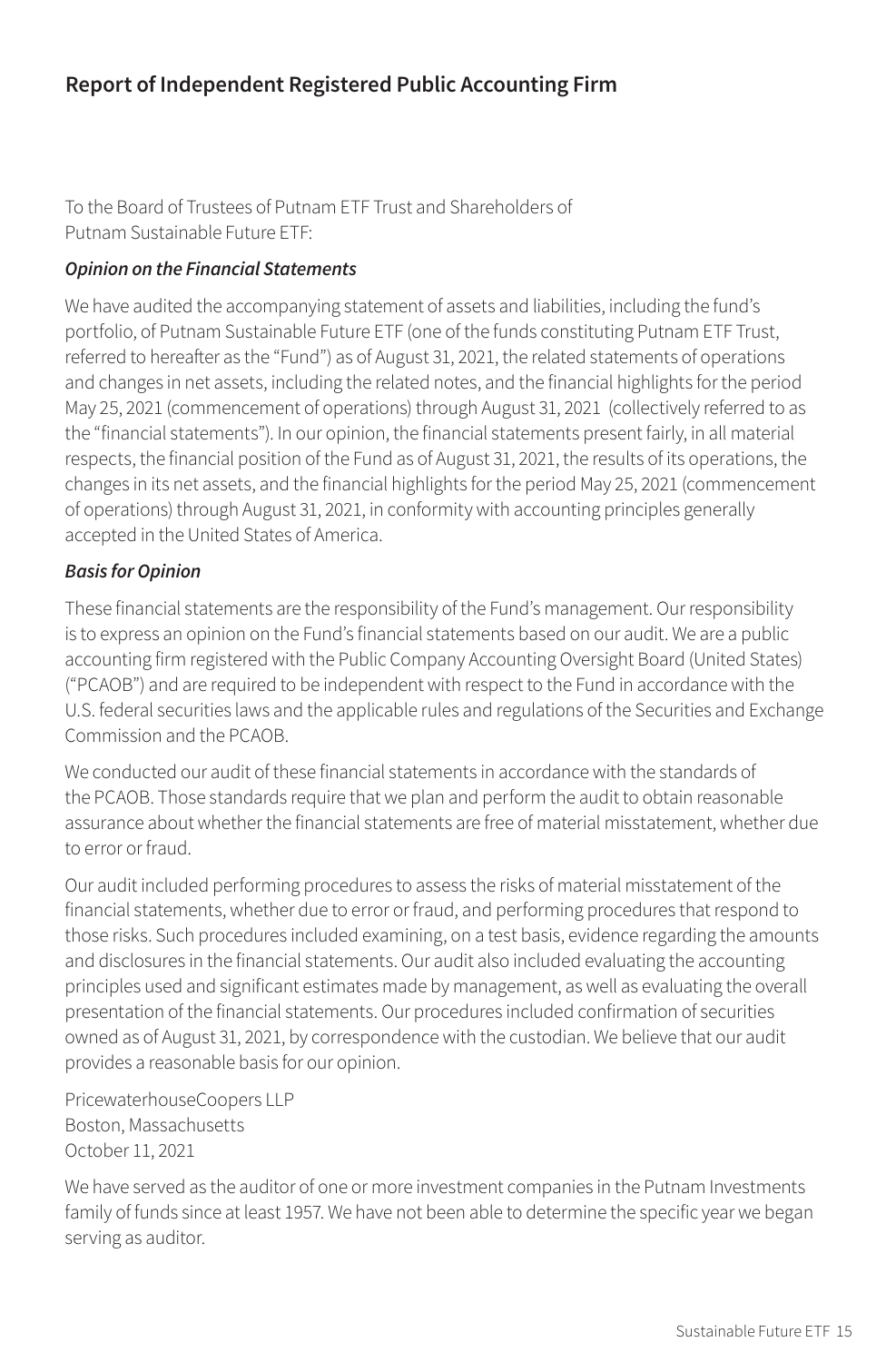## Report of Independent Registered Public Accounting Firm

To the Board of Trustees of Putnam ETF Trust and Shareholders of
Putnam Sustainable Future ETF:

***Opinion on the Financial Statements***

We have audited the accompanying statement of assets and liabilities, including the fund's portfolio, of Putnam Sustainable Future ETF (one of the funds constituting Putnam ETF Trust, referred to hereafter as the "Fund") as of August 31, 2021, the related statements of operations and changes in net assets, including the related notes, and the financial highlights for the period May 25, 2021 (commencement of operations) through August 31, 2021 (collectively referred to as the "financial statements"). In our opinion, the financial statements present fairly, in all material respects, the financial position of the Fund as of August 31, 2021, the results of its operations, the changes in its net assets, and the financial highlights for the period May 25, 2021 (commencement of operations) through August 31, 2021, in conformity with accounting principles generally accepted in the United States of America.

***Basis for Opinion***

These financial statements are the responsibility of the Fund's management. Our responsibility is to express an opinion on the Fund's financial statements based on our audit. We are a public accounting firm registered with the Public Company Accounting Oversight Board (United States) ("PCAOB") and are required to be independent with respect to the Fund in accordance with the U.S. federal securities laws and the applicable rules and regulations of the Securities and Exchange Commission and the PCAOB.

We conducted our audit of these financial statements in accordance with the standards of the PCAOB. Those standards require that we plan and perform the audit to obtain reasonable assurance about whether the financial statements are free of material misstatement, whether due to error or fraud.

Our audit included performing procedures to assess the risks of material misstatement of the financial statements, whether due to error or fraud, and performing procedures that respond to those risks. Such procedures included examining, on a test basis, evidence regarding the amounts and disclosures in the financial statements. Our audit also included evaluating the accounting principles used and significant estimates made by management, as well as evaluating the overall presentation of the financial statements. Our procedures included confirmation of securities owned as of August 31, 2021, by correspondence with the custodian. We believe that our audit provides a reasonable basis for our opinion.

PricewaterhouseCoopers LLP
Boston, Massachusetts
October 11, 2021

We have served as the auditor of one or more investment companies in the Putnam Investments family of funds since at least 1957. We have not been able to determine the specific year we began serving as auditor.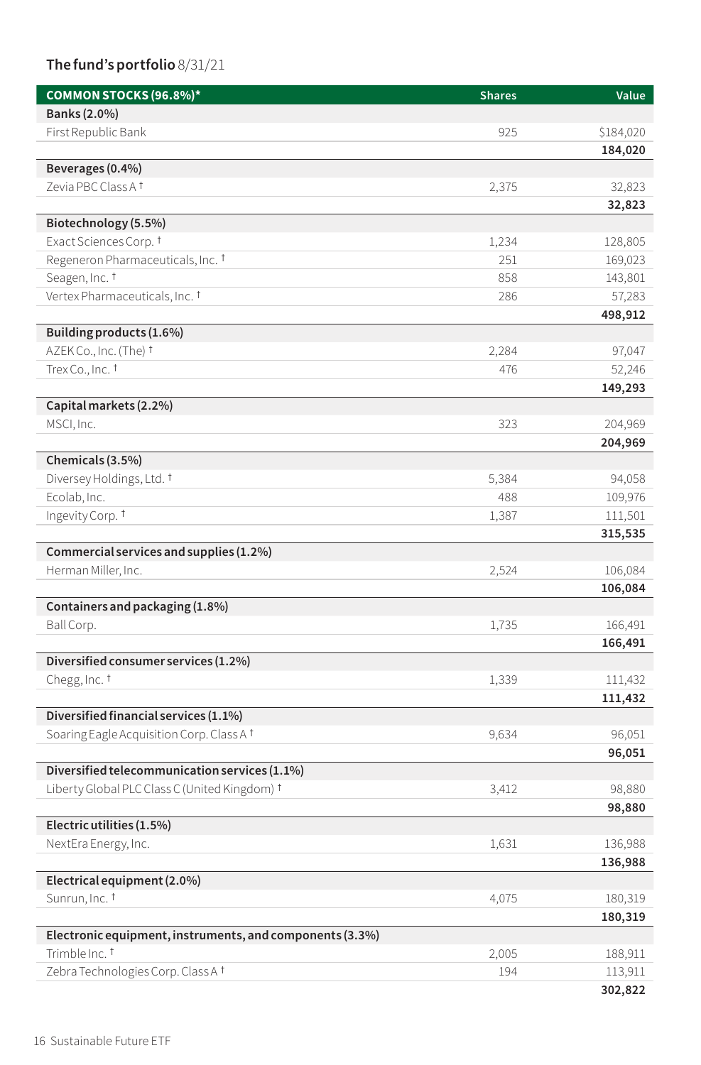**The fund's portfolio** 8/31/21

| COMMON STOCKS (96.8%)* | Shares | Value |
|---|---|---|
| **Banks (2.0%)** | | |
| First Republic Bank | 925 | $184,020 |
| | | **184,020** |
| **Beverages (0.4%)** | | |
| Zevia PBC Class A † | 2,375 | 32,823 |
| | | **32,823** |
| **Biotechnology (5.5%)** | | |
| Exact Sciences Corp. † | 1,234 | 128,805 |
| Regeneron Pharmaceuticals, Inc. † | 251 | 169,023 |
| Seagen, Inc. † | 858 | 143,801 |
| Vertex Pharmaceuticals, Inc. † | 286 | 57,283 |
| | | **498,912** |
| **Building products (1.6%)** | | |
| AZEK Co., Inc. (The) † | 2,284 | 97,047 |
| Trex Co., Inc. † | 476 | 52,246 |
| | | **149,293** |
| **Capital markets (2.2%)** | | |
| MSCI, Inc. | 323 | 204,969 |
| | | **204,969** |
| **Chemicals (3.5%)** | | |
| Diversey Holdings, Ltd. † | 5,384 | 94,058 |
| Ecolab, Inc. | 488 | 109,976 |
| Ingevity Corp. † | 1,387 | 111,501 |
| | | **315,535** |
| **Commercial services and supplies (1.2%)** | | |
| Herman Miller, Inc. | 2,524 | 106,084 |
| | | **106,084** |
| **Containers and packaging (1.8%)** | | |
| Ball Corp. | 1,735 | 166,491 |
| | | **166,491** |
| **Diversified consumer services (1.2%)** | | |
| Chegg, Inc. † | 1,339 | 111,432 |
| | | **111,432** |
| **Diversified financial services (1.1%)** | | |
| Soaring Eagle Acquisition Corp. Class A † | 9,634 | 96,051 |
| | | **96,051** |
| **Diversified telecommunication services (1.1%)** | | |
| Liberty Global PLC Class C (United Kingdom) † | 3,412 | 98,880 |
| | | **98,880** |
| **Electric utilities (1.5%)** | | |
| NextEra Energy, Inc. | 1,631 | 136,988 |
| | | **136,988** |
| **Electrical equipment (2.0%)** | | |
| Sunrun, Inc. † | 4,075 | 180,319 |
| | | **180,319** |
| **Electronic equipment, instruments, and components (3.3%)** | | |
| Trimble Inc. † | 2,005 | 188,911 |
| Zebra Technologies Corp. Class A † | 194 | 113,911 |
| | | **302,822** |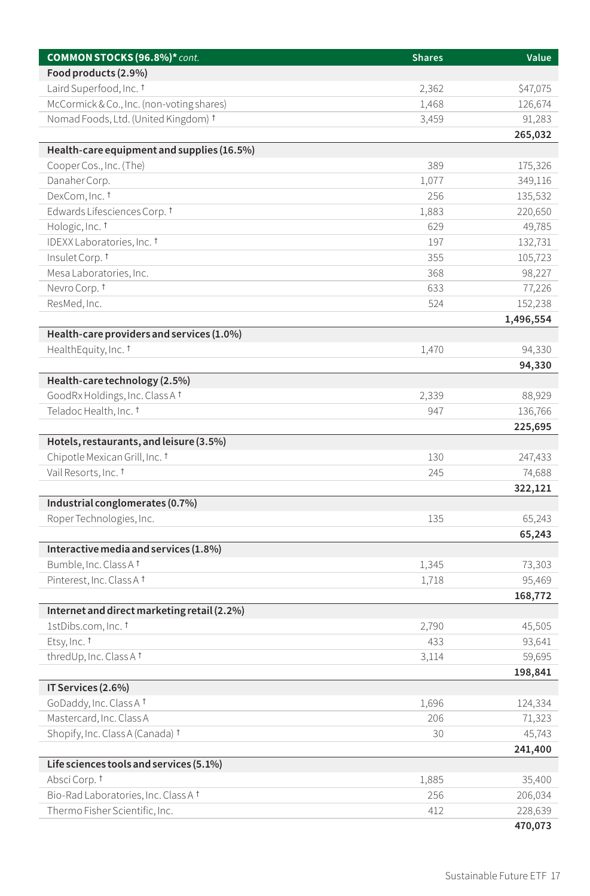| COMMON STOCKS (96.8%)* *cont.* | Shares | Value |
|---|---|---|
| **Food products (2.9%)** | | |
| Laird Superfood, Inc. † | 2,362 | $47,075 |
| McCormick & Co., Inc. (non-voting shares) | 1,468 | 126,674 |
| Nomad Foods, Ltd. (United Kingdom) † | 3,459 | 91,283 |
| | | **265,032** |
| **Health-care equipment and supplies (16.5%)** | | |
| Cooper Cos., Inc. (The) | 389 | 175,326 |
| Danaher Corp. | 1,077 | 349,116 |
| DexCom, Inc. † | 256 | 135,532 |
| Edwards Lifesciences Corp. † | 1,883 | 220,650 |
| Hologic, Inc. † | 629 | 49,785 |
| IDEXX Laboratories, Inc. † | 197 | 132,731 |
| Insulet Corp. † | 355 | 105,723 |
| Mesa Laboratories, Inc. | 368 | 98,227 |
| Nevro Corp. † | 633 | 77,226 |
| ResMed, Inc. | 524 | 152,238 |
| | | **1,496,554** |
| **Health-care providers and services (1.0%)** | | |
| HealthEquity, Inc. † | 1,470 | 94,330 |
| | | **94,330** |
| **Health-care technology (2.5%)** | | |
| GoodRx Holdings, Inc. Class A † | 2,339 | 88,929 |
| Teladoc Health, Inc. † | 947 | 136,766 |
| | | **225,695** |
| **Hotels, restaurants, and leisure (3.5%)** | | |
| Chipotle Mexican Grill, Inc. † | 130 | 247,433 |
| Vail Resorts, Inc. † | 245 | 74,688 |
| | | **322,121** |
| **Industrial conglomerates (0.7%)** | | |
| Roper Technologies, Inc. | 135 | 65,243 |
| | | **65,243** |
| **Interactive media and services (1.8%)** | | |
| Bumble, Inc. Class A † | 1,345 | 73,303 |
| Pinterest, Inc. Class A † | 1,718 | 95,469 |
| | | **168,772** |
| **Internet and direct marketing retail (2.2%)** | | |
| 1stDibs.com, Inc. † | 2,790 | 45,505 |
| Etsy, Inc. † | 433 | 93,641 |
| thredUp, Inc. Class A † | 3,114 | 59,695 |
| | | **198,841** |
| **IT Services (2.6%)** | | |
| GoDaddy, Inc. Class A † | 1,696 | 124,334 |
| Mastercard, Inc. Class A | 206 | 71,323 |
| Shopify, Inc. Class A (Canada) † | 30 | 45,743 |
| | | **241,400** |
| **Life sciences tools and services (5.1%)** | | |
| Absci Corp. † | 1,885 | 35,400 |
| Bio-Rad Laboratories, Inc. Class A † | 256 | 206,034 |
| Thermo Fisher Scientific, Inc. | 412 | 228,639 |
| | | **470,073** |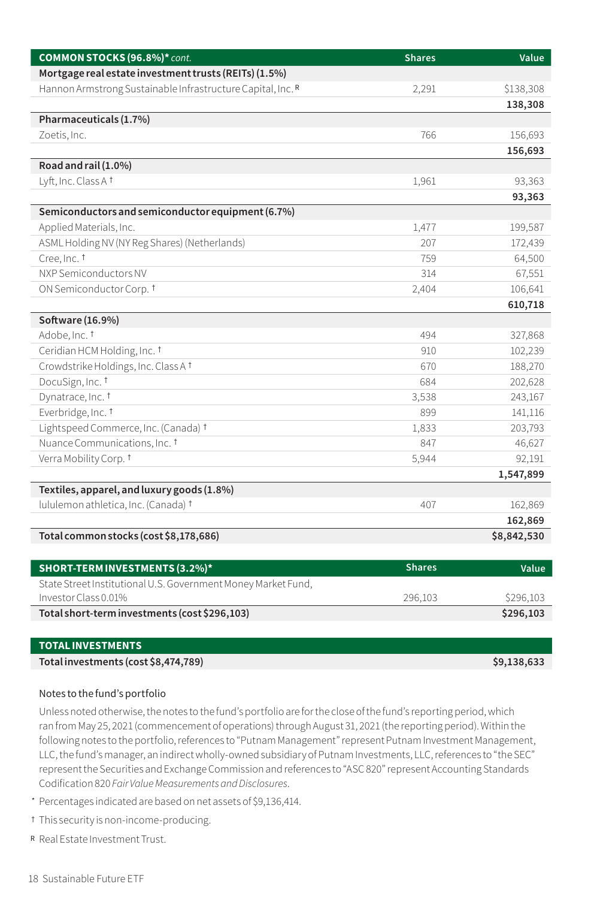| COMMON STOCKS (96.8%)* *cont.* | Shares | Value |
|---|---|---|
| **Mortgage real estate investment trusts (REITs) (1.5%)** | | |
| Hannon Armstrong Sustainable Infrastructure Capital, Inc. R | 2,291 | $138,308 |
| | | **138,308** |
| **Pharmaceuticals (1.7%)** | | |
| Zoetis, Inc. | 766 | 156,693 |
| | | **156,693** |
| **Road and rail (1.0%)** | | |
| Lyft, Inc. Class A † | 1,961 | 93,363 |
| | | **93,363** |
| **Semiconductors and semiconductor equipment (6.7%)** | | |
| Applied Materials, Inc. | 1,477 | 199,587 |
| ASML Holding NV (NY Reg Shares) (Netherlands) | 207 | 172,439 |
| Cree, Inc. † | 759 | 64,500 |
| NXP Semiconductors NV | 314 | 67,551 |
| ON Semiconductor Corp. † | 2,404 | 106,641 |
| | | **610,718** |
| **Software (16.9%)** | | |
| Adobe, Inc. † | 494 | 327,868 |
| Ceridian HCM Holding, Inc. † | 910 | 102,239 |
| Crowdstrike Holdings, Inc. Class A † | 670 | 188,270 |
| DocuSign, Inc. † | 684 | 202,628 |
| Dynatrace, Inc. † | 3,538 | 243,167 |
| Everbridge, Inc. † | 899 | 141,116 |
| Lightspeed Commerce, Inc. (Canada) † | 1,833 | 203,793 |
| Nuance Communications, Inc. † | 847 | 46,627 |
| Verra Mobility Corp. † | 5,944 | 92,191 |
| | | **1,547,899** |
| **Textiles, apparel, and luxury goods (1.8%)** | | |
| lululemon athletica, Inc. (Canada) † | 407 | 162,869 |
| | | **162,869** |
| **Total common stocks (cost $8,178,686)** | | **$8,842,530** |

| SHORT-TERM INVESTMENTS (3.2%)* | Shares | Value |
|---|---|---|
| State Street Institutional U.S. Government Money Market Fund, Investor Class 0.01% | 296,103 | $296,103 |
| **Total short-term investments (cost $296,103)** | | **$296,103** |

| TOTAL INVESTMENTS | |
|---|---|
| **Total investments (cost $8,474,789)** | **$9,138,633** |

Notes to the fund's portfolio

Unless noted otherwise, the notes to the fund's portfolio are for the close of the fund's reporting period, which ran from May 25, 2021 (commencement of operations) through August 31, 2021 (the reporting period). Within the following notes to the portfolio, references to "Putnam Management" represent Putnam Investment Management, LLC, the fund's manager, an indirect wholly-owned subsidiary of Putnam Investments, LLC, references to "the SEC" represent the Securities and Exchange Commission and references to "ASC 820" represent Accounting Standards Codification 820 *Fair Value Measurements and Disclosures*.

\* Percentages indicated are based on net assets of $9,136,414.

† This security is non-income-producing.

R Real Estate Investment Trust.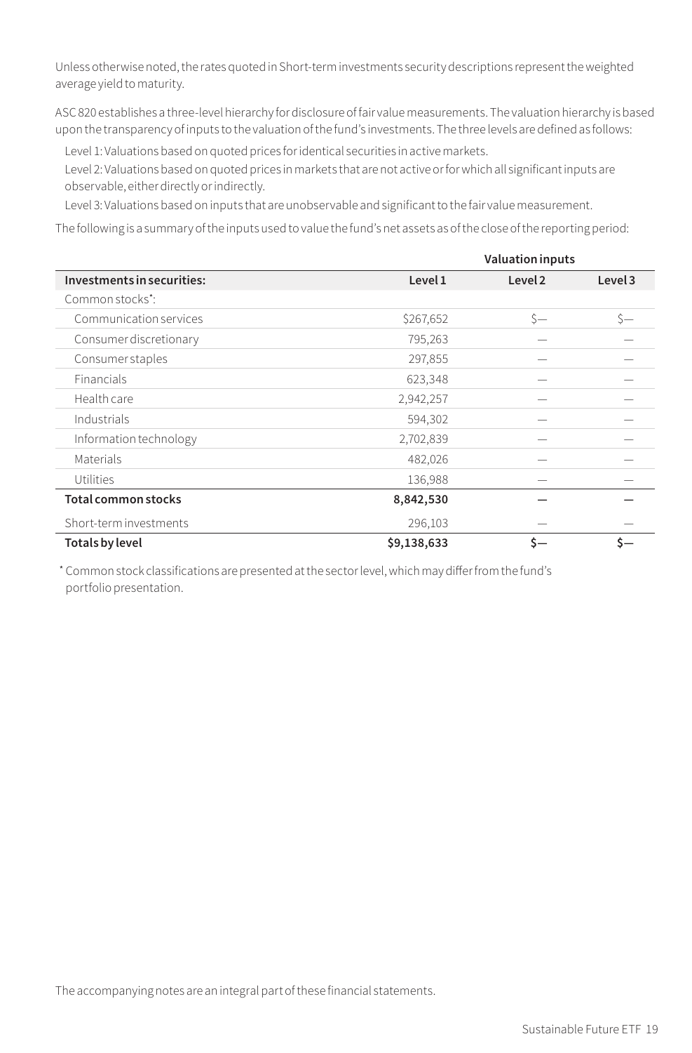Unless otherwise noted, the rates quoted in Short-term investments security descriptions represent the weighted average yield to maturity.

ASC 820 establishes a three-level hierarchy for disclosure of fair value measurements. The valuation hierarchy is based upon the transparency of inputs to the valuation of the fund's investments. The three levels are defined as follows:

Level 1: Valuations based on quoted prices for identical securities in active markets.

Level 2: Valuations based on quoted prices in markets that are not active or for which all significant inputs are observable, either directly or indirectly.

Level 3: Valuations based on inputs that are unobservable and significant to the fair value measurement.

The following is a summary of the inputs used to value the fund's net assets as of the close of the reporting period:

| | Valuation inputs | | |
|---|---|---|---|
| **Investments in securities:** | **Level 1** | **Level 2** | **Level 3** |
| Common stocks*: | | | |
| Communication services | $267,652 | $— | $— |
| Consumer discretionary | 795,263 | — | — |
| Consumer staples | 297,855 | — | — |
| Financials | 623,348 | — | — |
| Health care | 2,942,257 | — | — |
| Industrials | 594,302 | — | — |
| Information technology | 2,702,839 | — | — |
| Materials | 482,026 | — | — |
| Utilities | 136,988 | — | — |
| **Total common stocks** | **8,842,530** | **—** | **—** |
| Short-term investments | 296,103 | — | — |
| **Totals by level** | **$9,138,633** | **$—** | **$—** |

* Common stock classifications are presented at the sector level, which may differ from the fund's portfolio presentation.

The accompanying notes are an integral part of these financial statements.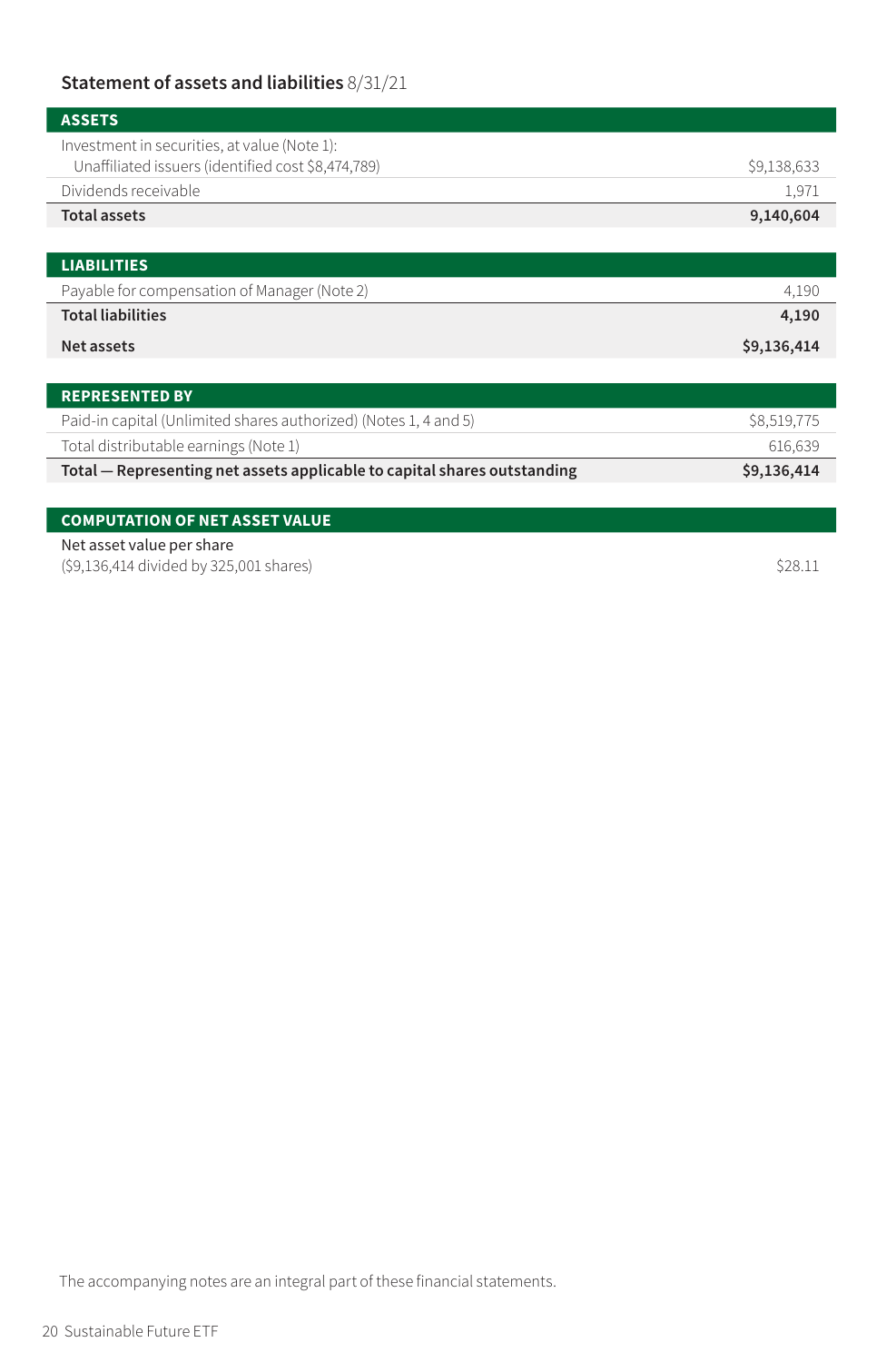## Statement of assets and liabilities 8/31/21

| ASSETS | |
|---|---|
| Investment in securities, at value (Note 1): | |
| Unaffiliated issuers (identified cost $8,474,789) | $9,138,633 |
| Dividends receivable | 1,971 |
| **Total assets** | **9,140,604** |

| LIABILITIES | |
|---|---|
| Payable for compensation of Manager (Note 2) | 4,190 |
| **Total liabilities** | **4,190** |
| **Net assets** | **$9,136,414** |

| REPRESENTED BY | |
|---|---|
| Paid-in capital (Unlimited shares authorized) (Notes 1, 4 and 5) | $8,519,775 |
| Total distributable earnings (Note 1) | 616,639 |
| **Total — Representing net assets applicable to capital shares outstanding** | **$9,136,414** |

| COMPUTATION OF NET ASSET VALUE | |
|---|---|
| Net asset value per share ($9,136,414 divided by 325,001 shares) | $28.11 |

The accompanying notes are an integral part of these financial statements.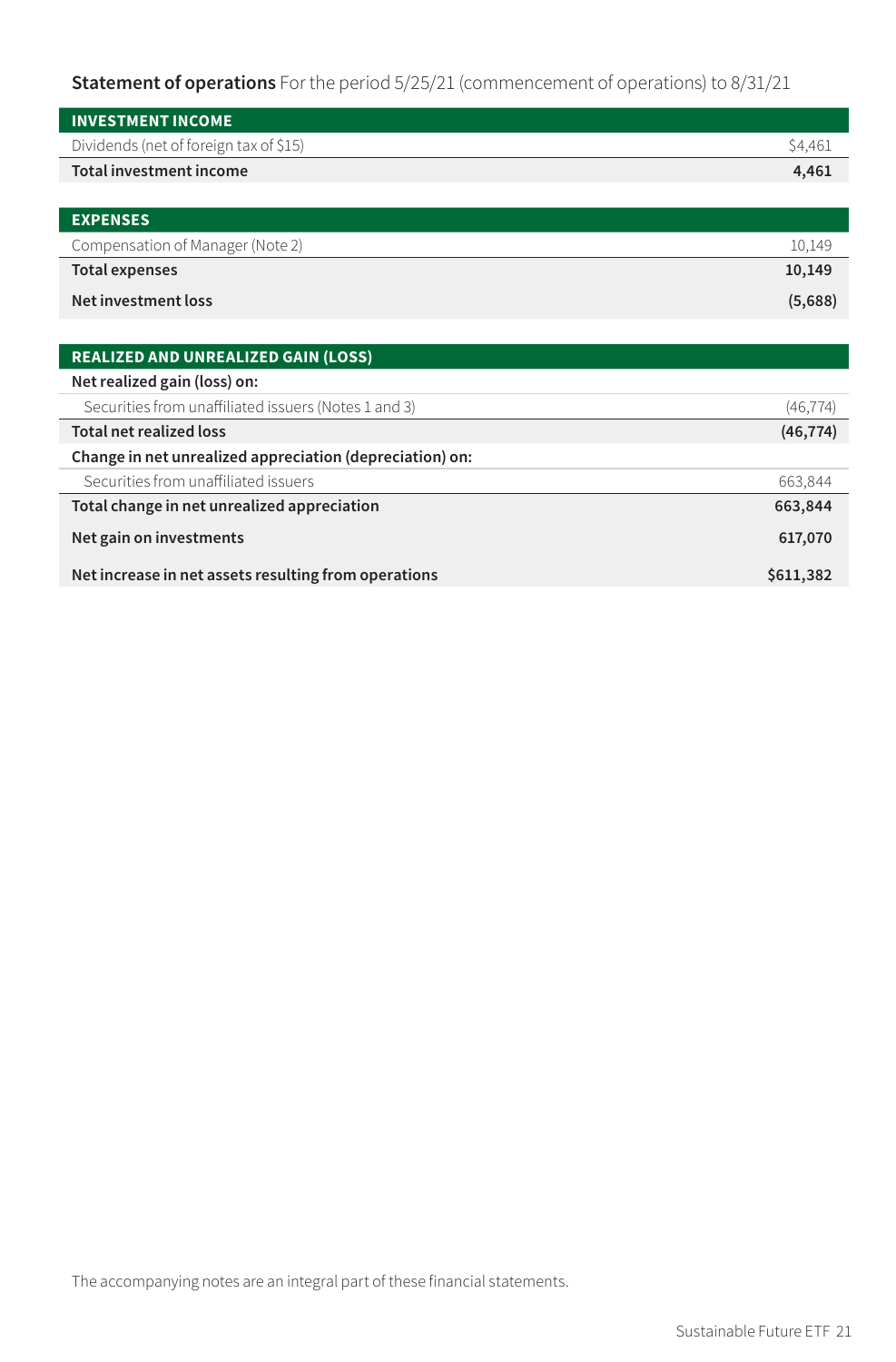**Statement of operations** For the period 5/25/21 (commencement of operations) to 8/31/21

| INVESTMENT INCOME | |
|---|---|
| Dividends (net of foreign tax of $15) | $4,461 |
| **Total investment income** | **4,461** |
| **EXPENSES** | |
| Compensation of Manager (Note 2) | 10,149 |
| **Total expenses** | **10,149** |
| **Net investment loss** | **(5,688)** |
| **REALIZED AND UNREALIZED GAIN (LOSS)** | |
| **Net realized gain (loss) on:** | |
| Securities from unaffiliated issuers (Notes 1 and 3) | (46,774) |
| **Total net realized loss** | **(46,774)** |
| **Change in net unrealized appreciation (depreciation) on:** | |
| Securities from unaffiliated issuers | 663,844 |
| **Total change in net unrealized appreciation** | **663,844** |
| **Net gain on investments** | **617,070** |
| **Net increase in net assets resulting from operations** | **$611,382** |

The accompanying notes are an integral part of these financial statements.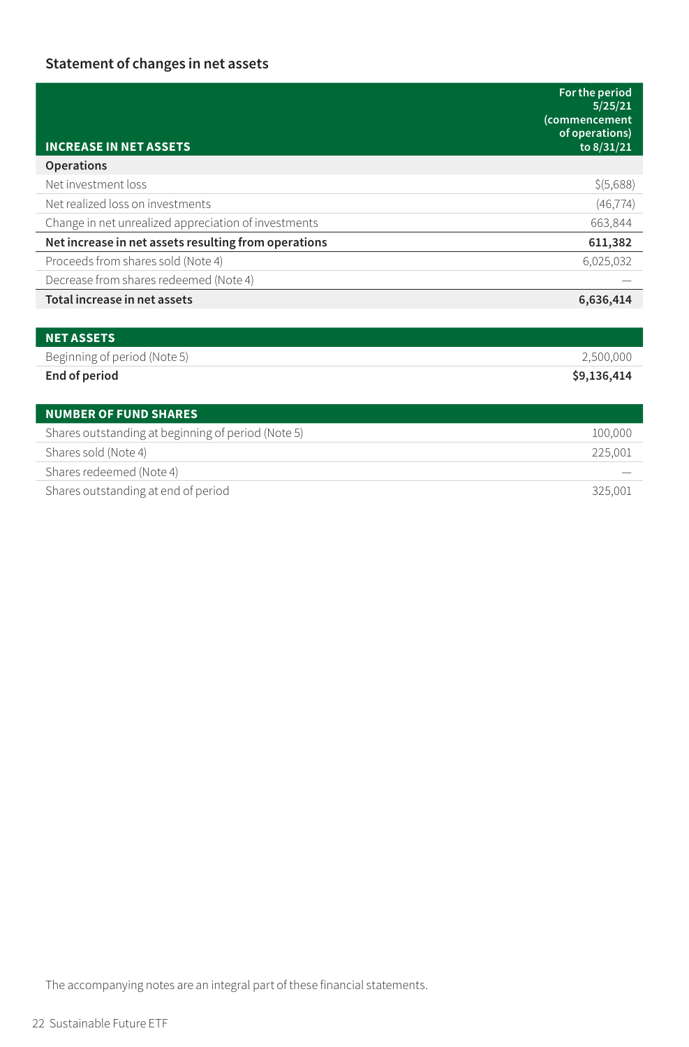## Statement of changes in net assets

| INCREASE IN NET ASSETS | For the period 5/25/21 (commencement of operations) to 8/31/21 |
|---|---|
| **Operations** | |
| Net investment loss | $(5,688) |
| Net realized loss on investments | (46,774) |
| Change in net unrealized appreciation of investments | 663,844 |
| **Net increase in net assets resulting from operations** | **611,382** |
| Proceeds from shares sold (Note 4) | 6,025,032 |
| Decrease from shares redeemed (Note 4) | — |
| **Total increase in net assets** | **6,636,414** |

| NET ASSETS | |
|---|---|
| Beginning of period (Note 5) | 2,500,000 |
| **End of period** | **$9,136,414** |

| NUMBER OF FUND SHARES | |
|---|---|
| Shares outstanding at beginning of period (Note 5) | 100,000 |
| Shares sold (Note 4) | 225,001 |
| Shares redeemed (Note 4) | — |
| Shares outstanding at end of period | 325,001 |

The accompanying notes are an integral part of these financial statements.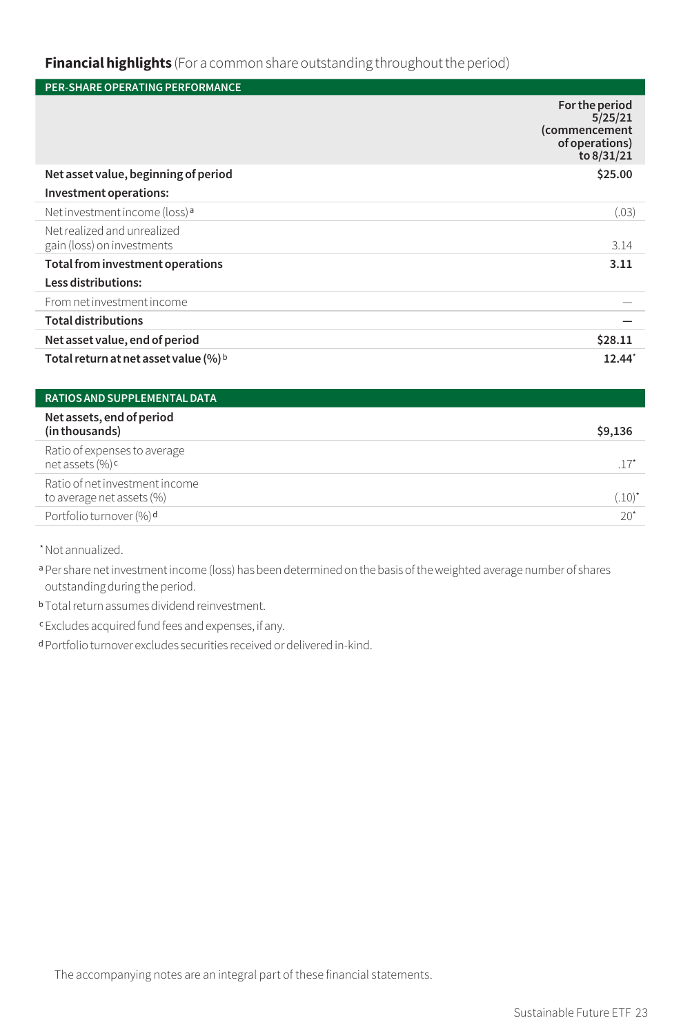## **Financial highlights** (For a common share outstanding throughout the period)

| PER-SHARE OPERATING PERFORMANCE | For the period 5/25/21 (commencement of operations) to 8/31/21 |
|---|---|
| **Net asset value, beginning of period** | **$25.00** |
| **Investment operations:** | |
| Net investment income (loss)[a] | (.03) |
| Net realized and unrealized gain (loss) on investments | 3.14 |
| **Total from investment operations** | **3.11** |
| **Less distributions:** | |
| From net investment income | — |
| **Total distributions** | **—** |
| **Net asset value, end of period** | **$28.11** |
| **Total return at net asset value (%)**[b] | **12.44***|

| RATIOS AND SUPPLEMENTAL DATA | |
|---|---|
| **Net assets, end of period (in thousands)** | **$9,136** |
| Ratio of expenses to average net assets (%)[c] | .17* |
| Ratio of net investment income to average net assets (%) | (.10)* |
| Portfolio turnover (%)[d] | 20* |

\* Not annualized.

[a] Per share net investment income (loss) has been determined on the basis of the weighted average number of shares outstanding during the period.

[b] Total return assumes dividend reinvestment.

[c] Excludes acquired fund fees and expenses, if any.

[d] Portfolio turnover excludes securities received or delivered in-kind.

The accompanying notes are an integral part of these financial statements.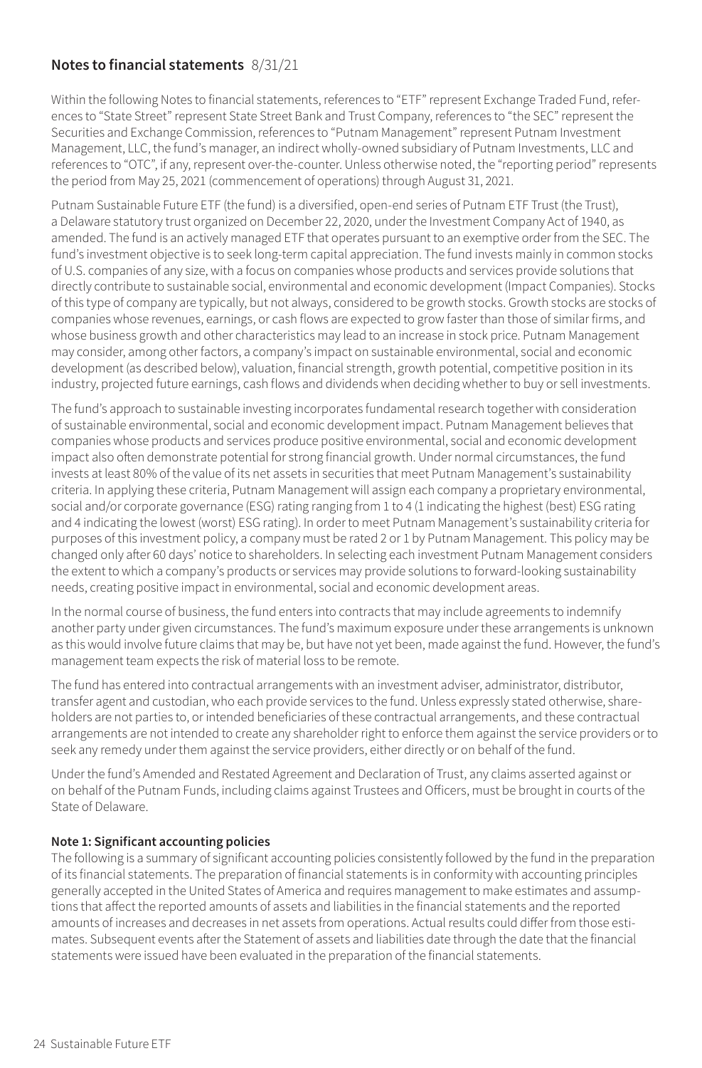## Notes to financial statements 8/31/21

Within the following Notes to financial statements, references to "ETF" represent Exchange Traded Fund, references to "State Street" represent State Street Bank and Trust Company, references to "the SEC" represent the Securities and Exchange Commission, references to "Putnam Management" represent Putnam Investment Management, LLC, the fund's manager, an indirect wholly-owned subsidiary of Putnam Investments, LLC and references to "OTC", if any, represent over-the-counter. Unless otherwise noted, the "reporting period" represents the period from May 25, 2021 (commencement of operations) through August 31, 2021.

Putnam Sustainable Future ETF (the fund) is a diversified, open-end series of Putnam ETF Trust (the Trust), a Delaware statutory trust organized on December 22, 2020, under the Investment Company Act of 1940, as amended. The fund is an actively managed ETF that operates pursuant to an exemptive order from the SEC. The fund's investment objective is to seek long-term capital appreciation. The fund invests mainly in common stocks of U.S. companies of any size, with a focus on companies whose products and services provide solutions that directly contribute to sustainable social, environmental and economic development (Impact Companies). Stocks of this type of company are typically, but not always, considered to be growth stocks. Growth stocks are stocks of companies whose revenues, earnings, or cash flows are expected to grow faster than those of similar firms, and whose business growth and other characteristics may lead to an increase in stock price. Putnam Management may consider, among other factors, a company's impact on sustainable environmental, social and economic development (as described below), valuation, financial strength, growth potential, competitive position in its industry, projected future earnings, cash flows and dividends when deciding whether to buy or sell investments.

The fund's approach to sustainable investing incorporates fundamental research together with consideration of sustainable environmental, social and economic development impact. Putnam Management believes that companies whose products and services produce positive environmental, social and economic development impact also often demonstrate potential for strong financial growth. Under normal circumstances, the fund invests at least 80% of the value of its net assets in securities that meet Putnam Management's sustainability criteria. In applying these criteria, Putnam Management will assign each company a proprietary environmental, social and/or corporate governance (ESG) rating ranging from 1 to 4 (1 indicating the highest (best) ESG rating and 4 indicating the lowest (worst) ESG rating). In order to meet Putnam Management's sustainability criteria for purposes of this investment policy, a company must be rated 2 or 1 by Putnam Management. This policy may be changed only after 60 days' notice to shareholders. In selecting each investment Putnam Management considers the extent to which a company's products or services may provide solutions to forward-looking sustainability needs, creating positive impact in environmental, social and economic development areas.

In the normal course of business, the fund enters into contracts that may include agreements to indemnify another party under given circumstances. The fund's maximum exposure under these arrangements is unknown as this would involve future claims that may be, but have not yet been, made against the fund. However, the fund's management team expects the risk of material loss to be remote.

The fund has entered into contractual arrangements with an investment adviser, administrator, distributor, transfer agent and custodian, who each provide services to the fund. Unless expressly stated otherwise, shareholders are not parties to, or intended beneficiaries of these contractual arrangements, and these contractual arrangements are not intended to create any shareholder right to enforce them against the service providers or to seek any remedy under them against the service providers, either directly or on behalf of the fund.

Under the fund's Amended and Restated Agreement and Declaration of Trust, any claims asserted against or on behalf of the Putnam Funds, including claims against Trustees and Officers, must be brought in courts of the State of Delaware.

### Note 1: Significant accounting policies

The following is a summary of significant accounting policies consistently followed by the fund in the preparation of its financial statements. The preparation of financial statements is in conformity with accounting principles generally accepted in the United States of America and requires management to make estimates and assumptions that affect the reported amounts of assets and liabilities in the financial statements and the reported amounts of increases and decreases in net assets from operations. Actual results could differ from those estimates. Subsequent events after the Statement of assets and liabilities date through the date that the financial statements were issued have been evaluated in the preparation of the financial statements.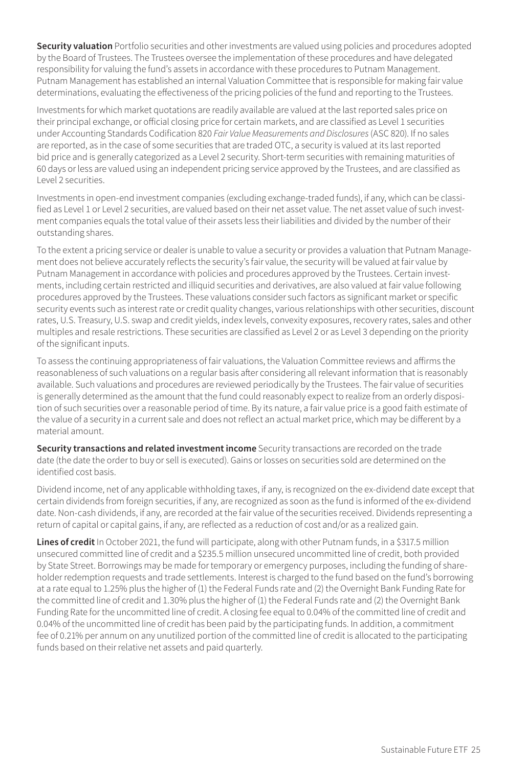**Security valuation** Portfolio securities and other investments are valued using policies and procedures adopted by the Board of Trustees. The Trustees oversee the implementation of these procedures and have delegated responsibility for valuing the fund's assets in accordance with these procedures to Putnam Management. Putnam Management has established an internal Valuation Committee that is responsible for making fair value determinations, evaluating the effectiveness of the pricing policies of the fund and reporting to the Trustees.

Investments for which market quotations are readily available are valued at the last reported sales price on their principal exchange, or official closing price for certain markets, and are classified as Level 1 securities under Accounting Standards Codification 820 *Fair Value Measurements and Disclosures* (ASC 820). If no sales are reported, as in the case of some securities that are traded OTC, a security is valued at its last reported bid price and is generally categorized as a Level 2 security. Short-term securities with remaining maturities of 60 days or less are valued using an independent pricing service approved by the Trustees, and are classified as Level 2 securities.

Investments in open-end investment companies (excluding exchange-traded funds), if any, which can be classified as Level 1 or Level 2 securities, are valued based on their net asset value. The net asset value of such investment companies equals the total value of their assets less their liabilities and divided by the number of their outstanding shares.

To the extent a pricing service or dealer is unable to value a security or provides a valuation that Putnam Management does not believe accurately reflects the security's fair value, the security will be valued at fair value by Putnam Management in accordance with policies and procedures approved by the Trustees. Certain investments, including certain restricted and illiquid securities and derivatives, are also valued at fair value following procedures approved by the Trustees. These valuations consider such factors as significant market or specific security events such as interest rate or credit quality changes, various relationships with other securities, discount rates, U.S. Treasury, U.S. swap and credit yields, index levels, convexity exposures, recovery rates, sales and other multiples and resale restrictions. These securities are classified as Level 2 or as Level 3 depending on the priority of the significant inputs.

To assess the continuing appropriateness of fair valuations, the Valuation Committee reviews and affirms the reasonableness of such valuations on a regular basis after considering all relevant information that is reasonably available. Such valuations and procedures are reviewed periodically by the Trustees. The fair value of securities is generally determined as the amount that the fund could reasonably expect to realize from an orderly disposition of such securities over a reasonable period of time. By its nature, a fair value price is a good faith estimate of the value of a security in a current sale and does not reflect an actual market price, which may be different by a material amount.

**Security transactions and related investment income** Security transactions are recorded on the trade date (the date the order to buy or sell is executed). Gains or losses on securities sold are determined on the identified cost basis.

Dividend income, net of any applicable withholding taxes, if any, is recognized on the ex-dividend date except that certain dividends from foreign securities, if any, are recognized as soon as the fund is informed of the ex-dividend date. Non-cash dividends, if any, are recorded at the fair value of the securities received. Dividends representing a return of capital or capital gains, if any, are reflected as a reduction of cost and/or as a realized gain.

**Lines of credit** In October 2021, the fund will participate, along with other Putnam funds, in a $317.5 million unsecured committed line of credit and a $235.5 million unsecured uncommitted line of credit, both provided by State Street. Borrowings may be made for temporary or emergency purposes, including the funding of shareholder redemption requests and trade settlements. Interest is charged to the fund based on the fund's borrowing at a rate equal to 1.25% plus the higher of (1) the Federal Funds rate and (2) the Overnight Bank Funding Rate for the committed line of credit and 1.30% plus the higher of (1) the Federal Funds rate and (2) the Overnight Bank Funding Rate for the uncommitted line of credit. A closing fee equal to 0.04% of the committed line of credit and 0.04% of the uncommitted line of credit has been paid by the participating funds. In addition, a commitment fee of 0.21% per annum on any unutilized portion of the committed line of credit is allocated to the participating funds based on their relative net assets and paid quarterly.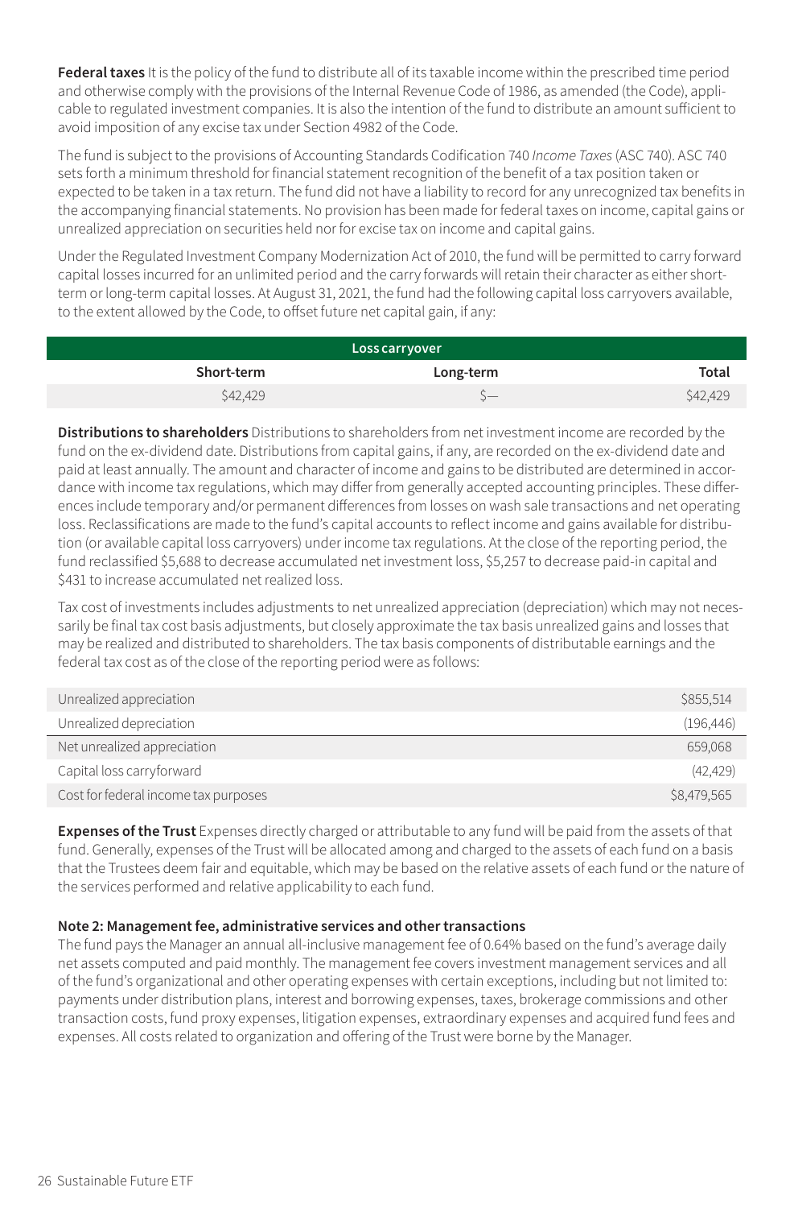**Federal taxes** It is the policy of the fund to distribute all of its taxable income within the prescribed time period and otherwise comply with the provisions of the Internal Revenue Code of 1986, as amended (the Code), applicable to regulated investment companies. It is also the intention of the fund to distribute an amount sufficient to avoid imposition of any excise tax under Section 4982 of the Code.

The fund is subject to the provisions of Accounting Standards Codification 740 *Income Taxes* (ASC 740). ASC 740 sets forth a minimum threshold for financial statement recognition of the benefit of a tax position taken or expected to be taken in a tax return. The fund did not have a liability to record for any unrecognized tax benefits in the accompanying financial statements. No provision has been made for federal taxes on income, capital gains or unrealized appreciation on securities held nor for excise tax on income and capital gains.

Under the Regulated Investment Company Modernization Act of 2010, the fund will be permitted to carry forward capital losses incurred for an unlimited period and the carry forwards will retain their character as either short-term or long-term capital losses. At August 31, 2021, the fund had the following capital loss carryovers available, to the extent allowed by the Code, to offset future net capital gain, if any:

| Loss carryover | | |
|---|---|---|
| **Short-term** | **Long-term** | **Total** |
| $42,429 | $— | $42,429 |

**Distributions to shareholders** Distributions to shareholders from net investment income are recorded by the fund on the ex-dividend date. Distributions from capital gains, if any, are recorded on the ex-dividend date and paid at least annually. The amount and character of income and gains to be distributed are determined in accordance with income tax regulations, which may differ from generally accepted accounting principles. These differences include temporary and/or permanent differences from losses on wash sale transactions and net operating loss. Reclassifications are made to the fund's capital accounts to reflect income and gains available for distribution (or available capital loss carryovers) under income tax regulations. At the close of the reporting period, the fund reclassified $5,688 to decrease accumulated net investment loss, $5,257 to decrease paid-in capital and $431 to increase accumulated net realized loss.

Tax cost of investments includes adjustments to net unrealized appreciation (depreciation) which may not necessarily be final tax cost basis adjustments, but closely approximate the tax basis unrealized gains and losses that may be realized and distributed to shareholders. The tax basis components of distributable earnings and the federal tax cost as of the close of the reporting period were as follows:

| | |
|---|---|
| Unrealized appreciation | $855,514 |
| Unrealized depreciation | (196,446) |
| Net unrealized appreciation | 659,068 |
| Capital loss carryforward | (42,429) |
| Cost for federal income tax purposes | $8,479,565 |

**Expenses of the Trust** Expenses directly charged or attributable to any fund will be paid from the assets of that fund. Generally, expenses of the Trust will be allocated among and charged to the assets of each fund on a basis that the Trustees deem fair and equitable, which may be based on the relative assets of each fund or the nature of the services performed and relative applicability to each fund.

**Note 2: Management fee, administrative services and other transactions**

The fund pays the Manager an annual all-inclusive management fee of 0.64% based on the fund's average daily net assets computed and paid monthly. The management fee covers investment management services and all of the fund's organizational and other operating expenses with certain exceptions, including but not limited to: payments under distribution plans, interest and borrowing expenses, taxes, brokerage commissions and other transaction costs, fund proxy expenses, litigation expenses, extraordinary expenses and acquired fund fees and expenses. All costs related to organization and offering of the Trust were borne by the Manager.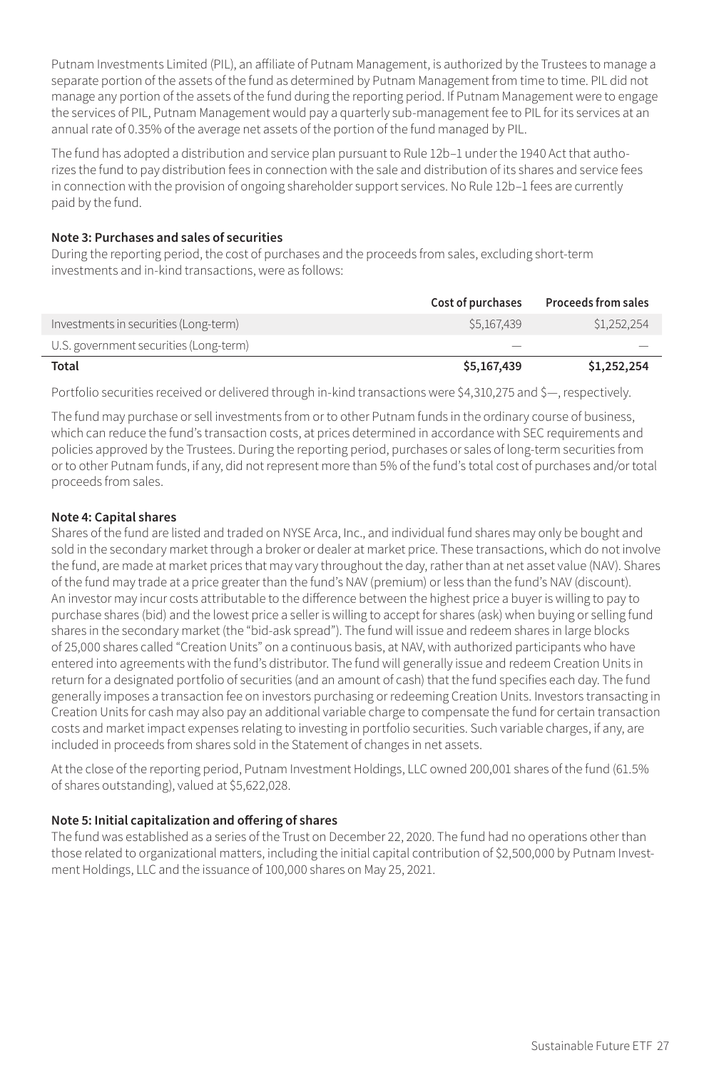Putnam Investments Limited (PIL), an affiliate of Putnam Management, is authorized by the Trustees to manage a separate portion of the assets of the fund as determined by Putnam Management from time to time. PIL did not manage any portion of the assets of the fund during the reporting period. If Putnam Management were to engage the services of PIL, Putnam Management would pay a quarterly sub-management fee to PIL for its services at an annual rate of 0.35% of the average net assets of the portion of the fund managed by PIL.

The fund has adopted a distribution and service plan pursuant to Rule 12b–1 under the 1940 Act that authorizes the fund to pay distribution fees in connection with the sale and distribution of its shares and service fees in connection with the provision of ongoing shareholder support services. No Rule 12b–1 fees are currently paid by the fund.

**Note 3: Purchases and sales of securities**

During the reporting period, the cost of purchases and the proceeds from sales, excluding short-term investments and in-kind transactions, were as follows:

| | Cost of purchases | Proceeds from sales |
|---|---|---|
| Investments in securities (Long-term) | $5,167,439 | $1,252,254 |
| U.S. government securities (Long-term) | — | — |
| **Total** | **$5,167,439** | **$1,252,254** |

Portfolio securities received or delivered through in-kind transactions were $4,310,275 and $—, respectively.

The fund may purchase or sell investments from or to other Putnam funds in the ordinary course of business, which can reduce the fund's transaction costs, at prices determined in accordance with SEC requirements and policies approved by the Trustees. During the reporting period, purchases or sales of long-term securities from or to other Putnam funds, if any, did not represent more than 5% of the fund's total cost of purchases and/or total proceeds from sales.

**Note 4: Capital shares**

Shares of the fund are listed and traded on NYSE Arca, Inc., and individual fund shares may only be bought and sold in the secondary market through a broker or dealer at market price. These transactions, which do not involve the fund, are made at market prices that may vary throughout the day, rather than at net asset value (NAV). Shares of the fund may trade at a price greater than the fund's NAV (premium) or less than the fund's NAV (discount). An investor may incur costs attributable to the difference between the highest price a buyer is willing to pay to purchase shares (bid) and the lowest price a seller is willing to accept for shares (ask) when buying or selling fund shares in the secondary market (the "bid-ask spread"). The fund will issue and redeem shares in large blocks of 25,000 shares called "Creation Units" on a continuous basis, at NAV, with authorized participants who have entered into agreements with the fund's distributor. The fund will generally issue and redeem Creation Units in return for a designated portfolio of securities (and an amount of cash) that the fund specifies each day. The fund generally imposes a transaction fee on investors purchasing or redeeming Creation Units. Investors transacting in Creation Units for cash may also pay an additional variable charge to compensate the fund for certain transaction costs and market impact expenses relating to investing in portfolio securities. Such variable charges, if any, are included in proceeds from shares sold in the Statement of changes in net assets.

At the close of the reporting period, Putnam Investment Holdings, LLC owned 200,001 shares of the fund (61.5% of shares outstanding), valued at $5,622,028.

**Note 5: Initial capitalization and offering of shares**

The fund was established as a series of the Trust on December 22, 2020. The fund had no operations other than those related to organizational matters, including the initial capital contribution of $2,500,000 by Putnam Investment Holdings, LLC and the issuance of 100,000 shares on May 25, 2021.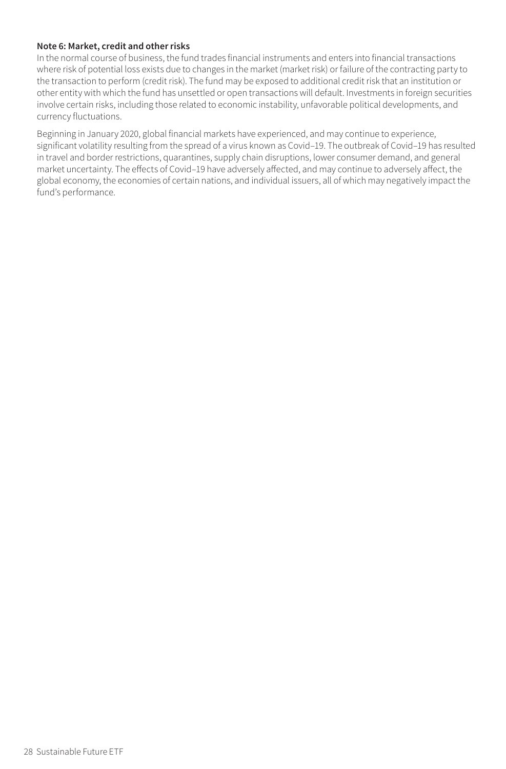**Note 6: Market, credit and other risks**

In the normal course of business, the fund trades financial instruments and enters into financial transactions where risk of potential loss exists due to changes in the market (market risk) or failure of the contracting party to the transaction to perform (credit risk). The fund may be exposed to additional credit risk that an institution or other entity with which the fund has unsettled or open transactions will default. Investments in foreign securities involve certain risks, including those related to economic instability, unfavorable political developments, and currency fluctuations.

Beginning in January 2020, global financial markets have experienced, and may continue to experience, significant volatility resulting from the spread of a virus known as Covid–19. The outbreak of Covid–19 has resulted in travel and border restrictions, quarantines, supply chain disruptions, lower consumer demand, and general market uncertainty. The effects of Covid–19 have adversely affected, and may continue to adversely affect, the global economy, the economies of certain nations, and individual issuers, all of which may negatively impact the fund's performance.